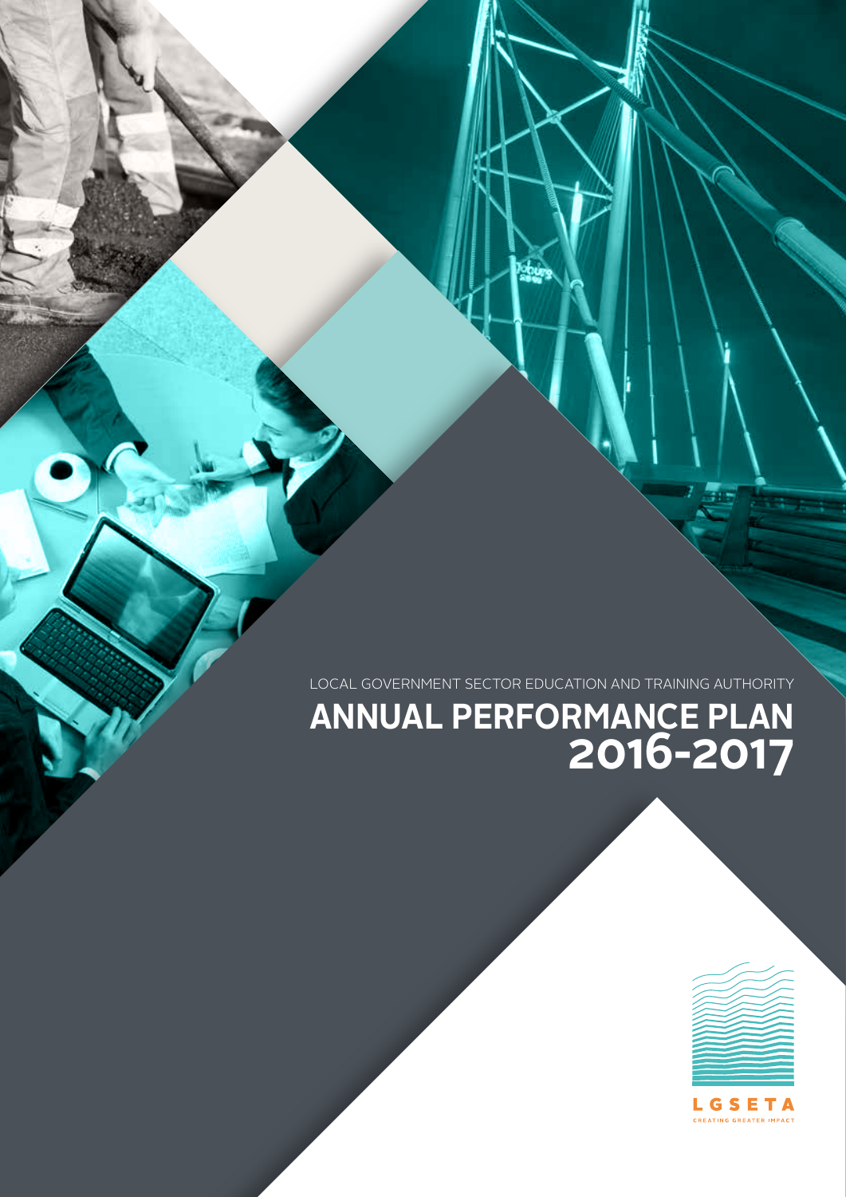LOCAL GOVERNMENT SECTOR EDUCATION AND TRAINING AUTHORITY

# ANNUAL PERFORMANCE PLAN 2016-2017

LGSETA

CREATING GREATER IMPACT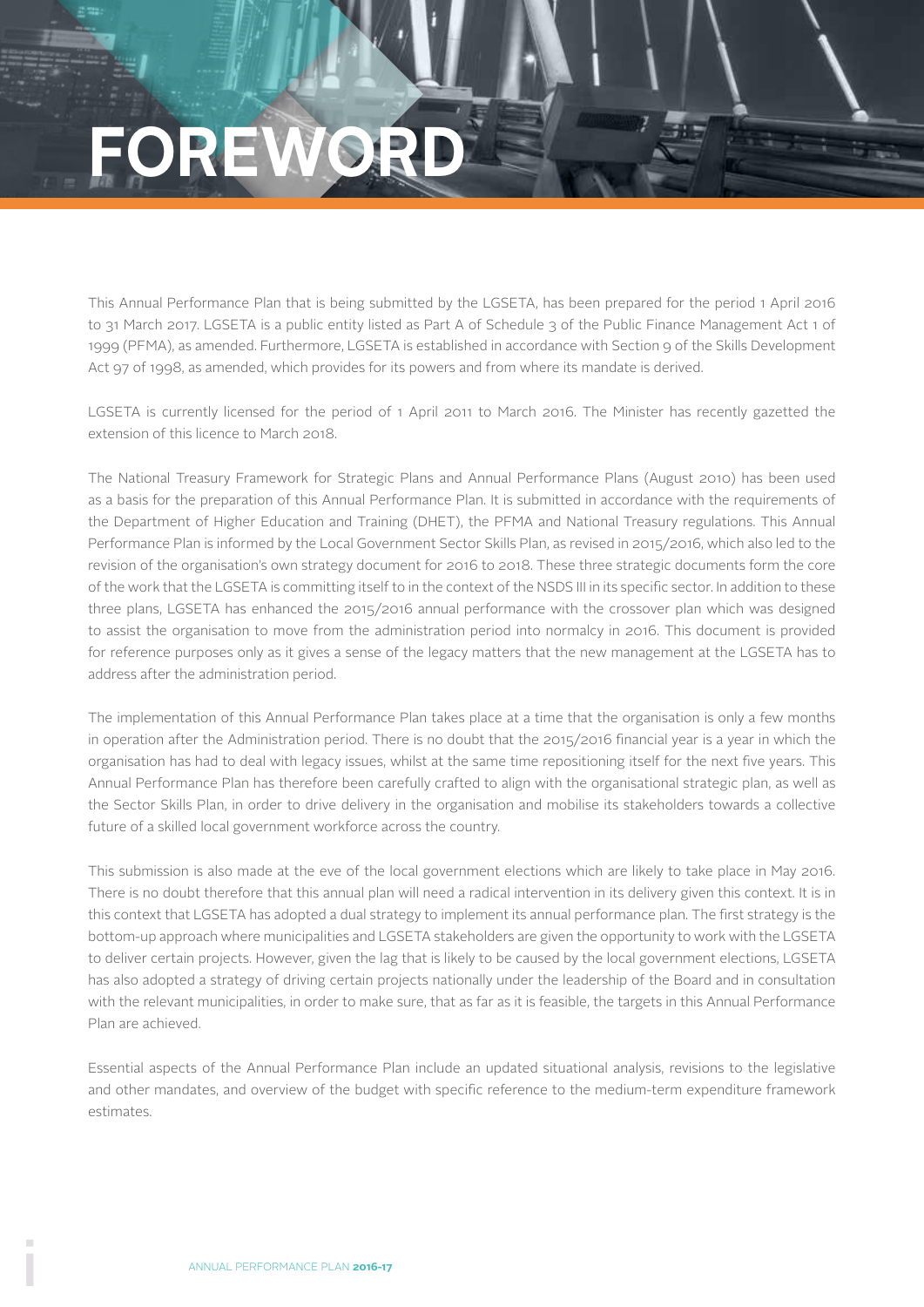# FOREWORD

This Annual Performance Plan that is being submitted by the LGSETA, has been prepared for the period 1 April 2016 to 31 March 2017. LGSETA is a public entity listed as Part A of Schedule 3 of the Public Finance Management Act 1 of 1999 (PFMA), as amended. Furthermore, LGSETA is established in accordance with Section 9 of the Skills Development Act 97 of 1998, as amended, which provides for its powers and from where its mandate is derived.

LGSETA is currently licensed for the period of 1 April 2011 to March 2016. The Minister has recently gazetted the extension of this licence to March 2018.

The National Treasury Framework for Strategic Plans and Annual Performance Plans (August 2010) has been used as a basis for the preparation of this Annual Performance Plan. It is submitted in accordance with the requirements of the Department of Higher Education and Training (DHET), the PFMA and National Treasury regulations. This Annual Performance Plan is informed by the Local Government Sector Skills Plan, as revised in 2015/2016, which also led to the revision of the organisation's own strategy document for 2016 to 2018. These three strategic documents form the core of the work that the LGSETA is committing itself to in the context of the NSDS III in its specific sector. In addition to these three plans, LGSETA has enhanced the 2015/2016 annual performance with the crossover plan which was designed to assist the organisation to move from the administration period into normalcy in 2016. This document is provided for reference purposes only as it gives a sense of the legacy matters that the new management at the LGSETA has to address after the administration period.

The implementation of this Annual Performance Plan takes place at a time that the organisation is only a few months in operation after the Administration period. There is no doubt that the 2015/2016 financial year is a year in which the organisation has had to deal with legacy issues, whilst at the same time repositioning itself for the next five years. This Annual Performance Plan has therefore been carefully crafted to align with the organisational strategic plan, as well as the Sector Skills Plan, in order to drive delivery in the organisation and mobilise its stakeholders towards a collective future of a skilled local government workforce across the country.

This submission is also made at the eve of the local government elections which are likely to take place in May 2016. There is no doubt therefore that this annual plan will need a radical intervention in its delivery given this context. It is in this context that LGSETA has adopted a dual strategy to implement its annual performance plan. The first strategy is the bottom-up approach where municipalities and LGSETA stakeholders are given the opportunity to work with the LGSETA to deliver certain projects. However, given the lag that is likely to be caused by the local government elections, LGSETA has also adopted a strategy of driving certain projects nationally under the leadership of the Board and in consultation with the relevant municipalities, in order to make sure, that as far as it is feasible, the targets in this Annual Performance Plan are achieved.

Essential aspects of the Annual Performance Plan include an updated situational analysis, revisions to the legislative and other mandates, and overview of the budget with specific reference to the medium-term expenditure framework estimates.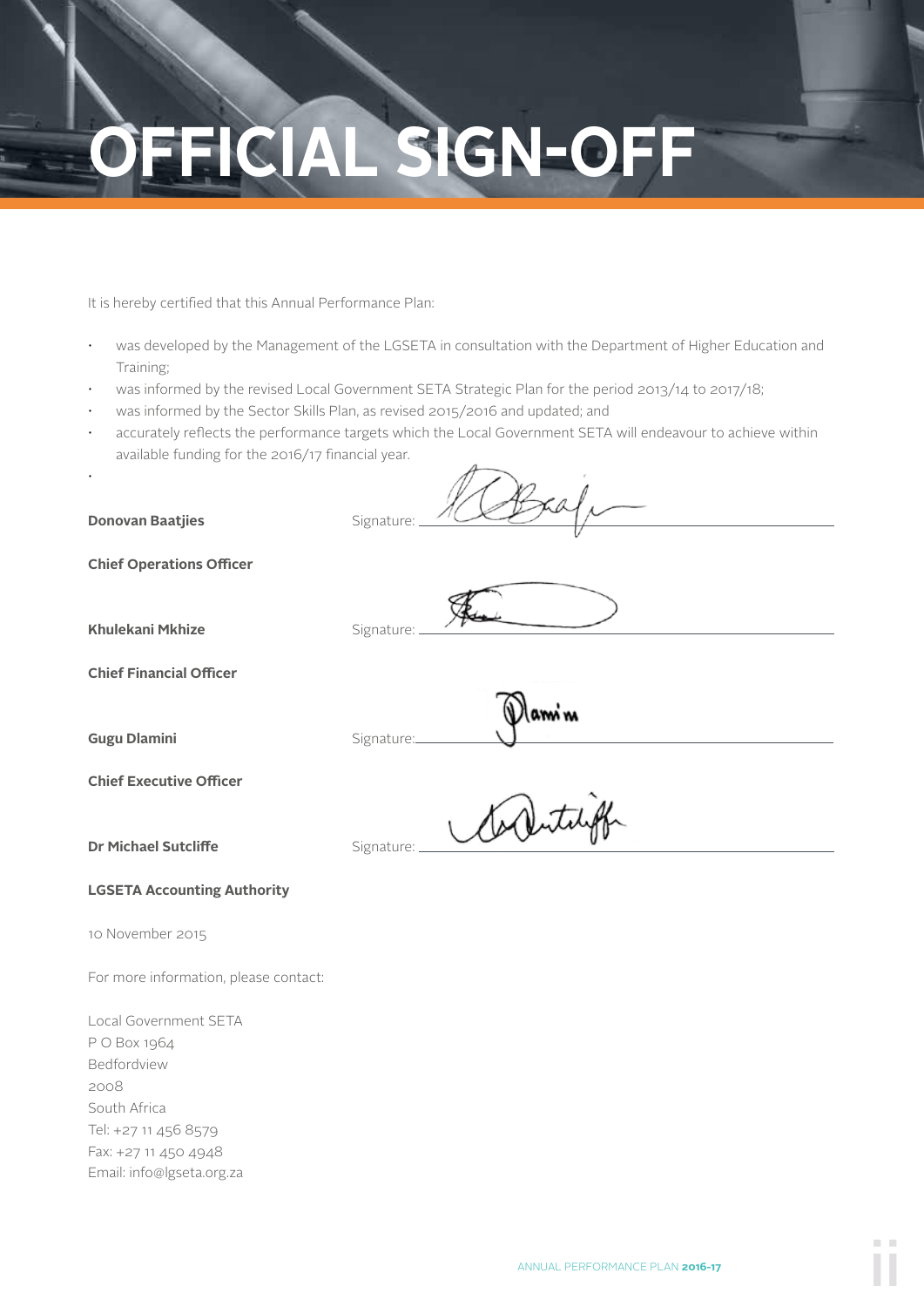# OFFICIAL SIGN-OFF

It is hereby certified that this Annual Performance Plan:

- was developed by the Management of the LGSETA in consultation with the Department of Higher Education and Training;
- was informed by the revised Local Government SETA Strategic Plan for the period 2013/14 to 2017/18;
- was informed by the Sector Skills Plan, as revised 2015/2016 and updated; and
- accurately reflects the performance targets which the Local Government SETA will endeavour to achieve within available funding for the 2016/17 financial year.

**Donovan Baatjies** Signature: ____________________

**Chief Operations Officer**

**Khulekani Mkhize** Signature: ____________________

**Chief Financial Officer**

**Gugu Dlamini** Signature: ____________________

**Chief Executive Officer**

**Dr Michael Sutcliffe** Signature: ____________________

**LGSETA Accounting Authority**

10 November 2015

For more information, please contact:

Local Government SETA
P O Box 1964
Bedfordview
2008
South Africa
Tel: +27 11 456 8579
Fax: +27 11 450 4948
Email: info@lgseta.org.za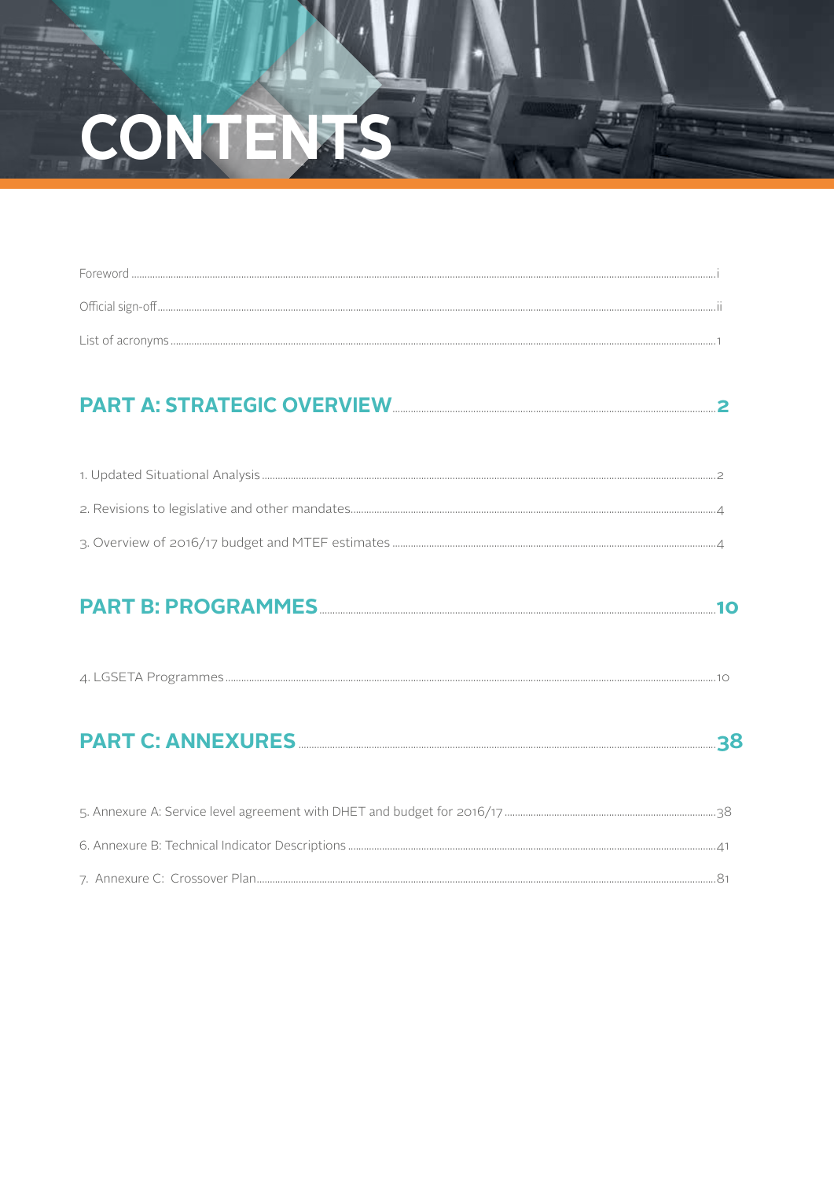# CONTENTS

Foreword ..... i

Official sign-off ..... ii

List of acronyms ..... 1

## PART A: STRATEGIC OVERVIEW ..... 2

1. Updated Situational Analysis ..... 2
2. Revisions to legislative and other mandates ..... 4
3. Overview of 2016/17 budget and MTEF estimates ..... 4

## PART B: PROGRAMMES ..... 10

4. LGSETA Programmes ..... 10

## PART C: ANNEXURES ..... 38

5. Annexure A: Service level agreement with DHET and budget for 2016/17 ..... 38
6. Annexure B: Technical Indicator Descriptions ..... 41
7. Annexure C: Crossover Plan ..... 81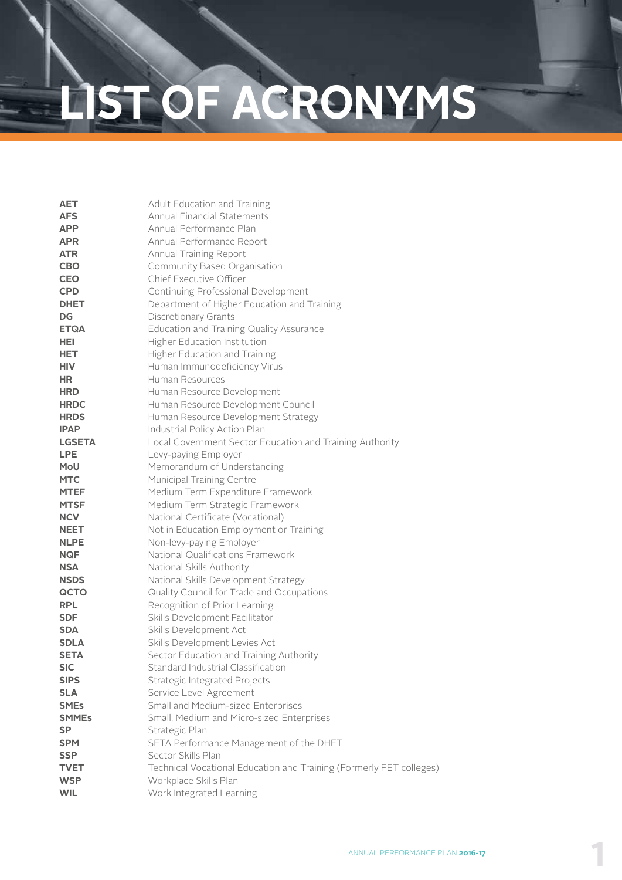# LIST OF ACRONYMS

| | |
|---|---|
| **AET** | Adult Education and Training |
| **AFS** | Annual Financial Statements |
| **APP** | Annual Performance Plan |
| **APR** | Annual Performance Report |
| **ATR** | Annual Training Report |
| **CBO** | Community Based Organisation |
| **CEO** | Chief Executive Officer |
| **CPD** | Continuing Professional Development |
| **DHET** | Department of Higher Education and Training |
| **DG** | Discretionary Grants |
| **ETQA** | Education and Training Quality Assurance |
| **HEI** | Higher Education Institution |
| **HET** | Higher Education and Training |
| **HIV** | Human Immunodeficiency Virus |
| **HR** | Human Resources |
| **HRD** | Human Resource Development |
| **HRDC** | Human Resource Development Council |
| **HRDS** | Human Resource Development Strategy |
| **IPAP** | Industrial Policy Action Plan |
| **LGSETA** | Local Government Sector Education and Training Authority |
| **LPE** | Levy-paying Employer |
| **MoU** | Memorandum of Understanding |
| **MTC** | Municipal Training Centre |
| **MTEF** | Medium Term Expenditure Framework |
| **MTSF** | Medium Term Strategic Framework |
| **NCV** | National Certificate (Vocational) |
| **NEET** | Not in Education Employment or Training |
| **NLPE** | Non-levy-paying Employer |
| **NQF** | National Qualifications Framework |
| **NSA** | National Skills Authority |
| **NSDS** | National Skills Development Strategy |
| **QCTO** | Quality Council for Trade and Occupations |
| **RPL** | Recognition of Prior Learning |
| **SDF** | Skills Development Facilitator |
| **SDA** | Skills Development Act |
| **SDLA** | Skills Development Levies Act |
| **SETA** | Sector Education and Training Authority |
| **SIC** | Standard Industrial Classification |
| **SIPS** | Strategic Integrated Projects |
| **SLA** | Service Level Agreement |
| **SMEs** | Small and Medium-sized Enterprises |
| **SMMEs** | Small, Medium and Micro-sized Enterprises |
| **SP** | Strategic Plan |
| **SPM** | SETA Performance Management of the DHET |
| **SSP** | Sector Skills Plan |
| **TVET** | Technical Vocational Education and Training (Formerly FET colleges) |
| **WSP** | Workplace Skills Plan |
| **WIL** | Work Integrated Learning |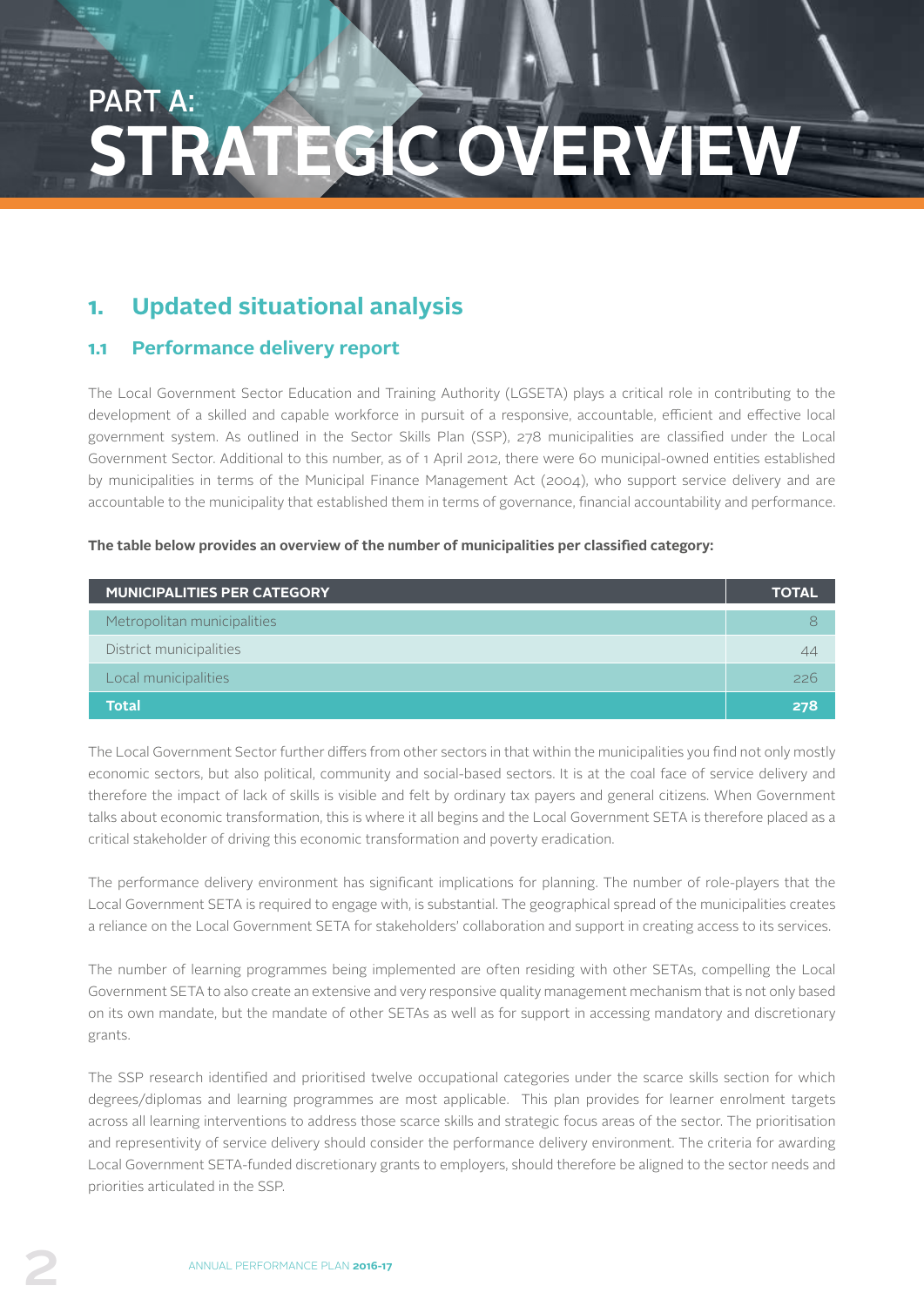# PART A: STRATEGIC OVERVIEW

## 1. Updated situational analysis

### 1.1 Performance delivery report

The Local Government Sector Education and Training Authority (LGSETA) plays a critical role in contributing to the development of a skilled and capable workforce in pursuit of a responsive, accountable, efficient and effective local government system. As outlined in the Sector Skills Plan (SSP), 278 municipalities are classified under the Local Government Sector. Additional to this number, as of 1 April 2012, there were 60 municipal-owned entities established by municipalities in terms of the Municipal Finance Management Act (2004), who support service delivery and are accountable to the municipality that established them in terms of governance, financial accountability and performance.

**The table below provides an overview of the number of municipalities per classified category:**

| MUNICIPALITIES PER CATEGORY | TOTAL |
|---|---|
| Metropolitan municipalities | 8 |
| District municipalities | 44 |
| Local municipalities | 226 |
| **Total** | **278** |

The Local Government Sector further differs from other sectors in that within the municipalities you find not only mostly economic sectors, but also political, community and social-based sectors. It is at the coal face of service delivery and therefore the impact of lack of skills is visible and felt by ordinary tax payers and general citizens. When Government talks about economic transformation, this is where it all begins and the Local Government SETA is therefore placed as a critical stakeholder of driving this economic transformation and poverty eradication.

The performance delivery environment has significant implications for planning. The number of role-players that the Local Government SETA is required to engage with, is substantial. The geographical spread of the municipalities creates a reliance on the Local Government SETA for stakeholders' collaboration and support in creating access to its services.

The number of learning programmes being implemented are often residing with other SETAs, compelling the Local Government SETA to also create an extensive and very responsive quality management mechanism that is not only based on its own mandate, but the mandate of other SETAs as well as for support in accessing mandatory and discretionary grants.

The SSP research identified and prioritised twelve occupational categories under the scarce skills section for which degrees/diplomas and learning programmes are most applicable. This plan provides for learner enrolment targets across all learning interventions to address those scarce skills and strategic focus areas of the sector. The prioritisation and representivity of service delivery should consider the performance delivery environment. The criteria for awarding Local Government SETA-funded discretionary grants to employers, should therefore be aligned to the sector needs and priorities articulated in the SSP.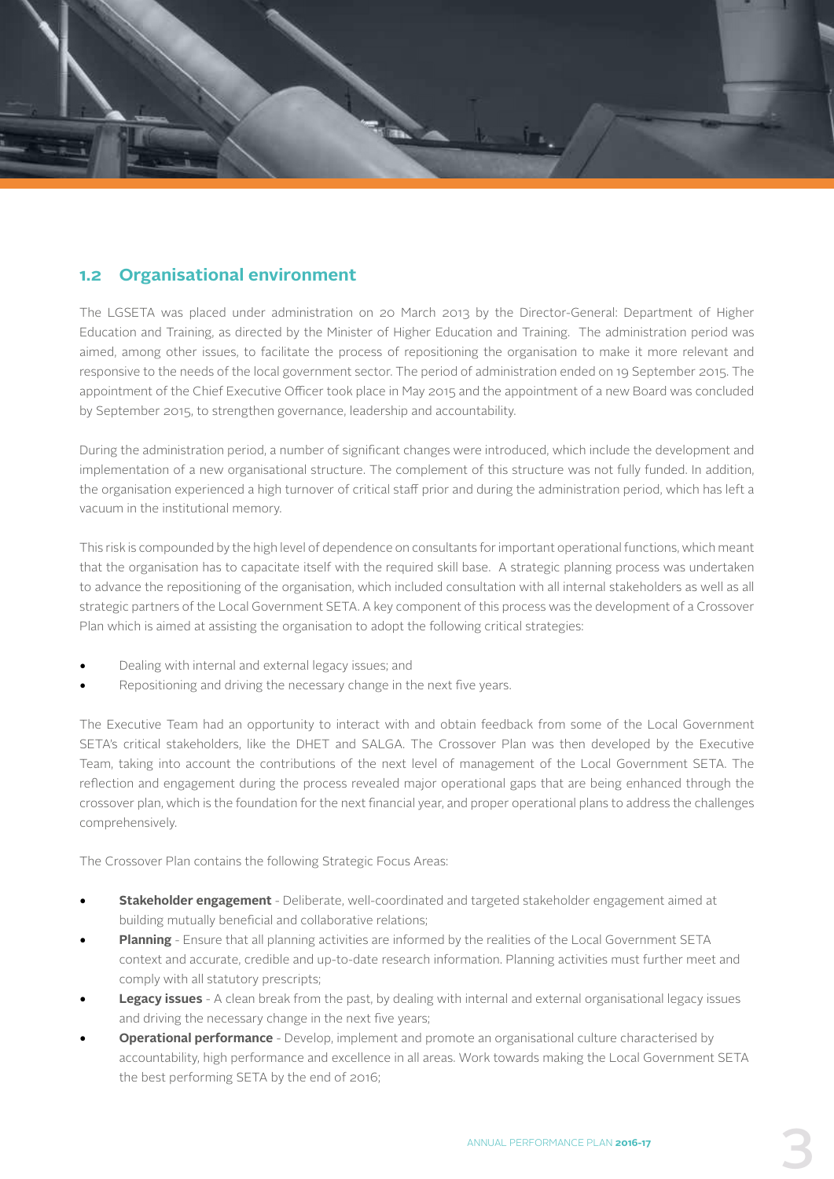## 1.2 Organisational environment

The LGSETA was placed under administration on 20 March 2013 by the Director-General: Department of Higher Education and Training, as directed by the Minister of Higher Education and Training. The administration period was aimed, among other issues, to facilitate the process of repositioning the organisation to make it more relevant and responsive to the needs of the local government sector. The period of administration ended on 19 September 2015. The appointment of the Chief Executive Officer took place in May 2015 and the appointment of a new Board was concluded by September 2015, to strengthen governance, leadership and accountability.

During the administration period, a number of significant changes were introduced, which include the development and implementation of a new organisational structure. The complement of this structure was not fully funded. In addition, the organisation experienced a high turnover of critical staff prior and during the administration period, which has left a vacuum in the institutional memory.

This risk is compounded by the high level of dependence on consultants for important operational functions, which meant that the organisation has to capacitate itself with the required skill base. A strategic planning process was undertaken to advance the repositioning of the organisation, which included consultation with all internal stakeholders as well as all strategic partners of the Local Government SETA. A key component of this process was the development of a Crossover Plan which is aimed at assisting the organisation to adopt the following critical strategies:

- Dealing with internal and external legacy issues; and
- Repositioning and driving the necessary change in the next five years.

The Executive Team had an opportunity to interact with and obtain feedback from some of the Local Government SETA's critical stakeholders, like the DHET and SALGA. The Crossover Plan was then developed by the Executive Team, taking into account the contributions of the next level of management of the Local Government SETA. The reflection and engagement during the process revealed major operational gaps that are being enhanced through the crossover plan, which is the foundation for the next financial year, and proper operational plans to address the challenges comprehensively.

The Crossover Plan contains the following Strategic Focus Areas:

- **Stakeholder engagement** - Deliberate, well-coordinated and targeted stakeholder engagement aimed at building mutually beneficial and collaborative relations;
- **Planning** - Ensure that all planning activities are informed by the realities of the Local Government SETA context and accurate, credible and up-to-date research information. Planning activities must further meet and comply with all statutory prescripts;
- **Legacy issues** - A clean break from the past, by dealing with internal and external organisational legacy issues and driving the necessary change in the next five years;
- **Operational performance** - Develop, implement and promote an organisational culture characterised by accountability, high performance and excellence in all areas. Work towards making the Local Government SETA the best performing SETA by the end of 2016;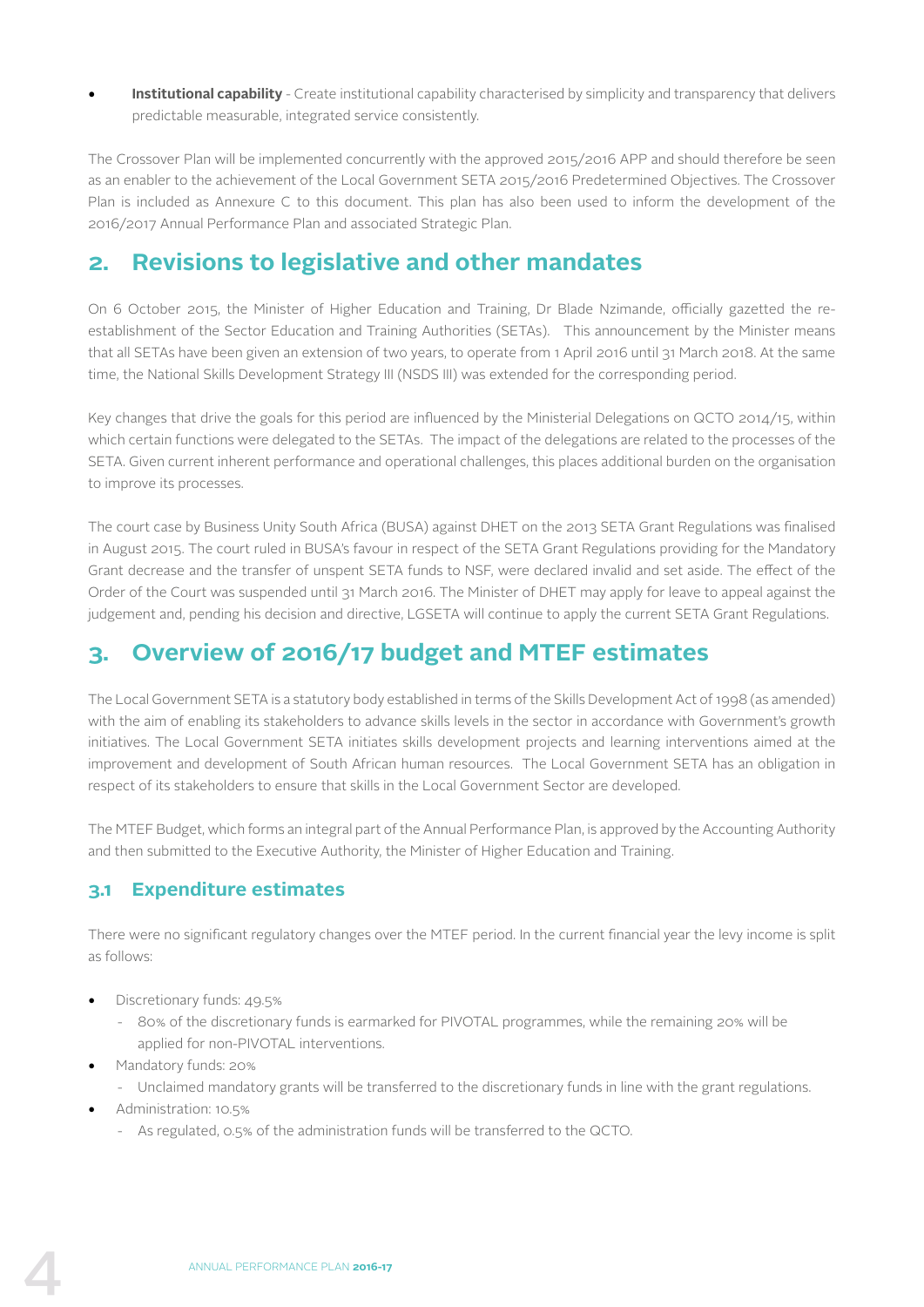- **Institutional capability** - Create institutional capability characterised by simplicity and transparency that delivers predictable measurable, integrated service consistently.

The Crossover Plan will be implemented concurrently with the approved 2015/2016 APP and should therefore be seen as an enabler to the achievement of the Local Government SETA 2015/2016 Predetermined Objectives. The Crossover Plan is included as Annexure C to this document. This plan has also been used to inform the development of the 2016/2017 Annual Performance Plan and associated Strategic Plan.

## 2. Revisions to legislative and other mandates

On 6 October 2015, the Minister of Higher Education and Training, Dr Blade Nzimande, officially gazetted the re-establishment of the Sector Education and Training Authorities (SETAs). This announcement by the Minister means that all SETAs have been given an extension of two years, to operate from 1 April 2016 until 31 March 2018. At the same time, the National Skills Development Strategy III (NSDS III) was extended for the corresponding period.

Key changes that drive the goals for this period are influenced by the Ministerial Delegations on QCTO 2014/15, within which certain functions were delegated to the SETAs. The impact of the delegations are related to the processes of the SETA. Given current inherent performance and operational challenges, this places additional burden on the organisation to improve its processes.

The court case by Business Unity South Africa (BUSA) against DHET on the 2013 SETA Grant Regulations was finalised in August 2015. The court ruled in BUSA's favour in respect of the SETA Grant Regulations providing for the Mandatory Grant decrease and the transfer of unspent SETA funds to NSF, were declared invalid and set aside. The effect of the Order of the Court was suspended until 31 March 2016. The Minister of DHET may apply for leave to appeal against the judgement and, pending his decision and directive, LGSETA will continue to apply the current SETA Grant Regulations.

## 3. Overview of 2016/17 budget and MTEF estimates

The Local Government SETA is a statutory body established in terms of the Skills Development Act of 1998 (as amended) with the aim of enabling its stakeholders to advance skills levels in the sector in accordance with Government's growth initiatives. The Local Government SETA initiates skills development projects and learning interventions aimed at the improvement and development of South African human resources. The Local Government SETA has an obligation in respect of its stakeholders to ensure that skills in the Local Government Sector are developed.

The MTEF Budget, which forms an integral part of the Annual Performance Plan, is approved by the Accounting Authority and then submitted to the Executive Authority, the Minister of Higher Education and Training.

### 3.1 Expenditure estimates

There were no significant regulatory changes over the MTEF period. In the current financial year the levy income is split as follows:

- Discretionary funds: 49.5%
  - 80% of the discretionary funds is earmarked for PIVOTAL programmes, while the remaining 20% will be applied for non-PIVOTAL interventions.
- Mandatory funds: 20%
  - Unclaimed mandatory grants will be transferred to the discretionary funds in line with the grant regulations.
- Administration: 10.5%
  - As regulated, 0.5% of the administration funds will be transferred to the QCTO.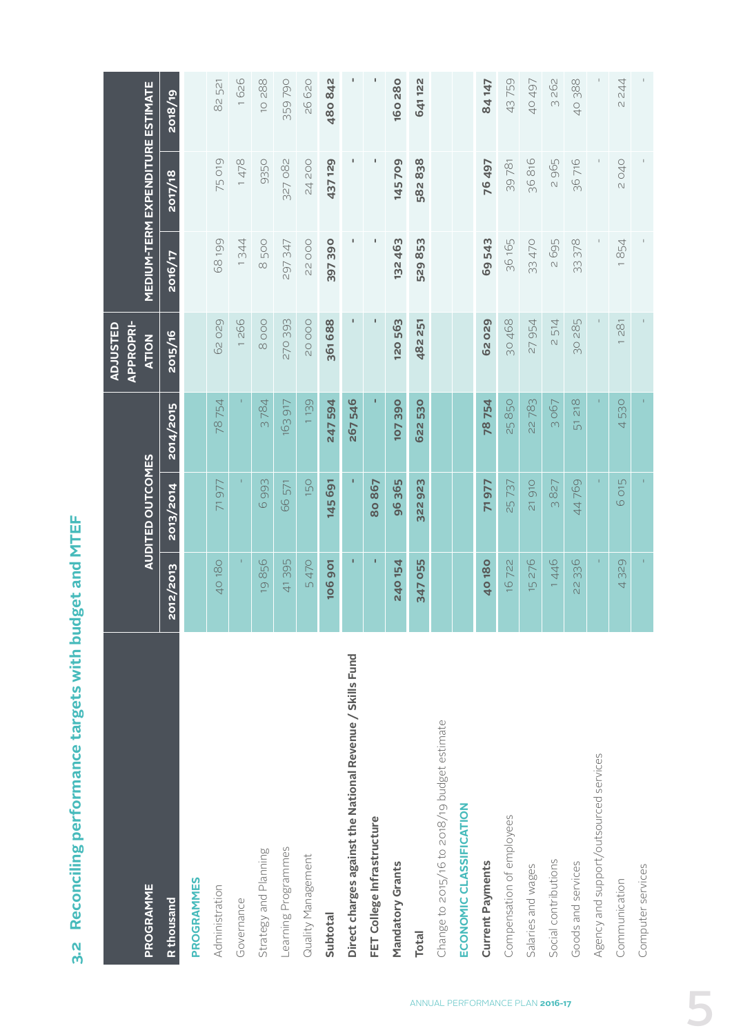## 3.2 Reconciling performance targets with budget and MTEF

| PROGRAMME | AUDITED OUTCOMES | | | ADJUSTED APPROPRIATION | MEDIUM-TERM EXPENDITURE ESTIMATE | | |
|---|---|---|---|---|---|---|---|
| R thousand | 2012/2013 | 2013/2014 | 2014/2015 | 2015/16 | 2016/17 | 2017/18 | 2018/19 |
| **PROGRAMMES** | | | | | | | |
| Administration | 40 180 | 71 977 | 78 754 | 62 029 | 68 199 | 75 019 | 82 521 |
| Governance | - | - | - | 1 266 | 1 344 | 1 478 | 1 626 |
| Strategy and Planning | 19 856 | 6 993 | 3 784 | 8 000 | 8 500 | 9350 | 10 288 |
| Learning Programmes | 41 395 | 66 571 | 163 917 | 270 393 | 297 347 | 327 082 | 359 790 |
| Quality Management | 5 470 | 150 | 1 139 | 20 000 | 22 000 | 24 200 | 26 620 |
| **Subtotal** | **106 901** | **145 691** | **247 594** | **361 688** | **397 390** | **437 129** | **480 842** |
| **Direct charges against the National Revenue / Skills Fund** | - | - | **267 546** | - | - | - | - |
| **FET College Infrastructure** | - | **80 867** | - | - | - | - | - |
| **Mandatory Grants** | **240 154** | **96 365** | **107 390** | **120 563** | **132 463** | **145 709** | **160 280** |
| **Total** | **347 055** | **322 923** | **622 530** | **482 251** | **529 853** | **582 838** | **641 122** |
| Change to 2015/16 to 2018/19 budget estimate | | | | | | | |
| **ECONOMIC CLASSIFICATION** | | | | | | | |
| **Current Payments** | **40 180** | **71 977** | **78 754** | **62 029** | **69 543** | **76 497** | **84 147** |
| Compensation of employees | 16 722 | 25 737 | 25 850 | 30 468 | 36 165 | 39 781 | 43 759 |
| Salaries and wages | 15 276 | 21 910 | 22 783 | 27 954 | 33 470 | 36 816 | 40 497 |
| Social contributions | 1 446 | 3 827 | 3 067 | 2 514 | 2 695 | 2 965 | 3 262 |
| Goods and services | 22 336 | 44 769 | 51 218 | 30 285 | 33 378 | 36 716 | 40 388 |
| Agency and support/outsourced services | - | - | - | - | - | - | - |
| Communication | 4 329 | 6 015 | 4 530 | 1 281 | 1 854 | 2 040 | 2 244 |
| Computer services | - | - | - | - | - | - | - |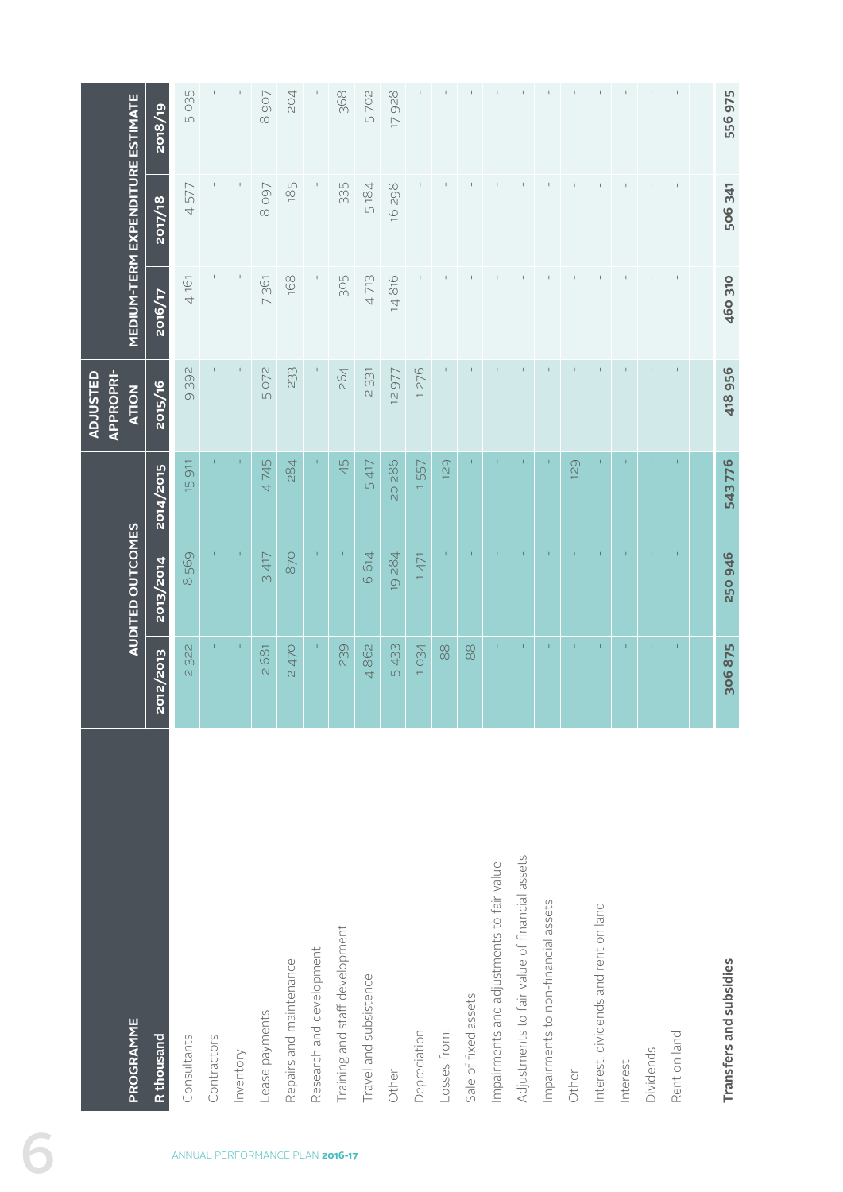| PROGRAMME | AUDITED OUTCOMES | | | ADJUSTED APPROPRIATION | MEDIUM-TERM EXPENDITURE ESTIMATE | | |
|---|---|---|---|---|---|---|---|
| R thousand | 2012/2013 | 2013/2014 | 2014/2015 | 2015/16 | 2016/17 | 2017/18 | 2018/19 |
| Consultants | 2 322 | 8 569 | 15 911 | 9 392 | 4 161 | 4 577 | 5 035 |
| Contractors | - | - | - | - | - | - | - |
| Inventory | - | - | - | - | - | - | - |
| Lease payments | 2 681 | 3 417 | 4 745 | 5 072 | 7 361 | 8 097 | 8 907 |
| Repairs and maintenance | 2 470 | 870 | 284 | 233 | 168 | 185 | 204 |
| Research and development | - | - | - | - | - | - | - |
| Training and staff development | 239 | - | 45 | 264 | 305 | 335 | 368 |
| Travel and subsistence | 4 862 | 6 614 | 5 417 | 2 331 | 4 713 | 5 184 | 5 702 |
| Other | 5 433 | 19 284 | 20 286 | 12 977 | 14 816 | 16 298 | 17 928 |
| Depreciation | 1 034 | 1 471 | 1 557 | 1 276 | - | - | - |
| Losses from: | 88 | - | 129 | - | - | - | - |
| Sale of fixed assets | 88 | - | - | - | - | - | - |
| Impairments and adjustments to fair value | - | - | - | - | - | - | - |
| Adjustments to fair value of financial assets | - | - | - | - | - | - | - |
| Impairments to non-financial assets | - | - | - | - | - | - | - |
| Other | - | - | 129 | - | - | - | - |
| Interest, dividends and rent on land | - | - | - | - | - | - | - |
| Interest | - | - | - | - | - | - | - |
| Dividends | - | - | - | - | - | - | - |
| Rent on land | - | - | - | - | - | - | - |
| | | | | | | | |
| **Transfers and subsidies** | **306 875** | **250 946** | **543 776** | **418 956** | **460 310** | **506 341** | **556 975** |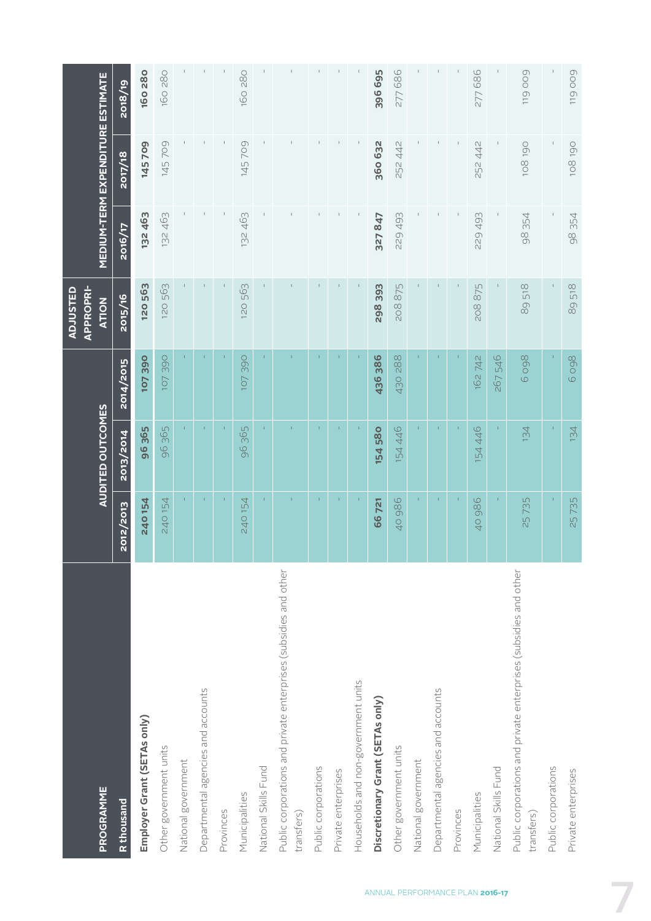| PROGRAMME | AUDITED OUTCOMES | | | ADJUSTED APPROPRIATION | MEDIUM-TERM EXPENDITURE ESTIMATE | | |
|---|---|---|---|---|---|---|---|
| R thousand | 2012/2013 | 2013/2014 | 2014/2015 | 2015/16 | 2016/17 | 2017/18 | 2018/19 |
| **Employer Grant (SETAs only)** | **240 154** | **96 365** | **107 390** | **120 563** | **132 463** | **145 709** | **160 280** |
| Other government units | 240 154 | 96 365 | 107 390 | 120 563 | 132 463 | 145 709 | 160 280 |
| National government | - | - | - | - | - | - | - |
| Departmental agencies and accounts | - | - | - | - | - | - | - |
| Provinces | - | - | - | - | - | - | - |
| Municipalities | 240 154 | 96 365 | 107 390 | 120 563 | 132 463 | 145 709 | 160 280 |
| National Skills Fund | - | - | - | - | - | - | - |
| Public corporations and private enterprises (subsidies and other transfers) | - | - | - | - | - | - | - |
| Public corporations | - | - | - | - | - | - | - |
| Private enterprises | - | - | - | - | - | - | - |
| Households and non-government units | - | - | - | - | - | - | - |
| **Discretionary Grant (SETAs only)** | **66 721** | **154 580** | **436 386** | **298 393** | **327 847** | **360 632** | **396 695** |
| Other government units | 40 986 | 154 446 | 430 288 | 208 875 | 229 493 | 252 442 | 277 686 |
| National government | - | - | - | - | - | - | - |
| Departmental agencies and accounts | - | - | - | - | - | - | - |
| Provinces | - | - | - | - | - | - | - |
| Municipalities | 40 986 | 154 446 | 162 742 | 208 875 | 229 493 | 252 442 | 277 686 |
| National Skills Fund | - | - | 267 546 | - | - | - | - |
| Public corporations and private enterprises (subsidies and other transfers) | 25 735 | 134 | 6 098 | 89 518 | 98 354 | 108 190 | 119 009 |
| Public corporations | - | - | - | - | - | - | - |
| Private enterprises | 25 735 | 134 | 6 098 | 89 518 | 98 354 | 108 190 | 119 009 |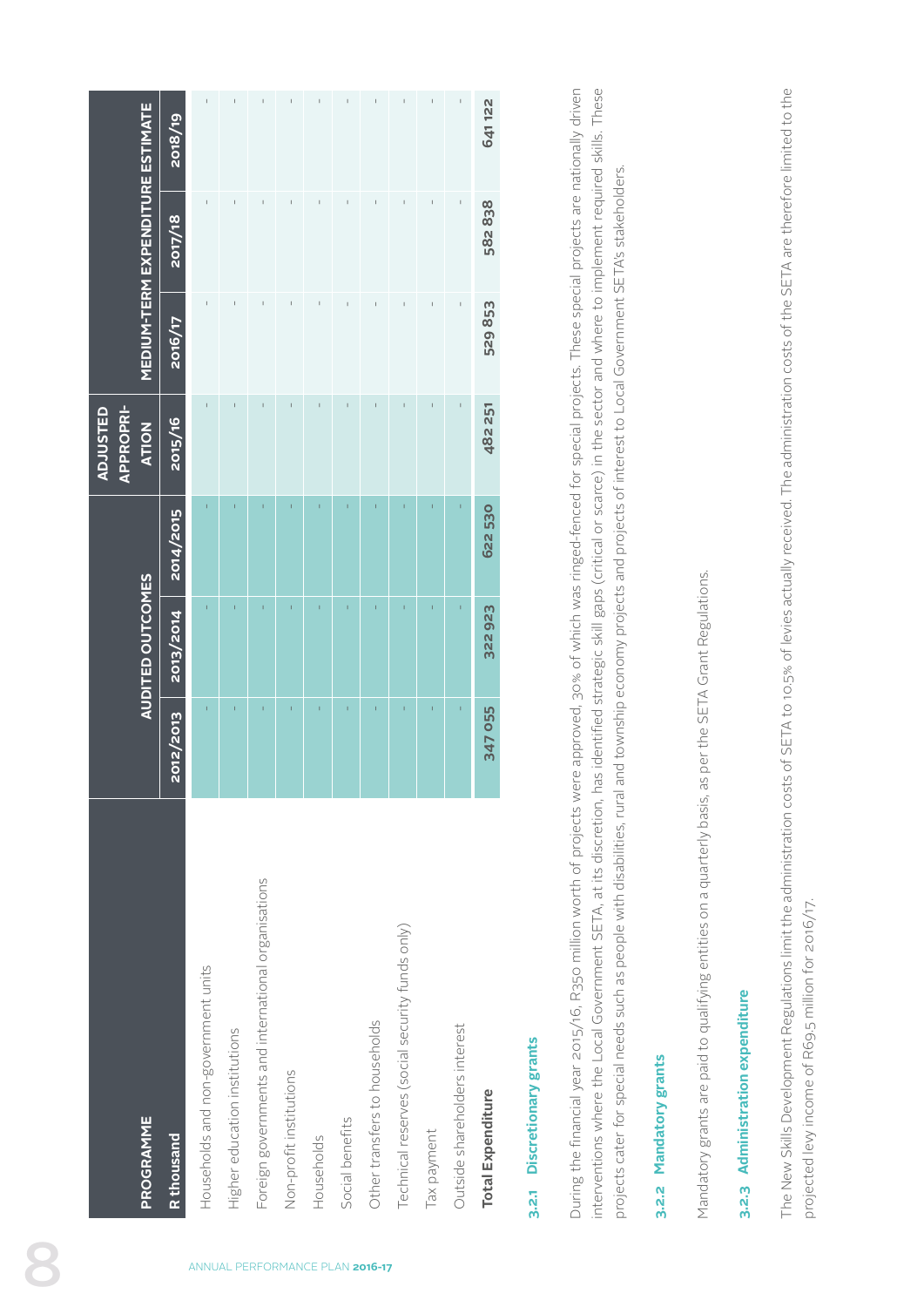| PROGRAMME | AUDITED OUTCOMES | | | ADJUSTED APPROPRIATION | MEDIUM-TERM EXPENDITURE ESTIMATE | | |
|---|---|---|---|---|---|---|---|
| R thousand | 2012/2013 | 2013/2014 | 2014/2015 | 2015/16 | 2016/17 | 2017/18 | 2018/19 |
| Households and non-government units | - | - | - | - | - | - | - |
| Higher education institutions | - | - | - | - | - | - | - |
| Foreign governments and international organisations | - | - | - | - | - | - | - |
| Non-profit institutions | - | - | - | - | - | - | - |
| Households | - | - | - | - | - | - | - |
| Social benefits | - | - | - | - | - | - | - |
| Other transfers to households | - | - | - | - | - | - | - |
| Technical reserves (social security funds only) | - | - | - | - | - | - | - |
| Tax payment | - | - | - | - | - | - | - |
| Outside shareholders interest | - | - | - | - | - | - | - |
| **Total Expenditure** | **347 055** | **322 923** | **622 530** | **482 251** | **529 853** | **582 838** | **641 122** |

### 3.2.1 Discretionary grants

During the financial year 2015/16, R350 million worth of projects were approved, 30% of which was ringed-fenced for special projects. These special projects are nationally driven interventions where the Local Government SETA, at its discretion, has identified strategic skill gaps (critical or scarce) in the sector and where to implement required skills. These projects cater for special needs such as people with disabilities, rural and township economy projects and projects of interest to Local Government SETA's stakeholders.

### 3.2.2 Mandatory grants

Mandatory grants are paid to qualifying entities on a quarterly basis, as per the SETA Grant Regulations.

### 3.2.3 Administration expenditure

The New Skills Development Regulations limit the administration costs of SETA to 10.5% of levies actually received. The administration costs of the SETA are therefore limited to the projected levy income of R69.5 million for 2016/17.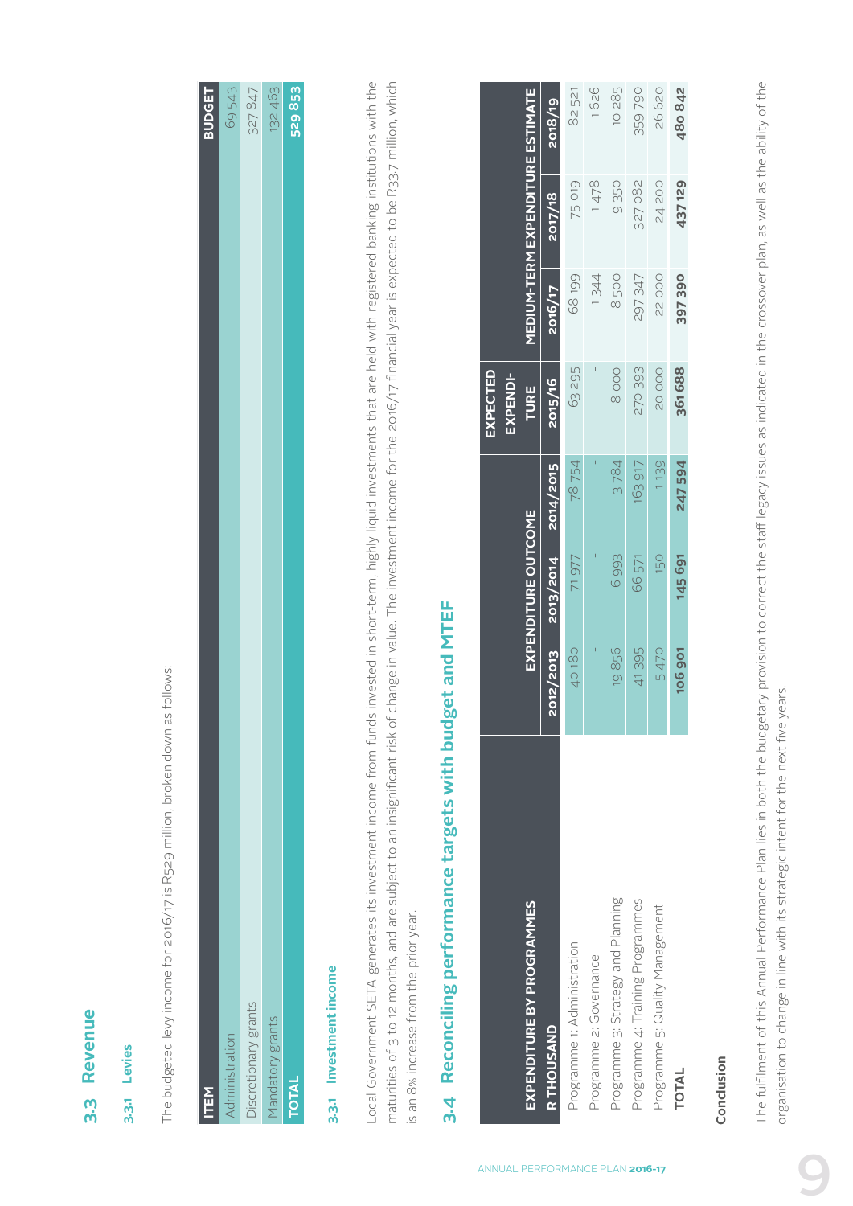## 3.3 Revenue

### 3.3.1 Levies

The budgeted levy income for 2016/17 is R529 million, broken down as follows:

| ITEM | BUDGET |
|---|---|
| Administration | 69 543 |
| Discretionary grants | 327 847 |
| Mandatory grants | 132 463 |
| **TOTAL** | **529 853** |

### 3.3.1 Investment income

Local Government SETA generates its investment income from funds invested in short-term, highly liquid investments that are held with registered banking institutions with the maturities of 3 to 12 months, and are subject to an insignificant risk of change in value. The investment income for the 2016/17 financial year is expected to be R33.7 million, which is an 8% increase from the prior year.

## 3.4 Reconciling performance targets with budget and MTEF

| EXPENDITURE BY PROGRAMMES | EXPENDITURE OUTCOME | | | EXPECTED EXPENDITURE | MEDIUM-TERM EXPENDITURE ESTIMATE | | |
|---|---|---|---|---|---|---|---|
| R THOUSAND | 2012/2013 | 2013/2014 | 2014/2015 | 2015/16 | 2016/17 | 2017/18 | 2018/19 |
| Programme 1: Administration | 40 180 | 71 977 | 78 754 | 63 295 | 68 199 | 75 019 | 82 521 |
| Programme 2: Governance | - | - | - | - | 1 344 | 1 478 | 1 626 |
| Programme 3: Strategy and Planning | 19 856 | 6 993 | 3 784 | 8 000 | 8 500 | 9 350 | 10 285 |
| Programme 4: Training Programmes | 41 395 | 66 571 | 163 917 | 270 393 | 297 347 | 327 082 | 359 790 |
| Programme 5: Quality Management | 5 470 | 150 | 1 139 | 20 000 | 22 000 | 24 200 | 26 620 |
| **TOTAL** | **106 901** | **145 691** | **247 594** | **361 688** | **397 390** | **437 129** | **480 842** |

**Conclusion**

The fulfilment of this Annual Performance Plan lies in both the budgetary provision to correct the staff legacy issues as indicated in the crossover plan, as well as the ability of the organisation to change in line with its strategic intent for the next five years.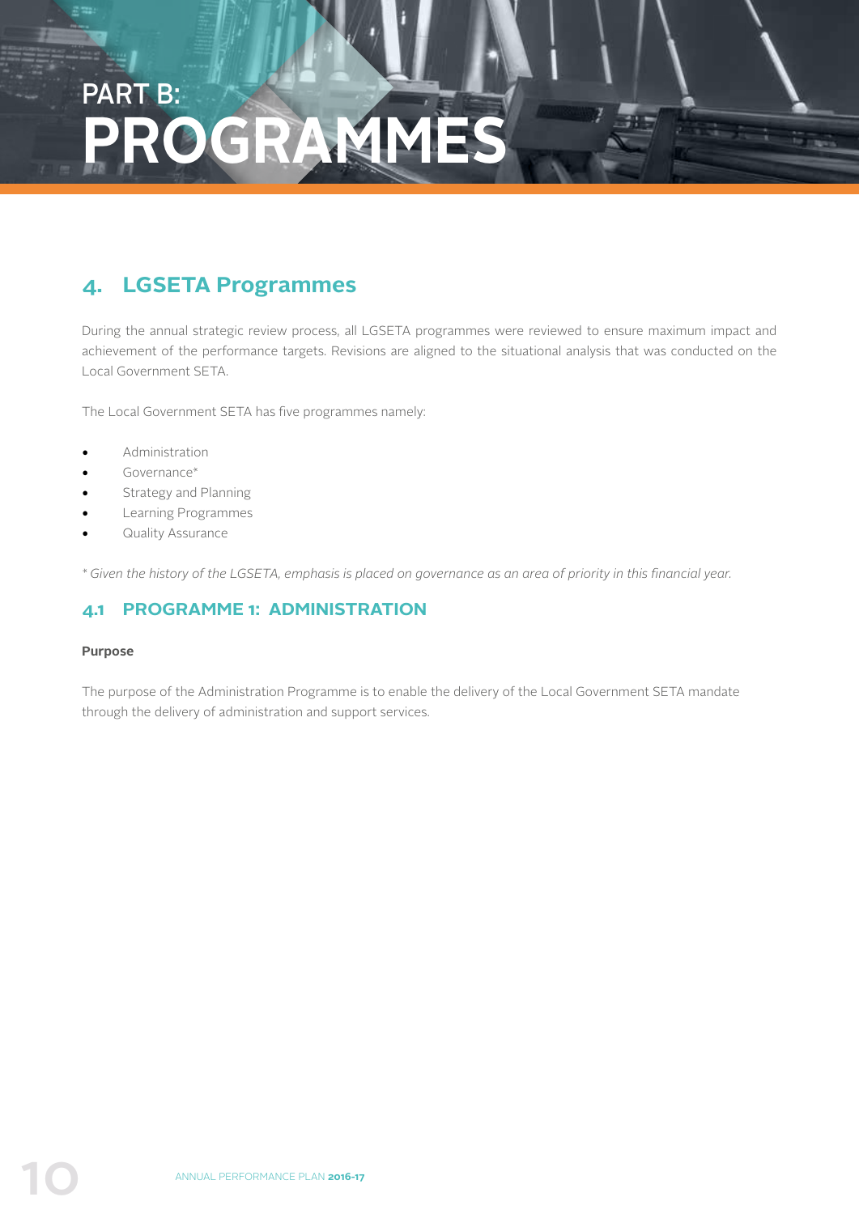# PART B: PROGRAMMES

## 4. LGSETA Programmes

During the annual strategic review process, all LGSETA programmes were reviewed to ensure maximum impact and achievement of the performance targets. Revisions are aligned to the situational analysis that was conducted on the Local Government SETA.

The Local Government SETA has five programmes namely:

- Administration
- Governance*
- Strategy and Planning
- Learning Programmes
- Quality Assurance

*\* Given the history of the LGSETA, emphasis is placed on governance as an area of priority in this financial year.*

### 4.1 PROGRAMME 1: ADMINISTRATION

**Purpose**

The purpose of the Administration Programme is to enable the delivery of the Local Government SETA mandate through the delivery of administration and support services.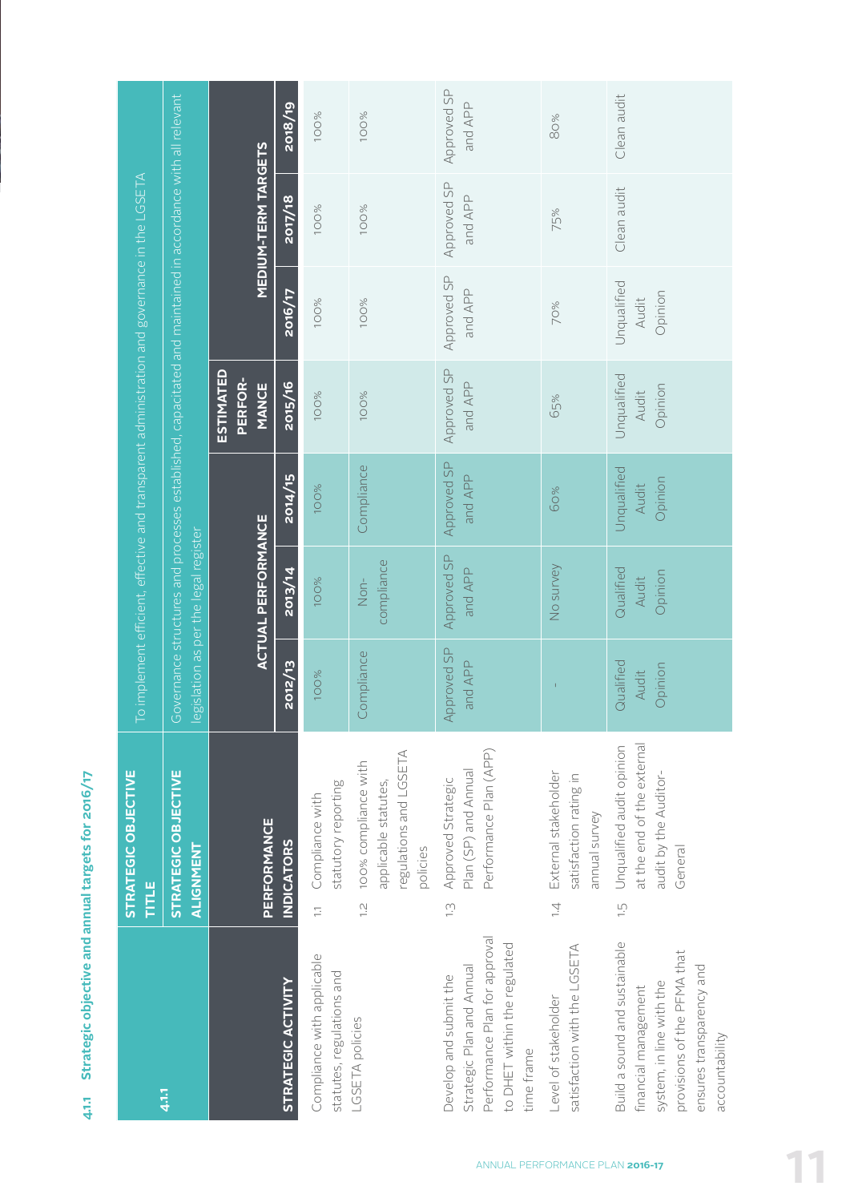#### 4.1.1 Strategic objective and annual targets for 2016/17

| 4.1.1 | STRATEGIC OBJECTIVE TITLE | To implement efficient, effective and transparent administration and governance in the LGSETA | | | | | | | |
|---|---|---|---|---|---|---|---|---|---|
| | STRATEGIC OBJECTIVE ALIGNMENT | Governance structures and processes established, capacitated and maintained in accordance with all relevant legislation as per the legal register | | | | | | | |
| STRATEGIC ACTIVITY | PERFORMANCE INDICATORS | ACTUAL PERFORMANCE | | | ESTIMATED PERFORMANCE | MEDIUM-TERM TARGETS | | | |
| | | 2012/13 | 2013/14 | 2014/15 | 2015/16 | 2016/17 | 2017/18 | 2018/19 | |
| Compliance with applicable statutes, regulations and LGSETA policies | 1.1 Compliance with statutory reporting | 100% | 100% | 100% | 100% | 100% | 100% | 100% | |
| | 1.2 100% compliance with applicable statutes, regulations and LGSETA policies | Compliance | Non-compliance | Compliance | 100% | 100% | 100% | 100% | |
| Develop and submit the Strategic Plan and Annual Performance Plan for approval to DHET within the regulated time frame | 1.3 Approved Strategic Plan (SP) and Annual Performance Plan (APP) | Approved SP and APP | Approved SP and APP | Approved SP and APP | Approved SP and APP | Approved SP and APP | Approved SP and APP | Approved SP and APP | |
| Level of stakeholder satisfaction with the LGSETA | 1.4 External stakeholder satisfaction rating in annual survey | - | No survey | 60% | 65% | 70% | 75% | 80% | |
| Build a sound and sustainable financial management system, in line with the provisions of the PFMA that ensures transparency and accountability | 1.5 Unqualified audit opinion at the end of the external audit by the Auditor-General | Qualified Audit Opinion | Qualified Audit Opinion | Unqualified Audit Opinion | Unqualified Audit Opinion | Unqualified Audit Opinion | Clean audit | Clean audit | |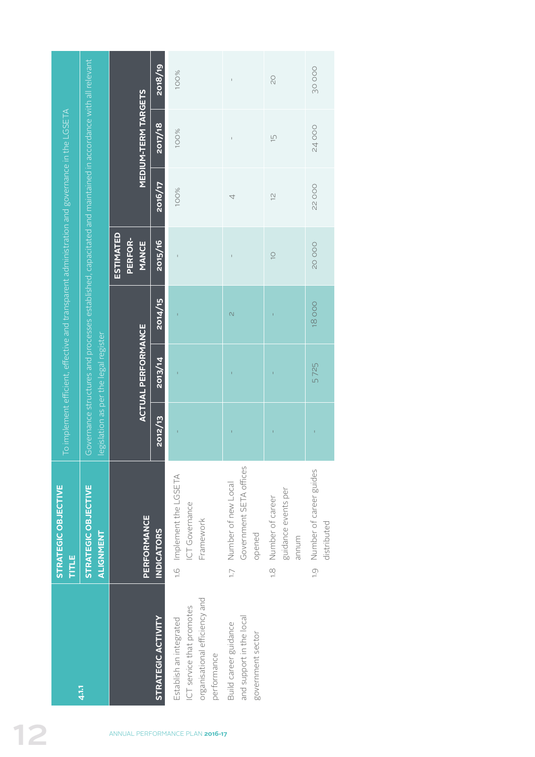| 4.1.1 | STRATEGIC OBJECTIVE TITLE | To implement efficient, effective and transparent administration and governance in the LGSETA | | | | | | |
|---|---|---|---|---|---|---|---|---|
| | STRATEGIC OBJECTIVE ALIGNMENT | Governance structures and processes established, capacitated and maintained in accordance with all relevant legislation as per the legal register | | | | | | |
| | | ACTUAL PERFORMANCE | | | ESTIMATED PERFOR-MANCE | MEDIUM-TERM TARGETS | | |
| STRATEGIC ACTIVITY | PERFORMANCE INDICATORS | 2012/13 | 2013/14 | 2014/15 | 2015/16 | 2016/17 | 2017/18 | 2018/19 |
| Establish an integrated ICT service that promotes organisational efficiency and performance | 1.6 Implement the LGSETA ICT Governance Framework | - | - | - | - | 100% | 100% | 100% |
| Build career guidance and support in the local government sector | 1.7 Number of new Local Government SETA offices opened | - | - | 2 | - | 4 | - | - |
| | 1.8 Number of career guidance events per annum | - | - | - | 10 | 12 | 15 | 20 |
| | 1.9 Number of career guides distributed | - | 5 725 | 18 000 | 20 000 | 22 000 | 24 000 | 30 000 |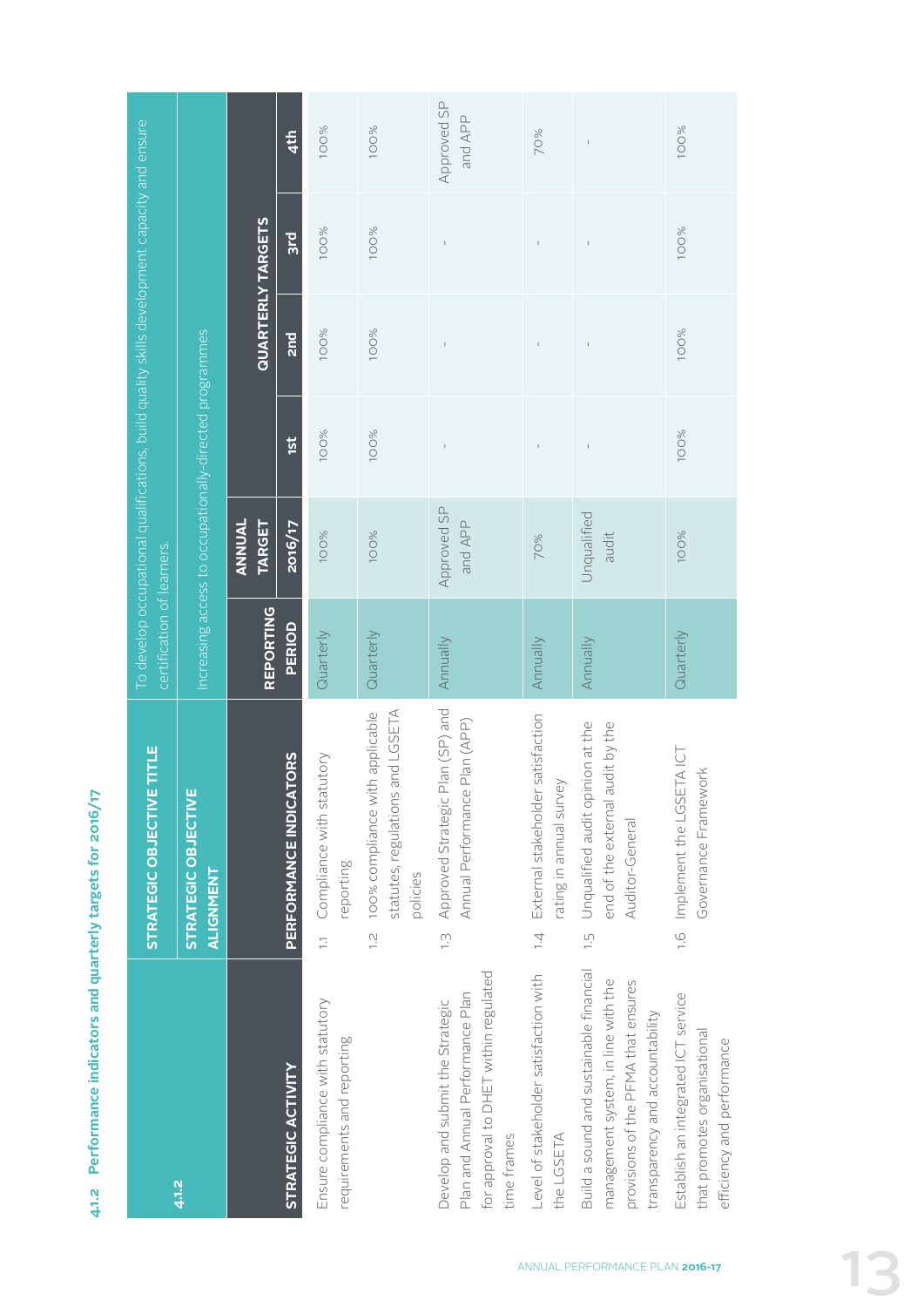## 4.1.2 Performance indicators and quarterly targets for 2016/17

| 4.1.2 | STRATEGIC OBJECTIVE TITLE | To develop occupational qualifications, build quality skills development capacity and ensure certification of learners. | | | | | |
|---|---|---|---|---|---|---|---|
| | STRATEGIC OBJECTIVE ALIGNMENT | Increasing access to occupationally-directed programmes | | | | | |
| | | | ANNUAL TARGET | QUARTERLY TARGETS | | | |
| STRATEGIC ACTIVITY | PERFORMANCE INDICATORS | REPORTING PERIOD | 2016/17 | 1st | 2nd | 3rd | 4th |
| Ensure compliance with statutory requirements and reporting | 1.1 Compliance with statutory reporting | Quarterly | 100% | 100% | 100% | 100% | 100% |
| | 1.2 100% compliance with applicable statutes, regulations and LGSETA policies | Quarterly | 100% | 100% | 100% | 100% | 100% |
| Develop and submit the Strategic Plan and Annual Performance Plan for approval to DHET within regulated time frames | 1.3 Approved Strategic Plan (SP) and Annual Performance Plan (APP) | Annually | Approved SP and APP | - | - | - | Approved SP and APP |
| Level of stakeholder satisfaction with the LGSETA | 1.4 External stakeholder satisfaction rating in annual survey | Annually | 70% | - | - | - | 70% |
| Build a sound and sustainable financial management system, in line with the provisions of the PFMA that ensures transparency and accountability | 1.5 Unqualified audit opinion at the end of the external audit by the Auditor-General | Annually | Unqualified audit | - | - | - | - |
| Establish an integrated ICT service that promotes organisational efficiency and performance | 1.6 Implement the LGSETA ICT Governance Framework | Quarterly | 100% | 100% | 100% | 100% | 100% |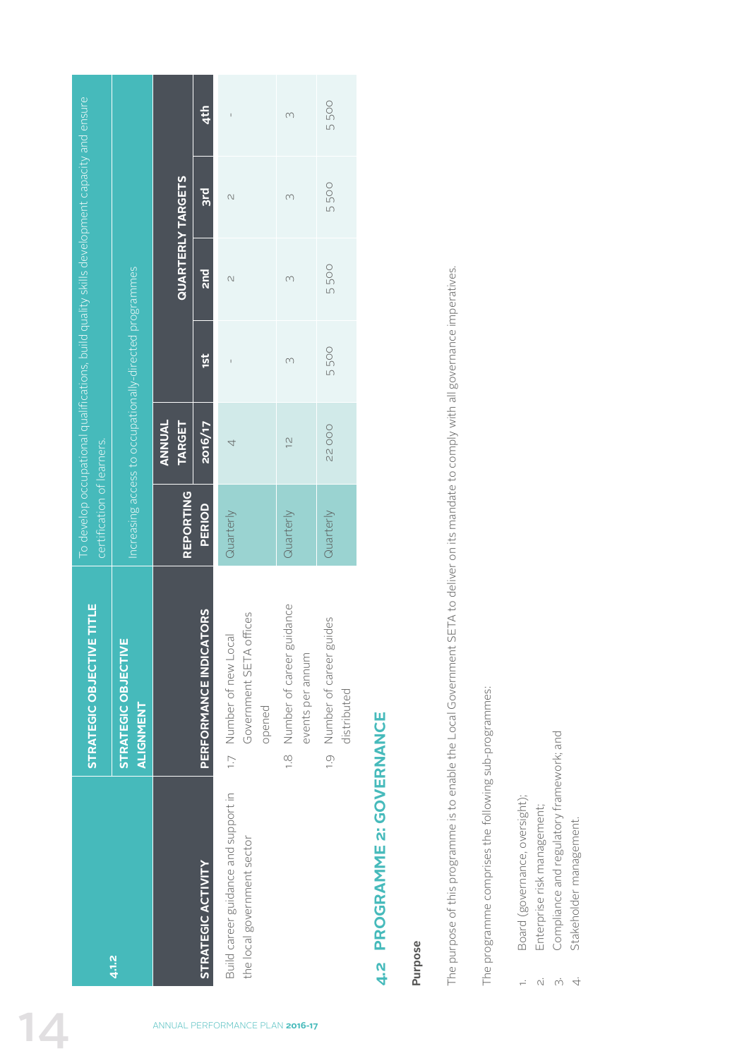| 4.1.2 | STRATEGIC OBJECTIVE TITLE | To develop occupational qualifications, build quality skills development capacity and ensure certification of learners. | | | | | |
|---|---|---|---|---|---|---|---|
| | STRATEGIC OBJECTIVE ALIGNMENT | Increasing access to occupationally-directed programmes | | | | | |
| STRATEGIC ACTIVITY | PERFORMANCE INDICATORS | REPORTING PERIOD | ANNUAL TARGET 2016/17 | QUARTERLY TARGETS | | | |
| | | | | 1st | 2nd | 3rd | 4th |
| Build career guidance and support in the local government sector | 1.7 Number of new Local Government SETA offices opened | Quarterly | 4 | - | 2 | 2 | - |
| | 1.8 Number of career guidance events per annum | Quarterly | 12 | 3 | 3 | 3 | 3 |
| | 1.9 Number of career guides distributed | Quarterly | 22 000 | 5 500 | 5 500 | 5 500 | 5 500 |

## 4.2 PROGRAMME 2: GOVERNANCE

**Purpose**

The purpose of this programme is to enable the Local Government SETA to deliver on its mandate to comply with all governance imperatives.

The programme comprises the following sub-programmes:

1. Board (governance, oversight);
2. Enterprise risk management;
3. Compliance and regulatory framework; and
4. Stakeholder management.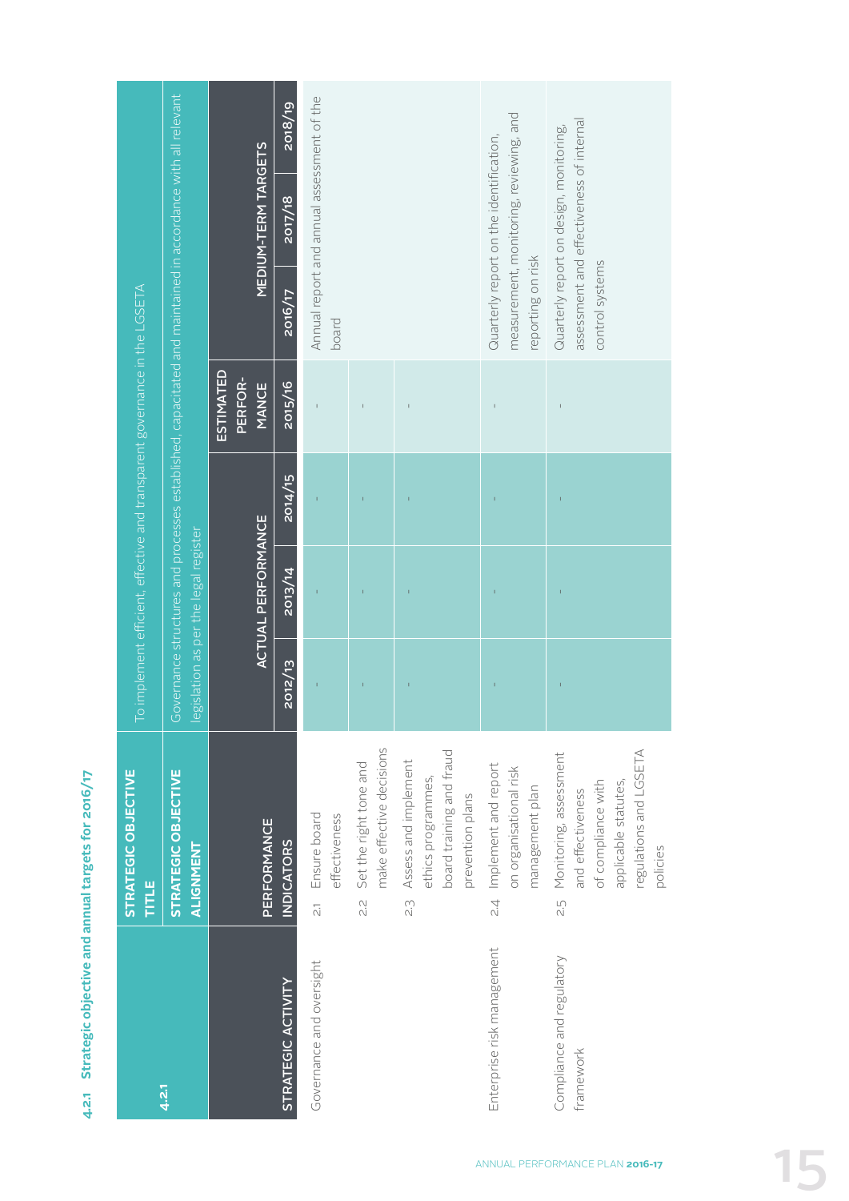### 4.2.1 Strategic objective and annual targets for 2016/17

| 4.2.1 | STRATEGIC OBJECTIVE TITLE | To implement efficient, effective and transparent governance in the LGSETA | | | | | | |
|---|---|---|---|---|---|---|---|---|
| | STRATEGIC OBJECTIVE ALIGNMENT | Governance structures and processes established, capacitated and maintained in accordance with all relevant legislation as per the legal register | | | | | | |
| STRATEGIC ACTIVITY | PERFORMANCE INDICATORS | ACTUAL PERFORMANCE | | | ESTIMATED PERFORMANCE | MEDIUM-TERM TARGETS | | |
| | | 2012/13 | 2013/14 | 2014/15 | 2015/16 | 2016/17 | 2017/18 | 2018/19 |
| Governance and oversight | 2.1 Ensure board effectiveness | - | - | - | - | Annual report and annual assessment of the board | | |
| | 2.2 Set the right tone and make effective decisions | - | - | - | - | | | |
| | 2.3 Assess and implement ethics programmes, board training and fraud prevention plans | - | - | - | - | | | |
| Enterprise risk management | 2.4 Implement and report on organisational risk management plan | - | - | - | - | Quarterly report on the identification, measurement, monitoring, reviewing, and reporting on risk | | |
| Compliance and regulatory framework | 2.5 Monitoring, assessment and effectiveness of compliance with applicable statutes, regulations and LGSETA policies | - | - | - | - | Quarterly report on design, monitoring, assessment and effectiveness of internal control systems | | |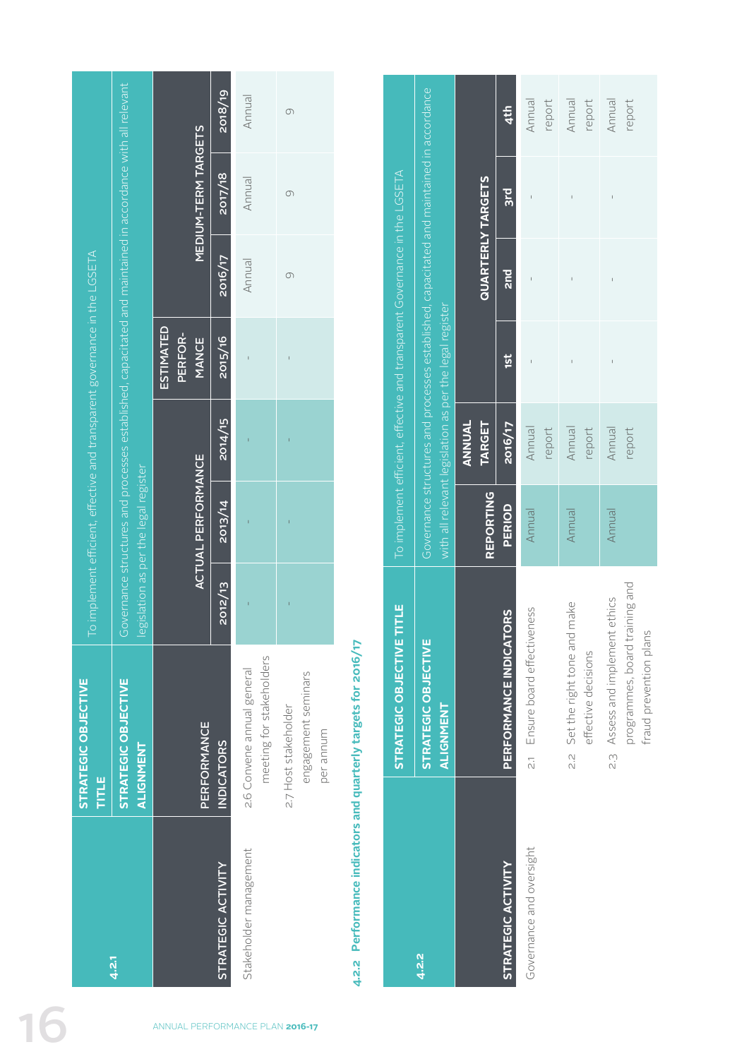| 4.2.1 | STRATEGIC OBJECTIVE TITLE | To implement efficient, effective and transparent governance in the LGSETA | | | | | | |
|---|---|---|---|---|---|---|---|---|
| | STRATEGIC OBJECTIVE ALIGNMENT | Governance structures and processes established, capacitated and maintained in accordance with all relevant legislation as per the legal register | | | | | | |
| STRATEGIC ACTIVITY | PERFORMANCE INDICATORS | ACTUAL PERFORMANCE | | | ESTIMATED PERFORMANCE | MEDIUM-TERM TARGETS | | |
| | | 2012/13 | 2013/14 | 2014/15 | 2015/16 | 2016/17 | 2017/18 | 2018/19 |
| Stakeholder management | 2.6 Convene annual general meeting for stakeholders | - | - | - | - | Annual | Annual | Annual |
| | 2.7 Host stakeholder engagement seminars per annum | - | - | - | - | 9 | 9 | 9 |

## 4.2.2 Performance indicators and quarterly targets for 2016/17

| 4.2.2 | STRATEGIC OBJECTIVE TITLE | To implement efficient, effective and transparent Governance in the LGSETA | | | | | |
|---|---|---|---|---|---|---|---|
| | STRATEGIC OBJECTIVE ALIGNMENT | Governance structures and processes established, capacitated and maintained in accordance with all relevant legislation as per the legal register | | | | | |
| STRATEGIC ACTIVITY | PERFORMANCE INDICATORS | REPORTING PERIOD | ANNUAL TARGET | QUARTERLY TARGETS | | | |
| | | | 2016/17 | 1st | 2nd | 3rd | 4th |
| Governance and oversight | 2.1 Ensure board effectiveness | Annual | Annual report | - | - | - | Annual report |
| | 2.2 Set the right tone and make effective decisions | Annual | Annual report | - | - | - | Annual report |
| | 2.3 Assess and implement ethics programmes, board training and fraud prevention plans | Annual | Annual report | - | - | - | Annual report |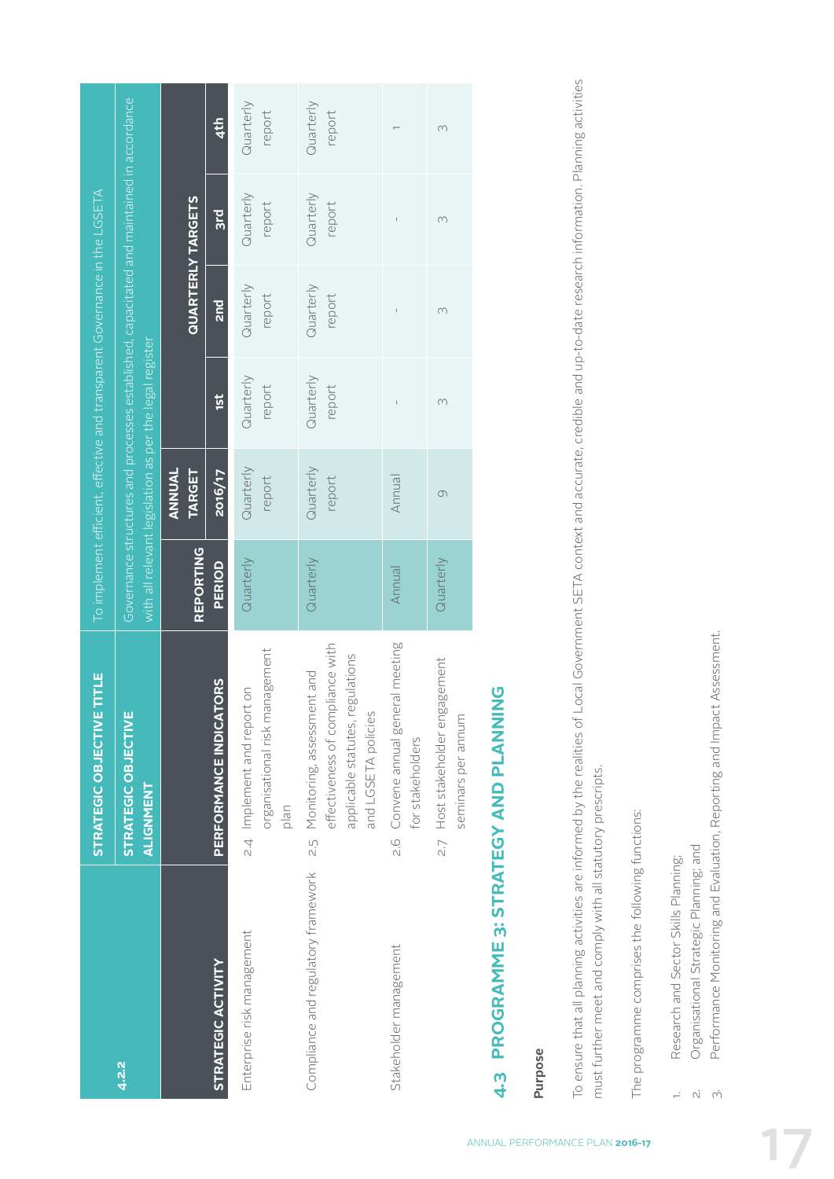| 4.2.2 | STRATEGIC OBJECTIVE TITLE | To implement efficient, effective and transparent Governance in the LGSETA | | | | | |
|---|---|---|---|---|---|---|---|
| | STRATEGIC OBJECTIVE ALIGNMENT | Governance structures and processes established, capacitated and maintained in accordance with all relevant legislation as per the legal register | | | | | |
| STRATEGIC ACTIVITY | PERFORMANCE INDICATORS | REPORTING PERIOD | ANNUAL TARGET 2016/17 | QUARTERLY TARGETS | | | |
| | | | | 1st | 2nd | 3rd | 4th |
| Enterprise risk management | 2.4 Implement and report on organisational risk management plan | Quarterly | Quarterly report | Quarterly report | Quarterly report | Quarterly report | Quarterly report |
| Compliance and regulatory framework | 2.5 Monitoring, assessment and effectiveness of compliance with applicable statutes, regulations and LGSETA policies | Quarterly | Quarterly report | Quarterly report | Quarterly report | Quarterly report | Quarterly report |
| Stakeholder management | 2.6 Convene annual general meeting for stakeholders | Annual | Annual | - | - | - | 1 |
| | 2.7 Host stakeholder engagement seminars per annum | Quarterly | 9 | 3 | 3 | 3 | 3 |

## 4.3 PROGRAMME 3: STRATEGY AND PLANNING

**Purpose**

To ensure that all planning activities are informed by the realities of Local Government SETA context and accurate, credible and up-to-date research information. Planning activities must further meet and comply with all statutory prescripts.

The programme comprises the following functions:

1. Research and Sector Skills Planning;
2. Organisational Strategic Planning; and
3. Performance Monitoring and Evaluation, Reporting and Impact Assessment.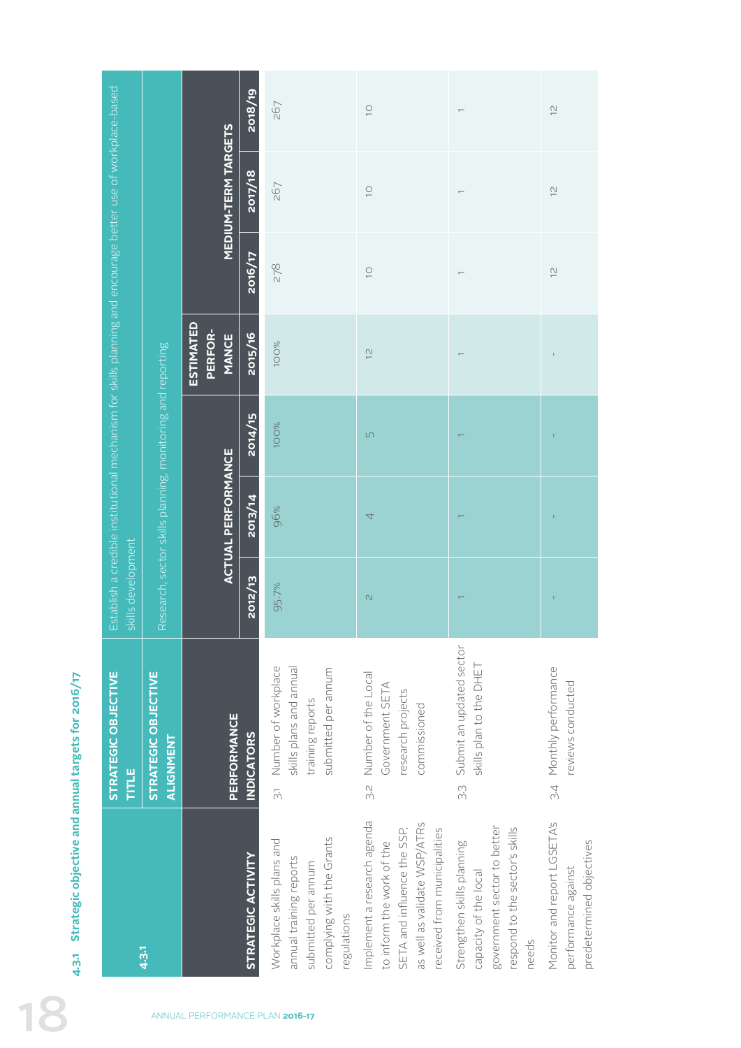### 4.3.1 Strategic objective and annual targets for 2016/17

| 4.3.1 | STRATEGIC OBJECTIVE TITLE | Establish a credible institutional mechanism for skills planning and encourage better use of workplace-based skills development | | | | | | |
|---|---|---|---|---|---|---|---|---|
| | **STRATEGIC OBJECTIVE ALIGNMENT** | Research, sector skills planning, monitoring and reporting | | | | | | |
| **STRATEGIC ACTIVITY** | **PERFORMANCE INDICATORS** | **ACTUAL PERFORMANCE** | | | **ESTIMATED PERFOR-MANCE** | **MEDIUM-TERM TARGETS** | | |
| | | **2012/13** | **2013/14** | **2014/15** | **2015/16** | **2016/17** | **2017/18** | **2018/19** |
| Workplace skills plans and annual training reports submitted per annum complying with the Grants regulations | 3.1 Number of workplace skills plans and annual training reports submitted per annum | 95.7% | 96% | 100% | 100% | 278 | 267 | 267 |
| Implement a research agenda to inform the work of the SETA and influence the SSP, as well as validate WSP/ATRs received from municipalities | 3.2 Number of the Local Government SETA research projects commissioned | 2 | 4 | 5 | 12 | 10 | 10 | 10 |
| Strengthen skills planning capacity of the local government sector to better respond to the sector's skills needs | 3.3 Submit an updated sector skills plan to the DHET | 1 | 1 | 1 | 1 | 1 | 1 | 1 |
| Monitor and report LGSETA's performance against predetermined objectives | 3.4 Monthly performance reviews conducted | - | - | - | - | 12 | 12 | 12 |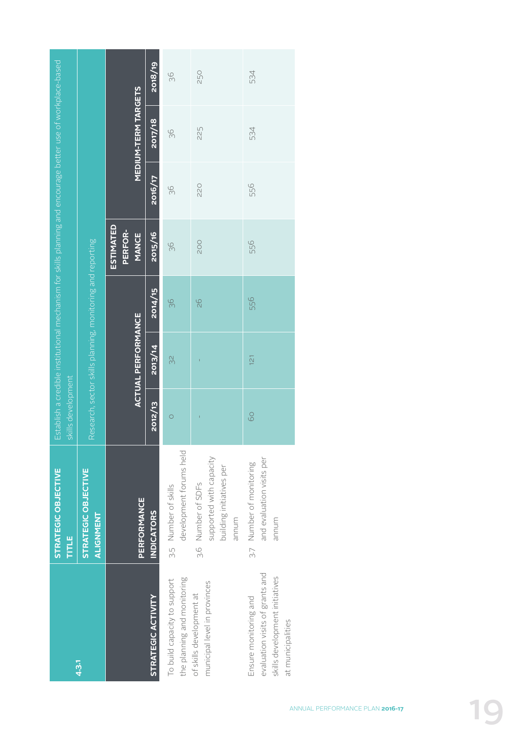| 4.3.1 | STRATEGIC OBJECTIVE TITLE | Establish a credible institutional mechanism for skills planning and encourage better use of workplace-based skills development | | | | | | |
|---|---|---|---|---|---|---|---|---|
| | STRATEGIC OBJECTIVE ALIGNMENT | Research, sector skills planning, monitoring and reporting | | | | | | |
| STRATEGIC ACTIVITY | PERFORMANCE INDICATORS | ACTUAL PERFORMANCE | | | ESTIMATED PERFORMANCE | MEDIUM-TERM TARGETS | | |
| | | 2012/13 | 2013/14 | 2014/15 | 2015/16 | 2016/17 | 2017/18 | 2018/19 |
| To build capacity to support the planning and monitoring of skills development at municipal level in provinces | 3.5 Number of skills development forums held | 0 | 32 | 36 | 36 | 36 | 36 | 36 |
| | 3.6 Number of SDFs supported with capacity building initiatives per annum | - | - | 26 | 200 | 220 | 225 | 250 |
| Ensure monitoring and evaluation visits of grants and skills development initiatives at municipalities | 3.7 Number of monitoring and evaluation visits per annum | 60 | 121 | 556 | 556 | 556 | 534 | 534 |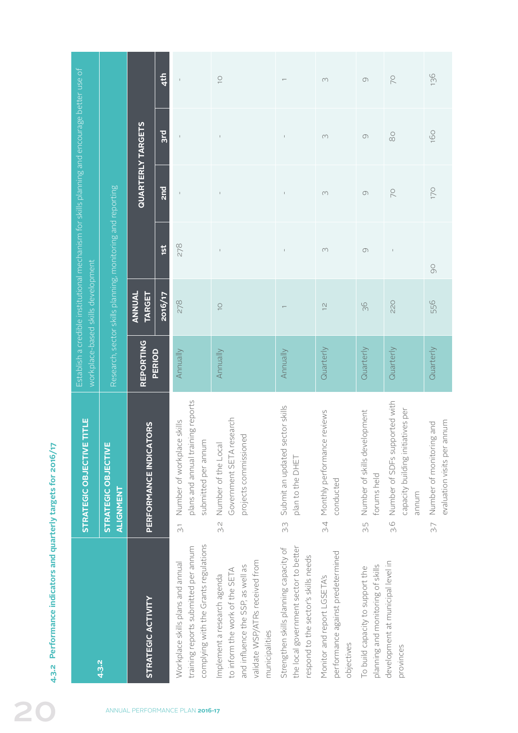### 4.3.2 Performance indicators and quarterly targets for 2016/17

| 4.3.2 | STRATEGIC OBJECTIVE TITLE | Establish a credible institutional mechanism for skills planning and encourage better use of workplace-based skills development | | | | | |
|---|---|---|---|---|---|---|---|
| | STRATEGIC OBJECTIVE ALIGNMENT | Research, sector skills planning, monitoring and reporting | | | | | |
| STRATEGIC ACTIVITY | PERFORMANCE INDICATORS | REPORTING PERIOD | ANNUAL TARGET 2016/17 | QUARTERLY TARGETS | | | |
| | | | | 1st | 2nd | 3rd | 4th |
| Workplace skills plans and annual training reports submitted per annum complying with the Grants regulations | 3.1 Number of workplace skills plans and annual training reports submitted per annum | Annually | 278 | 278 | - | - | - |
| Implement a research agenda to inform the work of the SETA and influence the SSP, as well as validate WSP/ATRs received from municipalities | 3.2 Number of the Local Government SETA research projects commissioned | Annually | 10 | - | - | - | 10 |
| Strengthen skills planning capacity of the local government sector to better respond to the sector's skills needs | 3.3 Submit an updated sector skills plan to the DHET | Annually | 1 | - | - | - | 1 |
| Monitor and report LGSETA's performance against predetermined objectives | 3.4 Monthly performance reviews conducted | Quarterly | 12 | 3 | 3 | 3 | 3 |
| To build capacity to support the planning and monitoring of skills development at municipal level in provinces | 3.5 Number of skills development forums held | Quarterly | 36 | 9 | 9 | 9 | 9 |
| | 3.6 Number of SDFs supported with capacity building initiatives per annum | Quarterly | 220 | - | 70 | 80 | 70 |
| | 3.7 Number of monitoring and evaluation visits per annum | Quarterly | 556 | 90 | 170 | 160 | 136 |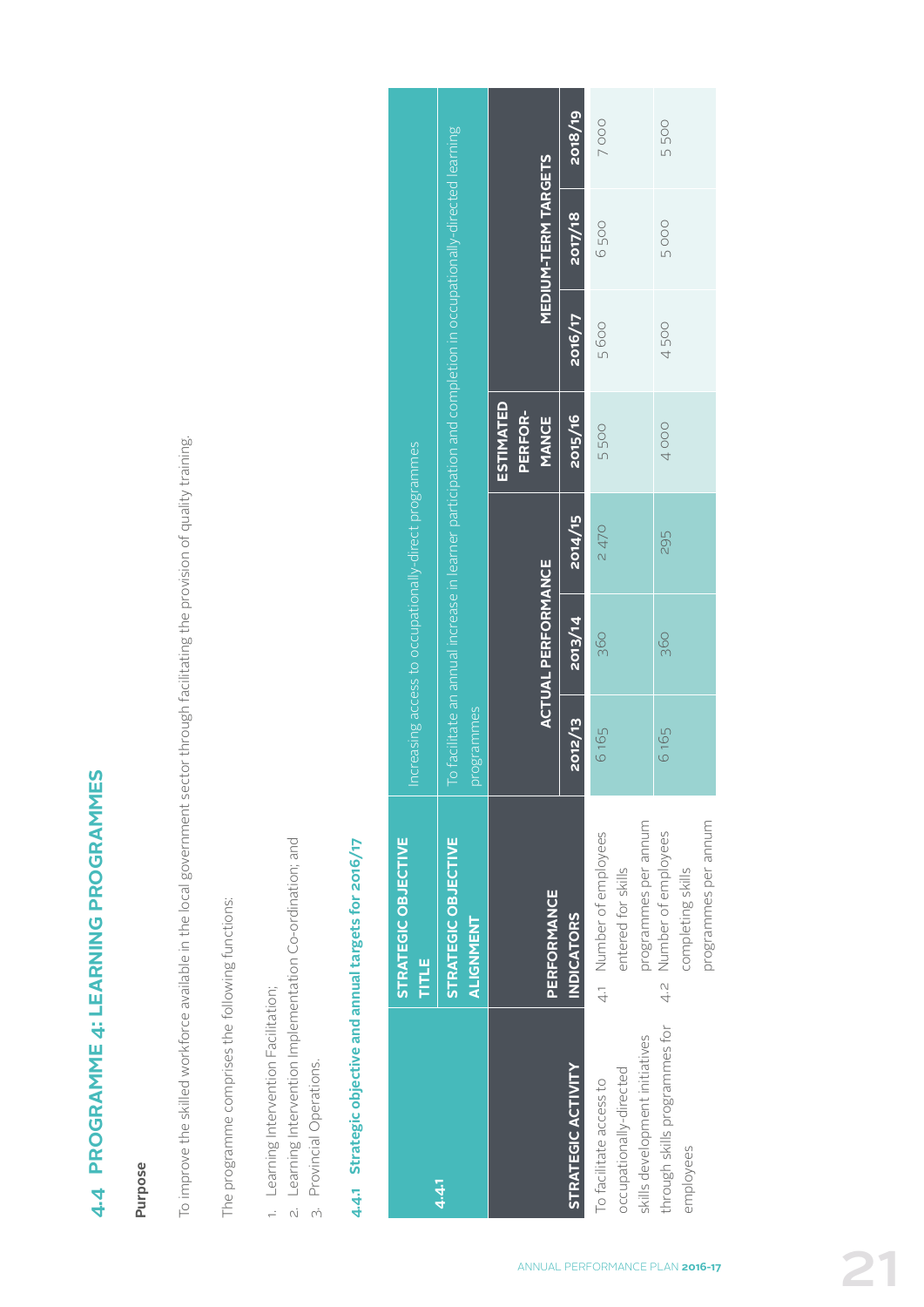## 4.4 PROGRAMME 4: LEARNING PROGRAMMES

**Purpose**

To improve the skilled workforce available in the local government sector through facilitating the provision of quality training.

The programme comprises the following functions:

1. Learning Intervention Facilitation;
2. Learning Intervention Implementation Co-ordination; and
3. Provincial Operations.

### 4.4.1 Strategic objective and annual targets for 2016/17

| 4.4.1 | STRATEGIC OBJECTIVE TITLE | Increasing access to occupationally-direct programmes | | | | | | |
|---|---|---|---|---|---|---|---|---|
| | STRATEGIC OBJECTIVE ALIGNMENT | To facilitate an annual increase in learner participation and completion in occupationally-directed learning programmes | | | | | | |
| STRATEGIC ACTIVITY | PERFORMANCE INDICATORS | ACTUAL PERFORMANCE | | | ESTIMATED PERFORMANCE | MEDIUM-TERM TARGETS | | |
| | | 2012/13 | 2013/14 | 2014/15 | 2015/16 | 2016/17 | 2017/18 | 2018/19 |
| To facilitate access to occupationally-directed skills development initiatives through skills programmes for employees | 4.1 Number of employees entered for skills programmes per annum | 6 165 | 360 | 2 470 | 5 500 | 5 600 | 6 500 | 7 000 |
| | 4.2 Number of employees completing skills programmes per annum | 6 165 | 360 | 295 | 4 000 | 4 500 | 5 000 | 5 500 |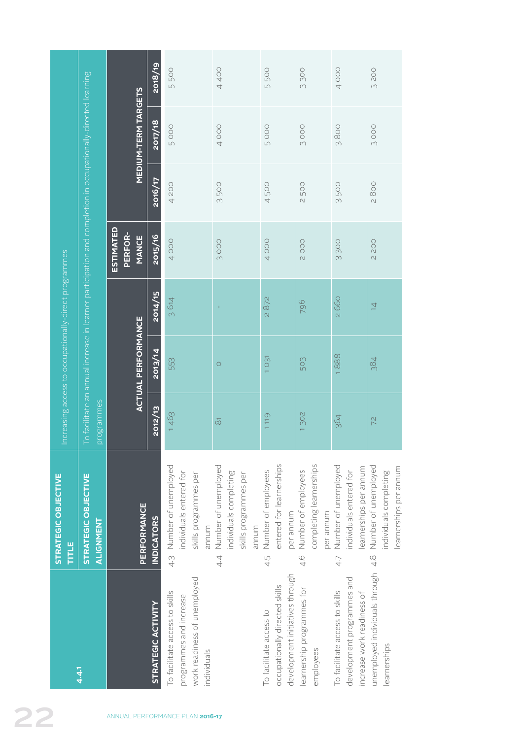| 4.4.1 | STRATEGIC OBJECTIVE TITLE | Increasing access to occupationally-direct programmes | | | | | | | |
|---|---|---|---|---|---|---|---|---|---|
| | STRATEGIC OBJECTIVE ALIGNMENT | To facilitate an annual increase in learner participation and completion in occupationally-directed learning programmes | | | | | | | |
| | PERFORMANCE | ACTUAL PERFORMANCE | | | ESTIMATED PERFOR-MANCE | MEDIUM-TERM TARGETS | | | |
| STRATEGIC ACTIVITY | INDICATORS | 2012/13 | 2013/14 | 2014/15 | 2015/16 | 2016/17 | 2017/18 | 2018/19 | |
| To facilitate access to skills programmes and increase work readiness of unemployed individuals | 4.3 Number of unemployed individuals entered for skills programmes per annum | 1 463 | 553 | 3 614 | 4 000 | 4 200 | 5 000 | 5 500 | |
| | 4.4 Number of unemployed individuals completing skills programmes per annum | 81 | 0 | - | 3 000 | 3 500 | 4 000 | 4 400 | |
| To facilitate access to occupationally directed skills development initiatives through learnership programmes for employees | 4.5 Number of employees entered for learnerships per annum | 1 119 | 1 031 | 2 872 | 4 000 | 4 500 | 5 000 | 5 500 | |
| | 4.6 Number of employees completing learnerships per annum | 1 302 | 503 | 796 | 2 000 | 2 500 | 3 000 | 3 300 | |
| To facilitate access to skills development programmes and increase work readiness of unemployed individuals through learnerships | 4.7 Number of unemployed individuals entered for learnerships per annum | 364 | 1 888 | 2 660 | 3 300 | 3 500 | 3 800 | 4 000 | |
| | 4.8 Number of unemployed individuals completing learnerships per annum | 72 | 384 | 14 | 2 200 | 2 800 | 3 000 | 3 200 | |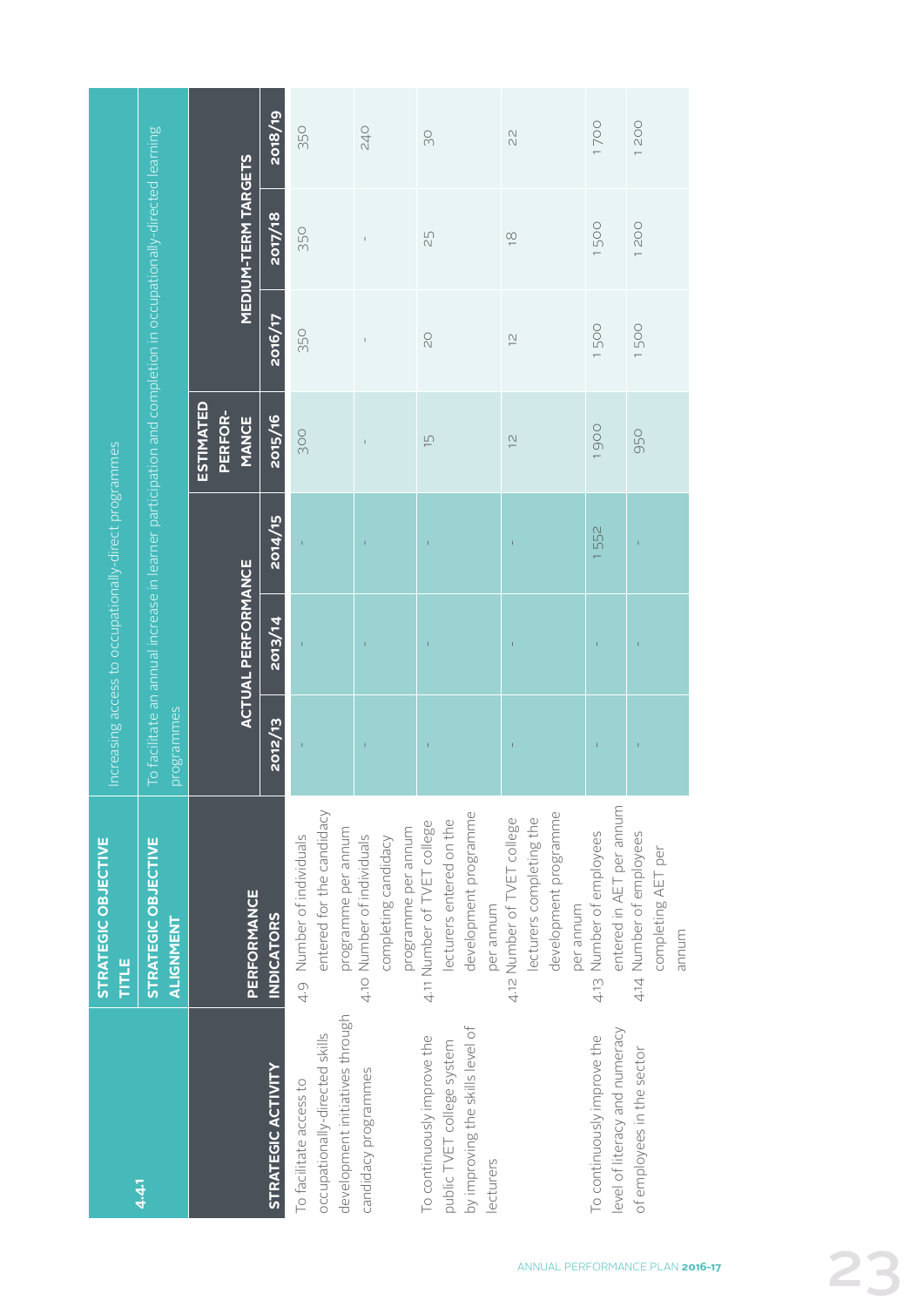| 4.4.1 | STRATEGIC OBJECTIVE TITLE | Increasing access to occupationally-direct programmes | | | | | | | |
|---|---|---|---|---|---|---|---|---|---|
| | STRATEGIC OBJECTIVE ALIGNMENT | To facilitate an annual increase in learner participation and completion in occupationally-directed learning programmes | | | | | | | |
| STRATEGIC ACTIVITY | PERFORMANCE INDICATORS | ACTUAL PERFORMANCE | | | ESTIMATED PERFOR-MANCE | MEDIUM-TERM TARGETS | | |
| | | 2012/13 | 2013/14 | 2014/15 | 2015/16 | 2016/17 | 2017/18 | 2018/19 |
| To facilitate access to occupationally-directed skills development initiatives through candidacy programmes | 4.9 Number of individuals entered for the candidacy programme per annum | - | - | - | 300 | 350 | 350 | 350 |
| | 4.10 Number of individuals completing candidacy programme per annum | - | - | - | - | - | - | 240 |
| To continuously improve the public TVET college system by improving the skills level of lecturers | 4.11 Number of TVET college lecturers entered on the development programme per annum | - | - | - | 15 | 20 | 25 | 30 |
| | 4.12 Number of TVET college lecturers completing the development programme per annum | - | - | - | 12 | 12 | 18 | 22 |
| To continuously improve the level of literacy and numeracy of employees in the sector | 4.13 Number of employees entered in AET per annum | - | - | 1 552 | 1 900 | 1 500 | 1 500 | 1 700 |
| | 4.14 Number of employees completing AET per annum | - | - | - | 950 | 1 500 | 1 200 | 1 200 |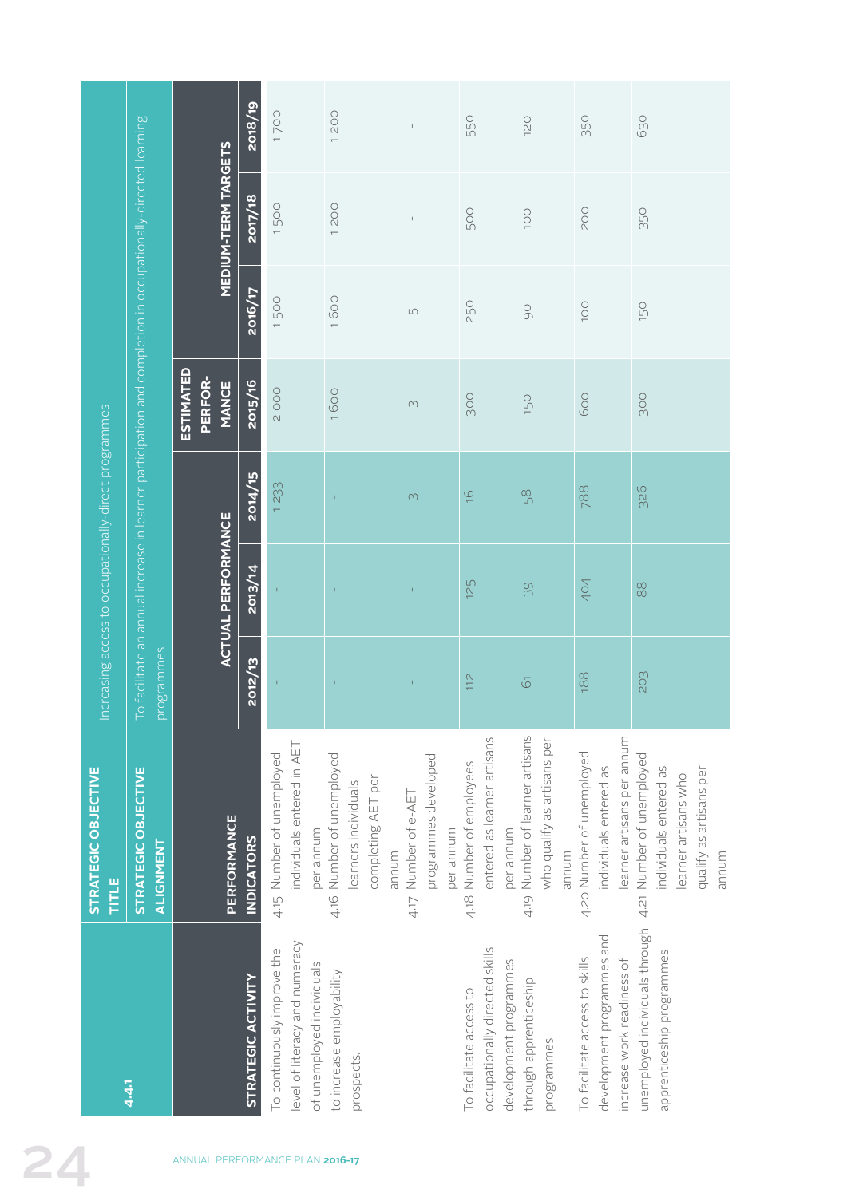| 4.4.1 | STRATEGIC OBJECTIVE TITLE | Increasing access to occupationally-direct programmes | | | | | | |
|---|---|---|---|---|---|---|---|---|
| | STRATEGIC OBJECTIVE ALIGNMENT | To facilitate an annual increase in learner participation and completion in occupationally-directed learning programmes | | | | | | |
| STRATEGIC ACTIVITY | PERFORMANCE INDICATORS | ACTUAL PERFORMANCE | | | ESTIMATED PERFORMANCE | MEDIUM-TERM TARGETS | | |
| | | 2012/13 | 2013/14 | 2014/15 | 2015/16 | 2016/17 | 2017/18 | 2018/19 |
| To continuously improve the level of literacy and numeracy of unemployed individuals to increase employability prospects. | 4.15 Number of unemployed individuals entered in AET per annum | - | - | 1 233 | 2 000 | 1 500 | 1 500 | 1 700 |
| | 4.16 Number of unemployed learners individuals completing AET per annum | - | - | - | 1 600 | 1 600 | 1 200 | 1 200 |
| | 4.17 Number of e-AET programmes developed per annum | - | - | 3 | 3 | 5 | - | - |
| To facilitate access to occupationally directed skills development programmes through apprenticeship programmes | 4.18 Number of employees entered as learner artisans per annum | 112 | 125 | 16 | 300 | 250 | 500 | 550 |
| | 4.19 Number of learner artisans who qualify as artisans per annum | 61 | 39 | 58 | 150 | 90 | 100 | 120 |
| To facilitate access to skills development programmes and increase work readiness of unemployed individuals through apprenticeship programmes | 4.20 Number of unemployed individuals entered as learner artisans per annum | 188 | 404 | 788 | 600 | 100 | 200 | 350 |
| | 4.21 Number of unemployed individuals entered as learner artisans who qualify as artisans per annum | 203 | 88 | 326 | 300 | 150 | 350 | 630 |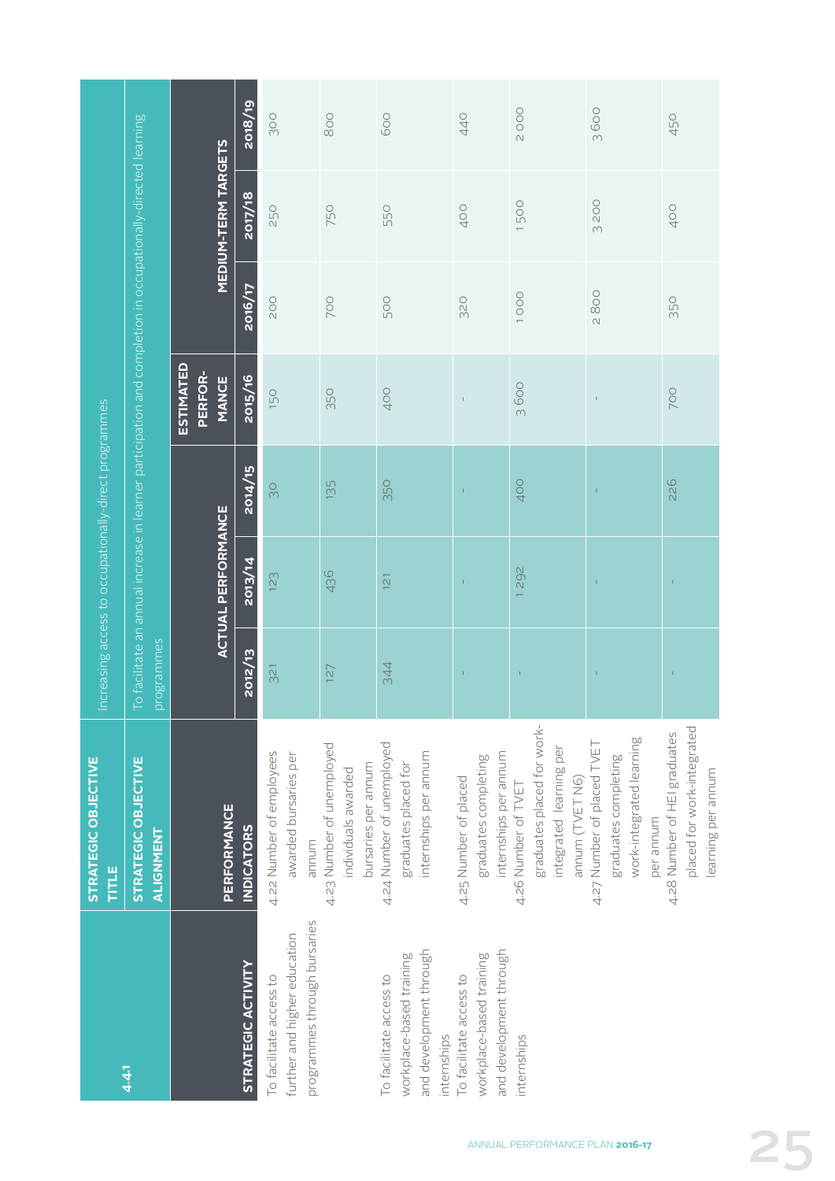| 4.4.1 | STRATEGIC OBJECTIVE TITLE | Increasing access to occupationally-direct programmes | | | | | | |
|---|---|---|---|---|---|---|---|---|
| | STRATEGIC OBJECTIVE ALIGNMENT | To facilitate an annual increase in learner participation and completion in occupationally-directed learning programmes | | | | | | |
| STRATEGIC ACTIVITY | PERFORMANCE INDICATORS | ACTUAL PERFORMANCE | | | ESTIMATED PERFORMANCE | MEDIUM-TERM TARGETS | | |
| | | 2012/13 | 2013/14 | 2014/15 | 2015/16 | 2016/17 | 2017/18 | 2018/19 |
| To facilitate access to further and higher education programmes through bursaries | 4.22 Number of employees awarded bursaries per annum | 321 | 123 | 30 | 150 | 200 | 250 | 300 |
| | 4.23 Number of unemployed individuals awarded bursaries per annum | 127 | 436 | 135 | 350 | 700 | 750 | 800 |
| To facilitate access to workplace-based training and development through internships | 4.24 Number of unemployed graduates placed for internships per annum | 344 | 121 | 350 | 400 | 500 | 550 | 600 |
| To facilitate access to workplace-based training and development through internships | 4.25 Number of placed graduates completing internships per annum | - | - | - | - | 320 | 400 | 440 |
| | 4.26 Number of TVET graduates placed for work-integrated learning per annum (TVET N6) | - | 1 292 | 400 | 3 600 | 1 000 | 1 500 | 2 000 |
| | 4.27 Number of placed TVET graduates completing work-integrated learning per annum | - | - | - | - | 2 800 | 3 200 | 3 600 |
| | 4.28 Number of HEI graduates placed for work-integrated learning per annum | - | - | 226 | 700 | 350 | 400 | 450 |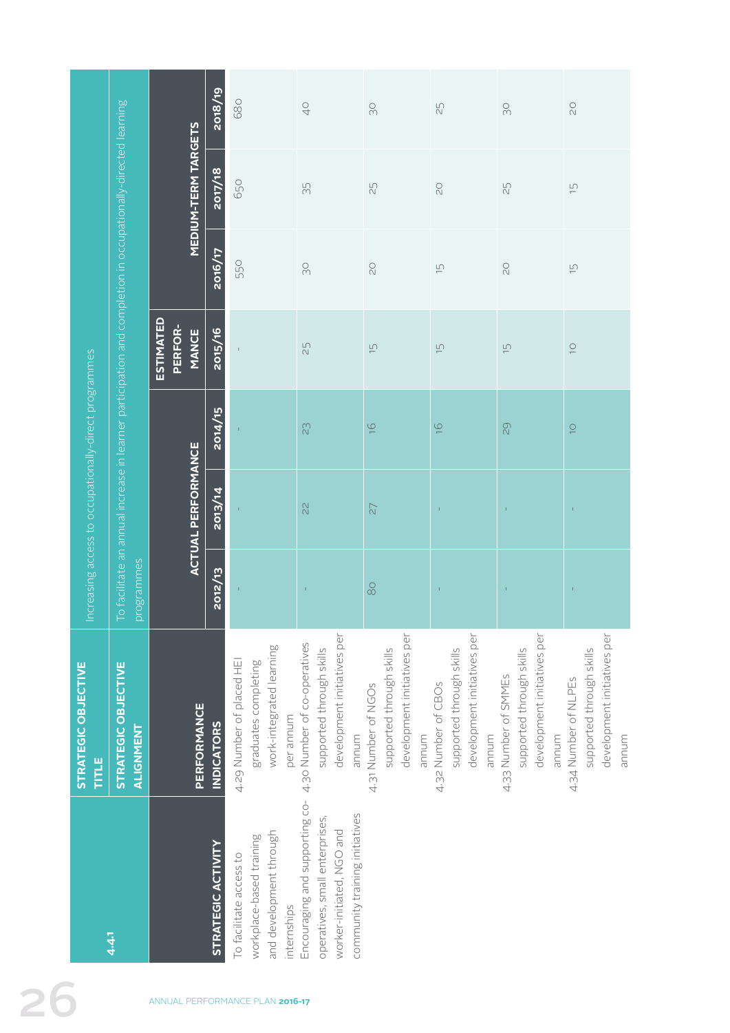| 4.4.1 | STRATEGIC OBJECTIVE TITLE | Increasing access to occupationally-direct programmes | | | | | | |
|---|---|---|---|---|---|---|---|---|
| | STRATEGIC OBJECTIVE ALIGNMENT | To facilitate an annual increase in learner participation and completion in occupationally-directed learning programmes | | | | | | |
| | | ACTUAL PERFORMANCE | | | ESTIMATED PERFOR-MANCE | MEDIUM-TERM TARGETS | | |
| STRATEGIC ACTIVITY | PERFORMANCE INDICATORS | 2012/13 | 2013/14 | 2014/15 | 2015/16 | 2016/17 | 2017/18 | 2018/19 |
| To facilitate access to workplace-based training and development through internships | 4.29 Number of placed HEI graduates completing work-integrated learning per annum | - | - | - | - | 550 | 650 | 680 |
| Encouraging and supporting co-operatives, small enterprises, worker-initiated, NGO and community training initiatives | 4.30 Number of co-operatives supported through skills development initiatives per annum | - | 22 | 23 | 25 | 30 | 35 | 40 |
| | 4.31 Number of NGOs supported through skills development initiatives per annum | 80 | 27 | 16 | 15 | 20 | 25 | 30 |
| | 4.32 Number of CBOs supported through skills development initiatives per annum | - | - | 16 | 15 | 15 | 20 | 25 |
| | 4.33 Number of SMMEs supported through skills development initiatives per annum | - | - | 29 | 15 | 20 | 25 | 30 |
| | 4.34 Number of NLPEs supported through skills development initiatives per annum | - | - | 10 | 10 | 15 | 15 | 20 |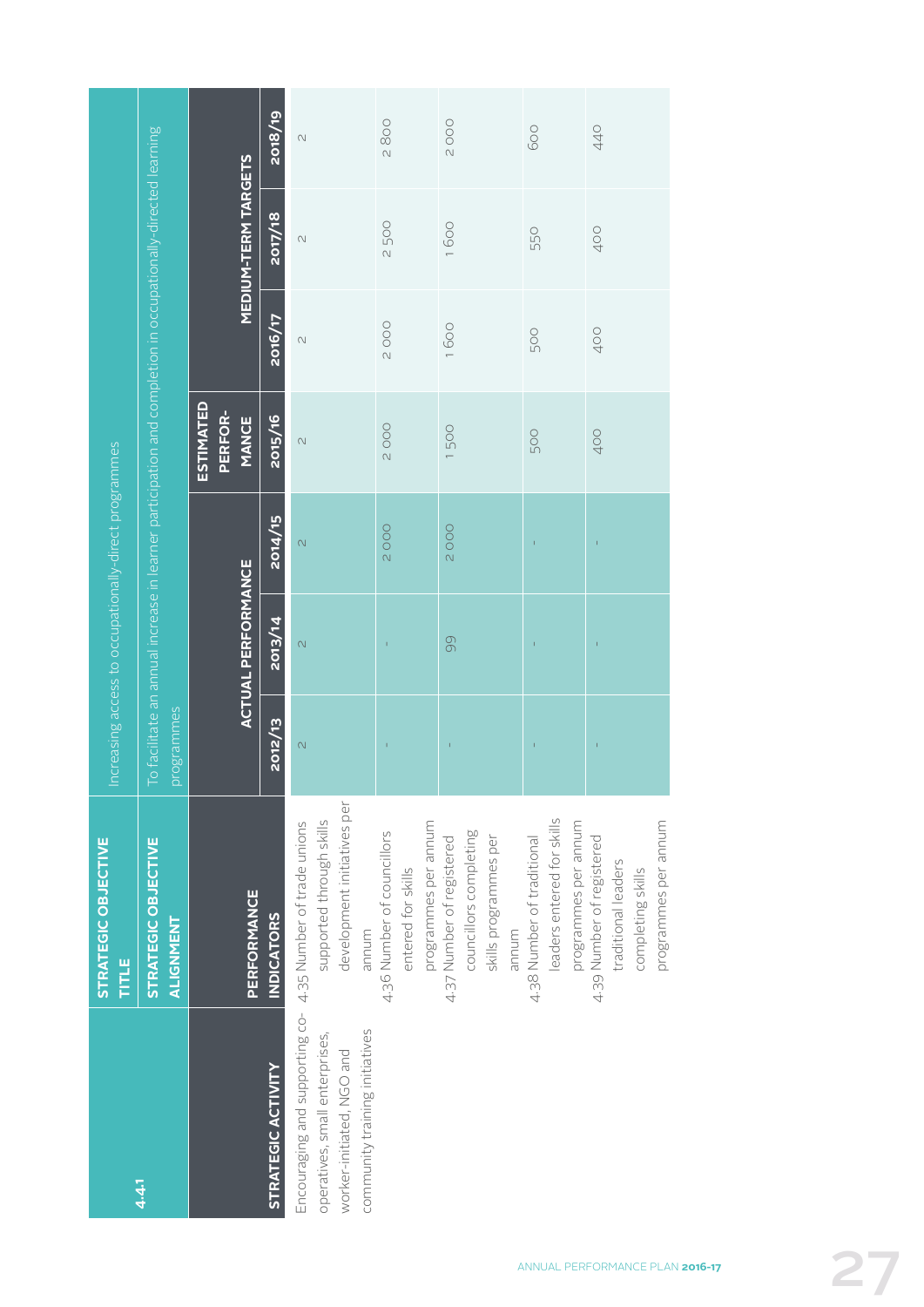| 4.4.1 | STRATEGIC OBJECTIVE TITLE | Increasing access to occupationally-direct programmes | | | | | | |
|---|---|---|---|---|---|---|---|---|
| | STRATEGIC OBJECTIVE ALIGNMENT | To facilitate an annual increase in learner participation and completion in occupationally-directed learning programmes | | | | | | |
| | PERFORMANCE | ACTUAL PERFORMANCE | | | ESTIMATED PERFOR-MANCE | MEDIUM-TERM TARGETS | | |
| STRATEGIC ACTIVITY | INDICATORS | 2012/13 | 2013/14 | 2014/15 | 2015/16 | 2016/17 | 2017/18 | 2018/19 |
| Encouraging and supporting co-operatives, small enterprises, worker-initiated, NGO and community training initiatives | 4.35 Number of trade unions supported through skills development initiatives per annum | 2 | 2 | 2 | 2 | 2 | 2 | 2 |
| | 4.36 Number of councillors entered for skills programmes per annum | - | - | 2 000 | 2 000 | 2 000 | 2 500 | 2 800 |
| | 4.37 Number of registered councillors completing skills programmes per annum | - | 99 | 2 000 | 1 500 | 1 600 | 1 600 | 2 000 |
| | 4.38 Number of traditional leaders entered for skills programmes per annum | - | - | - | 500 | 500 | 550 | 600 |
| | 4.39 Number of registered traditional leaders completing skills programmes per annum | - | - | - | 400 | 400 | 400 | 440 |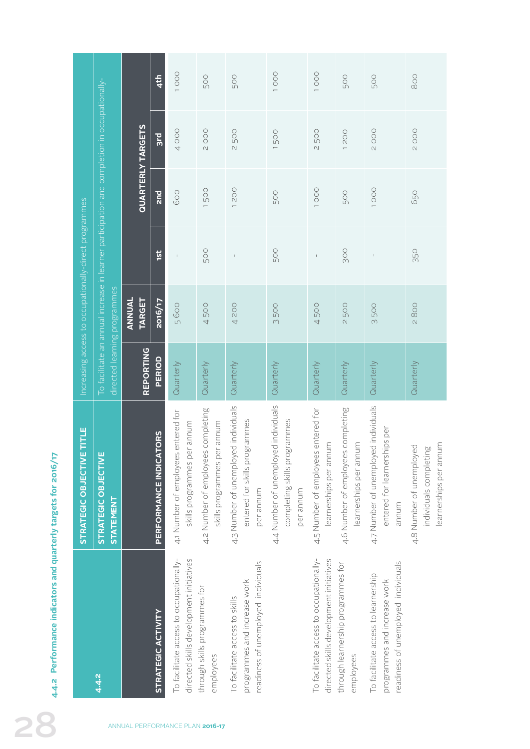## 4.4.2 Performance indicators and quarterly targets for 2016/17

| 4.4.2 | STRATEGIC OBJECTIVE TITLE | Increasing access to occupationally-direct programmes | | | | | |
|---|---|---|---|---|---|---|---|
| | STRATEGIC OBJECTIVE STATEMENT | To facilitate an annual increase in learner participation and completion in occupationally-directed learning programmes | | | | | |
| STRATEGIC ACTIVITY | PERFORMANCE INDICATORS | REPORTING PERIOD | ANNUAL TARGET 2016/17 | QUARTERLY TARGETS 1st | 2nd | 3rd | 4th |
| To facilitate access to occupationally-directed skills development initiatives through skills programmes for employees | 4.1 Number of employees entered for skills programmes per annum | Quarterly | 5 600 | - | 600 | 4 000 | 1 000 |
| | 4.2 Number of employees completing skills programmes per annum | Quarterly | 4 500 | 500 | 1 500 | 2 000 | 500 |
| To facilitate access to skills programmes and increase work readiness of unemployed individuals | 4.3 Number of unemployed individuals entered for skills programmes per annum | Quarterly | 4 200 | - | 1 200 | 2 500 | 500 |
| | 4.4 Number of unemployed individuals completing skills programmes per annum | Quarterly | 3 500 | 500 | 500 | 1 500 | 1 000 |
| To facilitate access to occupationally-directed skills development initiatives through learnership programmes for employees | 4.5 Number of employees entered for learnerships per annum | Quarterly | 4 500 | - | 1 000 | 2 500 | 1 000 |
| | 4.6 Number of employees completing learnerships per annum | Quarterly | 2 500 | 300 | 500 | 1 200 | 500 |
| To facilitate access to learnership programmes and increase work readiness of unemployed individuals | 4.7 Number of unemployed individuals entered for learnerships per annum | Quarterly | 3 500 | - | 1 000 | 2 000 | 500 |
| | 4.8 Number of unemployed individuals completing learnerships per annum | Quarterly | 2 800 | 350 | 650 | 2 000 | 800 |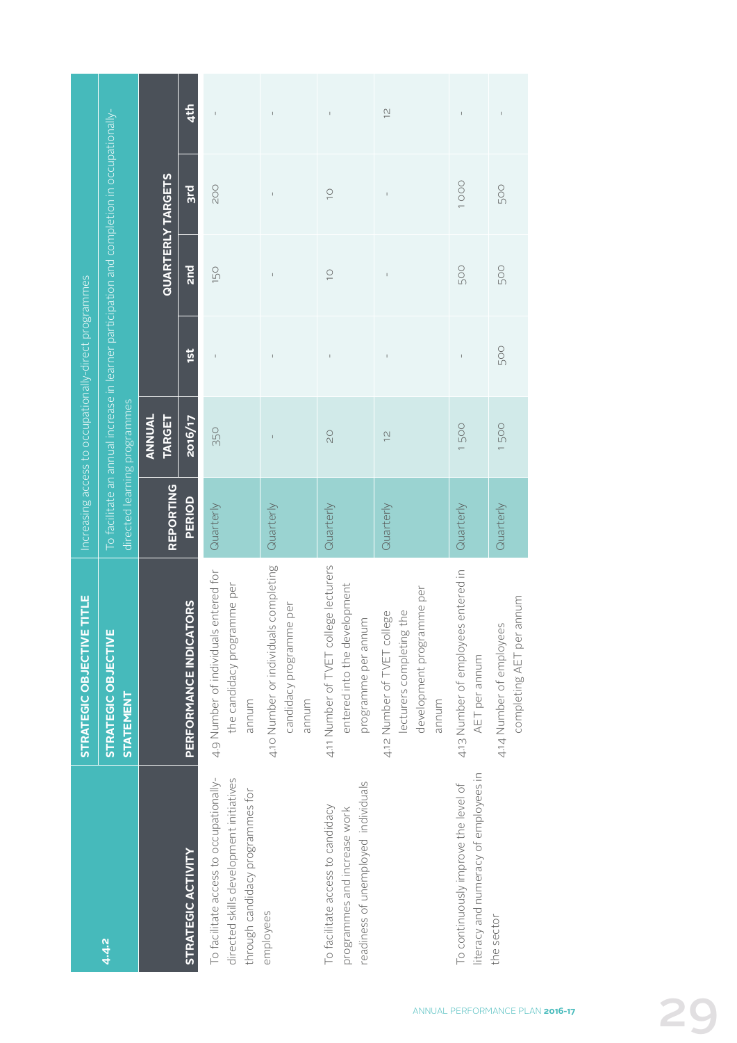| 4.4.2 | STRATEGIC OBJECTIVE TITLE | Increasing access to occupationally-direct programmes | | | | | |
|---|---|---|---|---|---|---|---|
| | **STRATEGIC OBJECTIVE STATEMENT** | To facilitate an annual increase in learner participation and completion in occupationally-directed learning programmes | | | | | |
| **STRATEGIC ACTIVITY** | **PERFORMANCE INDICATORS** | **REPORTING PERIOD** | **ANNUAL TARGET 2016/17** | **QUARTERLY TARGETS** | | | |
| | | | | **1st** | **2nd** | **3rd** | **4th** |
| To facilitate access to occupationally-directed skills development initiatives through candidacy programmes for employees | 4.9 Number of individuals entered for the candidacy programme per annum | Quarterly | 350 | - | 150 | 200 | - |
| | 4.10 Number or individuals completing candidacy programme per annum | Quarterly | - | - | - | - | - |
| To facilitate access to candidacy programmes and increase work readiness of unemployed individuals | 4.11 Number of TVET college lecturers entered into the development programme per annum | Quarterly | 20 | - | 10 | 10 | - |
| | 4.12 Number of TVET college lecturers completing the development programme per annum | Quarterly | 12 | - | - | - | 12 |
| To continuously improve the level of literacy and numeracy of employees in the sector | 4.13 Number of employees entered in AET per annum | Quarterly | 1 500 | - | 500 | 1 000 | - |
| | 4.14 Number of employees completing AET per annum | Quarterly | 1 500 | 500 | 500 | 500 | - |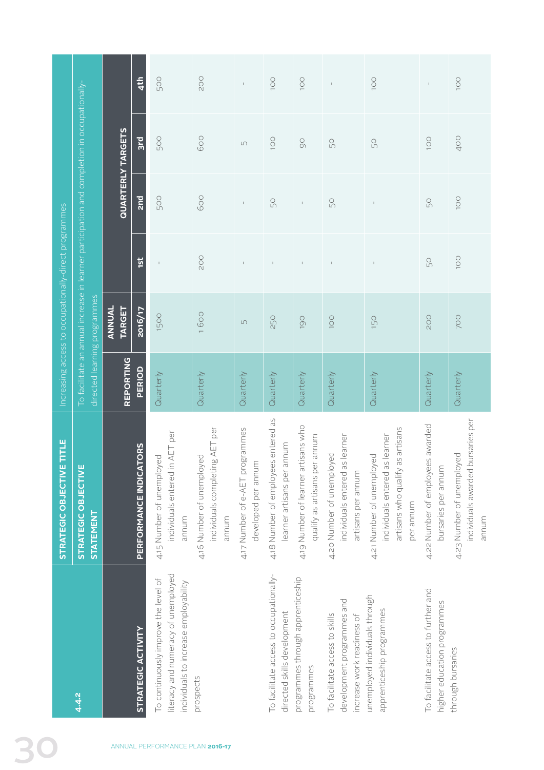| 4.4.2 | STRATEGIC OBJECTIVE TITLE | Increasing access to occupationally-direct programmes | | | | | |
|---|---|---|---|---|---|---|---|
| | STRATEGIC OBJECTIVE STATEMENT | To facilitate an annual increase in learner participation and completion in occupationally-directed learning programmes | | | | | |
| STRATEGIC ACTIVITY | PERFORMANCE INDICATORS | REPORTING PERIOD | ANNUAL TARGET 2016/17 | QUARTERLY TARGETS | | | |
| | | | | 1st | 2nd | 3rd | 4th |
| To continuously improve the level of literacy and numeracy of unemployed individuals to increase employability prospects | 4.15 Number of unemployed individuals entered in AET per annum | Quarterly | 1500 | - | 500 | 500 | 500 |
| | 4.16 Number of unemployed individuals completing AET per annum | Quarterly | 1 600 | 200 | 600 | 600 | 200 |
| | 4.17 Number of e-AET programmes developed per annum | Quarterly | 5 | - | - | 5 | - |
| To facilitate access to occupationally-directed skills development programmes through apprenticeship programmes | 4.18 Number of employees entered as learner artisans per annum | Quarterly | 250 | - | 50 | 100 | 100 |
| | 4.19 Number of learner artisans who qualify as artisans per annum | Quarterly | 190 | - | - | 90 | 100 |
| To facilitate access to skills development programmes and increase work readiness of unemployed individuals through apprenticeship programmes | 4.20 Number of unemployed individuals entered as learner artisans per annum | Quarterly | 100 | - | 50 | 50 | - |
| | 4.21 Number of unemployed individuals entered as learner artisans who qualify as artisans per annum | Quarterly | 150 | - | - | 50 | 100 |
| To facilitate access to further and higher education programmes through bursaries | 4.22 Number of employees awarded bursaries per annum | Quarterly | 200 | 50 | 50 | 100 | - |
| | 4.23 Number of unemployed individuals awarded bursaries per annum | Quarterly | 700 | 100 | 100 | 400 | 100 |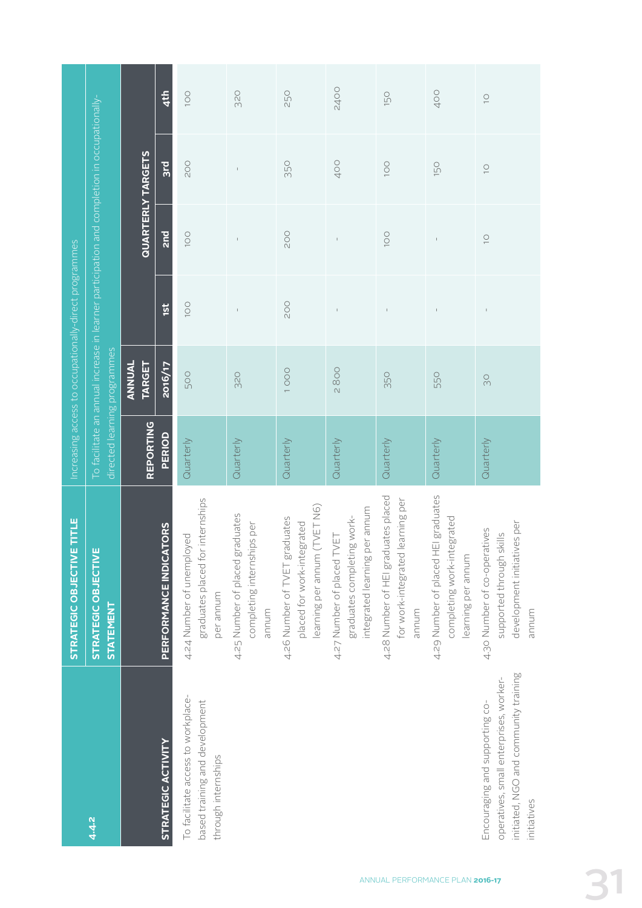| 4.4.2 | STRATEGIC OBJECTIVE TITLE | Increasing access to occupationally-direct programmes | | | | | |
|---|---|---|---|---|---|---|---|
| | STRATEGIC OBJECTIVE STATEMENT | To facilitate an annual increase in learner participation and completion in occupationally-directed learning programmes | | | | | |
| STRATEGIC ACTIVITY | PERFORMANCE INDICATORS | REPORTING PERIOD | ANNUAL TARGET 2016/17 | QUARTERLY TARGETS | | | |
| | | | | 1st | 2nd | 3rd | 4th |
| To facilitate access to workplace-based training and development through internships | 4.24 Number of unemployed graduates placed for internships per annum | Quarterly | 500 | 100 | 100 | 200 | 100 |
| | 4.25 Number of placed graduates completing internships per annum | Quarterly | 320 | - | - | - | 320 |
| | 4.26 Number of TVET graduates placed for work-integrated learning per annum (TVET N6) | Quarterly | 1 000 | 200 | 200 | 350 | 250 |
| | 4.27 Number of placed TVET graduates completing work-integrated learning per annum | Quarterly | 2 800 | - | - | 400 | 2400 |
| | 4.28 Number of HEI graduates placed for work-integrated learning per annum | Quarterly | 350 | - | 100 | 100 | 150 |
| | 4.29 Number of placed HEI graduates completing work-integrated learning per annum | Quarterly | 550 | - | - | 150 | 400 |
| Encouraging and supporting co-operatives, small enterprises, worker-initiated, NGO and community training initiatives | 4.30 Number of co-operatives supported through skills development initiatives per annum | Quarterly | 30 | - | 10 | 10 | 10 |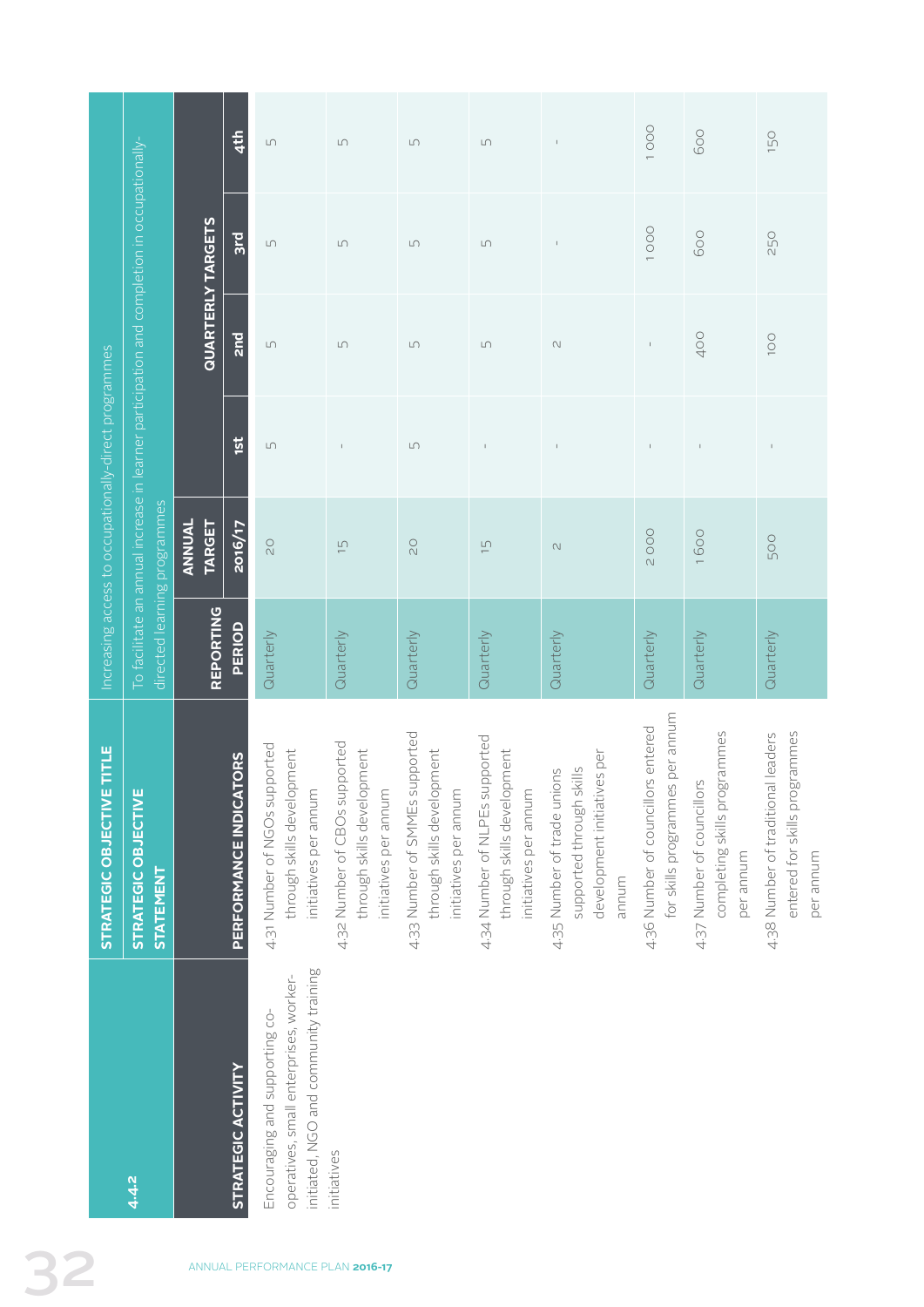| 4.4.2 | STRATEGIC OBJECTIVE TITLE | Increasing access to occupationally-direct programmes | | | | | |
|---|---|---|---|---|---|---|---|
| | **STRATEGIC OBJECTIVE STATEMENT** | To facilitate an annual increase in learner participation and completion in occupationally-directed learning programmes | | | | | |
| **STRATEGIC ACTIVITY** | **PERFORMANCE INDICATORS** | **REPORTING PERIOD** | **ANNUAL TARGET 2016/17** | **QUARTERLY TARGETS** | | | |
| | | | | **1st** | **2nd** | **3rd** | **4th** |
| Encouraging and supporting co-operatives, small enterprises, worker-initiated, NGO and community training initiatives | 4.31 Number of NGOs supported through skills development initiatives per annum | Quarterly | 20 | 5 | 5 | 5 | 5 |
| | 4.32 Number of CBOs supported through skills development initiatives per annum | Quarterly | 15 | - | 5 | 5 | 5 |
| | 4.33 Number of SMMEs supported through skills development initiatives per annum | Quarterly | 20 | 5 | 5 | 5 | 5 |
| | 4.34 Number of NLPEs supported through skills development initiatives per annum | Quarterly | 15 | - | 5 | 5 | 5 |
| | 4.35 Number of trade unions supported through skills development initiatives per annum | Quarterly | 2 | - | 2 | - | - |
| | 4.36 Number of councillors entered for skills programmes per annum | Quarterly | 2 000 | - | - | 1 000 | 1 000 |
| | 4.37 Number of councillors completing skills programmes per annum | Quarterly | 1 600 | - | 400 | 600 | 600 |
| | 4.38 Number of traditional leaders entered for skills programmes per annum | Quarterly | 500 | - | 100 | 250 | 150 |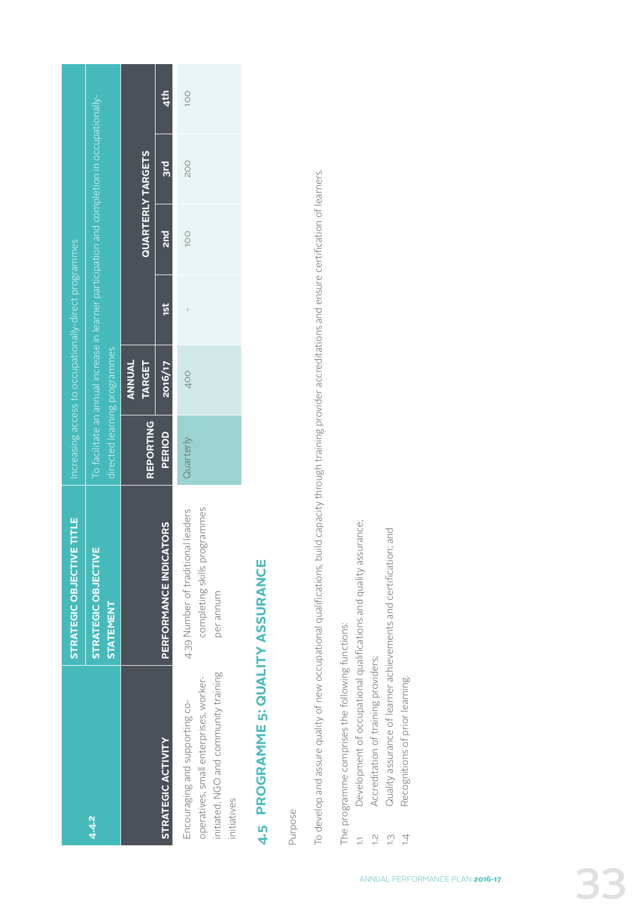| 4.4.2 | STRATEGIC OBJECTIVE TITLE | Increasing access to occupationally-direct programmes | | | | | |
|---|---|---|---|---|---|---|---|
| | STRATEGIC OBJECTIVE STATEMENT | To facilitate an annual increase in learner participation and completion in occupationally-directed learning programmes | | | | | |
| STRATEGIC ACTIVITY | PERFORMANCE INDICATORS | REPORTING PERIOD | ANNUAL TARGET | QUARTERLY TARGETS | | | |
| | | | 2016/17 | 1st | 2nd | 3rd | 4th |
| Encouraging and supporting co-operatives, small enterprises, worker-initiated, NGO and community training initiatives | 4.39 Number of traditional leaders completing skills programmes per annum | Quarterly | 400 | - | 100 | 200 | 100 |

## 4.5 PROGRAMME 5: QUALITY ASSURANCE

Purpose

To develop and assure quality of new occupational qualifications, build capacity through training provider accreditations and ensure certification of learners.

The programme comprises the following functions:

1.1 Development of occupational qualifications and quality assurance;
1.2 Accreditation of training providers;
1.3 Quality assurance of learner achievements and certification; and
1.4 Recognitions of prior learning.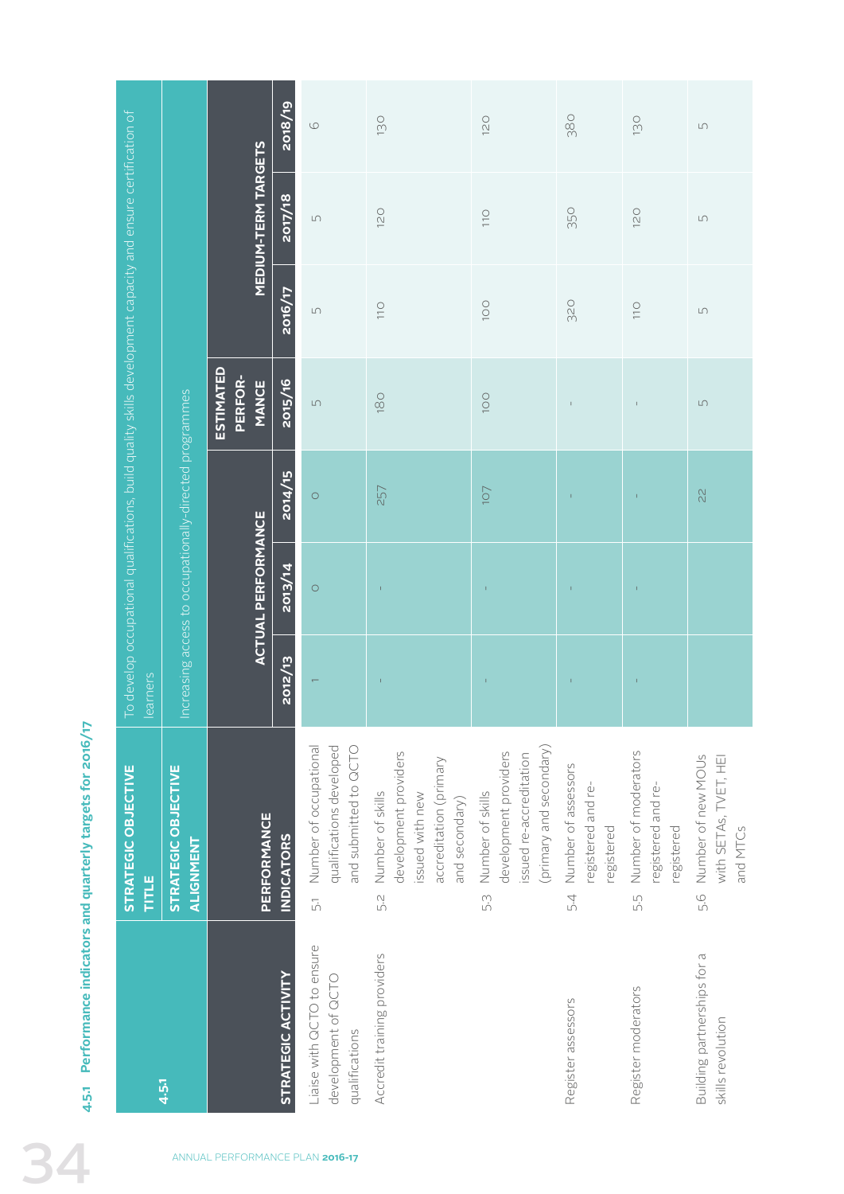### 4.5.1 Performance indicators and quarterly targets for 2016/17

| 4.5.1 | STRATEGIC OBJECTIVE TITLE | To develop occupational qualifications, build quality skills development capacity and ensure certification of learners | | | | | | |
|---|---|---|---|---|---|---|---|---|
| | STRATEGIC OBJECTIVE ALIGNMENT | Increasing access to occupationally-directed programmes | | | | | | |
| STRATEGIC ACTIVITY | PERFORMANCE INDICATORS | ACTUAL PERFORMANCE | | | ESTIMATED PERFOR-MANCE | MEDIUM-TERM TARGETS | | |
| | | 2012/13 | 2013/14 | 2014/15 | 2015/16 | 2016/17 | 2017/18 | 2018/19 |
| Liaise with QCTO to ensure development of QCTO qualifications | 5.1 Number of occupational qualifications developed and submitted to QCTO | 1 | 0 | 0 | 5 | 5 | 5 | 6 |
| Accredit training providers | 5.2 Number of skills development providers issued with new accreditation (primary and secondary) | - | - | 257 | 180 | 110 | 120 | 130 |
| | 5.3 Number of skills development providers issued re-accreditation (primary and secondary) | - | - | 107 | 100 | 100 | 110 | 120 |
| Register assessors | 5.4 Number of assessors registered and re-registered | - | - | - | - | 320 | 350 | 380 |
| Register moderators | 5.5 Number of moderators registered and re-registered | - | - | - | - | 110 | 120 | 130 |
| Building partnerships for a skills revolution | 5.6 Number of new MOUs with SETAs, TVET, HEI and MTCs | | | 22 | 5 | 5 | 5 | 5 |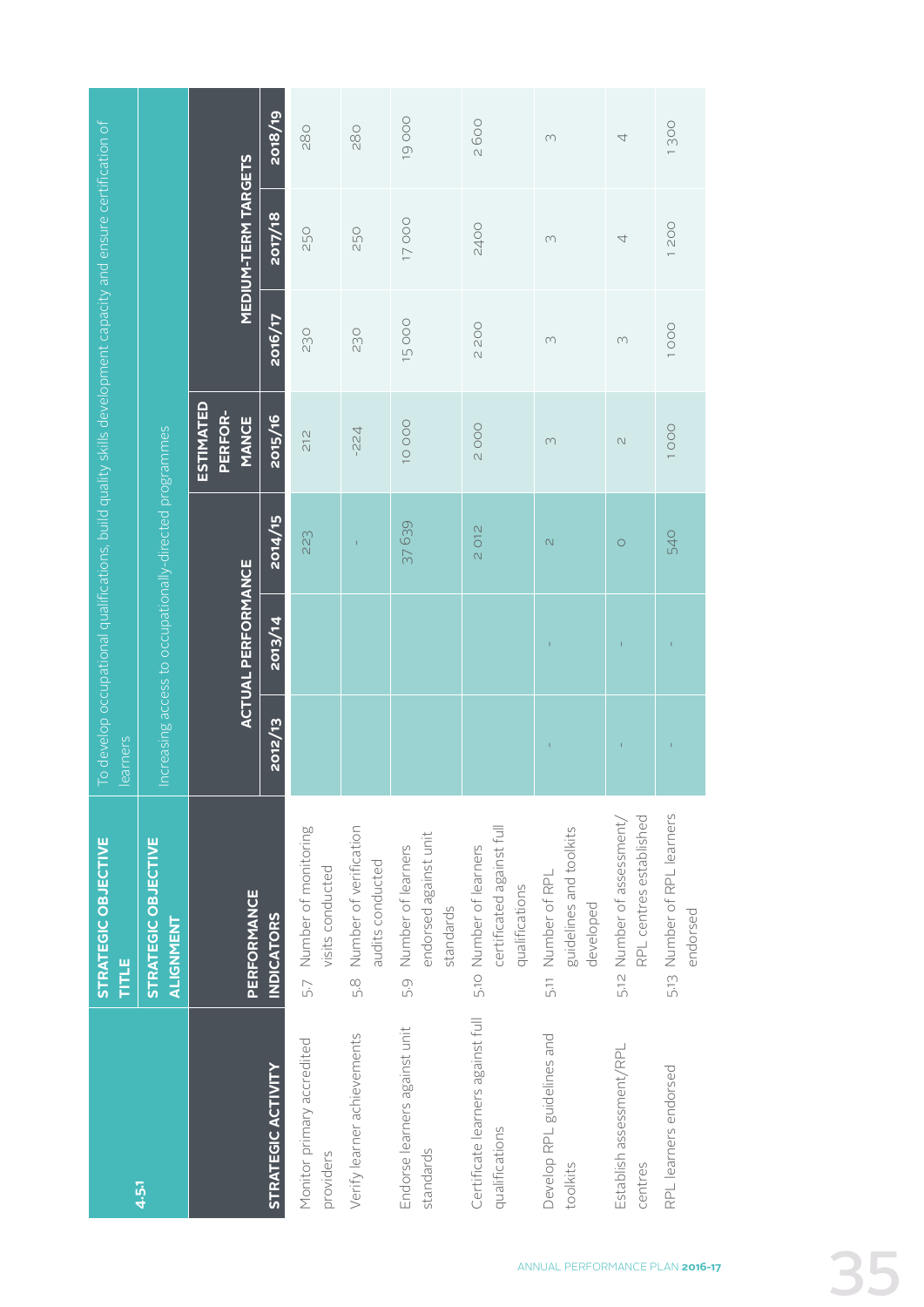| 4.5.1 | STRATEGIC OBJECTIVE TITLE | To develop occupational qualifications, build quality skills development capacity and ensure certification of learners | | | | | | |
|---|---|---|---|---|---|---|---|---|
| | STRATEGIC OBJECTIVE ALIGNMENT | Increasing access to occupationally-directed programmes | | | | | | |
| | PERFORMANCE | ACTUAL PERFORMANCE | | | ESTIMATED PERFOR-MANCE | MEDIUM-TERM TARGETS | | |
| STRATEGIC ACTIVITY | INDICATORS | 2012/13 | 2013/14 | 2014/15 | 2015/16 | 2016/17 | 2017/18 | 2018/19 |
| Monitor primary accredited providers | 5.7 Number of monitoring visits conducted | | | 223 | 212 | 230 | 250 | 280 |
| Verify learner achievements | 5.8 Number of verification audits conducted | | | - | -224 | 230 | 250 | 280 |
| Endorse learners against unit standards | 5.9 Number of learners endorsed against unit standards | | | 37 639 | 10 000 | 15 000 | 17 000 | 19 000 |
| Certificate learners against full qualifications | 5.10 Number of learners certificated against full qualifications | | | 2 012 | 2 000 | 2 200 | 2400 | 2 600 |
| Develop RPL guidelines and toolkits | 5.11 Number of RPL guidelines and toolkits developed | - | - | 2 | 3 | 3 | 3 | 3 |
| Establish assessment/RPL centres | 5.12 Number of assessment/RPL centres established | - | - | 0 | 2 | 3 | 4 | 4 |
| RPL learners endorsed | 5.13 Number of RPL learners endorsed | - | - | 540 | 1 000 | 1 000 | 1 200 | 1 300 |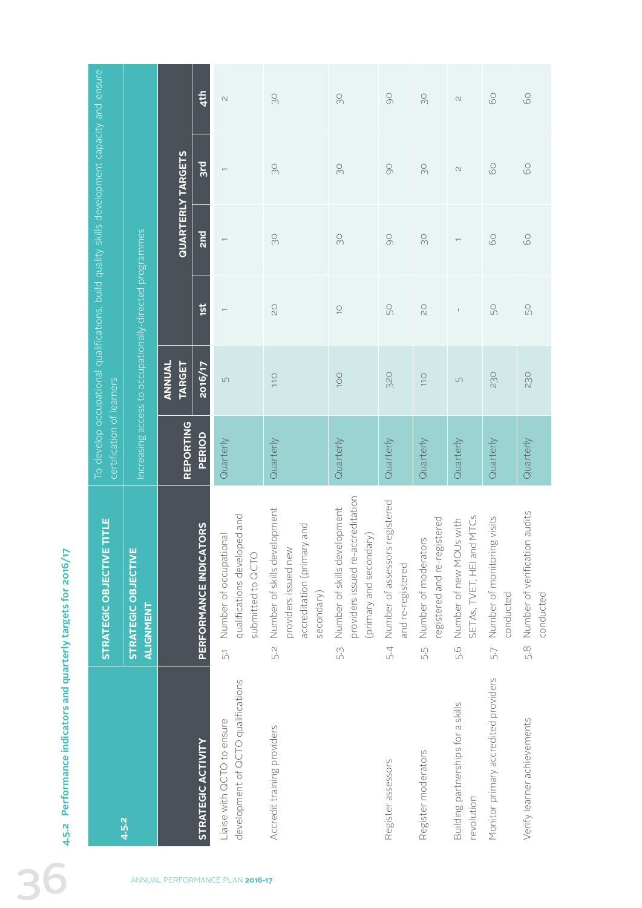### 4.5.2 Performance indicators and quarterly targets for 2016/17

| 4.5.2 | STRATEGIC OBJECTIVE TITLE | To develop occupational qualifications, build quality skills development capacity and ensure certification of learners | | | | | |
|---|---|---|---|---|---|---|---|
| | STRATEGIC OBJECTIVE ALIGNMENT | Increasing access to occupationally-directed programmes | | | | | |
| STRATEGIC ACTIVITY | PERFORMANCE INDICATORS | REPORTING PERIOD | ANNUAL TARGET 2016/17 | QUARTERLY TARGETS | | | |
| | | | | 1st | 2nd | 3rd | 4th |
| Liaise with QCTO to ensure development of QCTO qualifications | 5.1 Number of occupational qualifications developed and submitted to QCTO | Quarterly | 5 | 1 | 1 | 1 | 2 |
| Accredit training providers | 5.2 Number of skills development providers issued new accreditation (primary and secondary) | Quarterly | 110 | 20 | 30 | 30 | 30 |
| | 5.3 Number of skills development providers issued re-accreditation (primary and secondary) | Quarterly | 100 | 10 | 30 | 30 | 30 |
| Register assessors | 5.4 Number of assessors registered and re-registered | Quarterly | 320 | 50 | 90 | 90 | 90 |
| Register moderators | 5.5 Number of moderators registered and re-registered | Quarterly | 110 | 20 | 30 | 30 | 30 |
| Building partnerships for a skills revolution | 5.6 Number of new MOUs with SETAs, TVET, HEI and MTCs | Quarterly | 5 | - | 1 | 2 | 2 |
| Monitor primary accredited providers | 5.7 Number of monitoring visits conducted | Quarterly | 230 | 50 | 60 | 60 | 60 |
| Verify learner achievements | 5.8 Number of verification audits conducted | Quarterly | 230 | 50 | 60 | 60 | 60 |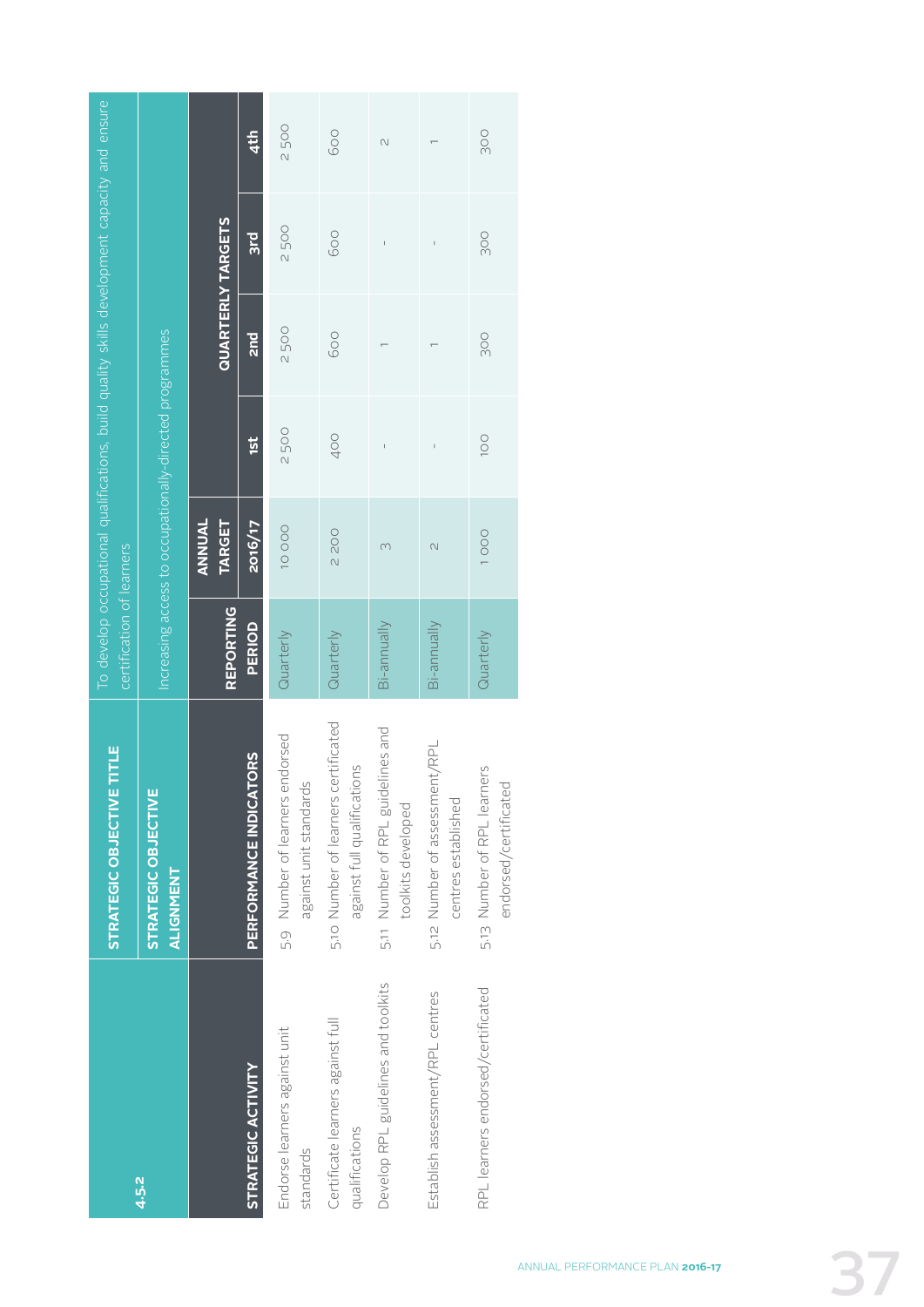| 4.5.2 | STRATEGIC OBJECTIVE TITLE | To develop occupational qualifications, build quality skills development capacity and ensure certification of learners | | | | | |
|---|---|---|---|---|---|---|---|
| | STRATEGIC OBJECTIVE ALIGNMENT | Increasing access to occupationally-directed programmes | | | | | |
| STRATEGIC ACTIVITY | PERFORMANCE INDICATORS | REPORTING PERIOD | ANNUAL TARGET 2016/17 | QUARTERLY TARGETS | | | |
| | | | | 1st | 2nd | 3rd | 4th |
| Endorse learners against unit standards | 5.9 Number of learners endorsed against unit standards | Quarterly | 10 000 | 2 500 | 2 500 | 2 500 | 2 500 |
| Certificate learners against full qualifications | 5.10 Number of learners certificated against full qualifications | Quarterly | 2 200 | 400 | 600 | 600 | 600 |
| Develop RPL guidelines and toolkits | 5.11 Number of RPL guidelines and toolkits developed | Bi-annually | 3 | - | 1 | - | 2 |
| Establish assessment/RPL centres | 5.12 Number of assessment/RPL centres established | Bi-annually | 2 | - | 1 | - | 1 |
| RPL learners endorsed/certificated | 5.13 Number of RPL learners endorsed/certificated | Quarterly | 1 000 | 100 | 300 | 300 | 300 |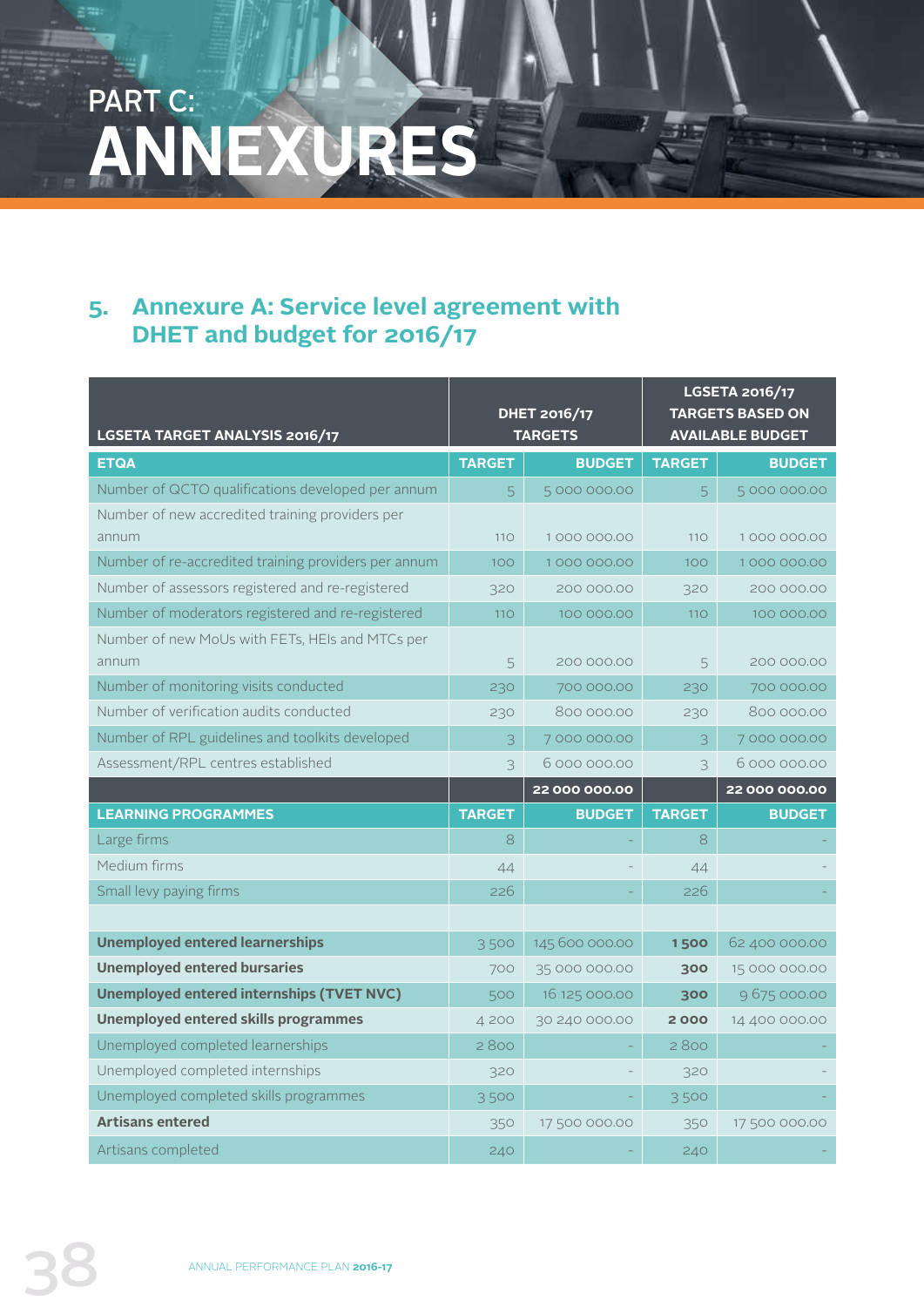# PART C: ANNEXURES

## 5. Annexure A: Service level agreement with DHET and budget for 2016/17

| LGSETA TARGET ANALYSIS 2016/17 | DHET 2016/17 TARGETS | | LGSETA 2016/17 TARGETS BASED ON AVAILABLE BUDGET | |
|---|---|---|---|---|
| **ETQA** | **TARGET** | **BUDGET** | **TARGET** | **BUDGET** |
| Number of QCTO qualifications developed per annum | 5 | 5 000 000.00 | 5 | 5 000 000.00 |
| Number of new accredited training providers per annum | 110 | 1 000 000.00 | 110 | 1 000 000.00 |
| Number of re-accredited training providers per annum | 100 | 1 000 000.00 | 100 | 1 000 000.00 |
| Number of assessors registered and re-registered | 320 | 200 000.00 | 320 | 200 000.00 |
| Number of moderators registered and re-registered | 110 | 100 000.00 | 110 | 100 000.00 |
| Number of new MoUs with FETs, HEIs and MTCs per annum | 5 | 200 000.00 | 5 | 200 000.00 |
| Number of monitoring visits conducted | 230 | 700 000.00 | 230 | 700 000.00 |
| Number of verification audits conducted | 230 | 800 000.00 | 230 | 800 000.00 |
| Number of RPL guidelines and toolkits developed | 3 | 7 000 000.00 | 3 | 7 000 000.00 |
| Assessment/RPL centres established | 3 | 6 000 000.00 | 3 | 6 000 000.00 |
| | | **22 000 000.00** | | **22 000 000.00** |
| **LEARNING PROGRAMMES** | **TARGET** | **BUDGET** | **TARGET** | **BUDGET** |
| Large firms | 8 | - | 8 | - |
| Medium firms | 44 | - | 44 | - |
| Small levy paying firms | 226 | - | 226 | - |
| | | | | |
| **Unemployed entered learnerships** | 3 500 | 145 600 000.00 | **1 500** | 62 400 000.00 |
| **Unemployed entered bursaries** | 700 | 35 000 000.00 | **300** | 15 000 000.00 |
| **Unemployed entered internships (TVET NVC)** | 500 | 16 125 000.00 | **300** | 9 675 000.00 |
| **Unemployed entered skills programmes** | 4 200 | 30 240 000.00 | **2 000** | 14 400 000.00 |
| Unemployed completed learnerships | 2 800 | - | 2 800 | - |
| Unemployed completed internships | 320 | - | 320 | - |
| Unemployed completed skills programmes | 3 500 | - | 3 500 | - |
| **Artisans entered** | 350 | 17 500 000.00 | 350 | 17 500 000.00 |
| Artisans completed | 240 | - | 240 | - |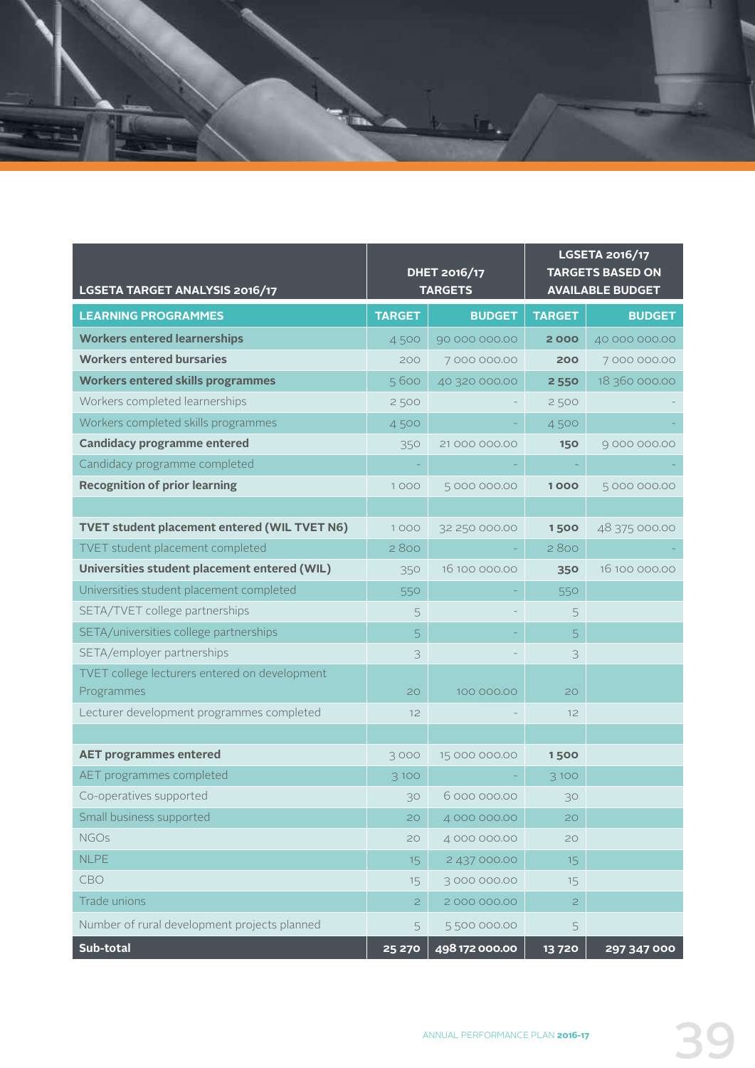| LGSETA TARGET ANALYSIS 2016/17 | DHET 2016/17 TARGETS | | LGSETA 2016/17 TARGETS BASED ON AVAILABLE BUDGET | |
|---|---|---|---|---|
| **LEARNING PROGRAMMES** | **TARGET** | **BUDGET** | **TARGET** | **BUDGET** |
| **Workers entered learnerships** | 4 500 | 90 000 000.00 | **2 000** | 40 000 000.00 |
| **Workers entered bursaries** | 200 | 7 000 000.00 | **200** | 7 000 000.00 |
| **Workers entered skills programmes** | 5 600 | 40 320 000.00 | **2 550** | 18 360 000.00 |
| Workers completed learnerships | 2 500 | - | 2 500 | - |
| Workers completed skills programmes | 4 500 | - | 4 500 | - |
| **Candidacy programme entered** | 350 | 21 000 000.00 | **150** | 9 000 000.00 |
| Candidacy programme completed | - | - | - | - |
| **Recognition of prior learning** | 1 000 | 5 000 000.00 | **1 000** | 5 000 000.00 |
| | | | | |
| **TVET student placement entered (WIL TVET N6)** | 1 000 | 32 250 000.00 | **1 500** | 48 375 000.00 |
| TVET student placement completed | 2 800 | - | 2 800 | - |
| **Universities student placement entered (WIL)** | 350 | 16 100 000.00 | **350** | 16 100 000.00 |
| Universities student placement completed | 550 | - | 550 | |
| SETA/TVET college partnerships | 5 | - | 5 | |
| SETA/universities college partnerships | 5 | - | 5 | |
| SETA/employer partnerships | 3 | - | 3 | |
| TVET college lecturers entered on development Programmes | 20 | 100 000.00 | 20 | |
| Lecturer development programmes completed | 12 | - | 12 | |
| | | | | |
| **AET programmes entered** | 3 000 | 15 000 000.00 | **1 500** | |
| AET programmes completed | 3 100 | - | 3 100 | |
| Co-operatives supported | 30 | 6 000 000.00 | 30 | |
| Small business supported | 20 | 4 000 000.00 | 20 | |
| NGOs | 20 | 4 000 000.00 | 20 | |
| NLPE | 15 | 2 437 000.00 | 15 | |
| CBO | 15 | 3 000 000.00 | 15 | |
| Trade unions | 2 | 2 000 000.00 | 2 | |
| Number of rural development projects planned | 5 | 5 500 000.00 | 5 | |
| **Sub-total** | **25 270** | **498 172 000.00** | **13 720** | **297 347 000** |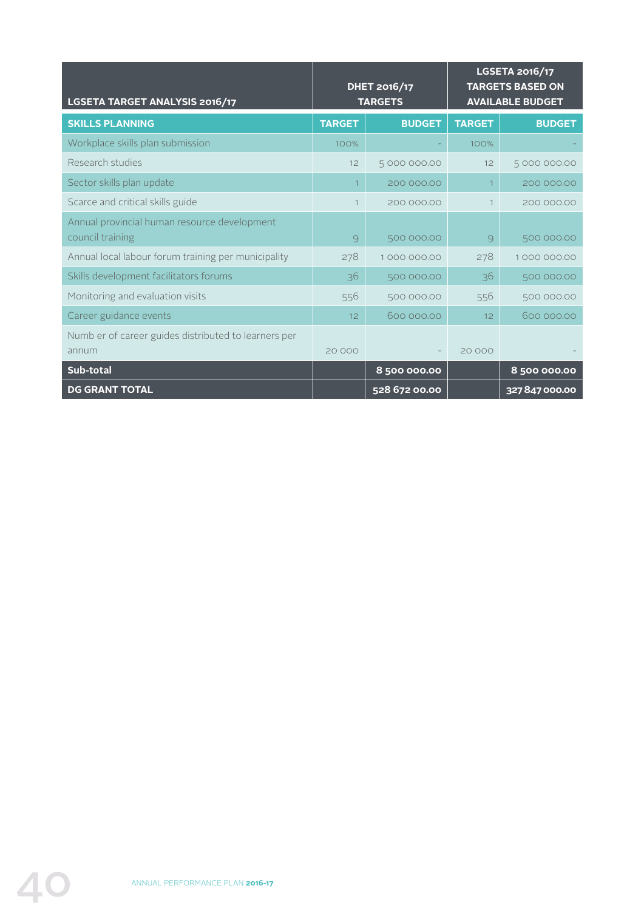| LGSETA TARGET ANALYSIS 2016/17 | DHET 2016/17 TARGETS | | LGSETA 2016/17 TARGETS BASED ON AVAILABLE BUDGET | |
|---|---|---|---|---|
| **SKILLS PLANNING** | **TARGET** | **BUDGET** | **TARGET** | **BUDGET** |
| Workplace skills plan submission | 100% | - | 100% | - |
| Research studies | 12 | 5 000 000.00 | 12 | 5 000 000.00 |
| Sector skills plan update | 1 | 200 000.00 | 1 | 200 000.00 |
| Scarce and critical skills guide | 1 | 200 000.00 | 1 | 200 000.00 |
| Annual provincial human resource development council training | 9 | 500 000.00 | 9 | 500 000.00 |
| Annual local labour forum training per municipality | 278 | 1 000 000.00 | 278 | 1 000 000.00 |
| Skills development facilitators forums | 36 | 500 000.00 | 36 | 500 000.00 |
| Monitoring and evaluation visits | 556 | 500 000.00 | 556 | 500 000.00 |
| Career guidance events | 12 | 600 000.00 | 12 | 600 000.00 |
| Numb er of career guides distributed to learners per annum | 20 000 | - | 20 000 | - |
| **Sub-total** | | **8 500 000.00** | | **8 500 000.00** |
| **DG GRANT TOTAL** | | **528 672 00.00** | | **327 847 000.00** |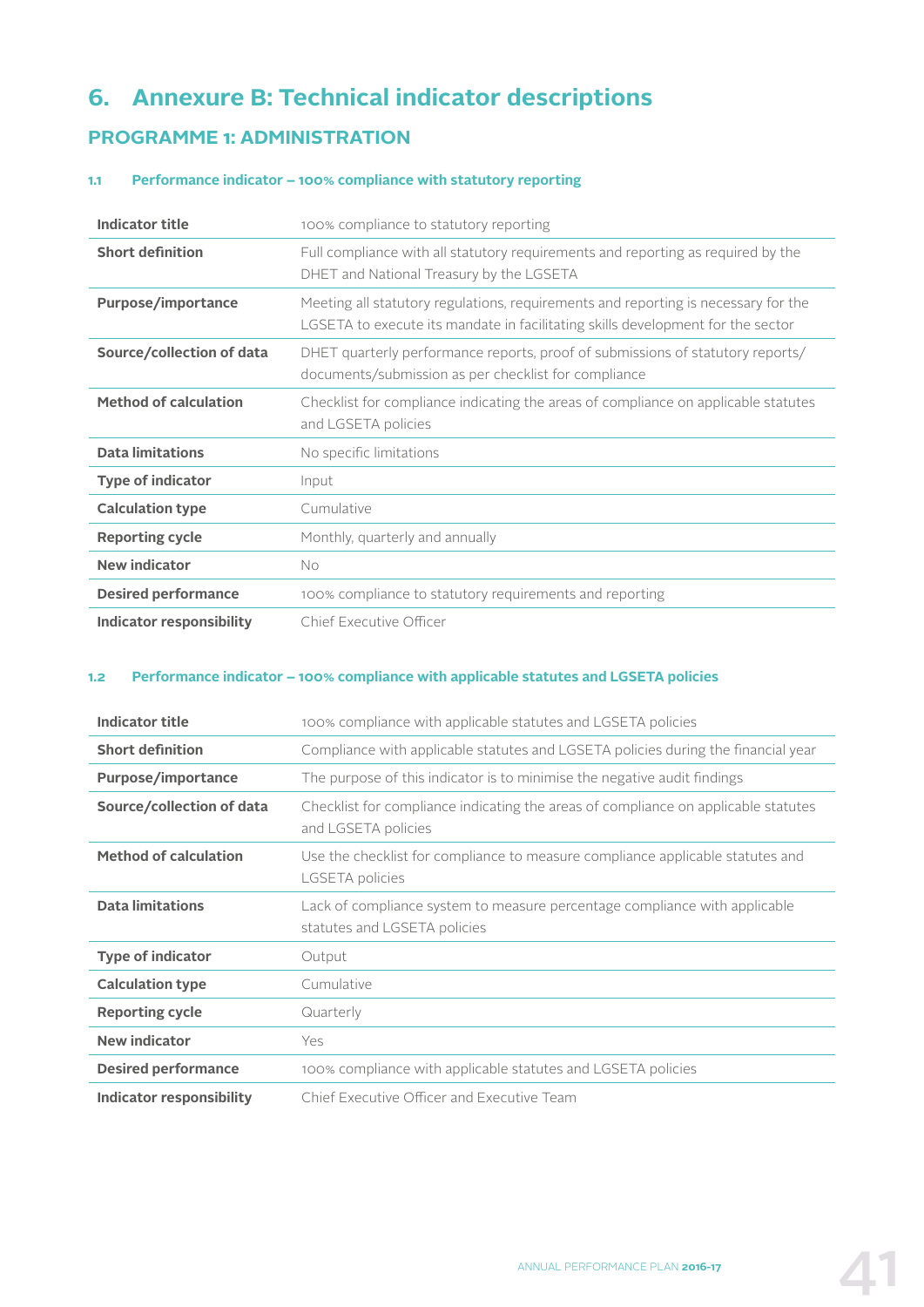# 6. Annexure B: Technical indicator descriptions

## PROGRAMME 1: ADMINISTRATION

### 1.1 Performance indicator – 100% compliance with statutory reporting

| | |
|---|---|
| **Indicator title** | 100% compliance to statutory reporting |
| **Short definition** | Full compliance with all statutory requirements and reporting as required by the DHET and National Treasury by the LGSETA |
| **Purpose/importance** | Meeting all statutory regulations, requirements and reporting is necessary for the LGSETA to execute its mandate in facilitating skills development for the sector |
| **Source/collection of data** | DHET quarterly performance reports, proof of submissions of statutory reports/ documents/submission as per checklist for compliance |
| **Method of calculation** | Checklist for compliance indicating the areas of compliance on applicable statutes and LGSETA policies |
| **Data limitations** | No specific limitations |
| **Type of indicator** | Input |
| **Calculation type** | Cumulative |
| **Reporting cycle** | Monthly, quarterly and annually |
| **New indicator** | No |
| **Desired performance** | 100% compliance to statutory requirements and reporting |
| **Indicator responsibility** | Chief Executive Officer |

### 1.2 Performance indicator – 100% compliance with applicable statutes and LGSETA policies

| | |
|---|---|
| **Indicator title** | 100% compliance with applicable statutes and LGSETA policies |
| **Short definition** | Compliance with applicable statutes and LGSETA policies during the financial year |
| **Purpose/importance** | The purpose of this indicator is to minimise the negative audit findings |
| **Source/collection of data** | Checklist for compliance indicating the areas of compliance on applicable statutes and LGSETA policies |
| **Method of calculation** | Use the checklist for compliance to measure compliance applicable statutes and LGSETA policies |
| **Data limitations** | Lack of compliance system to measure percentage compliance with applicable statutes and LGSETA policies |
| **Type of indicator** | Output |
| **Calculation type** | Cumulative |
| **Reporting cycle** | Quarterly |
| **New indicator** | Yes |
| **Desired performance** | 100% compliance with applicable statutes and LGSETA policies |
| **Indicator responsibility** | Chief Executive Officer and Executive Team |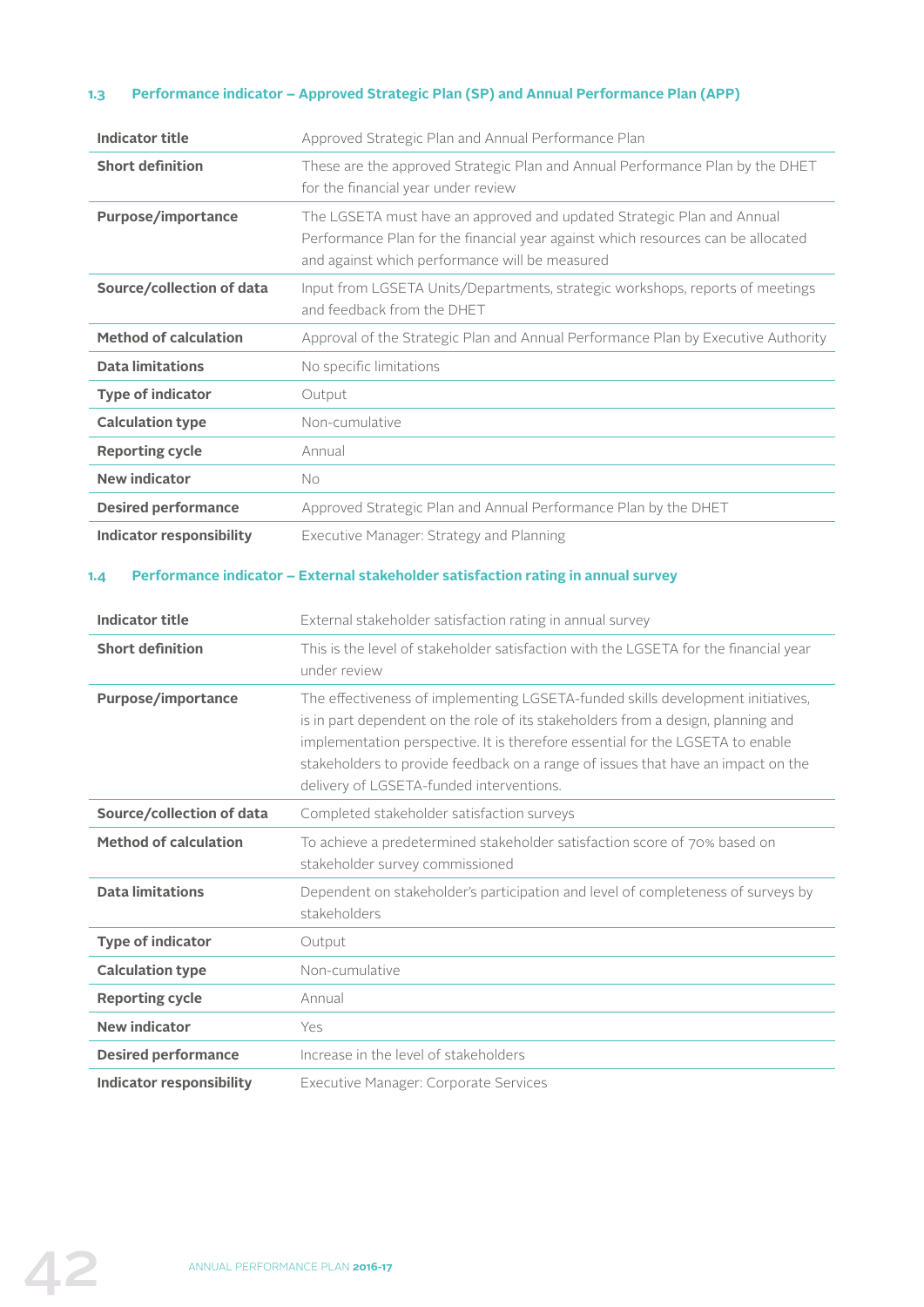### 1.3 Performance indicator – Approved Strategic Plan (SP) and Annual Performance Plan (APP)

| Indicator title | Approved Strategic Plan and Annual Performance Plan |
|---|---|
| Short definition | These are the approved Strategic Plan and Annual Performance Plan by the DHET for the financial year under review |
| Purpose/importance | The LGSETA must have an approved and updated Strategic Plan and Annual Performance Plan for the financial year against which resources can be allocated and against which performance will be measured |
| Source/collection of data | Input from LGSETA Units/Departments, strategic workshops, reports of meetings and feedback from the DHET |
| Method of calculation | Approval of the Strategic Plan and Annual Performance Plan by Executive Authority |
| Data limitations | No specific limitations |
| Type of indicator | Output |
| Calculation type | Non-cumulative |
| Reporting cycle | Annual |
| New indicator | No |
| Desired performance | Approved Strategic Plan and Annual Performance Plan by the DHET |
| Indicator responsibility | Executive Manager: Strategy and Planning |

### 1.4 Performance indicator – External stakeholder satisfaction rating in annual survey

| Indicator title | External stakeholder satisfaction rating in annual survey |
|---|---|
| Short definition | This is the level of stakeholder satisfaction with the LGSETA for the financial year under review |
| Purpose/importance | The effectiveness of implementing LGSETA-funded skills development initiatives, is in part dependent on the role of its stakeholders from a design, planning and implementation perspective. It is therefore essential for the LGSETA to enable stakeholders to provide feedback on a range of issues that have an impact on the delivery of LGSETA-funded interventions. |
| Source/collection of data | Completed stakeholder satisfaction surveys |
| Method of calculation | To achieve a predetermined stakeholder satisfaction score of 70% based on stakeholder survey commissioned |
| Data limitations | Dependent on stakeholder's participation and level of completeness of surveys by stakeholders |
| Type of indicator | Output |
| Calculation type | Non-cumulative |
| Reporting cycle | Annual |
| New indicator | Yes |
| Desired performance | Increase in the level of stakeholders |
| Indicator responsibility | Executive Manager: Corporate Services |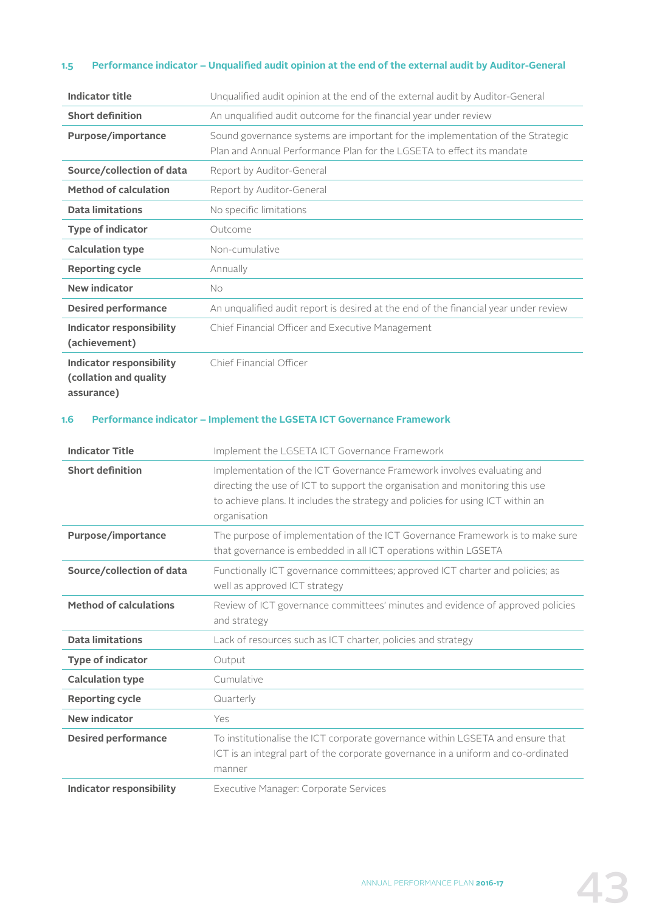### 1.5 Performance indicator – Unqualified audit opinion at the end of the external audit by Auditor-General

| Indicator title | Unqualified audit opinion at the end of the external audit by Auditor-General |
|---|---|
| Short definition | An unqualified audit outcome for the financial year under review |
| Purpose/importance | Sound governance systems are important for the implementation of the Strategic Plan and Annual Performance Plan for the LGSETA to effect its mandate |
| Source/collection of data | Report by Auditor-General |
| Method of calculation | Report by Auditor-General |
| Data limitations | No specific limitations |
| Type of indicator | Outcome |
| Calculation type | Non-cumulative |
| Reporting cycle | Annually |
| New indicator | No |
| Desired performance | An unqualified audit report is desired at the end of the financial year under review |
| Indicator responsibility (achievement) | Chief Financial Officer and Executive Management |
| Indicator responsibility (collation and quality assurance) | Chief Financial Officer |

### 1.6 Performance indicator – Implement the LGSETA ICT Governance Framework

| Indicator Title | Implement the LGSETA ICT Governance Framework |
|---|---|
| Short definition | Implementation of the ICT Governance Framework involves evaluating and directing the use of ICT to support the organisation and monitoring this use to achieve plans. It includes the strategy and policies for using ICT within an organisation |
| Purpose/importance | The purpose of implementation of the ICT Governance Framework is to make sure that governance is embedded in all ICT operations within LGSETA |
| Source/collection of data | Functionally ICT governance committees; approved ICT charter and policies; as well as approved ICT strategy |
| Method of calculations | Review of ICT governance committees' minutes and evidence of approved policies and strategy |
| Data limitations | Lack of resources such as ICT charter, policies and strategy |
| Type of indicator | Output |
| Calculation type | Cumulative |
| Reporting cycle | Quarterly |
| New indicator | Yes |
| Desired performance | To institutionalise the ICT corporate governance within LGSETA and ensure that ICT is an integral part of the corporate governance in a uniform and co-ordinated manner |
| Indicator responsibility | Executive Manager: Corporate Services |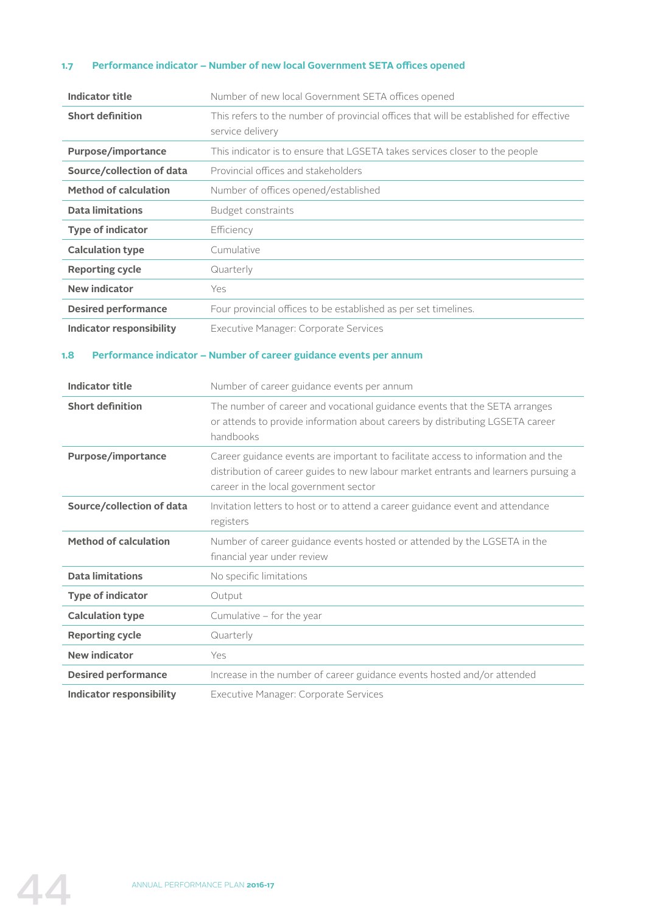### 1.7 Performance indicator – Number of new local Government SETA offices opened

| | |
|---|---|
| **Indicator title** | Number of new local Government SETA offices opened |
| **Short definition** | This refers to the number of provincial offices that will be established for effective service delivery |
| **Purpose/importance** | This indicator is to ensure that LGSETA takes services closer to the people |
| **Source/collection of data** | Provincial offices and stakeholders |
| **Method of calculation** | Number of offices opened/established |
| **Data limitations** | Budget constraints |
| **Type of indicator** | Efficiency |
| **Calculation type** | Cumulative |
| **Reporting cycle** | Quarterly |
| **New indicator** | Yes |
| **Desired performance** | Four provincial offices to be established as per set timelines. |
| **Indicator responsibility** | Executive Manager: Corporate Services |

### 1.8 Performance indicator – Number of career guidance events per annum

| | |
|---|---|
| **Indicator title** | Number of career guidance events per annum |
| **Short definition** | The number of career and vocational guidance events that the SETA arranges or attends to provide information about careers by distributing LGSETA career handbooks |
| **Purpose/importance** | Career guidance events are important to facilitate access to information and the distribution of career guides to new labour market entrants and learners pursuing a career in the local government sector |
| **Source/collection of data** | Invitation letters to host or to attend a career guidance event and attendance registers |
| **Method of calculation** | Number of career guidance events hosted or attended by the LGSETA in the financial year under review |
| **Data limitations** | No specific limitations |
| **Type of indicator** | Output |
| **Calculation type** | Cumulative – for the year |
| **Reporting cycle** | Quarterly |
| **New indicator** | Yes |
| **Desired performance** | Increase in the number of career guidance events hosted and/or attended |
| **Indicator responsibility** | Executive Manager: Corporate Services |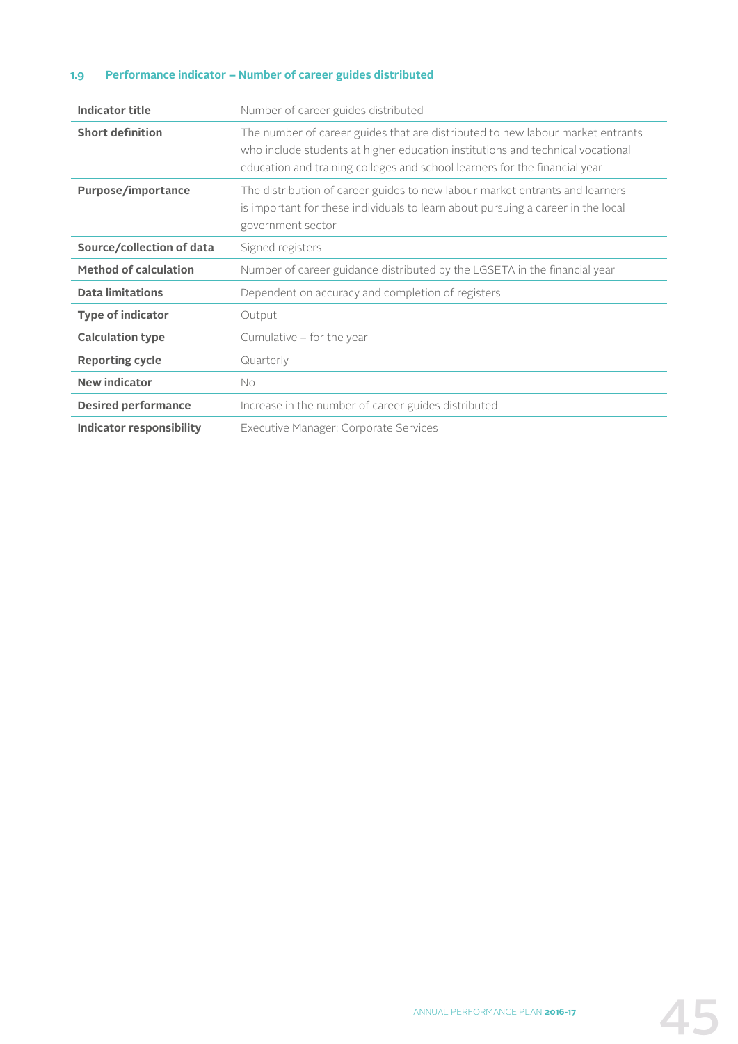### 1.9 Performance indicator – Number of career guides distributed

| Indicator title | Number of career guides distributed |
|---|---|
| **Short definition** | The number of career guides that are distributed to new labour market entrants who include students at higher education institutions and technical vocational education and training colleges and school learners for the financial year |
| **Purpose/importance** | The distribution of career guides to new labour market entrants and learners is important for these individuals to learn about pursuing a career in the local government sector |
| **Source/collection of data** | Signed registers |
| **Method of calculation** | Number of career guidance distributed by the LGSETA in the financial year |
| **Data limitations** | Dependent on accuracy and completion of registers |
| **Type of indicator** | Output |
| **Calculation type** | Cumulative – for the year |
| **Reporting cycle** | Quarterly |
| **New indicator** | No |
| **Desired performance** | Increase in the number of career guides distributed |
| **Indicator responsibility** | Executive Manager: Corporate Services |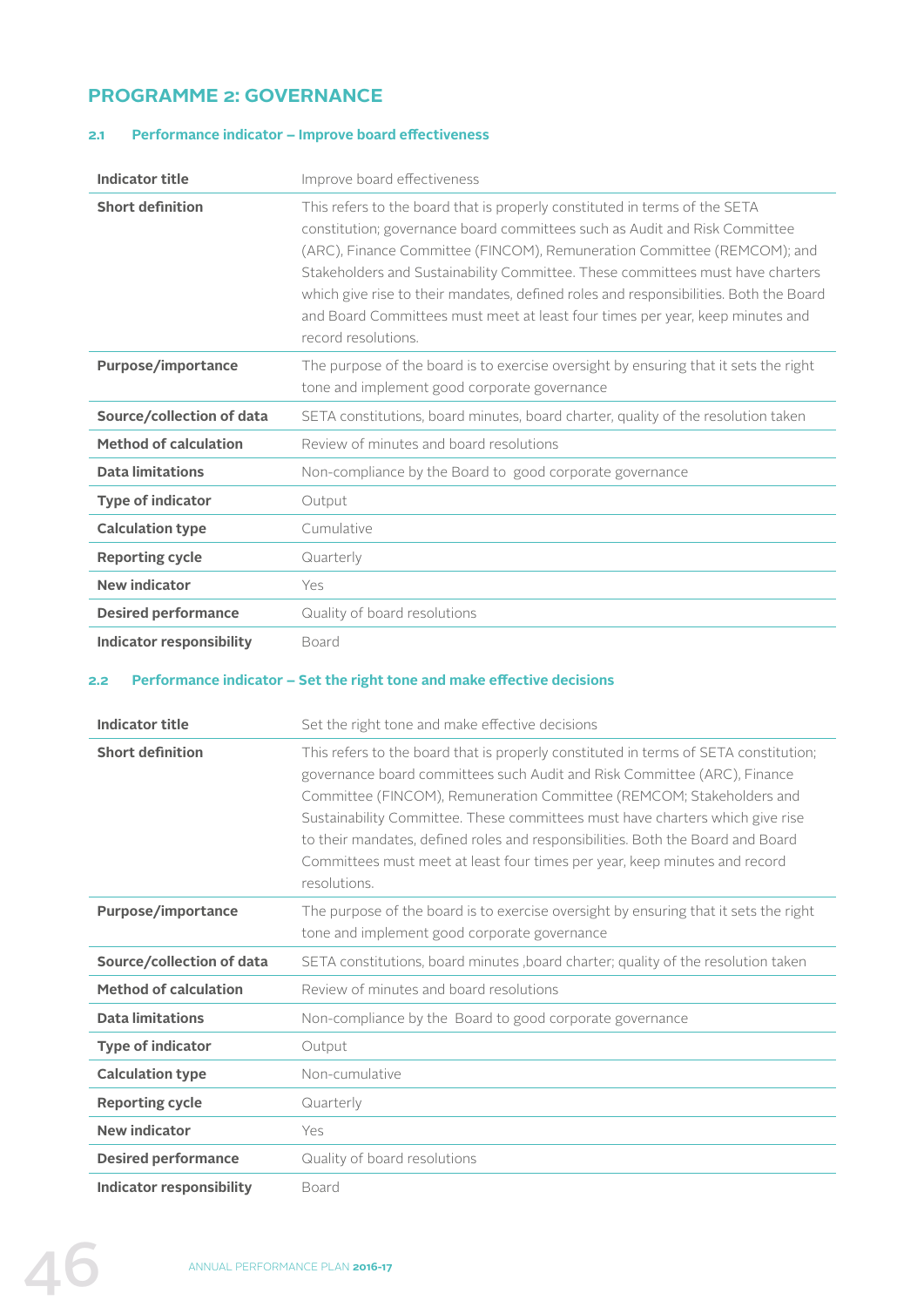## PROGRAMME 2: GOVERNANCE

### 2.1 Performance indicator – Improve board effectiveness

| Indicator title | Improve board effectiveness |
|---|---|
| Short definition | This refers to the board that is properly constituted in terms of the SETA constitution; governance board committees such as Audit and Risk Committee (ARC), Finance Committee (FINCOM), Remuneration Committee (REMCOM); and Stakeholders and Sustainability Committee. These committees must have charters which give rise to their mandates, defined roles and responsibilities. Both the Board and Board Committees must meet at least four times per year, keep minutes and record resolutions. |
| Purpose/importance | The purpose of the board is to exercise oversight by ensuring that it sets the right tone and implement good corporate governance |
| Source/collection of data | SETA constitutions, board minutes, board charter, quality of the resolution taken |
| Method of calculation | Review of minutes and board resolutions |
| Data limitations | Non-compliance by the Board to good corporate governance |
| Type of indicator | Output |
| Calculation type | Cumulative |
| Reporting cycle | Quarterly |
| New indicator | Yes |
| Desired performance | Quality of board resolutions |
| Indicator responsibility | Board |

### 2.2 Performance indicator – Set the right tone and make effective decisions

| Indicator title | Set the right tone and make effective decisions |
|---|---|
| Short definition | This refers to the board that is properly constituted in terms of SETA constitution; governance board committees such Audit and Risk Committee (ARC), Finance Committee (FINCOM), Remuneration Committee (REMCOM; Stakeholders and Sustainability Committee. These committees must have charters which give rise to their mandates, defined roles and responsibilities. Both the Board and Board Committees must meet at least four times per year, keep minutes and record resolutions. |
| Purpose/importance | The purpose of the board is to exercise oversight by ensuring that it sets the right tone and implement good corporate governance |
| Source/collection of data | SETA constitutions, board minutes ,board charter; quality of the resolution taken |
| Method of calculation | Review of minutes and board resolutions |
| Data limitations | Non-compliance by the Board to good corporate governance |
| Type of indicator | Output |
| Calculation type | Non-cumulative |
| Reporting cycle | Quarterly |
| New indicator | Yes |
| Desired performance | Quality of board resolutions |
| Indicator responsibility | Board |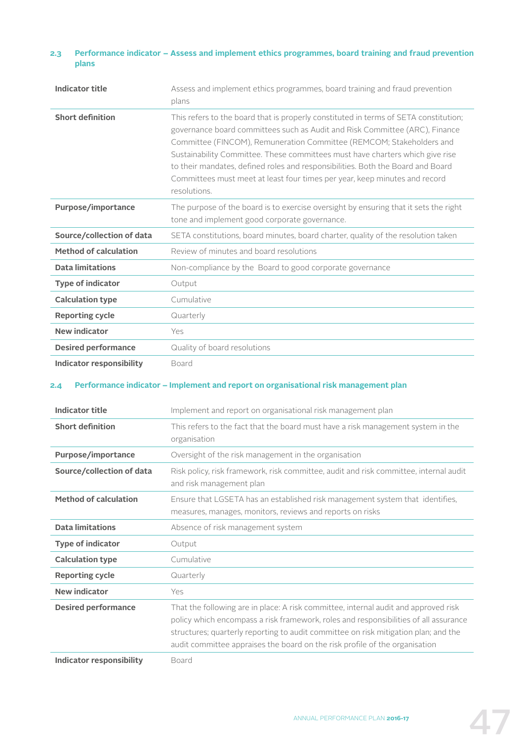### 2.3 Performance indicator – Assess and implement ethics programmes, board training and fraud prevention plans

| | |
|---|---|
| **Indicator title** | Assess and implement ethics programmes, board training and fraud prevention plans |
| **Short definition** | This refers to the board that is properly constituted in terms of SETA constitution; governance board committees such as Audit and Risk Committee (ARC), Finance Committee (FINCOM), Remuneration Committee (REMCOM; Stakeholders and Sustainability Committee. These committees must have charters which give rise to their mandates, defined roles and responsibilities. Both the Board and Board Committees must meet at least four times per year, keep minutes and record resolutions. |
| **Purpose/importance** | The purpose of the board is to exercise oversight by ensuring that it sets the right tone and implement good corporate governance. |
| **Source/collection of data** | SETA constitutions, board minutes, board charter, quality of the resolution taken |
| **Method of calculation** | Review of minutes and board resolutions |
| **Data limitations** | Non-compliance by the Board to good corporate governance |
| **Type of indicator** | Output |
| **Calculation type** | Cumulative |
| **Reporting cycle** | Quarterly |
| **New indicator** | Yes |
| **Desired performance** | Quality of board resolutions |
| **Indicator responsibility** | Board |

### 2.4 Performance indicator – Implement and report on organisational risk management plan

| | |
|---|---|
| **Indicator title** | Implement and report on organisational risk management plan |
| **Short definition** | This refers to the fact that the board must have a risk management system in the organisation |
| **Purpose/importance** | Oversight of the risk management in the organisation |
| **Source/collection of data** | Risk policy, risk framework, risk committee, audit and risk committee, internal audit and risk management plan |
| **Method of calculation** | Ensure that LGSETA has an established risk management system that identifies, measures, manages, monitors, reviews and reports on risks |
| **Data limitations** | Absence of risk management system |
| **Type of indicator** | Output |
| **Calculation type** | Cumulative |
| **Reporting cycle** | Quarterly |
| **New indicator** | Yes |
| **Desired performance** | That the following are in place: A risk committee, internal audit and approved risk policy which encompass a risk framework, roles and responsibilities of all assurance structures; quarterly reporting to audit committee on risk mitigation plan; and the audit committee appraises the board on the risk profile of the organisation |
| **Indicator responsibility** | Board |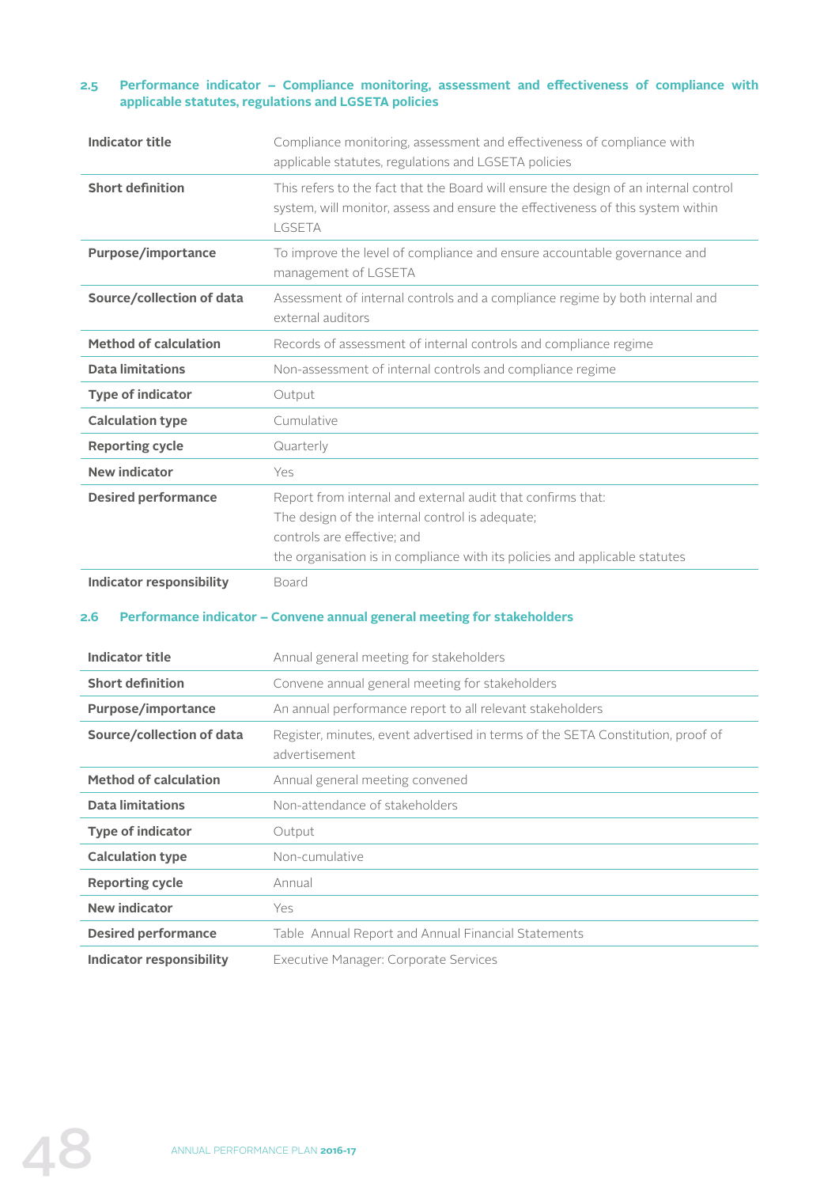### 2.5 Performance indicator – Compliance monitoring, assessment and effectiveness of compliance with applicable statutes, regulations and LGSETA policies

| | |
|---|---|
| **Indicator title** | Compliance monitoring, assessment and effectiveness of compliance with applicable statutes, regulations and LGSETA policies |
| **Short definition** | This refers to the fact that the Board will ensure the design of an internal control system, will monitor, assess and ensure the effectiveness of this system within LGSETA |
| **Purpose/importance** | To improve the level of compliance and ensure accountable governance and management of LGSETA |
| **Source/collection of data** | Assessment of internal controls and a compliance regime by both internal and external auditors |
| **Method of calculation** | Records of assessment of internal controls and compliance regime |
| **Data limitations** | Non-assessment of internal controls and compliance regime |
| **Type of indicator** | Output |
| **Calculation type** | Cumulative |
| **Reporting cycle** | Quarterly |
| **New indicator** | Yes |
| **Desired performance** | Report from internal and external audit that confirms that:<br>The design of the internal control is adequate;<br>controls are effective; and<br>the organisation is in compliance with its policies and applicable statutes |
| **Indicator responsibility** | Board |

### 2.6 Performance indicator – Convene annual general meeting for stakeholders

| | |
|---|---|
| **Indicator title** | Annual general meeting for stakeholders |
| **Short definition** | Convene annual general meeting for stakeholders |
| **Purpose/importance** | An annual performance report to all relevant stakeholders |
| **Source/collection of data** | Register, minutes, event advertised in terms of the SETA Constitution, proof of advertisement |
| **Method of calculation** | Annual general meeting convened |
| **Data limitations** | Non-attendance of stakeholders |
| **Type of indicator** | Output |
| **Calculation type** | Non-cumulative |
| **Reporting cycle** | Annual |
| **New indicator** | Yes |
| **Desired performance** | Table Annual Report and Annual Financial Statements |
| **Indicator responsibility** | Executive Manager: Corporate Services |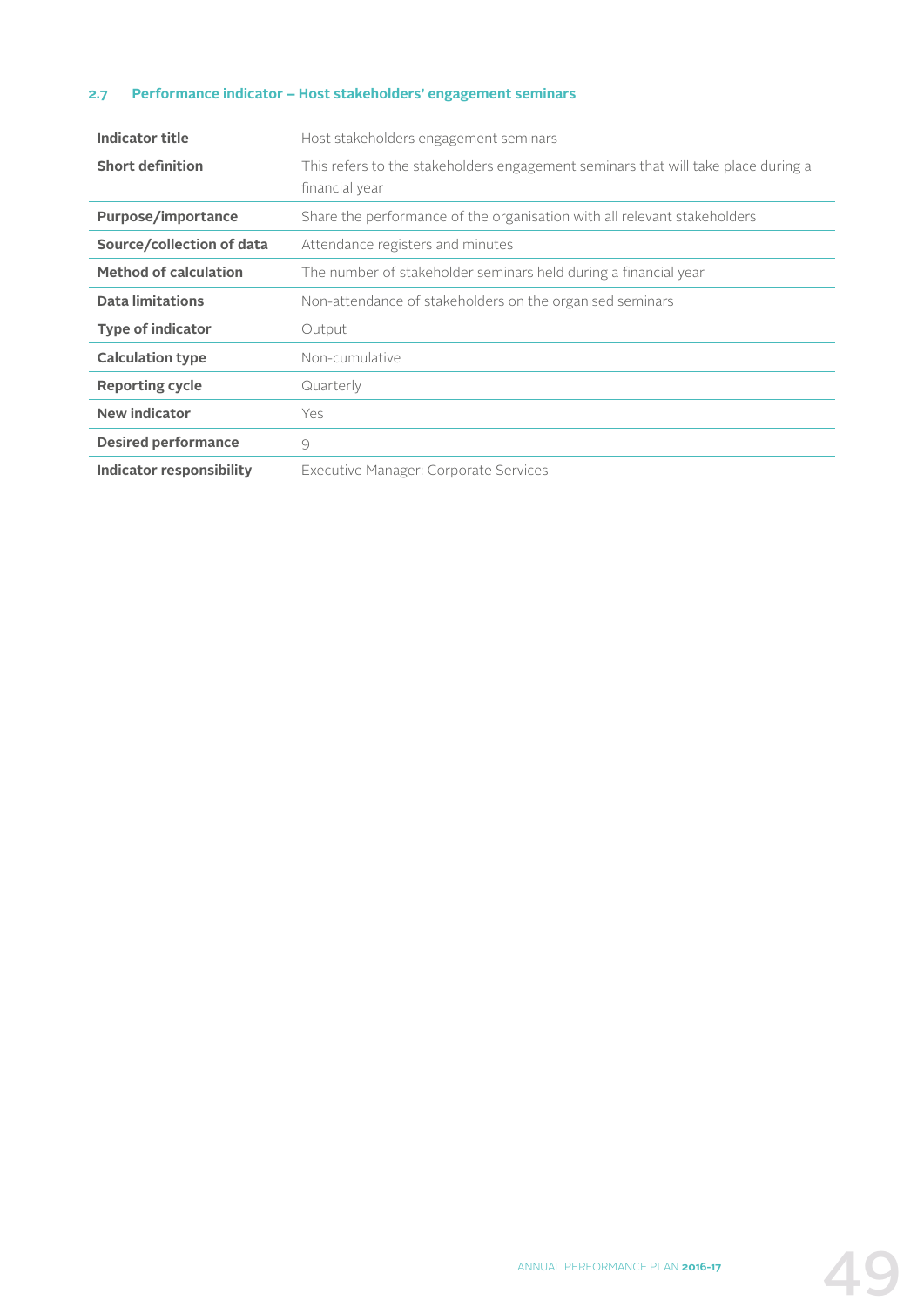### 2.7 Performance indicator – Host stakeholders' engagement seminars

| **Indicator title** | Host stakeholders engagement seminars |
|---|---|
| **Short definition** | This refers to the stakeholders engagement seminars that will take place during a financial year |
| **Purpose/importance** | Share the performance of the organisation with all relevant stakeholders |
| **Source/collection of data** | Attendance registers and minutes |
| **Method of calculation** | The number of stakeholder seminars held during a financial year |
| **Data limitations** | Non-attendance of stakeholders on the organised seminars |
| **Type of indicator** | Output |
| **Calculation type** | Non-cumulative |
| **Reporting cycle** | Quarterly |
| **New indicator** | Yes |
| **Desired performance** | 9 |
| **Indicator responsibility** | Executive Manager: Corporate Services |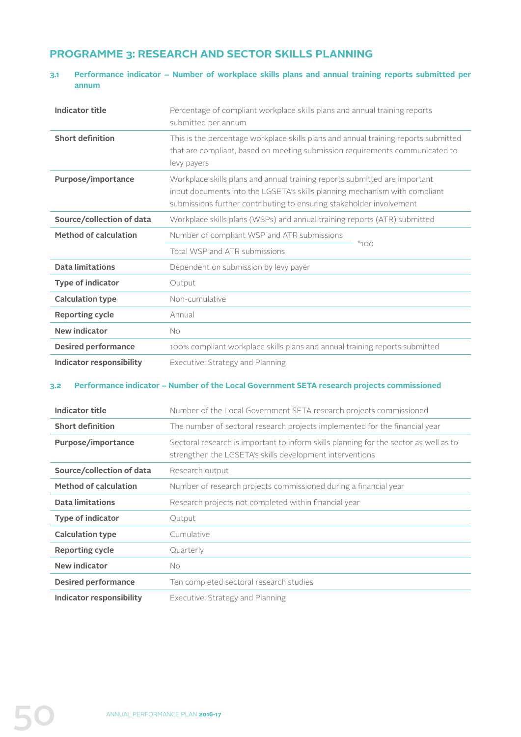# PROGRAMME 3: RESEARCH AND SECTOR SKILLS PLANNING

### 3.1 Performance indicator – Number of workplace skills plans and annual training reports submitted per annum

| | |
|---|---|
| **Indicator title** | Percentage of compliant workplace skills plans and annual training reports submitted per annum |
| **Short definition** | This is the percentage workplace skills plans and annual training reports submitted that are compliant, based on meeting submission requirements communicated to levy payers |
| **Purpose/importance** | Workplace skills plans and annual training reports submitted are important input documents into the LGSETA's skills planning mechanism with compliant submissions further contributing to ensuring stakeholder involvement |
| **Source/collection of data** | Workplace skills plans (WSPs) and annual training reports (ATR) submitted |
| **Method of calculation** | $\frac{\text{Number of compliant WSP and ATR submissions}}{\text{Total WSP and ATR submissions}} * 100$ |
| **Data limitations** | Dependent on submission by levy payer |
| **Type of indicator** | Output |
| **Calculation type** | Non-cumulative |
| **Reporting cycle** | Annual |
| **New indicator** | No |
| **Desired performance** | 100% compliant workplace skills plans and annual training reports submitted |
| **Indicator responsibility** | Executive: Strategy and Planning |

### 3.2 Performance indicator – Number of the Local Government SETA research projects commissioned

| | |
|---|---|
| **Indicator title** | Number of the Local Government SETA research projects commissioned |
| **Short definition** | The number of sectoral research projects implemented for the financial year |
| **Purpose/importance** | Sectoral research is important to inform skills planning for the sector as well as to strengthen the LGSETA's skills development interventions |
| **Source/collection of data** | Research output |
| **Method of calculation** | Number of research projects commissioned during a financial year |
| **Data limitations** | Research projects not completed within financial year |
| **Type of indicator** | Output |
| **Calculation type** | Cumulative |
| **Reporting cycle** | Quarterly |
| **New indicator** | No |
| **Desired performance** | Ten completed sectoral research studies |
| **Indicator responsibility** | Executive: Strategy and Planning |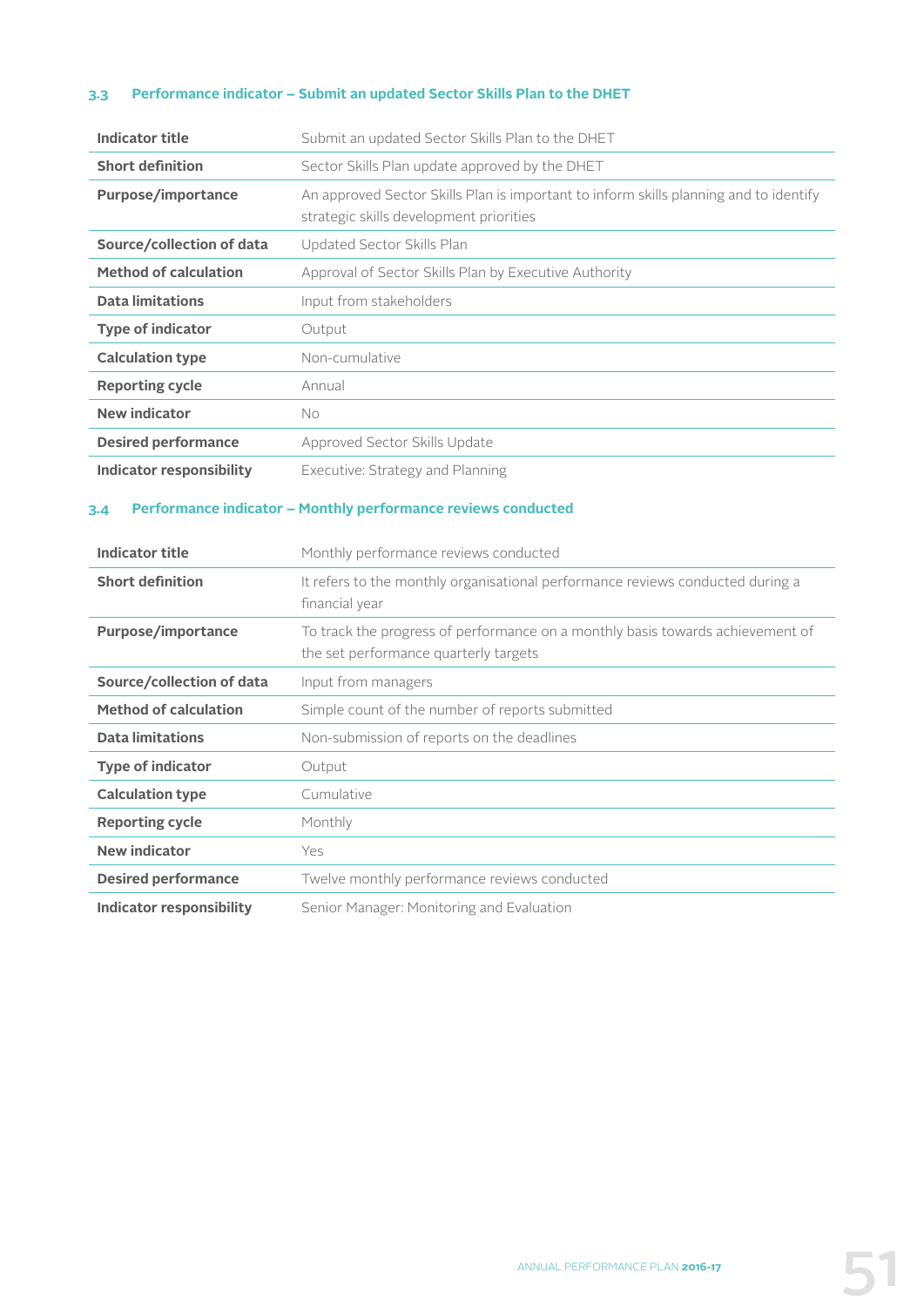### 3.3 Performance indicator – Submit an updated Sector Skills Plan to the DHET

| | |
|---|---|
| **Indicator title** | Submit an updated Sector Skills Plan to the DHET |
| **Short definition** | Sector Skills Plan update approved by the DHET |
| **Purpose/importance** | An approved Sector Skills Plan is important to inform skills planning and to identify strategic skills development priorities |
| **Source/collection of data** | Updated Sector Skills Plan |
| **Method of calculation** | Approval of Sector Skills Plan by Executive Authority |
| **Data limitations** | Input from stakeholders |
| **Type of indicator** | Output |
| **Calculation type** | Non-cumulative |
| **Reporting cycle** | Annual |
| **New indicator** | No |
| **Desired performance** | Approved Sector Skills Update |
| **Indicator responsibility** | Executive: Strategy and Planning |

### 3.4 Performance indicator – Monthly performance reviews conducted

| | |
|---|---|
| **Indicator title** | Monthly performance reviews conducted |
| **Short definition** | It refers to the monthly organisational performance reviews conducted during a financial year |
| **Purpose/importance** | To track the progress of performance on a monthly basis towards achievement of the set performance quarterly targets |
| **Source/collection of data** | Input from managers |
| **Method of calculation** | Simple count of the number of reports submitted |
| **Data limitations** | Non-submission of reports on the deadlines |
| **Type of indicator** | Output |
| **Calculation type** | Cumulative |
| **Reporting cycle** | Monthly |
| **New indicator** | Yes |
| **Desired performance** | Twelve monthly performance reviews conducted |
| **Indicator responsibility** | Senior Manager: Monitoring and Evaluation |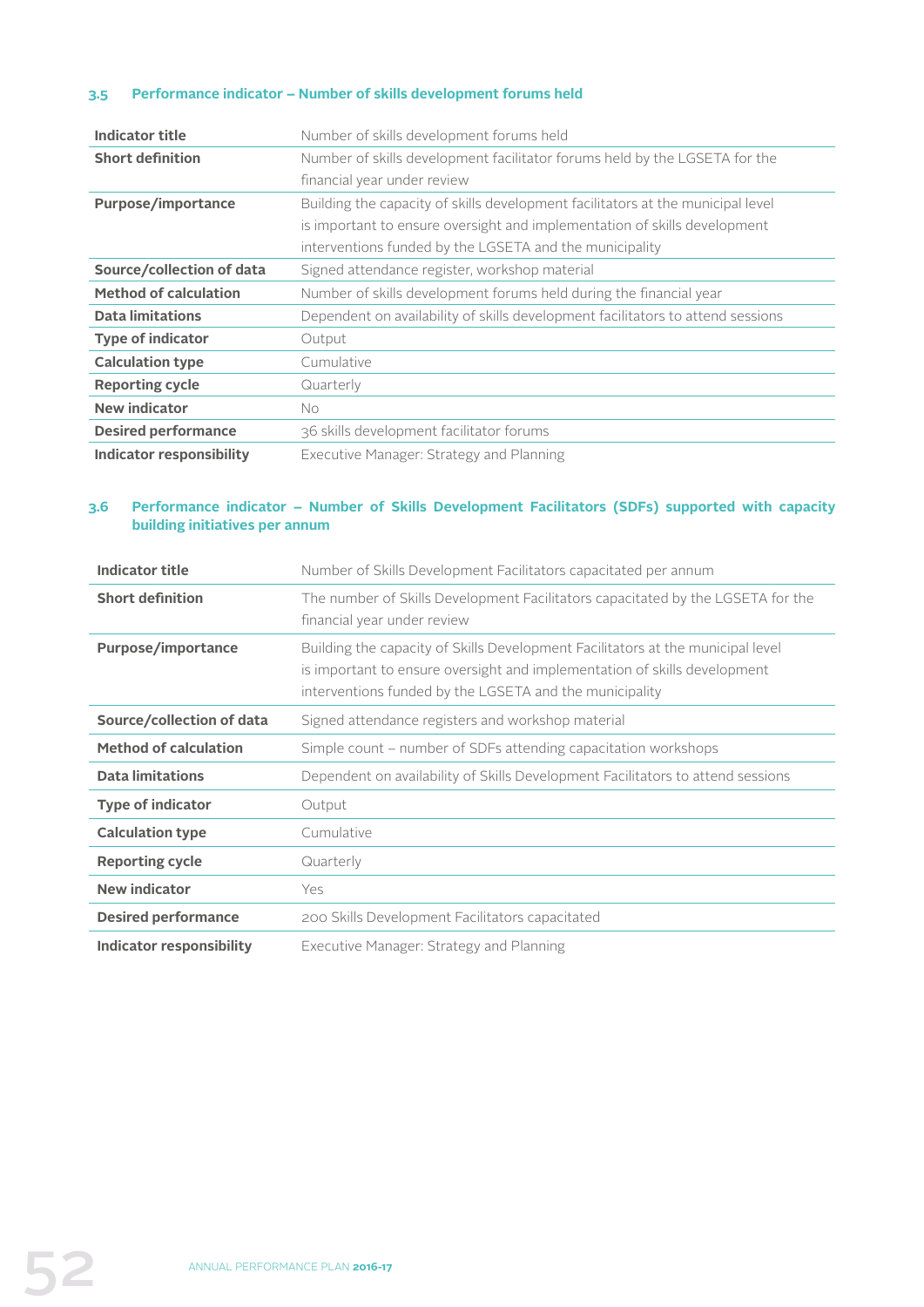### 3.5 Performance indicator – Number of skills development forums held

| | |
|---|---|
| **Indicator title** | Number of skills development forums held |
| **Short definition** | Number of skills development facilitator forums held by the LGSETA for the financial year under review |
| **Purpose/importance** | Building the capacity of skills development facilitators at the municipal level is important to ensure oversight and implementation of skills development interventions funded by the LGSETA and the municipality |
| **Source/collection of data** | Signed attendance register, workshop material |
| **Method of calculation** | Number of skills development forums held during the financial year |
| **Data limitations** | Dependent on availability of skills development facilitators to attend sessions |
| **Type of indicator** | Output |
| **Calculation type** | Cumulative |
| **Reporting cycle** | Quarterly |
| **New indicator** | No |
| **Desired performance** | 36 skills development facilitator forums |
| **Indicator responsibility** | Executive Manager: Strategy and Planning |

### 3.6 Performance indicator – Number of Skills Development Facilitators (SDFs) supported with capacity building initiatives per annum

| | |
|---|---|
| **Indicator title** | Number of Skills Development Facilitators capacitated per annum |
| **Short definition** | The number of Skills Development Facilitators capacitated by the LGSETA for the financial year under review |
| **Purpose/importance** | Building the capacity of Skills Development Facilitators at the municipal level is important to ensure oversight and implementation of skills development interventions funded by the LGSETA and the municipality |
| **Source/collection of data** | Signed attendance registers and workshop material |
| **Method of calculation** | Simple count – number of SDFs attending capacitation workshops |
| **Data limitations** | Dependent on availability of Skills Development Facilitators to attend sessions |
| **Type of indicator** | Output |
| **Calculation type** | Cumulative |
| **Reporting cycle** | Quarterly |
| **New indicator** | Yes |
| **Desired performance** | 200 Skills Development Facilitators capacitated |
| **Indicator responsibility** | Executive Manager: Strategy and Planning |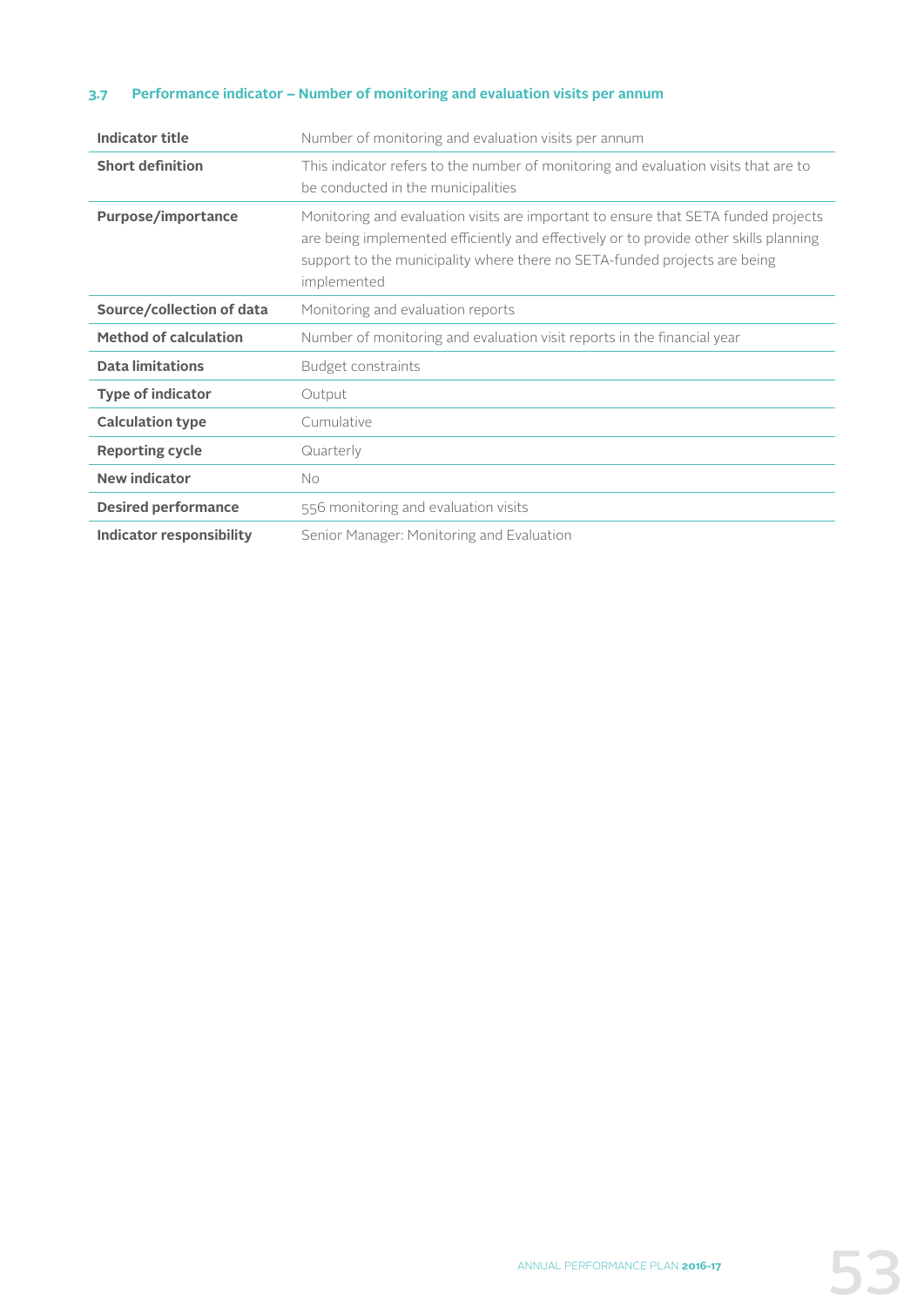### 3.7 Performance indicator – Number of monitoring and evaluation visits per annum

| | |
|---|---|
| **Indicator title** | Number of monitoring and evaluation visits per annum |
| **Short definition** | This indicator refers to the number of monitoring and evaluation visits that are to be conducted in the municipalities |
| **Purpose/importance** | Monitoring and evaluation visits are important to ensure that SETA funded projects are being implemented efficiently and effectively or to provide other skills planning support to the municipality where there no SETA-funded projects are being implemented |
| **Source/collection of data** | Monitoring and evaluation reports |
| **Method of calculation** | Number of monitoring and evaluation visit reports in the financial year |
| **Data limitations** | Budget constraints |
| **Type of indicator** | Output |
| **Calculation type** | Cumulative |
| **Reporting cycle** | Quarterly |
| **New indicator** | No |
| **Desired performance** | 556 monitoring and evaluation visits |
| **Indicator responsibility** | Senior Manager: Monitoring and Evaluation |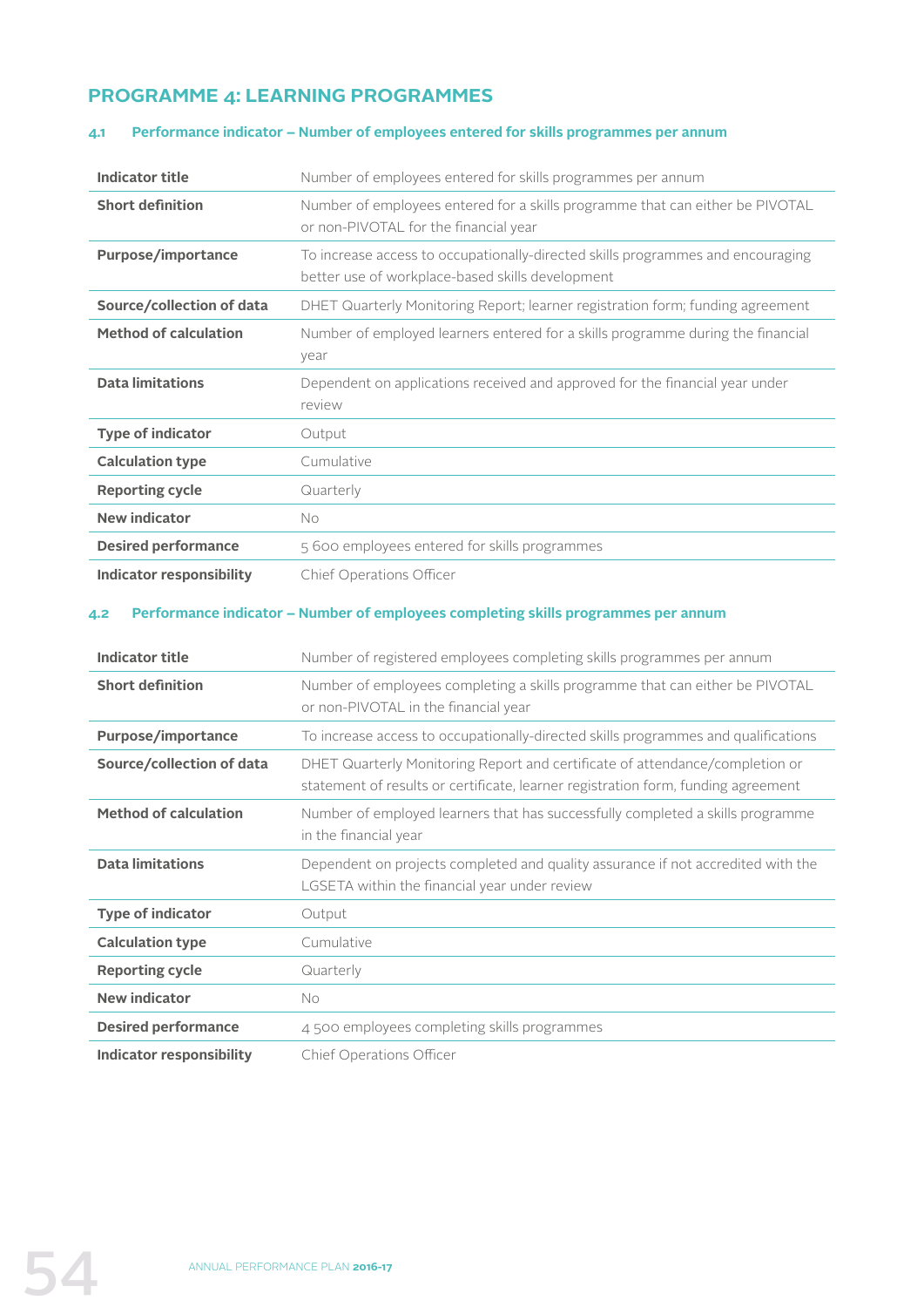## PROGRAMME 4: LEARNING PROGRAMMES

### 4.1 Performance indicator – Number of employees entered for skills programmes per annum

| | |
|---|---|
| **Indicator title** | Number of employees entered for skills programmes per annum |
| **Short definition** | Number of employees entered for a skills programme that can either be PIVOTAL or non-PIVOTAL for the financial year |
| **Purpose/importance** | To increase access to occupationally-directed skills programmes and encouraging better use of workplace-based skills development |
| **Source/collection of data** | DHET Quarterly Monitoring Report; learner registration form; funding agreement |
| **Method of calculation** | Number of employed learners entered for a skills programme during the financial year |
| **Data limitations** | Dependent on applications received and approved for the financial year under review |
| **Type of indicator** | Output |
| **Calculation type** | Cumulative |
| **Reporting cycle** | Quarterly |
| **New indicator** | No |
| **Desired performance** | 5 600 employees entered for skills programmes |
| **Indicator responsibility** | Chief Operations Officer |

### 4.2 Performance indicator – Number of employees completing skills programmes per annum

| | |
|---|---|
| **Indicator title** | Number of registered employees completing skills programmes per annum |
| **Short definition** | Number of employees completing a skills programme that can either be PIVOTAL or non-PIVOTAL in the financial year |
| **Purpose/importance** | To increase access to occupationally-directed skills programmes and qualifications |
| **Source/collection of data** | DHET Quarterly Monitoring Report and certificate of attendance/completion or statement of results or certificate, learner registration form, funding agreement |
| **Method of calculation** | Number of employed learners that has successfully completed a skills programme in the financial year |
| **Data limitations** | Dependent on projects completed and quality assurance if not accredited with the LGSETA within the financial year under review |
| **Type of indicator** | Output |
| **Calculation type** | Cumulative |
| **Reporting cycle** | Quarterly |
| **New indicator** | No |
| **Desired performance** | 4 500 employees completing skills programmes |
| **Indicator responsibility** | Chief Operations Officer |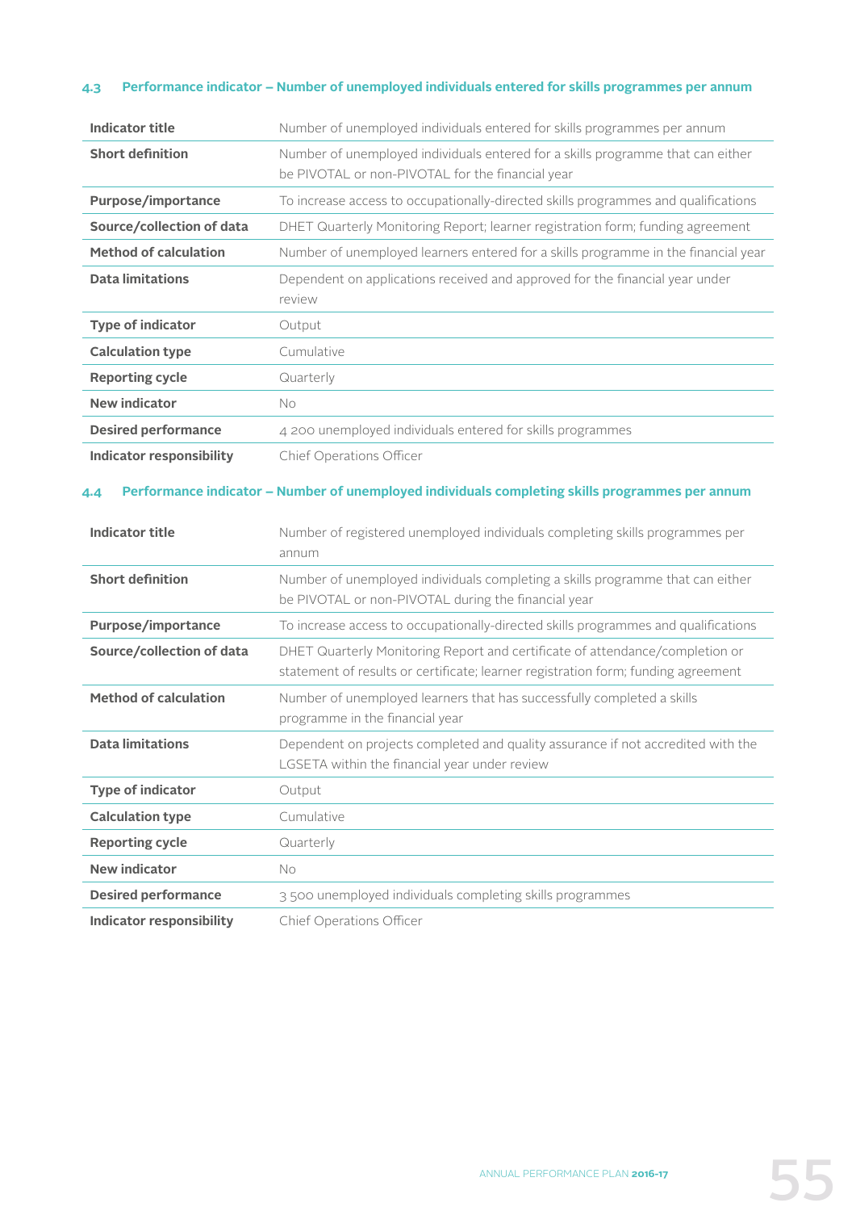### 4.3 Performance indicator – Number of unemployed individuals entered for skills programmes per annum

| | |
|---|---|
| **Indicator title** | Number of unemployed individuals entered for skills programmes per annum |
| **Short definition** | Number of unemployed individuals entered for a skills programme that can either be PIVOTAL or non-PIVOTAL for the financial year |
| **Purpose/importance** | To increase access to occupationally-directed skills programmes and qualifications |
| **Source/collection of data** | DHET Quarterly Monitoring Report; learner registration form; funding agreement |
| **Method of calculation** | Number of unemployed learners entered for a skills programme in the financial year |
| **Data limitations** | Dependent on applications received and approved for the financial year under review |
| **Type of indicator** | Output |
| **Calculation type** | Cumulative |
| **Reporting cycle** | Quarterly |
| **New indicator** | No |
| **Desired performance** | 4 200 unemployed individuals entered for skills programmes |
| **Indicator responsibility** | Chief Operations Officer |

### 4.4 Performance indicator – Number of unemployed individuals completing skills programmes per annum

| | |
|---|---|
| **Indicator title** | Number of registered unemployed individuals completing skills programmes per annum |
| **Short definition** | Number of unemployed individuals completing a skills programme that can either be PIVOTAL or non-PIVOTAL during the financial year |
| **Purpose/importance** | To increase access to occupationally-directed skills programmes and qualifications |
| **Source/collection of data** | DHET Quarterly Monitoring Report and certificate of attendance/completion or statement of results or certificate; learner registration form; funding agreement |
| **Method of calculation** | Number of unemployed learners that has successfully completed a skills programme in the financial year |
| **Data limitations** | Dependent on projects completed and quality assurance if not accredited with the LGSETA within the financial year under review |
| **Type of indicator** | Output |
| **Calculation type** | Cumulative |
| **Reporting cycle** | Quarterly |
| **New indicator** | No |
| **Desired performance** | 3 500 unemployed individuals completing skills programmes |
| **Indicator responsibility** | Chief Operations Officer |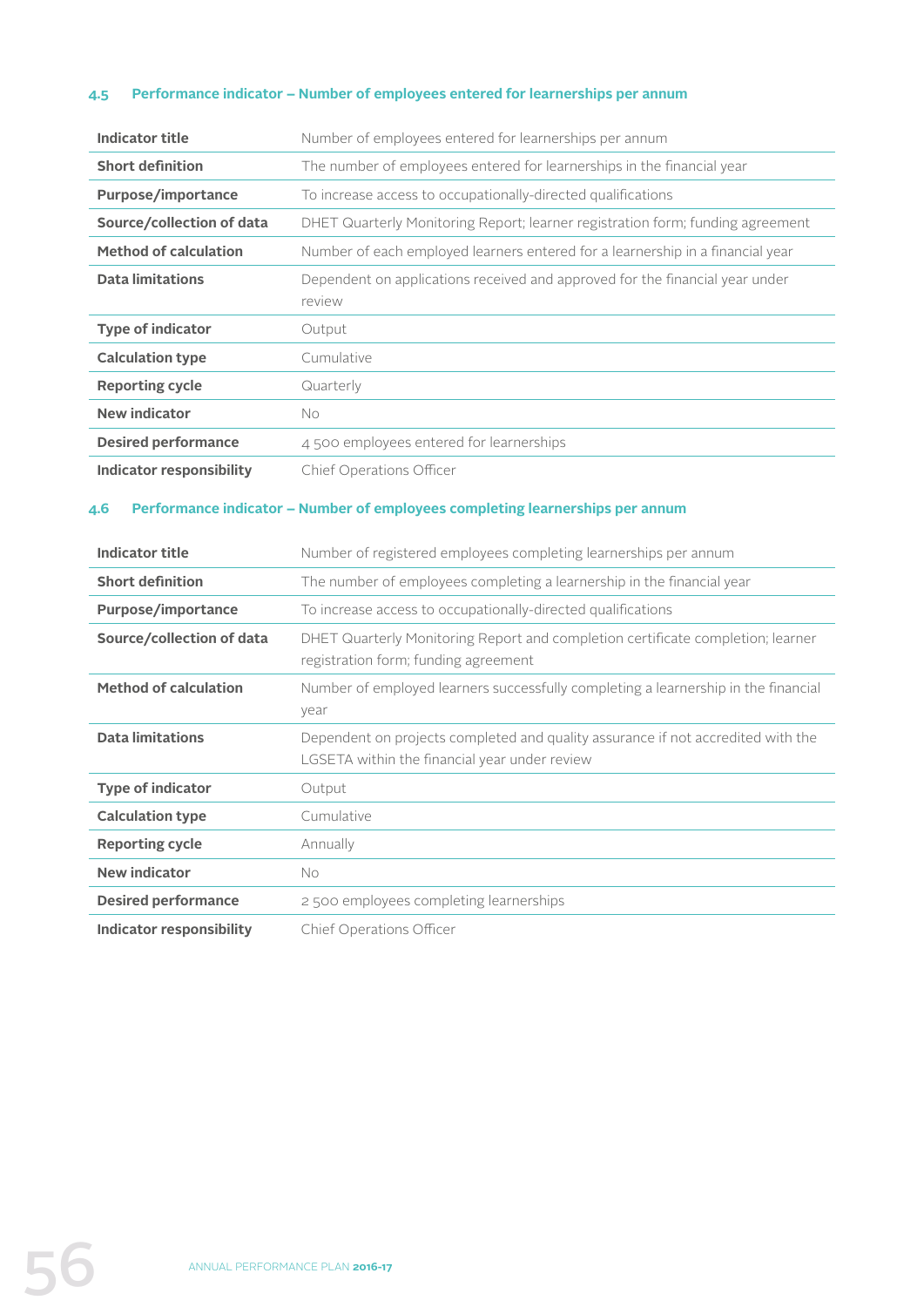### 4.5 Performance indicator – Number of employees entered for learnerships per annum

| | |
|---|---|
| **Indicator title** | Number of employees entered for learnerships per annum |
| **Short definition** | The number of employees entered for learnerships in the financial year |
| **Purpose/importance** | To increase access to occupationally-directed qualifications |
| **Source/collection of data** | DHET Quarterly Monitoring Report; learner registration form; funding agreement |
| **Method of calculation** | Number of each employed learners entered for a learnership in a financial year |
| **Data limitations** | Dependent on applications received and approved for the financial year under review |
| **Type of indicator** | Output |
| **Calculation type** | Cumulative |
| **Reporting cycle** | Quarterly |
| **New indicator** | No |
| **Desired performance** | 4 500 employees entered for learnerships |
| **Indicator responsibility** | Chief Operations Officer |

### 4.6 Performance indicator – Number of employees completing learnerships per annum

| | |
|---|---|
| **Indicator title** | Number of registered employees completing learnerships per annum |
| **Short definition** | The number of employees completing a learnership in the financial year |
| **Purpose/importance** | To increase access to occupationally-directed qualifications |
| **Source/collection of data** | DHET Quarterly Monitoring Report and completion certificate completion; learner registration form; funding agreement |
| **Method of calculation** | Number of employed learners successfully completing a learnership in the financial year |
| **Data limitations** | Dependent on projects completed and quality assurance if not accredited with the LGSETA within the financial year under review |
| **Type of indicator** | Output |
| **Calculation type** | Cumulative |
| **Reporting cycle** | Annually |
| **New indicator** | No |
| **Desired performance** | 2 500 employees completing learnerships |
| **Indicator responsibility** | Chief Operations Officer |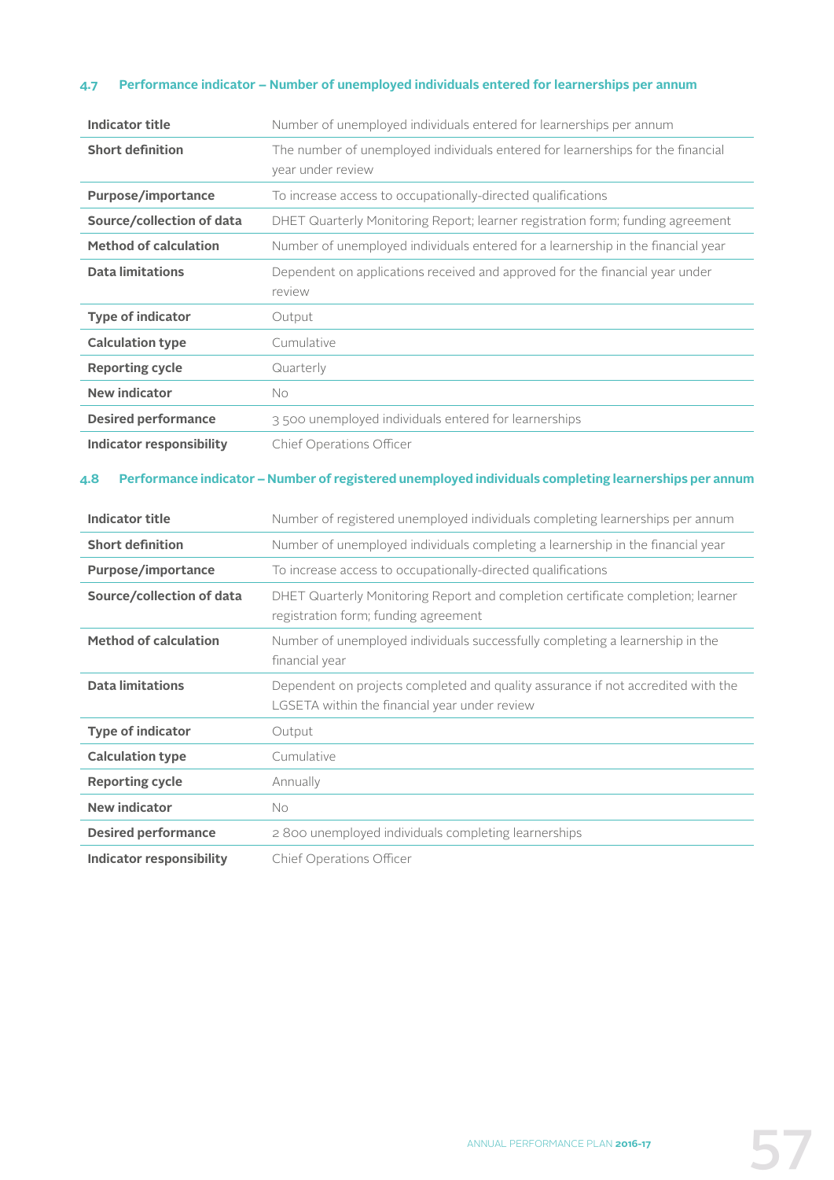### 4.7 Performance indicator – Number of unemployed individuals entered for learnerships per annum

| | |
|---|---|
| **Indicator title** | Number of unemployed individuals entered for learnerships per annum |
| **Short definition** | The number of unemployed individuals entered for learnerships for the financial year under review |
| **Purpose/importance** | To increase access to occupationally-directed qualifications |
| **Source/collection of data** | DHET Quarterly Monitoring Report; learner registration form; funding agreement |
| **Method of calculation** | Number of unemployed individuals entered for a learnership in the financial year |
| **Data limitations** | Dependent on applications received and approved for the financial year under review |
| **Type of indicator** | Output |
| **Calculation type** | Cumulative |
| **Reporting cycle** | Quarterly |
| **New indicator** | No |
| **Desired performance** | 3 500 unemployed individuals entered for learnerships |
| **Indicator responsibility** | Chief Operations Officer |

### 4.8 Performance indicator – Number of registered unemployed individuals completing learnerships per annum

| | |
|---|---|
| **Indicator title** | Number of registered unemployed individuals completing learnerships per annum |
| **Short definition** | Number of unemployed individuals completing a learnership in the financial year |
| **Purpose/importance** | To increase access to occupationally-directed qualifications |
| **Source/collection of data** | DHET Quarterly Monitoring Report and completion certificate completion; learner registration form; funding agreement |
| **Method of calculation** | Number of unemployed individuals successfully completing a learnership in the financial year |
| **Data limitations** | Dependent on projects completed and quality assurance if not accredited with the LGSETA within the financial year under review |
| **Type of indicator** | Output |
| **Calculation type** | Cumulative |
| **Reporting cycle** | Annually |
| **New indicator** | No |
| **Desired performance** | 2 800 unemployed individuals completing learnerships |
| **Indicator responsibility** | Chief Operations Officer |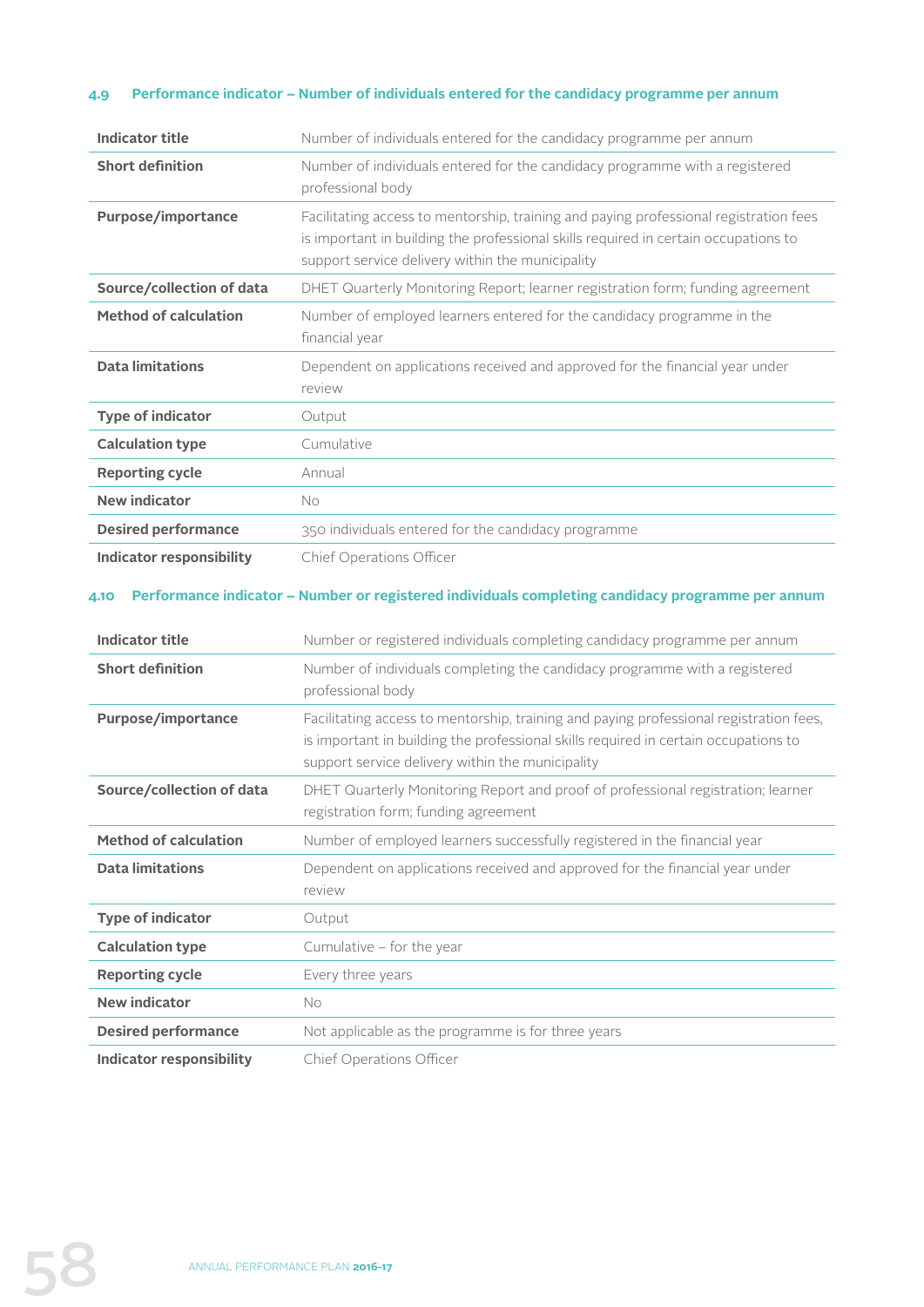### 4.9 Performance indicator – Number of individuals entered for the candidacy programme per annum

| | |
|---|---|
| **Indicator title** | Number of individuals entered for the candidacy programme per annum |
| **Short definition** | Number of individuals entered for the candidacy programme with a registered professional body |
| **Purpose/importance** | Facilitating access to mentorship, training and paying professional registration fees is important in building the professional skills required in certain occupations to support service delivery within the municipality |
| **Source/collection of data** | DHET Quarterly Monitoring Report; learner registration form; funding agreement |
| **Method of calculation** | Number of employed learners entered for the candidacy programme in the financial year |
| **Data limitations** | Dependent on applications received and approved for the financial year under review |
| **Type of indicator** | Output |
| **Calculation type** | Cumulative |
| **Reporting cycle** | Annual |
| **New indicator** | No |
| **Desired performance** | 350 individuals entered for the candidacy programme |
| **Indicator responsibility** | Chief Operations Officer |

### 4.10 Performance indicator – Number or registered individuals completing candidacy programme per annum

| | |
|---|---|
| **Indicator title** | Number or registered individuals completing candidacy programme per annum |
| **Short definition** | Number of individuals completing the candidacy programme with a registered professional body |
| **Purpose/importance** | Facilitating access to mentorship, training and paying professional registration fees, is important in building the professional skills required in certain occupations to support service delivery within the municipality |
| **Source/collection of data** | DHET Quarterly Monitoring Report and proof of professional registration; learner registration form; funding agreement |
| **Method of calculation** | Number of employed learners successfully registered in the financial year |
| **Data limitations** | Dependent on applications received and approved for the financial year under review |
| **Type of indicator** | Output |
| **Calculation type** | Cumulative – for the year |
| **Reporting cycle** | Every three years |
| **New indicator** | No |
| **Desired performance** | Not applicable as the programme is for three years |
| **Indicator responsibility** | Chief Operations Officer |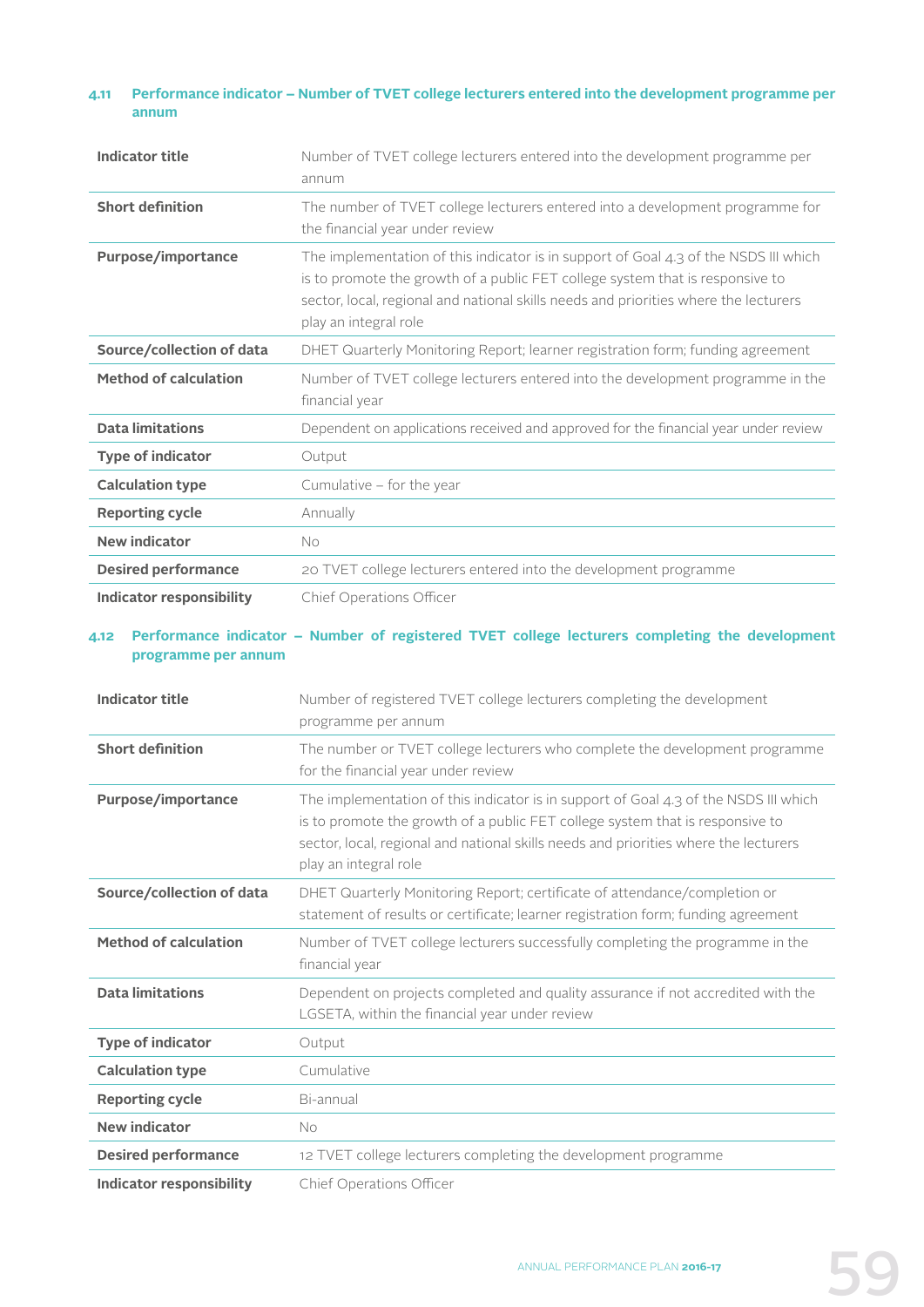### 4.11 Performance indicator – Number of TVET college lecturers entered into the development programme per annum

| | |
|---|---|
| **Indicator title** | Number of TVET college lecturers entered into the development programme per annum |
| **Short definition** | The number of TVET college lecturers entered into a development programme for the financial year under review |
| **Purpose/importance** | The implementation of this indicator is in support of Goal 4.3 of the NSDS III which is to promote the growth of a public FET college system that is responsive to sector, local, regional and national skills needs and priorities where the lecturers play an integral role |
| **Source/collection of data** | DHET Quarterly Monitoring Report; learner registration form; funding agreement |
| **Method of calculation** | Number of TVET college lecturers entered into the development programme in the financial year |
| **Data limitations** | Dependent on applications received and approved for the financial year under review |
| **Type of indicator** | Output |
| **Calculation type** | Cumulative – for the year |
| **Reporting cycle** | Annually |
| **New indicator** | No |
| **Desired performance** | 20 TVET college lecturers entered into the development programme |
| **Indicator responsibility** | Chief Operations Officer |

### 4.12 Performance indicator – Number of registered TVET college lecturers completing the development programme per annum

| | |
|---|---|
| **Indicator title** | Number of registered TVET college lecturers completing the development programme per annum |
| **Short definition** | The number or TVET college lecturers who complete the development programme for the financial year under review |
| **Purpose/importance** | The implementation of this indicator is in support of Goal 4.3 of the NSDS III which is to promote the growth of a public FET college system that is responsive to sector, local, regional and national skills needs and priorities where the lecturers play an integral role |
| **Source/collection of data** | DHET Quarterly Monitoring Report; certificate of attendance/completion or statement of results or certificate; learner registration form; funding agreement |
| **Method of calculation** | Number of TVET college lecturers successfully completing the programme in the financial year |
| **Data limitations** | Dependent on projects completed and quality assurance if not accredited with the LGSETA, within the financial year under review |
| **Type of indicator** | Output |
| **Calculation type** | Cumulative |
| **Reporting cycle** | Bi-annual |
| **New indicator** | No |
| **Desired performance** | 12 TVET college lecturers completing the development programme |
| **Indicator responsibility** | Chief Operations Officer |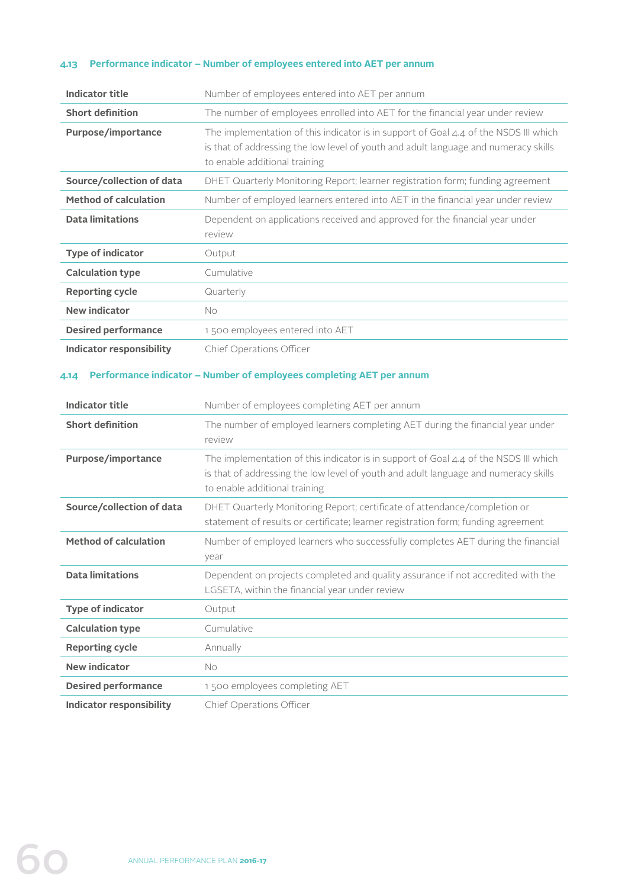### 4.13 Performance indicator – Number of employees entered into AET per annum

| | |
|---|---|
| **Indicator title** | Number of employees entered into AET per annum |
| **Short definition** | The number of employees enrolled into AET for the financial year under review |
| **Purpose/importance** | The implementation of this indicator is in support of Goal 4.4 of the NSDS III which is that of addressing the low level of youth and adult language and numeracy skills to enable additional training |
| **Source/collection of data** | DHET Quarterly Monitoring Report; learner registration form; funding agreement |
| **Method of calculation** | Number of employed learners entered into AET in the financial year under review |
| **Data limitations** | Dependent on applications received and approved for the financial year under review |
| **Type of indicator** | Output |
| **Calculation type** | Cumulative |
| **Reporting cycle** | Quarterly |
| **New indicator** | No |
| **Desired performance** | 1 500 employees entered into AET |
| **Indicator responsibility** | Chief Operations Officer |

### 4.14 Performance indicator – Number of employees completing AET per annum

| | |
|---|---|
| **Indicator title** | Number of employees completing AET per annum |
| **Short definition** | The number of employed learners completing AET during the financial year under review |
| **Purpose/importance** | The implementation of this indicator is in support of Goal 4.4 of the NSDS III which is that of addressing the low level of youth and adult language and numeracy skills to enable additional training |
| **Source/collection of data** | DHET Quarterly Monitoring Report; certificate of attendance/completion or statement of results or certificate; learner registration form; funding agreement |
| **Method of calculation** | Number of employed learners who successfully completes AET during the financial year |
| **Data limitations** | Dependent on projects completed and quality assurance if not accredited with the LGSETA, within the financial year under review |
| **Type of indicator** | Output |
| **Calculation type** | Cumulative |
| **Reporting cycle** | Annually |
| **New indicator** | No |
| **Desired performance** | 1 500 employees completing AET |
| **Indicator responsibility** | Chief Operations Officer |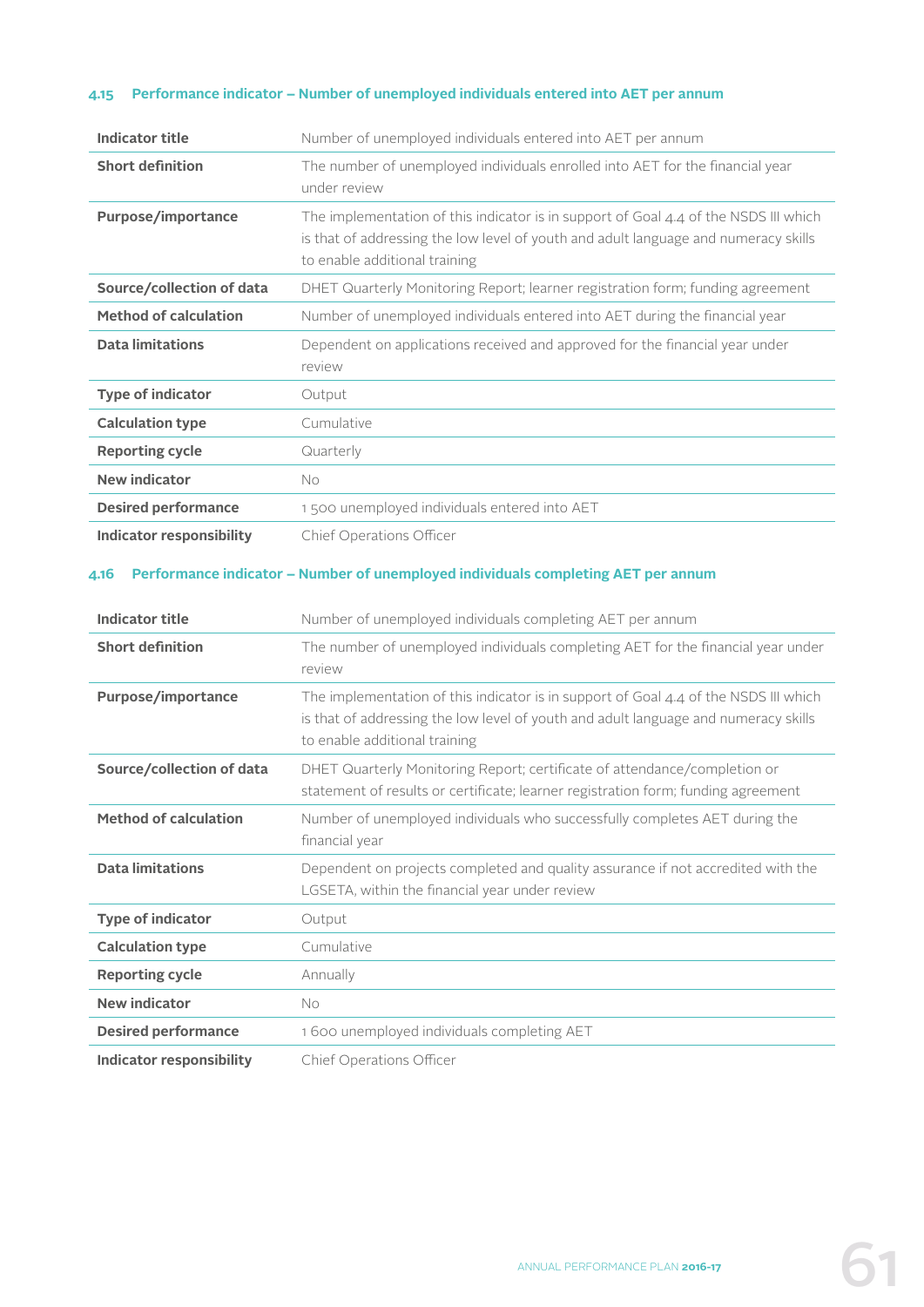### 4.15 Performance indicator – Number of unemployed individuals entered into AET per annum

| | |
|---|---|
| **Indicator title** | Number of unemployed individuals entered into AET per annum |
| **Short definition** | The number of unemployed individuals enrolled into AET for the financial year under review |
| **Purpose/importance** | The implementation of this indicator is in support of Goal 4.4 of the NSDS III which is that of addressing the low level of youth and adult language and numeracy skills to enable additional training |
| **Source/collection of data** | DHET Quarterly Monitoring Report; learner registration form; funding agreement |
| **Method of calculation** | Number of unemployed individuals entered into AET during the financial year |
| **Data limitations** | Dependent on applications received and approved for the financial year under review |
| **Type of indicator** | Output |
| **Calculation type** | Cumulative |
| **Reporting cycle** | Quarterly |
| **New indicator** | No |
| **Desired performance** | 1 500 unemployed individuals entered into AET |
| **Indicator responsibility** | Chief Operations Officer |

### 4.16 Performance indicator – Number of unemployed individuals completing AET per annum

| | |
|---|---|
| **Indicator title** | Number of unemployed individuals completing AET per annum |
| **Short definition** | The number of unemployed individuals completing AET for the financial year under review |
| **Purpose/importance** | The implementation of this indicator is in support of Goal 4.4 of the NSDS III which is that of addressing the low level of youth and adult language and numeracy skills to enable additional training |
| **Source/collection of data** | DHET Quarterly Monitoring Report; certificate of attendance/completion or statement of results or certificate; learner registration form; funding agreement |
| **Method of calculation** | Number of unemployed individuals who successfully completes AET during the financial year |
| **Data limitations** | Dependent on projects completed and quality assurance if not accredited with the LGSETA, within the financial year under review |
| **Type of indicator** | Output |
| **Calculation type** | Cumulative |
| **Reporting cycle** | Annually |
| **New indicator** | No |
| **Desired performance** | 1 600 unemployed individuals completing AET |
| **Indicator responsibility** | Chief Operations Officer |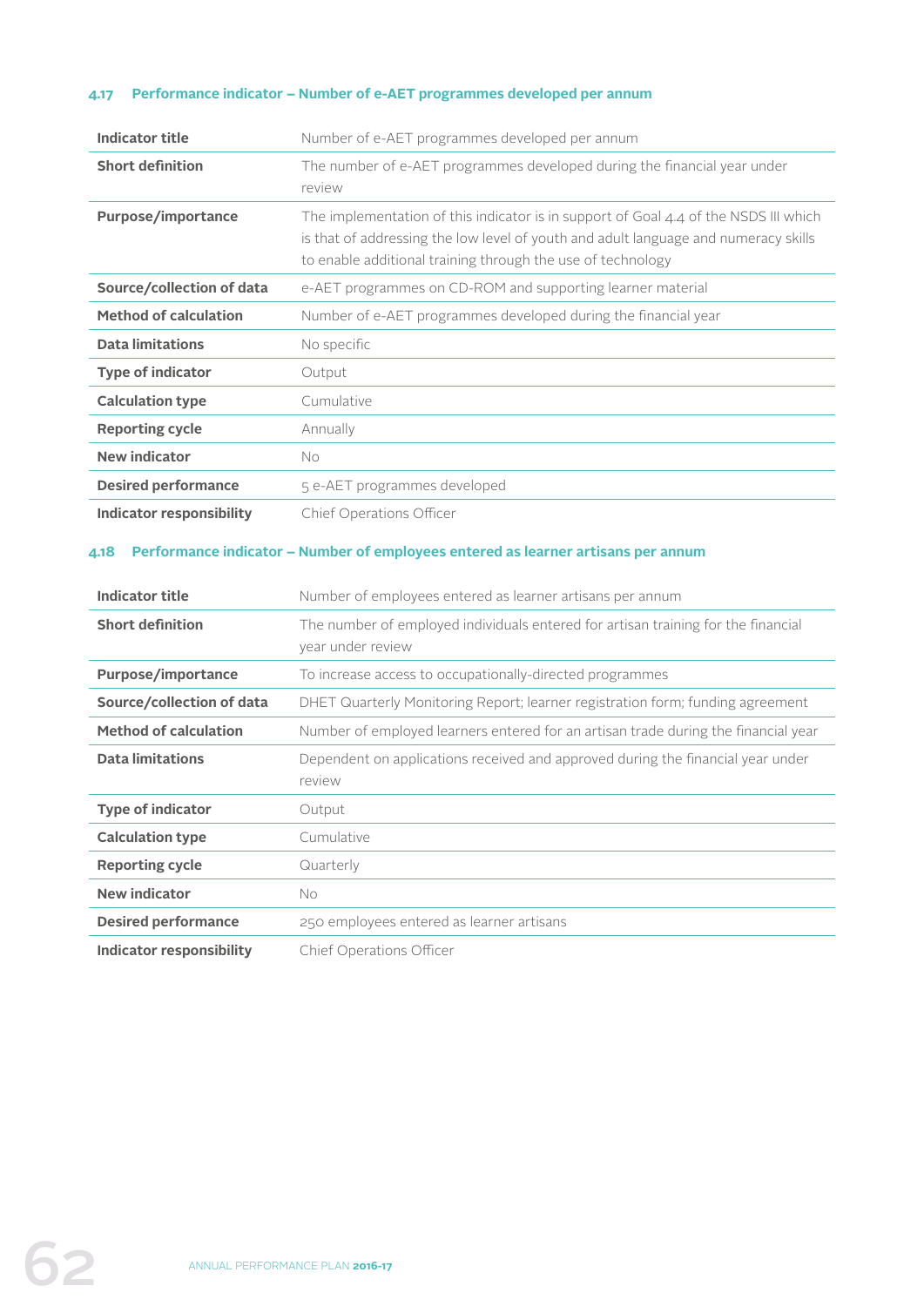### 4.17 Performance indicator – Number of e-AET programmes developed per annum

| | |
|---|---|
| **Indicator title** | Number of e-AET programmes developed per annum |
| **Short definition** | The number of e-AET programmes developed during the financial year under review |
| **Purpose/importance** | The implementation of this indicator is in support of Goal 4.4 of the NSDS III which is that of addressing the low level of youth and adult language and numeracy skills to enable additional training through the use of technology |
| **Source/collection of data** | e-AET programmes on CD-ROM and supporting learner material |
| **Method of calculation** | Number of e-AET programmes developed during the financial year |
| **Data limitations** | No specific |
| **Type of indicator** | Output |
| **Calculation type** | Cumulative |
| **Reporting cycle** | Annually |
| **New indicator** | No |
| **Desired performance** | 5 e-AET programmes developed |
| **Indicator responsibility** | Chief Operations Officer |

### 4.18 Performance indicator – Number of employees entered as learner artisans per annum

| | |
|---|---|
| **Indicator title** | Number of employees entered as learner artisans per annum |
| **Short definition** | The number of employed individuals entered for artisan training for the financial year under review |
| **Purpose/importance** | To increase access to occupationally-directed programmes |
| **Source/collection of data** | DHET Quarterly Monitoring Report; learner registration form; funding agreement |
| **Method of calculation** | Number of employed learners entered for an artisan trade during the financial year |
| **Data limitations** | Dependent on applications received and approved during the financial year under review |
| **Type of indicator** | Output |
| **Calculation type** | Cumulative |
| **Reporting cycle** | Quarterly |
| **New indicator** | No |
| **Desired performance** | 250 employees entered as learner artisans |
| **Indicator responsibility** | Chief Operations Officer |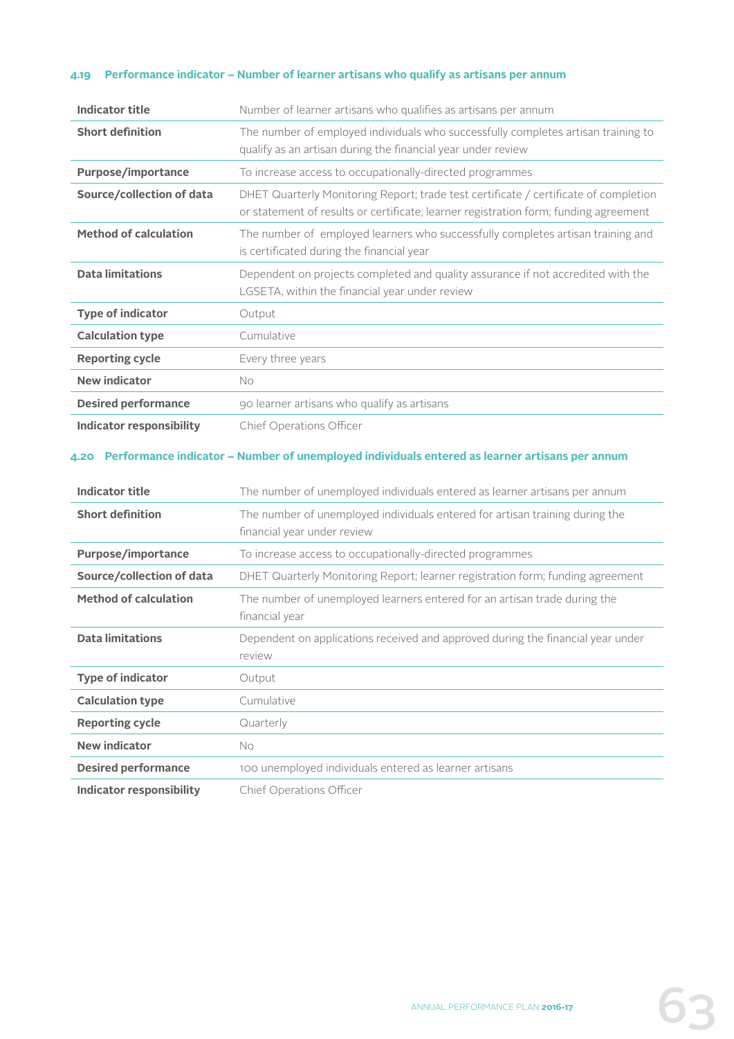### 4.19 Performance indicator – Number of learner artisans who qualify as artisans per annum

| | |
|---|---|
| **Indicator title** | Number of learner artisans who qualifies as artisans per annum |
| **Short definition** | The number of employed individuals who successfully completes artisan training to qualify as an artisan during the financial year under review |
| **Purpose/importance** | To increase access to occupationally-directed programmes |
| **Source/collection of data** | DHET Quarterly Monitoring Report; trade test certificate / certificate of completion or statement of results or certificate; learner registration form; funding agreement |
| **Method of calculation** | The number of employed learners who successfully completes artisan training and is certificated during the financial year |
| **Data limitations** | Dependent on projects completed and quality assurance if not accredited with the LGSETA, within the financial year under review |
| **Type of indicator** | Output |
| **Calculation type** | Cumulative |
| **Reporting cycle** | Every three years |
| **New indicator** | No |
| **Desired performance** | 90 learner artisans who qualify as artisans |
| **Indicator responsibility** | Chief Operations Officer |

### 4.20 Performance indicator – Number of unemployed individuals entered as learner artisans per annum

| | |
|---|---|
| **Indicator title** | The number of unemployed individuals entered as learner artisans per annum |
| **Short definition** | The number of unemployed individuals entered for artisan training during the financial year under review |
| **Purpose/importance** | To increase access to occupationally-directed programmes |
| **Source/collection of data** | DHET Quarterly Monitoring Report; learner registration form; funding agreement |
| **Method of calculation** | The number of unemployed learners entered for an artisan trade during the financial year |
| **Data limitations** | Dependent on applications received and approved during the financial year under review |
| **Type of indicator** | Output |
| **Calculation type** | Cumulative |
| **Reporting cycle** | Quarterly |
| **New indicator** | No |
| **Desired performance** | 100 unemployed individuals entered as learner artisans |
| **Indicator responsibility** | Chief Operations Officer |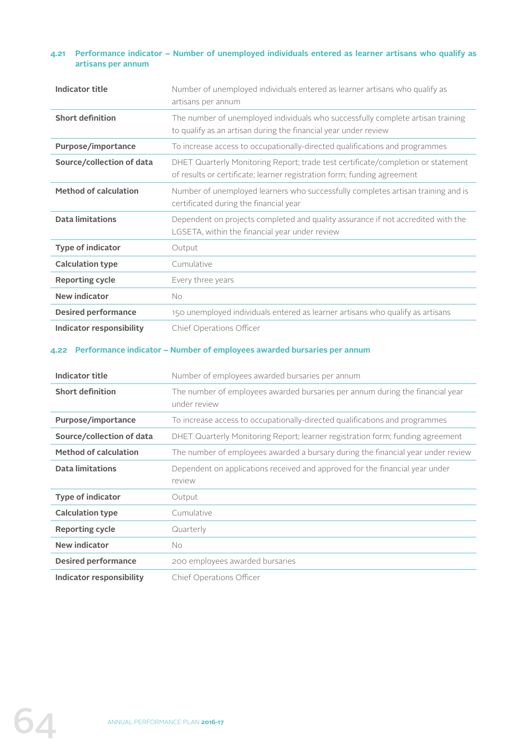### 4.21 Performance indicator – Number of unemployed individuals entered as learner artisans who qualify as artisans per annum

| | |
|---|---|
| **Indicator title** | Number of unemployed individuals entered as learner artisans who qualify as artisans per annum |
| **Short definition** | The number of unemployed individuals who successfully complete artisan training to qualify as an artisan during the financial year under review |
| **Purpose/importance** | To increase access to occupationally-directed qualifications and programmes |
| **Source/collection of data** | DHET Quarterly Monitoring Report; trade test certificate/completion or statement of results or certificate; learner registration form; funding agreement |
| **Method of calculation** | Number of unemployed learners who successfully completes artisan training and is certificated during the financial year |
| **Data limitations** | Dependent on projects completed and quality assurance if not accredited with the LGSETA, within the financial year under review |
| **Type of indicator** | Output |
| **Calculation type** | Cumulative |
| **Reporting cycle** | Every three years |
| **New indicator** | No |
| **Desired performance** | 150 unemployed individuals entered as learner artisans who qualify as artisans |
| **Indicator responsibility** | Chief Operations Officer |

### 4.22 Performance indicator – Number of employees awarded bursaries per annum

| | |
|---|---|
| **Indicator title** | Number of employees awarded bursaries per annum |
| **Short definition** | The number of employees awarded bursaries per annum during the financial year under review |
| **Purpose/importance** | To increase access to occupationally-directed qualifications and programmes |
| **Source/collection of data** | DHET Quarterly Monitoring Report; learner registration form; funding agreement |
| **Method of calculation** | The number of employees awarded a bursary during the financial year under review |
| **Data limitations** | Dependent on applications received and approved for the financial year under review |
| **Type of indicator** | Output |
| **Calculation type** | Cumulative |
| **Reporting cycle** | Quarterly |
| **New indicator** | No |
| **Desired performance** | 200 employees awarded bursaries |
| **Indicator responsibility** | Chief Operations Officer |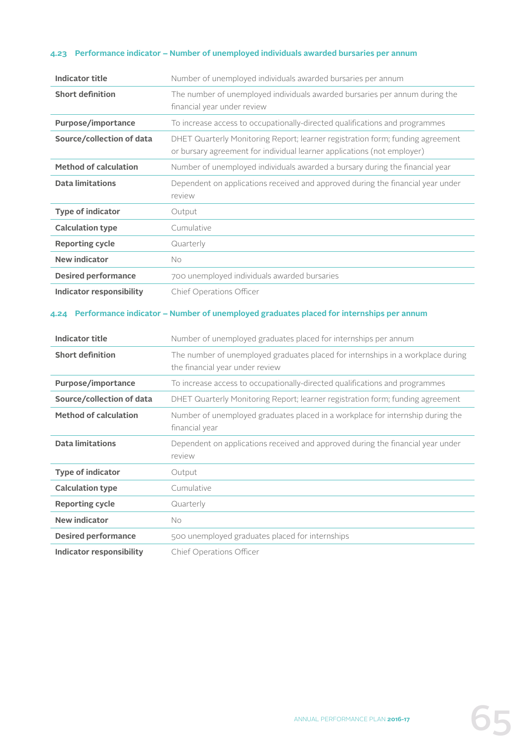### 4.23 Performance indicator – Number of unemployed individuals awarded bursaries per annum

| | |
|---|---|
| **Indicator title** | Number of unemployed individuals awarded bursaries per annum |
| **Short definition** | The number of unemployed individuals awarded bursaries per annum during the financial year under review |
| **Purpose/importance** | To increase access to occupationally-directed qualifications and programmes |
| **Source/collection of data** | DHET Quarterly Monitoring Report; learner registration form; funding agreement or bursary agreement for individual learner applications (not employer) |
| **Method of calculation** | Number of unemployed individuals awarded a bursary during the financial year |
| **Data limitations** | Dependent on applications received and approved during the financial year under review |
| **Type of indicator** | Output |
| **Calculation type** | Cumulative |
| **Reporting cycle** | Quarterly |
| **New indicator** | No |
| **Desired performance** | 700 unemployed individuals awarded bursaries |
| **Indicator responsibility** | Chief Operations Officer |

### 4.24 Performance indicator – Number of unemployed graduates placed for internships per annum

| | |
|---|---|
| **Indicator title** | Number of unemployed graduates placed for internships per annum |
| **Short definition** | The number of unemployed graduates placed for internships in a workplace during the financial year under review |
| **Purpose/importance** | To increase access to occupationally-directed qualifications and programmes |
| **Source/collection of data** | DHET Quarterly Monitoring Report; learner registration form; funding agreement |
| **Method of calculation** | Number of unemployed graduates placed in a workplace for internship during the financial year |
| **Data limitations** | Dependent on applications received and approved during the financial year under review |
| **Type of indicator** | Output |
| **Calculation type** | Cumulative |
| **Reporting cycle** | Quarterly |
| **New indicator** | No |
| **Desired performance** | 500 unemployed graduates placed for internships |
| **Indicator responsibility** | Chief Operations Officer |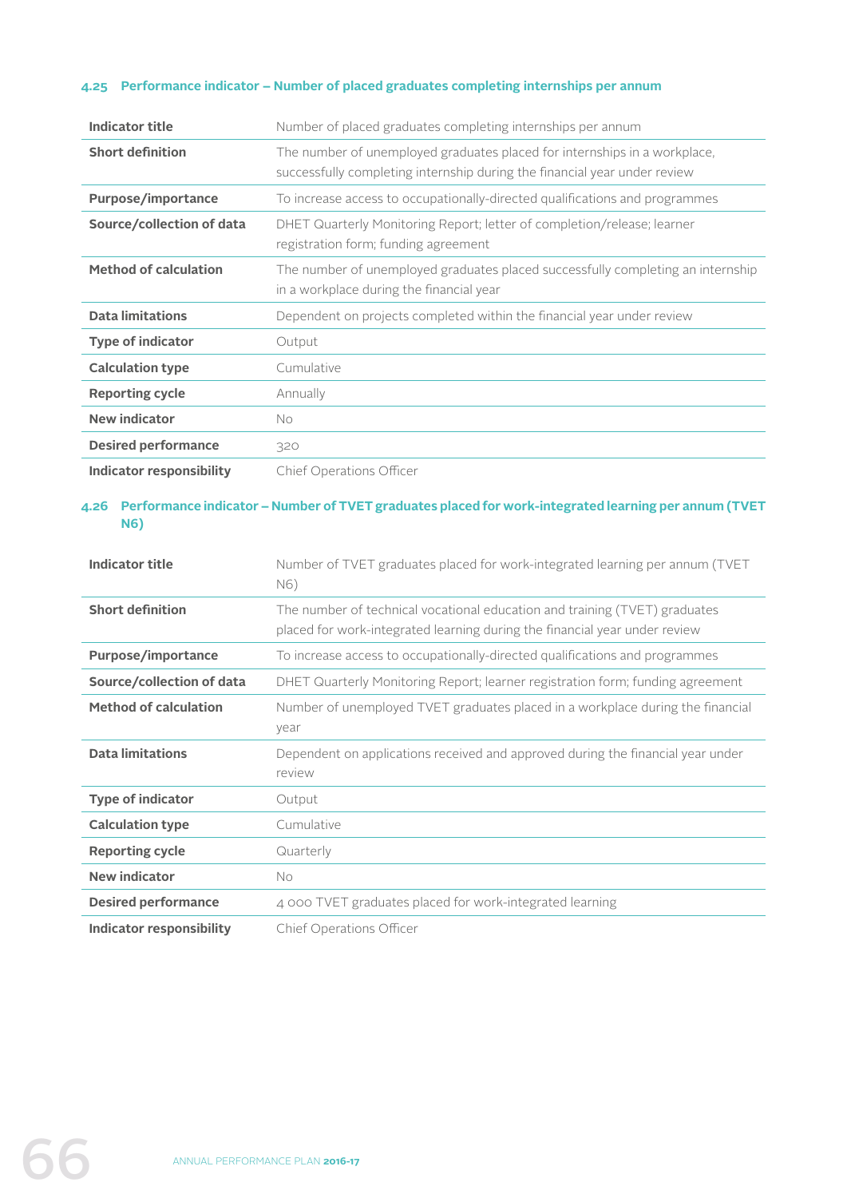### 4.25 Performance indicator – Number of placed graduates completing internships per annum

| | |
|---|---|
| **Indicator title** | Number of placed graduates completing internships per annum |
| **Short definition** | The number of unemployed graduates placed for internships in a workplace, successfully completing internship during the financial year under review |
| **Purpose/importance** | To increase access to occupationally-directed qualifications and programmes |
| **Source/collection of data** | DHET Quarterly Monitoring Report; letter of completion/release; learner registration form; funding agreement |
| **Method of calculation** | The number of unemployed graduates placed successfully completing an internship in a workplace during the financial year |
| **Data limitations** | Dependent on projects completed within the financial year under review |
| **Type of indicator** | Output |
| **Calculation type** | Cumulative |
| **Reporting cycle** | Annually |
| **New indicator** | No |
| **Desired performance** | 320 |
| **Indicator responsibility** | Chief Operations Officer |

### 4.26 Performance indicator – Number of TVET graduates placed for work-integrated learning per annum (TVET N6)

| | |
|---|---|
| **Indicator title** | Number of TVET graduates placed for work-integrated learning per annum (TVET N6) |
| **Short definition** | The number of technical vocational education and training (TVET) graduates placed for work-integrated learning during the financial year under review |
| **Purpose/importance** | To increase access to occupationally-directed qualifications and programmes |
| **Source/collection of data** | DHET Quarterly Monitoring Report; learner registration form; funding agreement |
| **Method of calculation** | Number of unemployed TVET graduates placed in a workplace during the financial year |
| **Data limitations** | Dependent on applications received and approved during the financial year under review |
| **Type of indicator** | Output |
| **Calculation type** | Cumulative |
| **Reporting cycle** | Quarterly |
| **New indicator** | No |
| **Desired performance** | 4 000 TVET graduates placed for work-integrated learning |
| **Indicator responsibility** | Chief Operations Officer |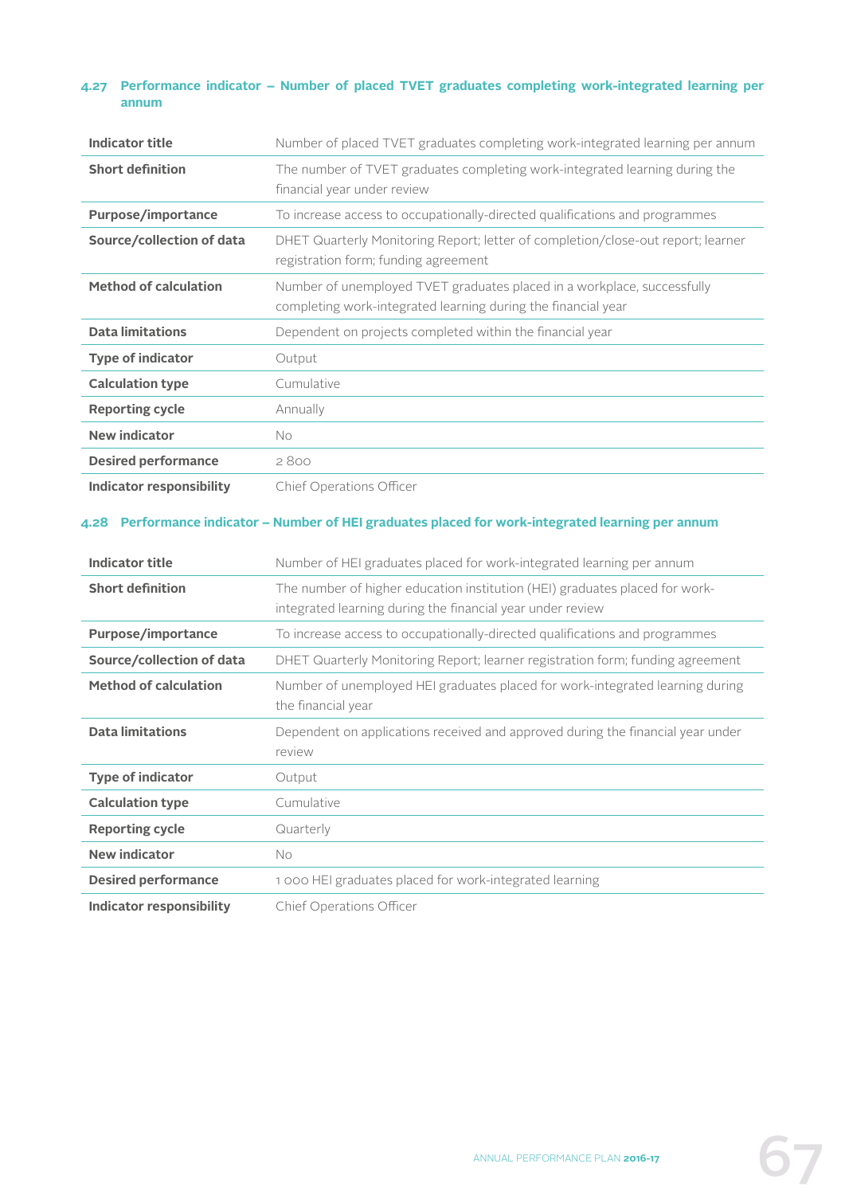### 4.27 Performance indicator – Number of placed TVET graduates completing work-integrated learning per annum

| | |
|---|---|
| **Indicator title** | Number of placed TVET graduates completing work-integrated learning per annum |
| **Short definition** | The number of TVET graduates completing work-integrated learning during the financial year under review |
| **Purpose/importance** | To increase access to occupationally-directed qualifications and programmes |
| **Source/collection of data** | DHET Quarterly Monitoring Report; letter of completion/close-out report; learner registration form; funding agreement |
| **Method of calculation** | Number of unemployed TVET graduates placed in a workplace, successfully completing work-integrated learning during the financial year |
| **Data limitations** | Dependent on projects completed within the financial year |
| **Type of indicator** | Output |
| **Calculation type** | Cumulative |
| **Reporting cycle** | Annually |
| **New indicator** | No |
| **Desired performance** | 2 800 |
| **Indicator responsibility** | Chief Operations Officer |

### 4.28 Performance indicator – Number of HEI graduates placed for work-integrated learning per annum

| | |
|---|---|
| **Indicator title** | Number of HEI graduates placed for work-integrated learning per annum |
| **Short definition** | The number of higher education institution (HEI) graduates placed for work-integrated learning during the financial year under review |
| **Purpose/importance** | To increase access to occupationally-directed qualifications and programmes |
| **Source/collection of data** | DHET Quarterly Monitoring Report; learner registration form; funding agreement |
| **Method of calculation** | Number of unemployed HEI graduates placed for work-integrated learning during the financial year |
| **Data limitations** | Dependent on applications received and approved during the financial year under review |
| **Type of indicator** | Output |
| **Calculation type** | Cumulative |
| **Reporting cycle** | Quarterly |
| **New indicator** | No |
| **Desired performance** | 1 000 HEI graduates placed for work-integrated learning |
| **Indicator responsibility** | Chief Operations Officer |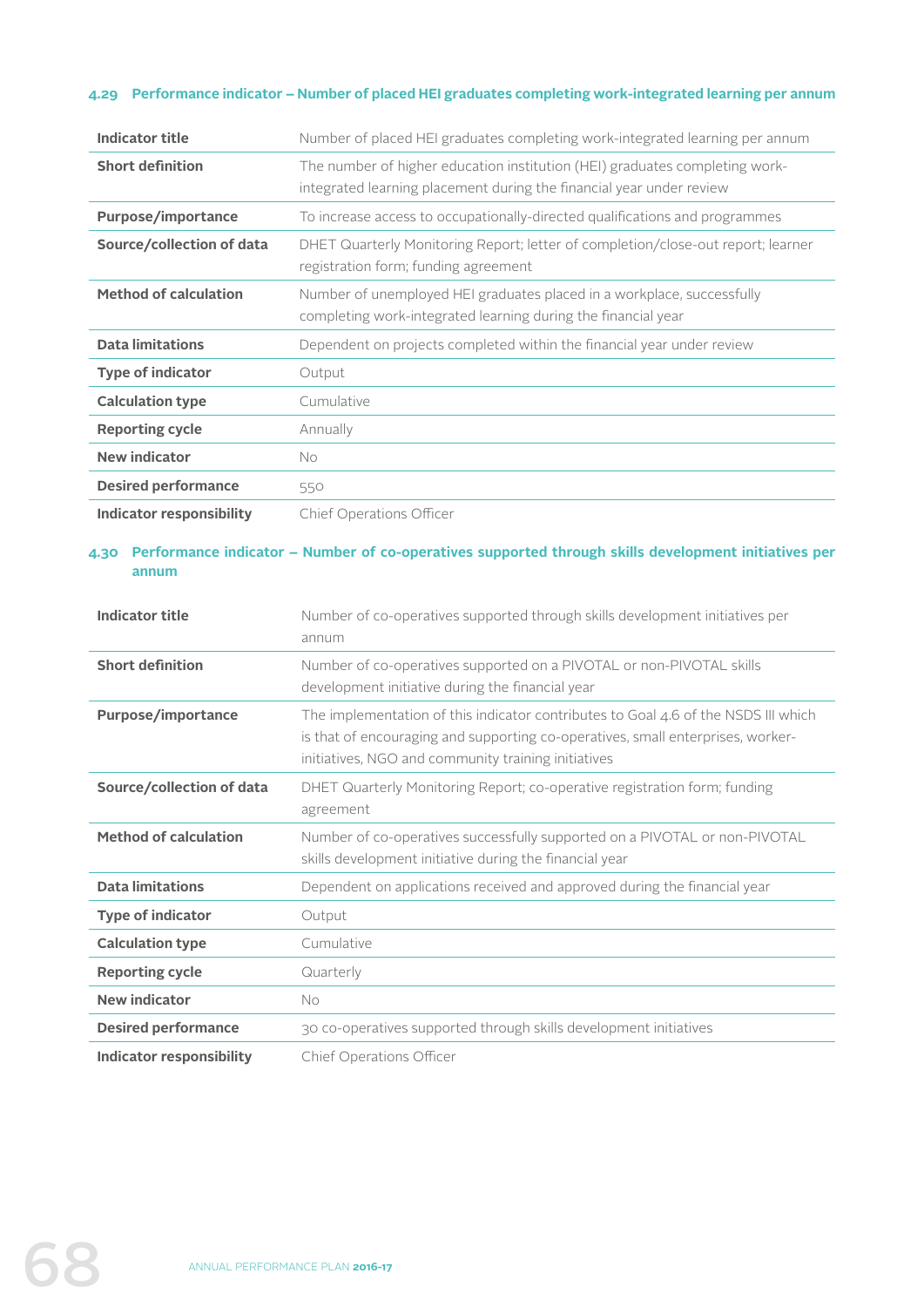### 4.29 Performance indicator – Number of placed HEI graduates completing work-integrated learning per annum

| | |
|---|---|
| **Indicator title** | Number of placed HEI graduates completing work-integrated learning per annum |
| **Short definition** | The number of higher education institution (HEI) graduates completing work-integrated learning placement during the financial year under review |
| **Purpose/importance** | To increase access to occupationally-directed qualifications and programmes |
| **Source/collection of data** | DHET Quarterly Monitoring Report; letter of completion/close-out report; learner registration form; funding agreement |
| **Method of calculation** | Number of unemployed HEI graduates placed in a workplace, successfully completing work-integrated learning during the financial year |
| **Data limitations** | Dependent on projects completed within the financial year under review |
| **Type of indicator** | Output |
| **Calculation type** | Cumulative |
| **Reporting cycle** | Annually |
| **New indicator** | No |
| **Desired performance** | 550 |
| **Indicator responsibility** | Chief Operations Officer |

### 4.30 Performance indicator – Number of co-operatives supported through skills development initiatives per annum

| | |
|---|---|
| **Indicator title** | Number of co-operatives supported through skills development initiatives per annum |
| **Short definition** | Number of co-operatives supported on a PIVOTAL or non-PIVOTAL skills development initiative during the financial year |
| **Purpose/importance** | The implementation of this indicator contributes to Goal 4.6 of the NSDS III which is that of encouraging and supporting co-operatives, small enterprises, worker-initiatives, NGO and community training initiatives |
| **Source/collection of data** | DHET Quarterly Monitoring Report; co-operative registration form; funding agreement |
| **Method of calculation** | Number of co-operatives successfully supported on a PIVOTAL or non-PIVOTAL skills development initiative during the financial year |
| **Data limitations** | Dependent on applications received and approved during the financial year |
| **Type of indicator** | Output |
| **Calculation type** | Cumulative |
| **Reporting cycle** | Quarterly |
| **New indicator** | No |
| **Desired performance** | 30 co-operatives supported through skills development initiatives |
| **Indicator responsibility** | Chief Operations Officer |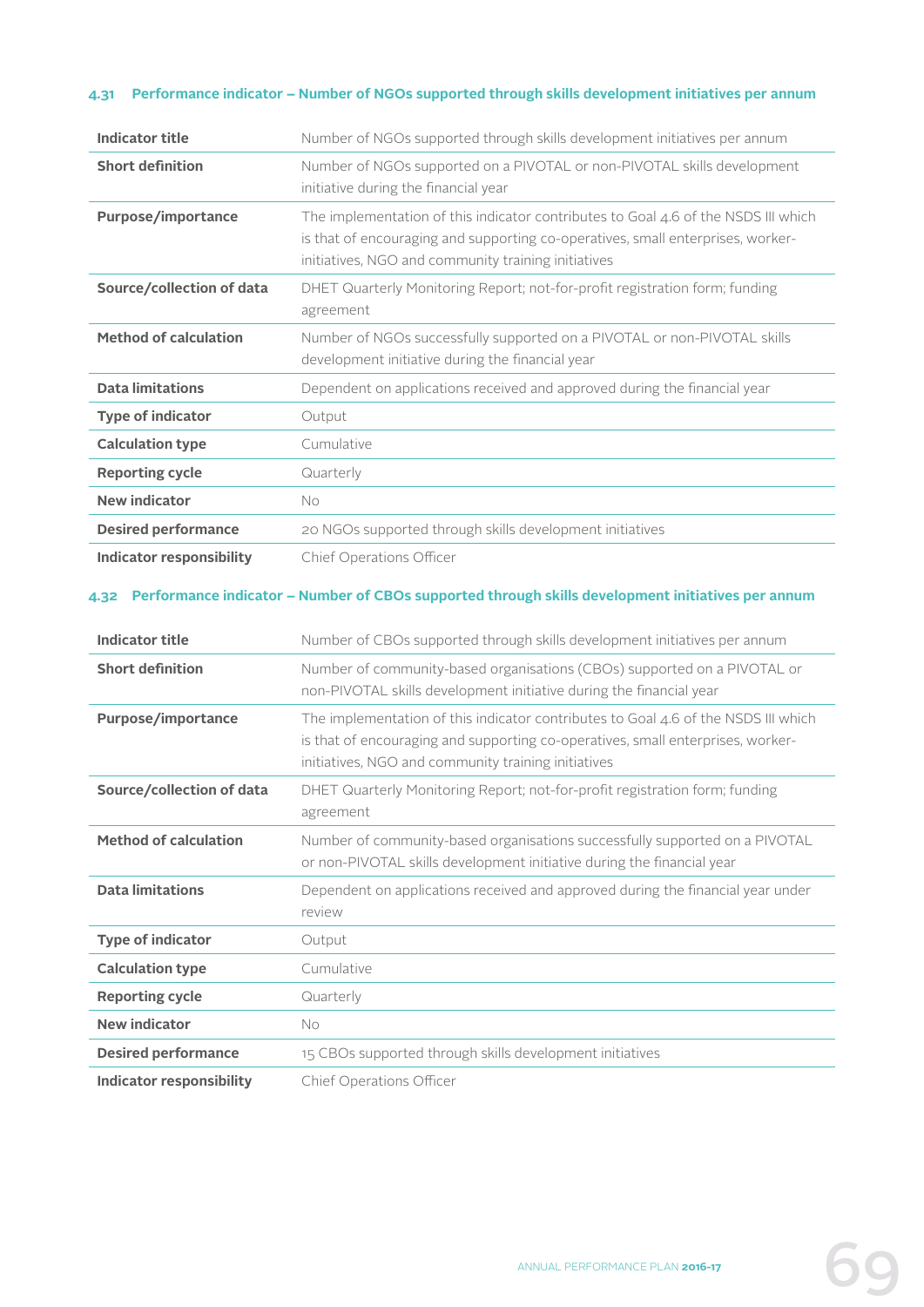### 4.31 Performance indicator – Number of NGOs supported through skills development initiatives per annum

| | |
|---|---|
| **Indicator title** | Number of NGOs supported through skills development initiatives per annum |
| **Short definition** | Number of NGOs supported on a PIVOTAL or non-PIVOTAL skills development initiative during the financial year |
| **Purpose/importance** | The implementation of this indicator contributes to Goal 4.6 of the NSDS III which is that of encouraging and supporting co-operatives, small enterprises, worker-initiatives, NGO and community training initiatives |
| **Source/collection of data** | DHET Quarterly Monitoring Report; not-for-profit registration form; funding agreement |
| **Method of calculation** | Number of NGOs successfully supported on a PIVOTAL or non-PIVOTAL skills development initiative during the financial year |
| **Data limitations** | Dependent on applications received and approved during the financial year |
| **Type of indicator** | Output |
| **Calculation type** | Cumulative |
| **Reporting cycle** | Quarterly |
| **New indicator** | No |
| **Desired performance** | 20 NGOs supported through skills development initiatives |
| **Indicator responsibility** | Chief Operations Officer |

### 4.32 Performance indicator – Number of CBOs supported through skills development initiatives per annum

| | |
|---|---|
| **Indicator title** | Number of CBOs supported through skills development initiatives per annum |
| **Short definition** | Number of community-based organisations (CBOs) supported on a PIVOTAL or non-PIVOTAL skills development initiative during the financial year |
| **Purpose/importance** | The implementation of this indicator contributes to Goal 4.6 of the NSDS III which is that of encouraging and supporting co-operatives, small enterprises, worker-initiatives, NGO and community training initiatives |
| **Source/collection of data** | DHET Quarterly Monitoring Report; not-for-profit registration form; funding agreement |
| **Method of calculation** | Number of community-based organisations successfully supported on a PIVOTAL or non-PIVOTAL skills development initiative during the financial year |
| **Data limitations** | Dependent on applications received and approved during the financial year under review |
| **Type of indicator** | Output |
| **Calculation type** | Cumulative |
| **Reporting cycle** | Quarterly |
| **New indicator** | No |
| **Desired performance** | 15 CBOs supported through skills development initiatives |
| **Indicator responsibility** | Chief Operations Officer |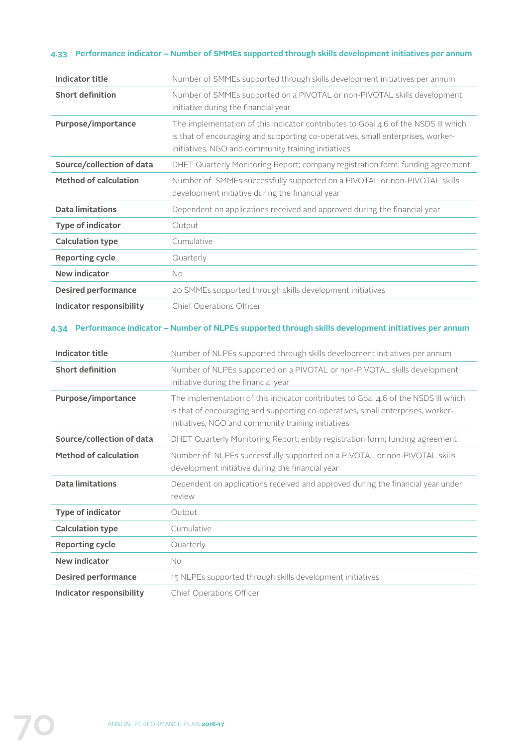### 4.33 Performance indicator – Number of SMMEs supported through skills development initiatives per annum

| | |
|---|---|
| **Indicator title** | Number of SMMEs supported through skills development initiatives per annum |
| **Short definition** | Number of SMMEs supported on a PIVOTAL or non-PIVOTAL skills development initiative during the financial year |
| **Purpose/importance** | The implementation of this indicator contributes to Goal 4.6 of the NSDS III which is that of encouraging and supporting co-operatives, small enterprises, worker-initiatives, NGO and community training initiatives |
| **Source/collection of data** | DHET Quarterly Monitoring Report; company registration form; funding agreement |
| **Method of calculation** | Number of SMMEs successfully supported on a PIVOTAL or non-PIVOTAL skills development initiative during the financial year |
| **Data limitations** | Dependent on applications received and approved during the financial year |
| **Type of indicator** | Output |
| **Calculation type** | Cumulative |
| **Reporting cycle** | Quarterly |
| **New indicator** | No |
| **Desired performance** | 20 SMMEs supported through skills development initiatives |
| **Indicator responsibility** | Chief Operations Officer |

### 4.34 Performance indicator – Number of NLPEs supported through skills development initiatives per annum

| | |
|---|---|
| **Indicator title** | Number of NLPEs supported through skills development initiatives per annum |
| **Short definition** | Number of NLPEs supported on a PIVOTAL or non-PIVOTAL skills development initiative during the financial year |
| **Purpose/importance** | The implementation of this indicator contributes to Goal 4.6 of the NSDS III which is that of encouraging and supporting co-operatives, small enterprises, worker-initiatives, NGO and community training initiatives |
| **Source/collection of data** | DHET Quarterly Monitoring Report; entity registration form; funding agreement |
| **Method of calculation** | Number of NLPEs successfully supported on a PIVOTAL or non-PIVOTAL skills development initiative during the financial year |
| **Data limitations** | Dependent on applications received and approved during the financial year under review |
| **Type of indicator** | Output |
| **Calculation type** | Cumulative |
| **Reporting cycle** | Quarterly |
| **New indicator** | No |
| **Desired performance** | 15 NLPEs supported through skills development initiatives |
| **Indicator responsibility** | Chief Operations Officer |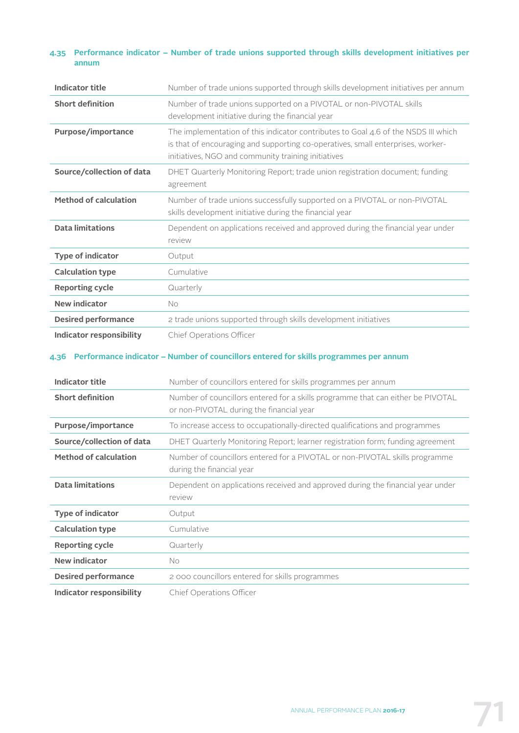### 4.35 Performance indicator – Number of trade unions supported through skills development initiatives per annum

| | |
|---|---|
| **Indicator title** | Number of trade unions supported through skills development initiatives per annum |
| **Short definition** | Number of trade unions supported on a PIVOTAL or non-PIVOTAL skills development initiative during the financial year |
| **Purpose/importance** | The implementation of this indicator contributes to Goal 4.6 of the NSDS III which is that of encouraging and supporting co-operatives, small enterprises, worker-initiatives, NGO and community training initiatives |
| **Source/collection of data** | DHET Quarterly Monitoring Report; trade union registration document; funding agreement |
| **Method of calculation** | Number of trade unions successfully supported on a PIVOTAL or non-PIVOTAL skills development initiative during the financial year |
| **Data limitations** | Dependent on applications received and approved during the financial year under review |
| **Type of indicator** | Output |
| **Calculation type** | Cumulative |
| **Reporting cycle** | Quarterly |
| **New indicator** | No |
| **Desired performance** | 2 trade unions supported through skills development initiatives |
| **Indicator responsibility** | Chief Operations Officer |

### 4.36 Performance indicator – Number of councillors entered for skills programmes per annum

| | |
|---|---|
| **Indicator title** | Number of councillors entered for skills programmes per annum |
| **Short definition** | Number of councillors entered for a skills programme that can either be PIVOTAL or non-PIVOTAL during the financial year |
| **Purpose/importance** | To increase access to occupationally-directed qualifications and programmes |
| **Source/collection of data** | DHET Quarterly Monitoring Report; learner registration form; funding agreement |
| **Method of calculation** | Number of councillors entered for a PIVOTAL or non-PIVOTAL skills programme during the financial year |
| **Data limitations** | Dependent on applications received and approved during the financial year under review |
| **Type of indicator** | Output |
| **Calculation type** | Cumulative |
| **Reporting cycle** | Quarterly |
| **New indicator** | No |
| **Desired performance** | 2 000 councillors entered for skills programmes |
| **Indicator responsibility** | Chief Operations Officer |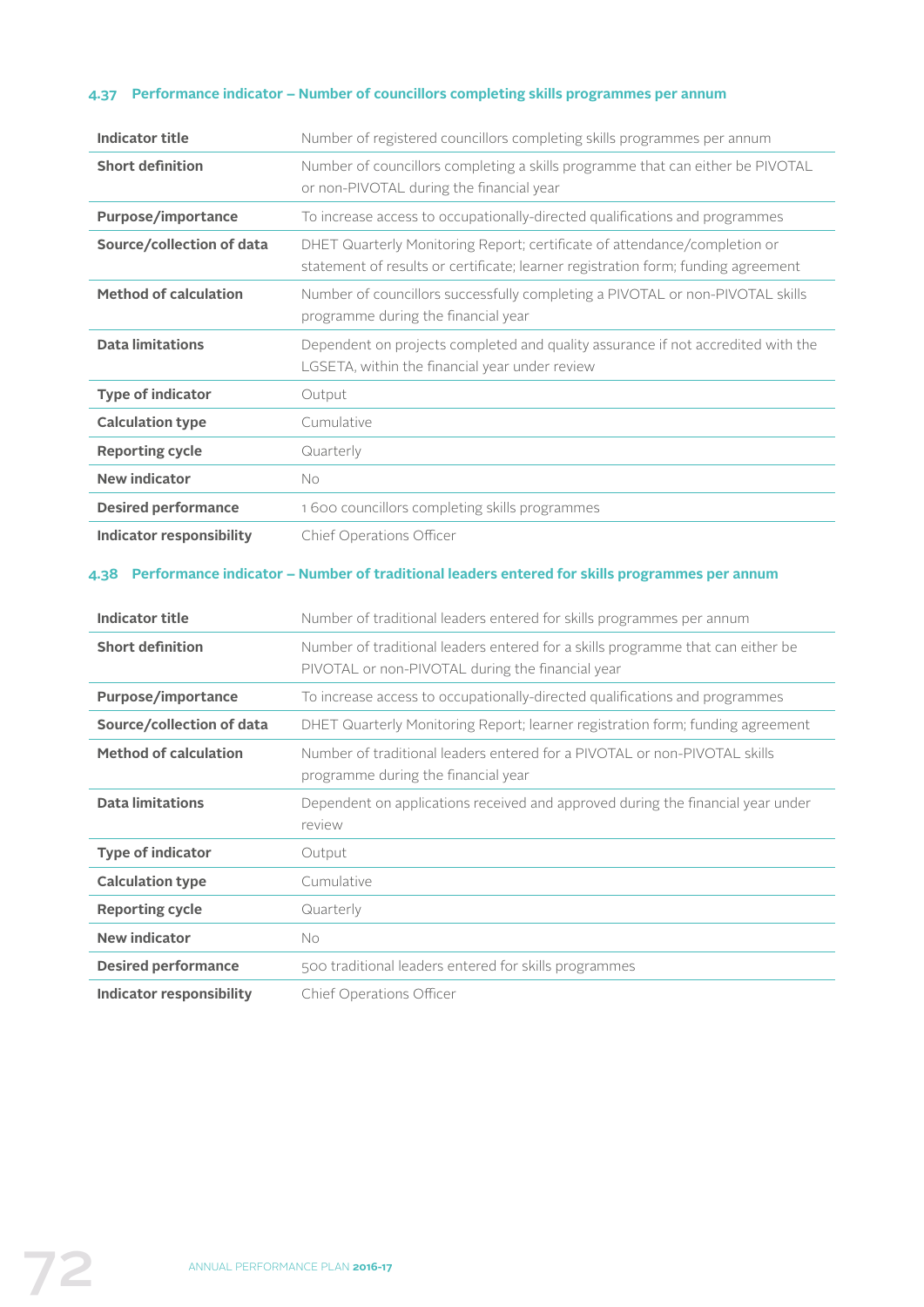### 4.37 Performance indicator – Number of councillors completing skills programmes per annum

| | |
|---|---|
| **Indicator title** | Number of registered councillors completing skills programmes per annum |
| **Short definition** | Number of councillors completing a skills programme that can either be PIVOTAL or non-PIVOTAL during the financial year |
| **Purpose/importance** | To increase access to occupationally-directed qualifications and programmes |
| **Source/collection of data** | DHET Quarterly Monitoring Report; certificate of attendance/completion or statement of results or certificate; learner registration form; funding agreement |
| **Method of calculation** | Number of councillors successfully completing a PIVOTAL or non-PIVOTAL skills programme during the financial year |
| **Data limitations** | Dependent on projects completed and quality assurance if not accredited with the LGSETA, within the financial year under review |
| **Type of indicator** | Output |
| **Calculation type** | Cumulative |
| **Reporting cycle** | Quarterly |
| **New indicator** | No |
| **Desired performance** | 1 600 councillors completing skills programmes |
| **Indicator responsibility** | Chief Operations Officer |

### 4.38 Performance indicator – Number of traditional leaders entered for skills programmes per annum

| | |
|---|---|
| **Indicator title** | Number of traditional leaders entered for skills programmes per annum |
| **Short definition** | Number of traditional leaders entered for a skills programme that can either be PIVOTAL or non-PIVOTAL during the financial year |
| **Purpose/importance** | To increase access to occupationally-directed qualifications and programmes |
| **Source/collection of data** | DHET Quarterly Monitoring Report; learner registration form; funding agreement |
| **Method of calculation** | Number of traditional leaders entered for a PIVOTAL or non-PIVOTAL skills programme during the financial year |
| **Data limitations** | Dependent on applications received and approved during the financial year under review |
| **Type of indicator** | Output |
| **Calculation type** | Cumulative |
| **Reporting cycle** | Quarterly |
| **New indicator** | No |
| **Desired performance** | 500 traditional leaders entered for skills programmes |
| **Indicator responsibility** | Chief Operations Officer |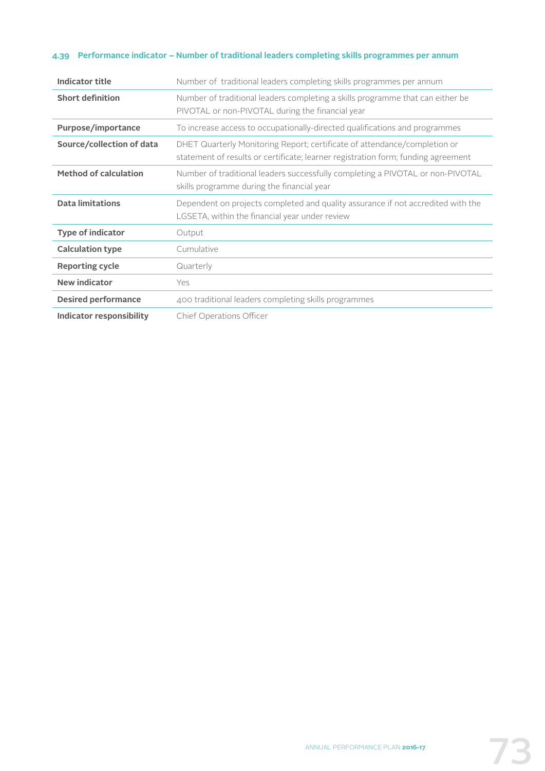### 4.39 Performance indicator – Number of traditional leaders completing skills programmes per annum

| | |
|---|---|
| **Indicator title** | Number of traditional leaders completing skills programmes per annum |
| **Short definition** | Number of traditional leaders completing a skills programme that can either be PIVOTAL or non-PIVOTAL during the financial year |
| **Purpose/importance** | To increase access to occupationally-directed qualifications and programmes |
| **Source/collection of data** | DHET Quarterly Monitoring Report; certificate of attendance/completion or statement of results or certificate; learner registration form; funding agreement |
| **Method of calculation** | Number of traditional leaders successfully completing a PIVOTAL or non-PIVOTAL skills programme during the financial year |
| **Data limitations** | Dependent on projects completed and quality assurance if not accredited with the LGSETA, within the financial year under review |
| **Type of indicator** | Output |
| **Calculation type** | Cumulative |
| **Reporting cycle** | Quarterly |
| **New indicator** | Yes |
| **Desired performance** | 400 traditional leaders completing skills programmes |
| **Indicator responsibility** | Chief Operations Officer |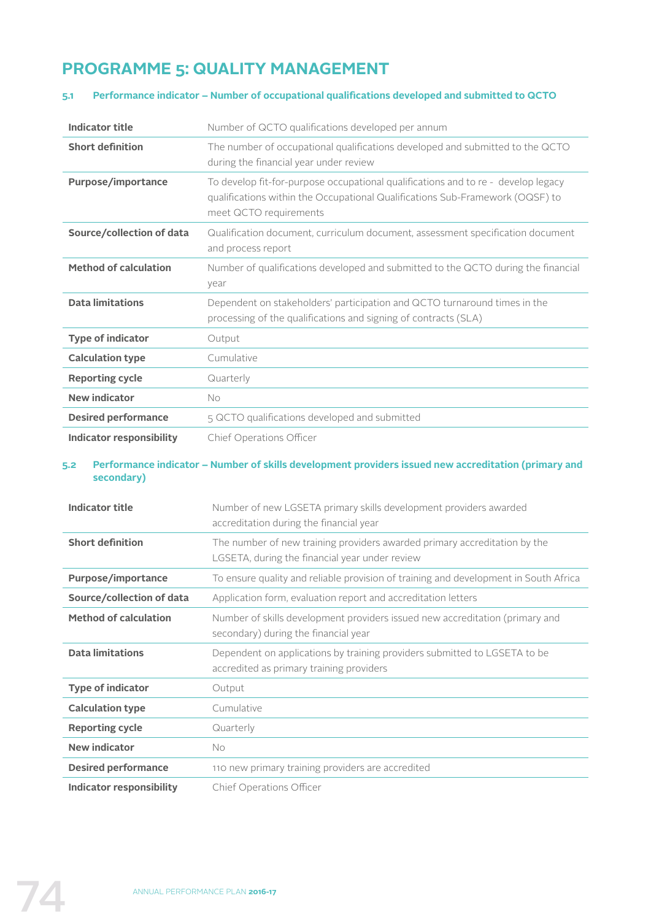# PROGRAMME 5: QUALITY MANAGEMENT

### 5.1 Performance indicator – Number of occupational qualifications developed and submitted to QCTO

| | |
|---|---|
| **Indicator title** | Number of QCTO qualifications developed per annum |
| **Short definition** | The number of occupational qualifications developed and submitted to the QCTO during the financial year under review |
| **Purpose/importance** | To develop fit-for-purpose occupational qualifications and to re - develop legacy qualifications within the Occupational Qualifications Sub-Framework (OQSF) to meet QCTO requirements |
| **Source/collection of data** | Qualification document, curriculum document, assessment specification document and process report |
| **Method of calculation** | Number of qualifications developed and submitted to the QCTO during the financial year |
| **Data limitations** | Dependent on stakeholders' participation and QCTO turnaround times in the processing of the qualifications and signing of contracts (SLA) |
| **Type of indicator** | Output |
| **Calculation type** | Cumulative |
| **Reporting cycle** | Quarterly |
| **New indicator** | No |
| **Desired performance** | 5 QCTO qualifications developed and submitted |
| **Indicator responsibility** | Chief Operations Officer |

### 5.2 Performance indicator – Number of skills development providers issued new accreditation (primary and secondary)

| | |
|---|---|
| **Indicator title** | Number of new LGSETA primary skills development providers awarded accreditation during the financial year |
| **Short definition** | The number of new training providers awarded primary accreditation by the LGSETA, during the financial year under review |
| **Purpose/importance** | To ensure quality and reliable provision of training and development in South Africa |
| **Source/collection of data** | Application form, evaluation report and accreditation letters |
| **Method of calculation** | Number of skills development providers issued new accreditation (primary and secondary) during the financial year |
| **Data limitations** | Dependent on applications by training providers submitted to LGSETA to be accredited as primary training providers |
| **Type of indicator** | Output |
| **Calculation type** | Cumulative |
| **Reporting cycle** | Quarterly |
| **New indicator** | No |
| **Desired performance** | 110 new primary training providers are accredited |
| **Indicator responsibility** | Chief Operations Officer |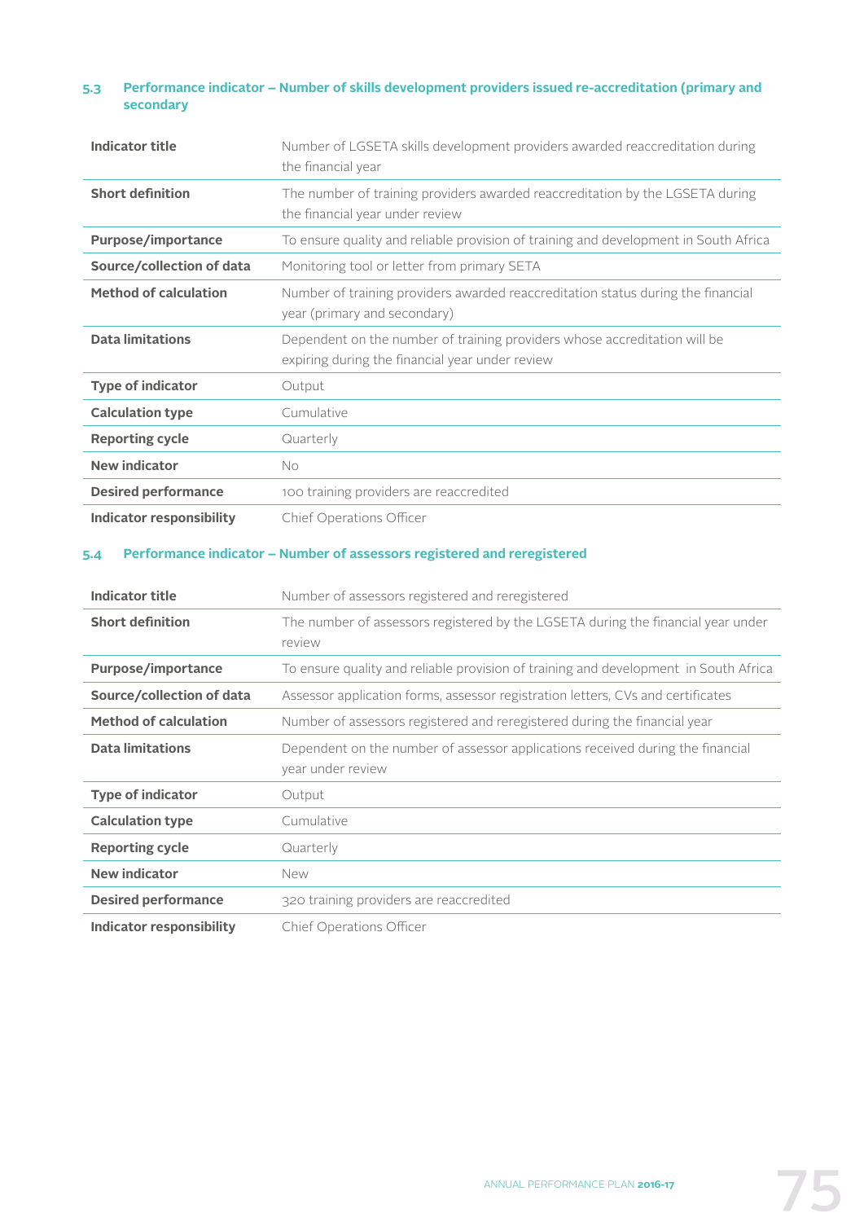### 5.3 Performance indicator – Number of skills development providers issued re-accreditation (primary and secondary

| | |
|---|---|
| **Indicator title** | Number of LGSETA skills development providers awarded reaccreditation during the financial year |
| **Short definition** | The number of training providers awarded reaccreditation by the LGSETA during the financial year under review |
| **Purpose/importance** | To ensure quality and reliable provision of training and development in South Africa |
| **Source/collection of data** | Monitoring tool or letter from primary SETA |
| **Method of calculation** | Number of training providers awarded reaccreditation status during the financial year (primary and secondary) |
| **Data limitations** | Dependent on the number of training providers whose accreditation will be expiring during the financial year under review |
| **Type of indicator** | Output |
| **Calculation type** | Cumulative |
| **Reporting cycle** | Quarterly |
| **New indicator** | No |
| **Desired performance** | 100 training providers are reaccredited |
| **Indicator responsibility** | Chief Operations Officer |

### 5.4 Performance indicator – Number of assessors registered and reregistered

| | |
|---|---|
| **Indicator title** | Number of assessors registered and reregistered |
| **Short definition** | The number of assessors registered by the LGSETA during the financial year under review |
| **Purpose/importance** | To ensure quality and reliable provision of training and development in South Africa |
| **Source/collection of data** | Assessor application forms, assessor registration letters, CVs and certificates |
| **Method of calculation** | Number of assessors registered and reregistered during the financial year |
| **Data limitations** | Dependent on the number of assessor applications received during the financial year under review |
| **Type of indicator** | Output |
| **Calculation type** | Cumulative |
| **Reporting cycle** | Quarterly |
| **New indicator** | New |
| **Desired performance** | 320 training providers are reaccredited |
| **Indicator responsibility** | Chief Operations Officer |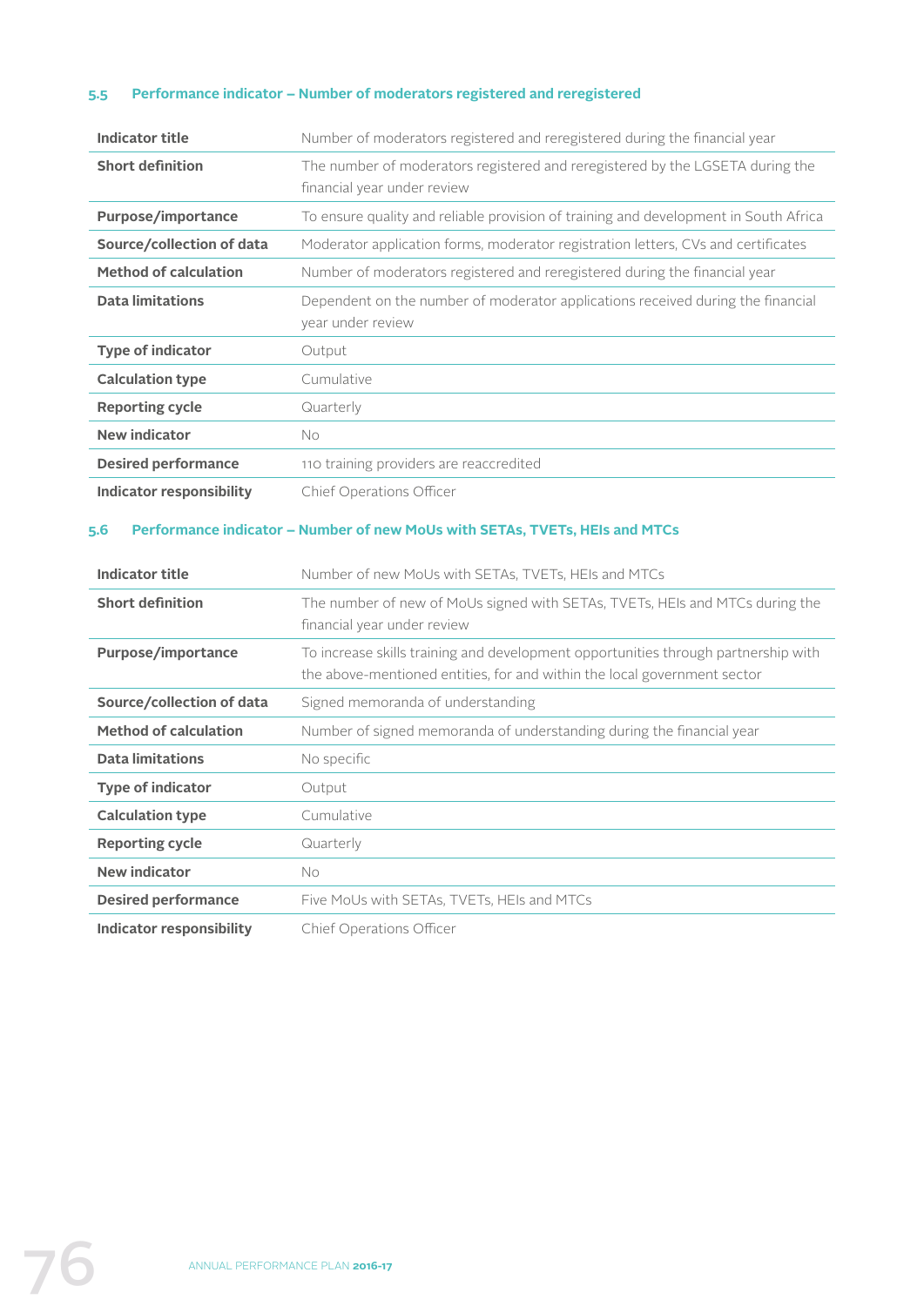### 5.5 Performance indicator – Number of moderators registered and reregistered

| | |
|---|---|
| **Indicator title** | Number of moderators registered and reregistered during the financial year |
| **Short definition** | The number of moderators registered and reregistered by the LGSETA during the financial year under review |
| **Purpose/importance** | To ensure quality and reliable provision of training and development in South Africa |
| **Source/collection of data** | Moderator application forms, moderator registration letters, CVs and certificates |
| **Method of calculation** | Number of moderators registered and reregistered during the financial year |
| **Data limitations** | Dependent on the number of moderator applications received during the financial year under review |
| **Type of indicator** | Output |
| **Calculation type** | Cumulative |
| **Reporting cycle** | Quarterly |
| **New indicator** | No |
| **Desired performance** | 110 training providers are reaccredited |
| **Indicator responsibility** | Chief Operations Officer |

### 5.6 Performance indicator – Number of new MoUs with SETAs, TVETs, HEIs and MTCs

| | |
|---|---|
| **Indicator title** | Number of new MoUs with SETAs, TVETs, HEIs and MTCs |
| **Short definition** | The number of new of MoUs signed with SETAs, TVETs, HEIs and MTCs during the financial year under review |
| **Purpose/importance** | To increase skills training and development opportunities through partnership with the above-mentioned entities, for and within the local government sector |
| **Source/collection of data** | Signed memoranda of understanding |
| **Method of calculation** | Number of signed memoranda of understanding during the financial year |
| **Data limitations** | No specific |
| **Type of indicator** | Output |
| **Calculation type** | Cumulative |
| **Reporting cycle** | Quarterly |
| **New indicator** | No |
| **Desired performance** | Five MoUs with SETAs, TVETs, HEIs and MTCs |
| **Indicator responsibility** | Chief Operations Officer |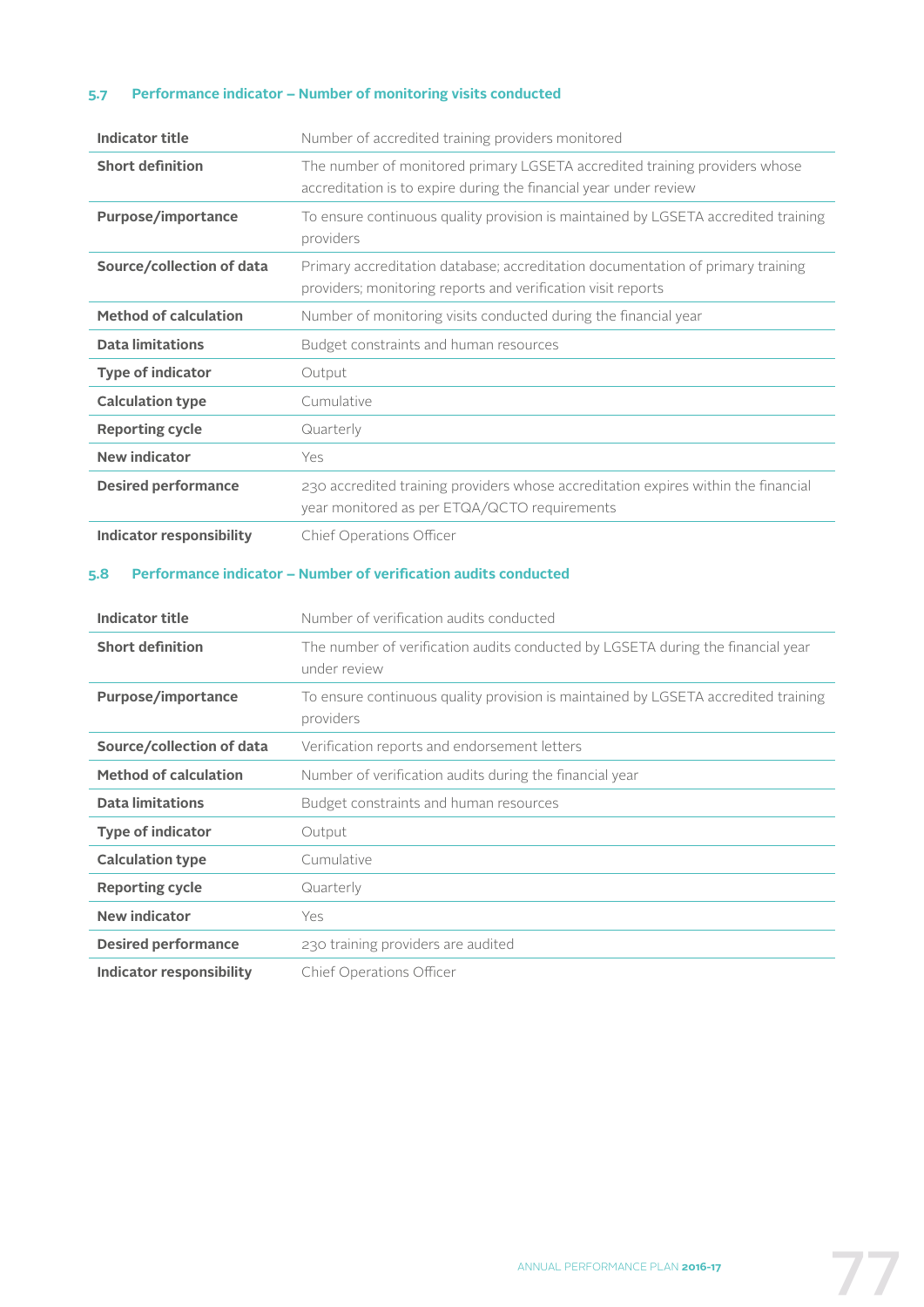### 5.7 Performance indicator – Number of monitoring visits conducted

| | |
|---|---|
| **Indicator title** | Number of accredited training providers monitored |
| **Short definition** | The number of monitored primary LGSETA accredited training providers whose accreditation is to expire during the financial year under review |
| **Purpose/importance** | To ensure continuous quality provision is maintained by LGSETA accredited training providers |
| **Source/collection of data** | Primary accreditation database; accreditation documentation of primary training providers; monitoring reports and verification visit reports |
| **Method of calculation** | Number of monitoring visits conducted during the financial year |
| **Data limitations** | Budget constraints and human resources |
| **Type of indicator** | Output |
| **Calculation type** | Cumulative |
| **Reporting cycle** | Quarterly |
| **New indicator** | Yes |
| **Desired performance** | 230 accredited training providers whose accreditation expires within the financial year monitored as per ETQA/QCTO requirements |
| **Indicator responsibility** | Chief Operations Officer |

### 5.8 Performance indicator – Number of verification audits conducted

| | |
|---|---|
| **Indicator title** | Number of verification audits conducted |
| **Short definition** | The number of verification audits conducted by LGSETA during the financial year under review |
| **Purpose/importance** | To ensure continuous quality provision is maintained by LGSETA accredited training providers |
| **Source/collection of data** | Verification reports and endorsement letters |
| **Method of calculation** | Number of verification audits during the financial year |
| **Data limitations** | Budget constraints and human resources |
| **Type of indicator** | Output |
| **Calculation type** | Cumulative |
| **Reporting cycle** | Quarterly |
| **New indicator** | Yes |
| **Desired performance** | 230 training providers are audited |
| **Indicator responsibility** | Chief Operations Officer |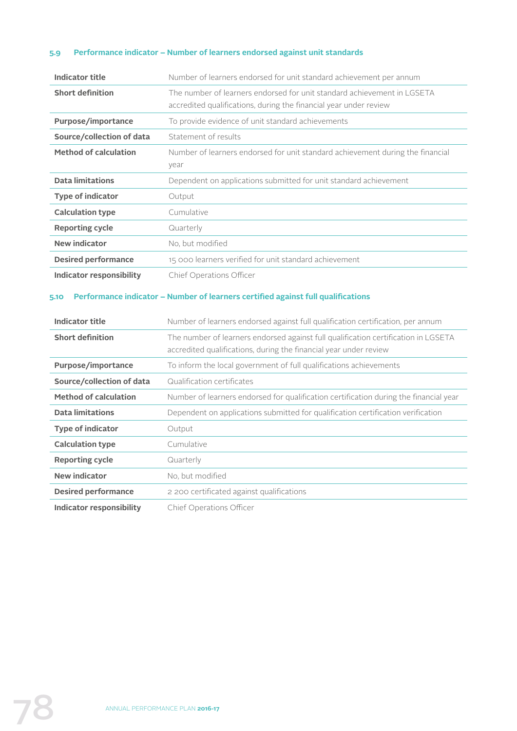### 5.9 Performance indicator – Number of learners endorsed against unit standards

| | |
|---|---|
| **Indicator title** | Number of learners endorsed for unit standard achievement per annum |
| **Short definition** | The number of learners endorsed for unit standard achievement in LGSETA accredited qualifications, during the financial year under review |
| **Purpose/importance** | To provide evidence of unit standard achievements |
| **Source/collection of data** | Statement of results |
| **Method of calculation** | Number of learners endorsed for unit standard achievement during the financial year |
| **Data limitations** | Dependent on applications submitted for unit standard achievement |
| **Type of indicator** | Output |
| **Calculation type** | Cumulative |
| **Reporting cycle** | Quarterly |
| **New indicator** | No, but modified |
| **Desired performance** | 15 000 learners verified for unit standard achievement |
| **Indicator responsibility** | Chief Operations Officer |

### 5.10 Performance indicator – Number of learners certified against full qualifications

| | |
|---|---|
| **Indicator title** | Number of learners endorsed against full qualification certification, per annum |
| **Short definition** | The number of learners endorsed against full qualification certification in LGSETA accredited qualifications, during the financial year under review |
| **Purpose/importance** | To inform the local government of full qualifications achievements |
| **Source/collection of data** | Qualification certificates |
| **Method of calculation** | Number of learners endorsed for qualification certification during the financial year |
| **Data limitations** | Dependent on applications submitted for qualification certification verification |
| **Type of indicator** | Output |
| **Calculation type** | Cumulative |
| **Reporting cycle** | Quarterly |
| **New indicator** | No, but modified |
| **Desired performance** | 2 200 certificated against qualifications |
| **Indicator responsibility** | Chief Operations Officer |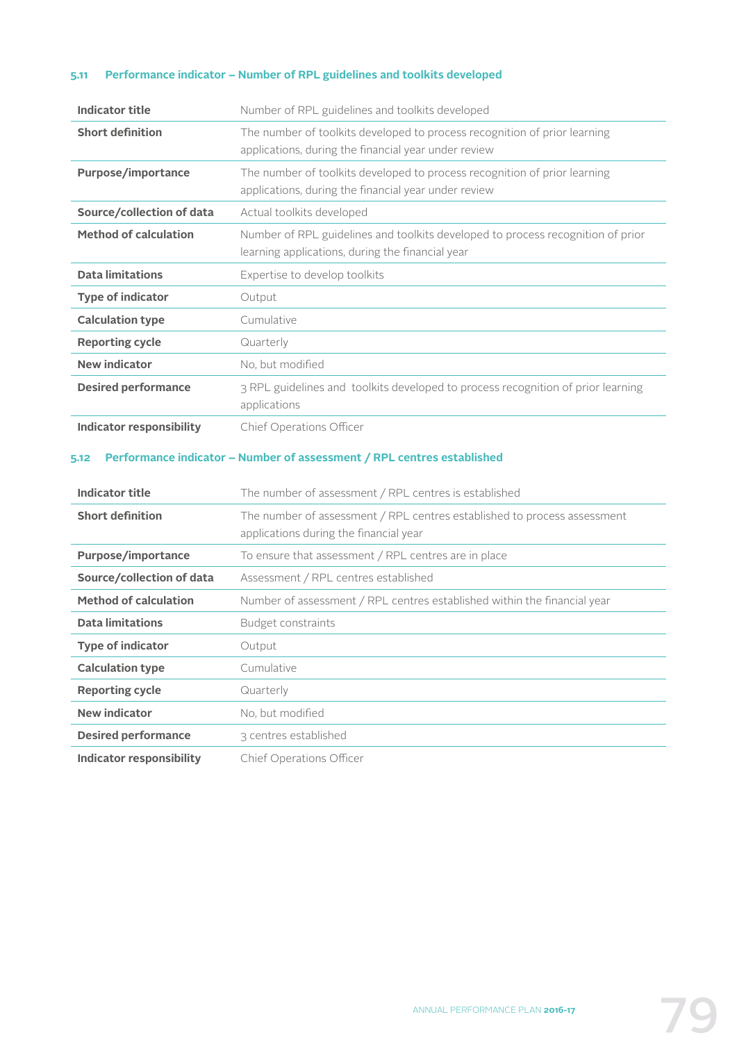### 5.11 Performance indicator – Number of RPL guidelines and toolkits developed

| | |
|---|---|
| **Indicator title** | Number of RPL guidelines and toolkits developed |
| **Short definition** | The number of toolkits developed to process recognition of prior learning applications, during the financial year under review |
| **Purpose/importance** | The number of toolkits developed to process recognition of prior learning applications, during the financial year under review |
| **Source/collection of data** | Actual toolkits developed |
| **Method of calculation** | Number of RPL guidelines and toolkits developed to process recognition of prior learning applications, during the financial year |
| **Data limitations** | Expertise to develop toolkits |
| **Type of indicator** | Output |
| **Calculation type** | Cumulative |
| **Reporting cycle** | Quarterly |
| **New indicator** | No, but modified |
| **Desired performance** | 3 RPL guidelines and toolkits developed to process recognition of prior learning applications |
| **Indicator responsibility** | Chief Operations Officer |

### 5.12 Performance indicator – Number of assessment / RPL centres established

| | |
|---|---|
| **Indicator title** | The number of assessment / RPL centres is established |
| **Short definition** | The number of assessment / RPL centres established to process assessment applications during the financial year |
| **Purpose/importance** | To ensure that assessment / RPL centres are in place |
| **Source/collection of data** | Assessment / RPL centres established |
| **Method of calculation** | Number of assessment / RPL centres established within the financial year |
| **Data limitations** | Budget constraints |
| **Type of indicator** | Output |
| **Calculation type** | Cumulative |
| **Reporting cycle** | Quarterly |
| **New indicator** | No, but modified |
| **Desired performance** | 3 centres established |
| **Indicator responsibility** | Chief Operations Officer |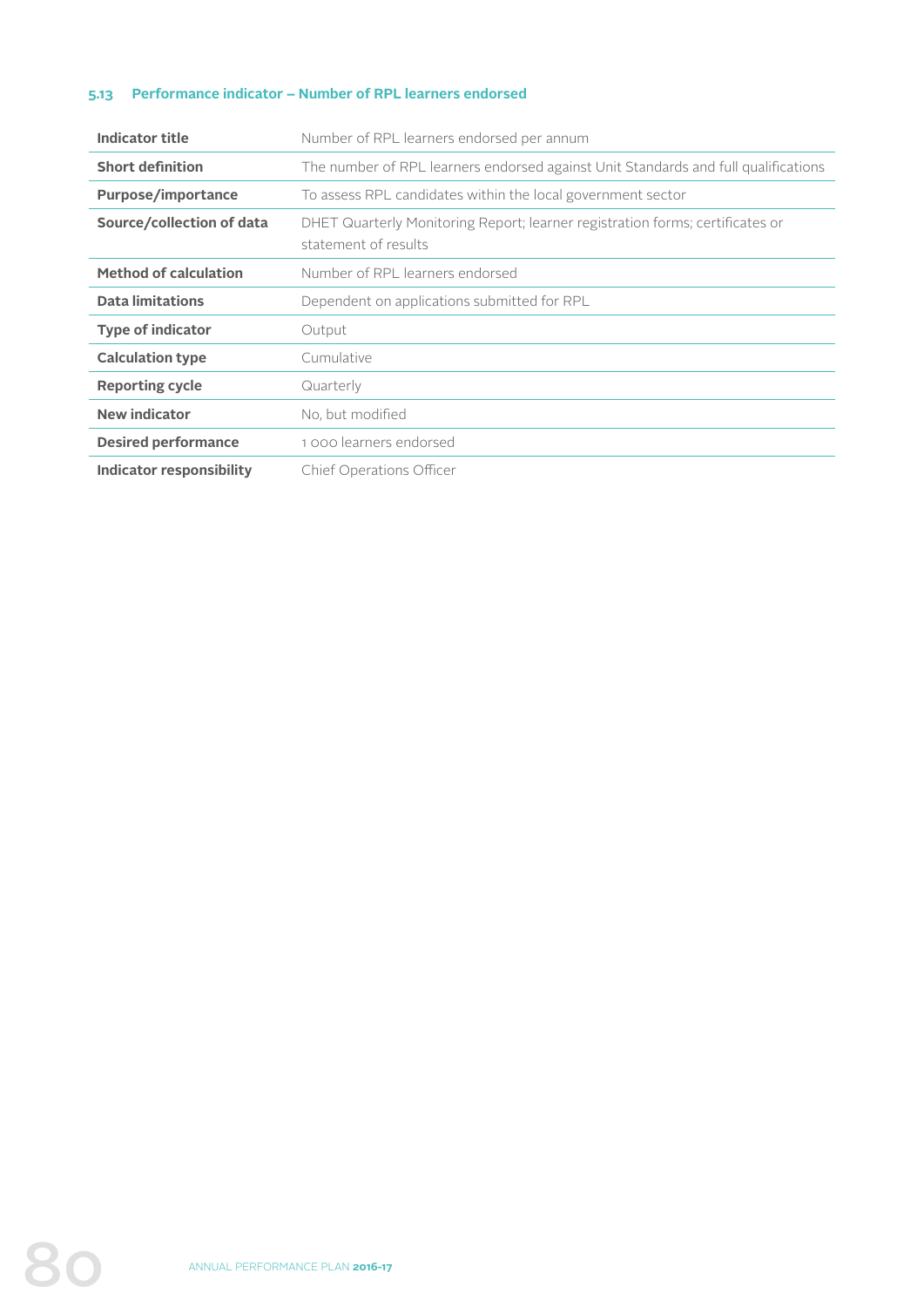### 5.13 Performance indicator – Number of RPL learners endorsed

| | |
|---|---|
| **Indicator title** | Number of RPL learners endorsed per annum |
| **Short definition** | The number of RPL learners endorsed against Unit Standards and full qualifications |
| **Purpose/importance** | To assess RPL candidates within the local government sector |
| **Source/collection of data** | DHET Quarterly Monitoring Report; learner registration forms; certificates or statement of results |
| **Method of calculation** | Number of RPL learners endorsed |
| **Data limitations** | Dependent on applications submitted for RPL |
| **Type of indicator** | Output |
| **Calculation type** | Cumulative |
| **Reporting cycle** | Quarterly |
| **New indicator** | No, but modified |
| **Desired performance** | 1 000 learners endorsed |
| **Indicator responsibility** | Chief Operations Officer |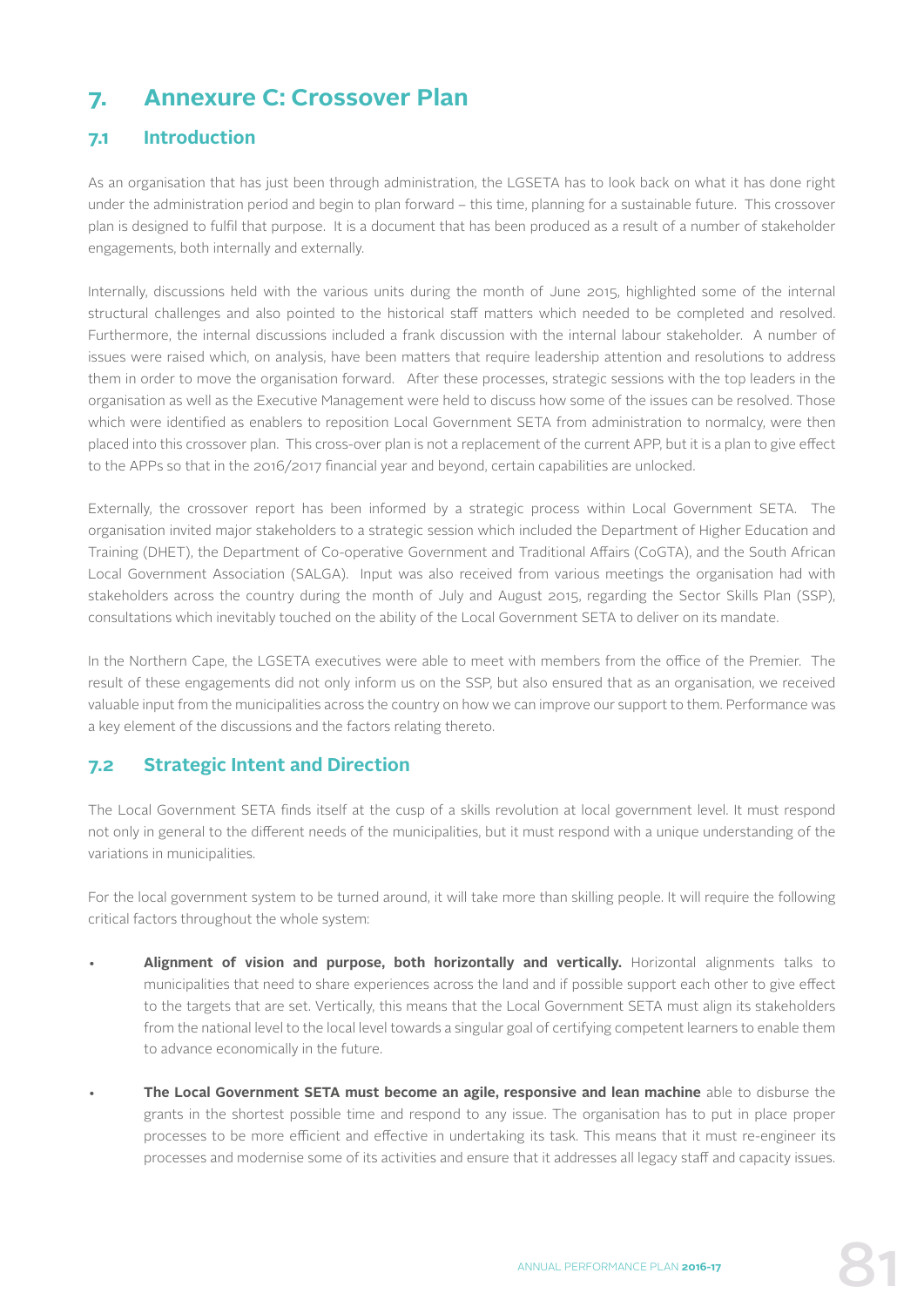# 7. Annexure C: Crossover Plan

## 7.1 Introduction

As an organisation that has just been through administration, the LGSETA has to look back on what it has done right under the administration period and begin to plan forward – this time, planning for a sustainable future. This crossover plan is designed to fulfil that purpose. It is a document that has been produced as a result of a number of stakeholder engagements, both internally and externally.

Internally, discussions held with the various units during the month of June 2015, highlighted some of the internal structural challenges and also pointed to the historical staff matters which needed to be completed and resolved. Furthermore, the internal discussions included a frank discussion with the internal labour stakeholder. A number of issues were raised which, on analysis, have been matters that require leadership attention and resolutions to address them in order to move the organisation forward. After these processes, strategic sessions with the top leaders in the organisation as well as the Executive Management were held to discuss how some of the issues can be resolved. Those which were identified as enablers to reposition Local Government SETA from administration to normalcy, were then placed into this crossover plan. This cross-over plan is not a replacement of the current APP, but it is a plan to give effect to the APPs so that in the 2016/2017 financial year and beyond, certain capabilities are unlocked.

Externally, the crossover report has been informed by a strategic process within Local Government SETA. The organisation invited major stakeholders to a strategic session which included the Department of Higher Education and Training (DHET), the Department of Co-operative Government and Traditional Affairs (CoGTA), and the South African Local Government Association (SALGA). Input was also received from various meetings the organisation had with stakeholders across the country during the month of July and August 2015, regarding the Sector Skills Plan (SSP), consultations which inevitably touched on the ability of the Local Government SETA to deliver on its mandate.

In the Northern Cape, the LGSETA executives were able to meet with members from the office of the Premier. The result of these engagements did not only inform us on the SSP, but also ensured that as an organisation, we received valuable input from the municipalities across the country on how we can improve our support to them. Performance was a key element of the discussions and the factors relating thereto.

## 7.2 Strategic Intent and Direction

The Local Government SETA finds itself at the cusp of a skills revolution at local government level. It must respond not only in general to the different needs of the municipalities, but it must respond with a unique understanding of the variations in municipalities.

For the local government system to be turned around, it will take more than skilling people. It will require the following critical factors throughout the whole system:

- **Alignment of vision and purpose, both horizontally and vertically.** Horizontal alignments talks to municipalities that need to share experiences across the land and if possible support each other to give effect to the targets that are set. Vertically, this means that the Local Government SETA must align its stakeholders from the national level to the local level towards a singular goal of certifying competent learners to enable them to advance economically in the future.

- **The Local Government SETA must become an agile, responsive and lean machine** able to disburse the grants in the shortest possible time and respond to any issue. The organisation has to put in place proper processes to be more efficient and effective in undertaking its task. This means that it must re-engineer its processes and modernise some of its activities and ensure that it addresses all legacy staff and capacity issues.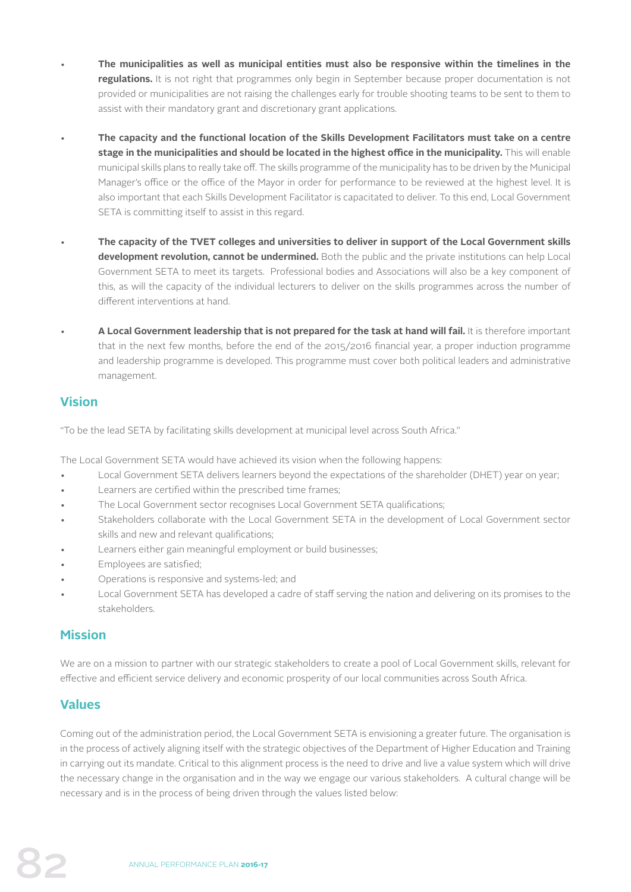- **The municipalities as well as municipal entities must also be responsive within the timelines in the regulations.** It is not right that programmes only begin in September because proper documentation is not provided or municipalities are not raising the challenges early for trouble shooting teams to be sent to them to assist with their mandatory grant and discretionary grant applications.

- **The capacity and the functional location of the Skills Development Facilitators must take on a centre stage in the municipalities and should be located in the highest office in the municipality.** This will enable municipal skills plans to really take off. The skills programme of the municipality has to be driven by the Municipal Manager's office or the office of the Mayor in order for performance to be reviewed at the highest level. It is also important that each Skills Development Facilitator is capacitated to deliver. To this end, Local Government SETA is committing itself to assist in this regard.

- **The capacity of the TVET colleges and universities to deliver in support of the Local Government skills development revolution, cannot be undermined.** Both the public and the private institutions can help Local Government SETA to meet its targets. Professional bodies and Associations will also be a key component of this, as will the capacity of the individual lecturers to deliver on the skills programmes across the number of different interventions at hand.

- **A Local Government leadership that is not prepared for the task at hand will fail.** It is therefore important that in the next few months, before the end of the 2015/2016 financial year, a proper induction programme and leadership programme is developed. This programme must cover both political leaders and administrative management.

## Vision

"To be the lead SETA by facilitating skills development at municipal level across South Africa."

The Local Government SETA would have achieved its vision when the following happens:

- Local Government SETA delivers learners beyond the expectations of the shareholder (DHET) year on year;
- Learners are certified within the prescribed time frames;
- The Local Government sector recognises Local Government SETA qualifications;
- Stakeholders collaborate with the Local Government SETA in the development of Local Government sector skills and new and relevant qualifications;
- Learners either gain meaningful employment or build businesses;
- Employees are satisfied;
- Operations is responsive and systems-led; and
- Local Government SETA has developed a cadre of staff serving the nation and delivering on its promises to the stakeholders.

## Mission

We are on a mission to partner with our strategic stakeholders to create a pool of Local Government skills, relevant for effective and efficient service delivery and economic prosperity of our local communities across South Africa.

## Values

Coming out of the administration period, the Local Government SETA is envisioning a greater future. The organisation is in the process of actively aligning itself with the strategic objectives of the Department of Higher Education and Training in carrying out its mandate. Critical to this alignment process is the need to drive and live a value system which will drive the necessary change in the organisation and in the way we engage our various stakeholders. A cultural change will be necessary and is in the process of being driven through the values listed below: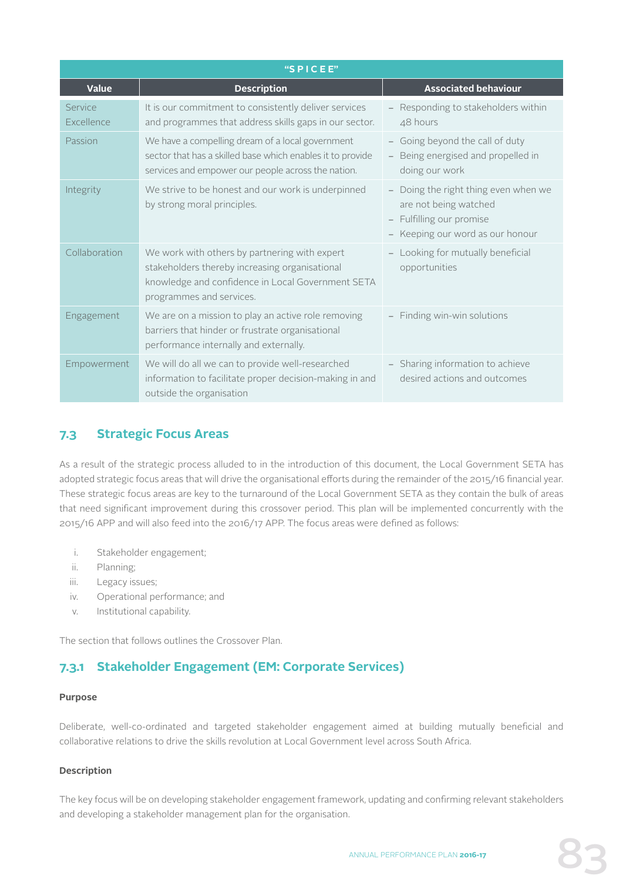| "S P I C E E" | | |
|---|---|---|
| **Value** | **Description** | **Associated behaviour** |
| Service Excellence | It is our commitment to consistently deliver services and programmes that address skills gaps in our sector. | – Responding to stakeholders within 48 hours |
| Passion | We have a compelling dream of a local government sector that has a skilled base which enables it to provide services and empower our people across the nation. | – Going beyond the call of duty<br>– Being energised and propelled in doing our work |
| Integrity | We strive to be honest and our work is underpinned by strong moral principles. | – Doing the right thing even when we are not being watched<br>– Fulfilling our promise<br>– Keeping our word as our honour |
| Collaboration | We work with others by partnering with expert stakeholders thereby increasing organisational knowledge and confidence in Local Government SETA programmes and services. | – Looking for mutually beneficial opportunities |
| Engagement | We are on a mission to play an active role removing barriers that hinder or frustrate organisational performance internally and externally. | – Finding win-win solutions |
| Empowerment | We will do all we can to provide well-researched information to facilitate proper decision-making in and outside the organisation | – Sharing information to achieve desired actions and outcomes |

## 7.3 Strategic Focus Areas

As a result of the strategic process alluded to in the introduction of this document, the Local Government SETA has adopted strategic focus areas that will drive the organisational efforts during the remainder of the 2015/16 financial year. These strategic focus areas are key to the turnaround of the Local Government SETA as they contain the bulk of areas that need significant improvement during this crossover period. This plan will be implemented concurrently with the 2015/16 APP and will also feed into the 2016/17 APP. The focus areas were defined as follows:

i. Stakeholder engagement;
ii. Planning;
iii. Legacy issues;
iv. Operational performance; and
v. Institutional capability.

The section that follows outlines the Crossover Plan.

### 7.3.1 Stakeholder Engagement (EM: Corporate Services)

**Purpose**

Deliberate, well-co-ordinated and targeted stakeholder engagement aimed at building mutually beneficial and collaborative relations to drive the skills revolution at Local Government level across South Africa.

**Description**

The key focus will be on developing stakeholder engagement framework, updating and confirming relevant stakeholders and developing a stakeholder management plan for the organisation.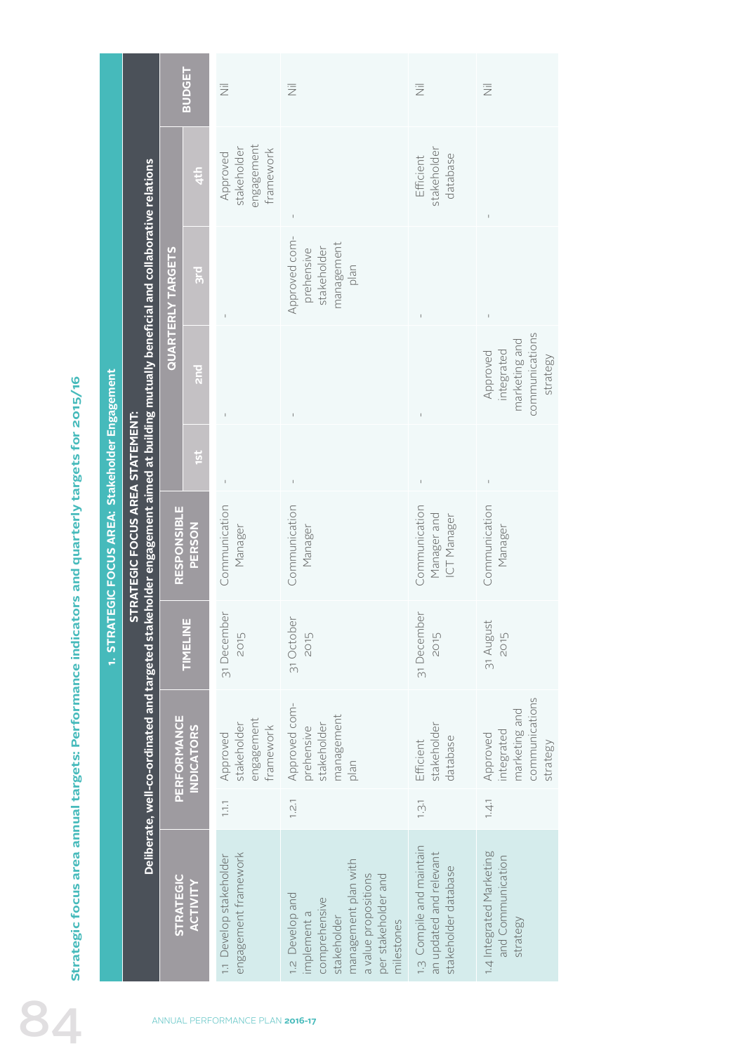## Strategic focus area annual targets: Performance indicators and quarterly targets for 2015/16

| STRATEGIC ACTIVITY | | PERFORMANCE INDICATORS | TIMELINE | RESPONSIBLE PERSON | QUARTERLY TARGETS | | | | BUDGET |
|---|---|---|---|---|---|---|---|---|---|
| | | | | | 1st | 2nd | 3rd | 4th | |
| **1. STRATEGIC FOCUS AREA: Stakeholder Engagement** | | | | | | | | | |
| **STRATEGIC FOCUS AREA STATEMENT: Deliberate, well-co-ordinated and targeted stakeholder engagement aimed at building mutually beneficial and collaborative relations** | | | | | | | | | |
| 1.1 Develop stakeholder engagement framework | 1.1.1 | Approved stakeholder engagement framework | 31 December 2015 | Communication Manager | - | - | - | Approved stakeholder engagement framework | Nil |
| 1.2 Develop and implement a comprehensive stakeholder management plan with a value propositions per stakeholder and milestones | 1.2.1 | Approved comprehensive stakeholder management plan | 31 October 2015 | Communication Manager | - | - | Approved comprehensive stakeholder management plan | - | Nil |
| 1.3 Compile and maintain an updated and relevant stakeholder database | 1.3.1 | Efficient stakeholder database | 31 December 2015 | Communication Manager and ICT Manager | - | - | - | Efficient stakeholder database | Nil |
| 1.4 Integrated Marketing and Communication strategy | 1.4.1 | Approved integrated marketing and communications strategy | 31 August 2015 | Communication Manager | - | Approved integrated marketing and communications strategy | - | - | Nil |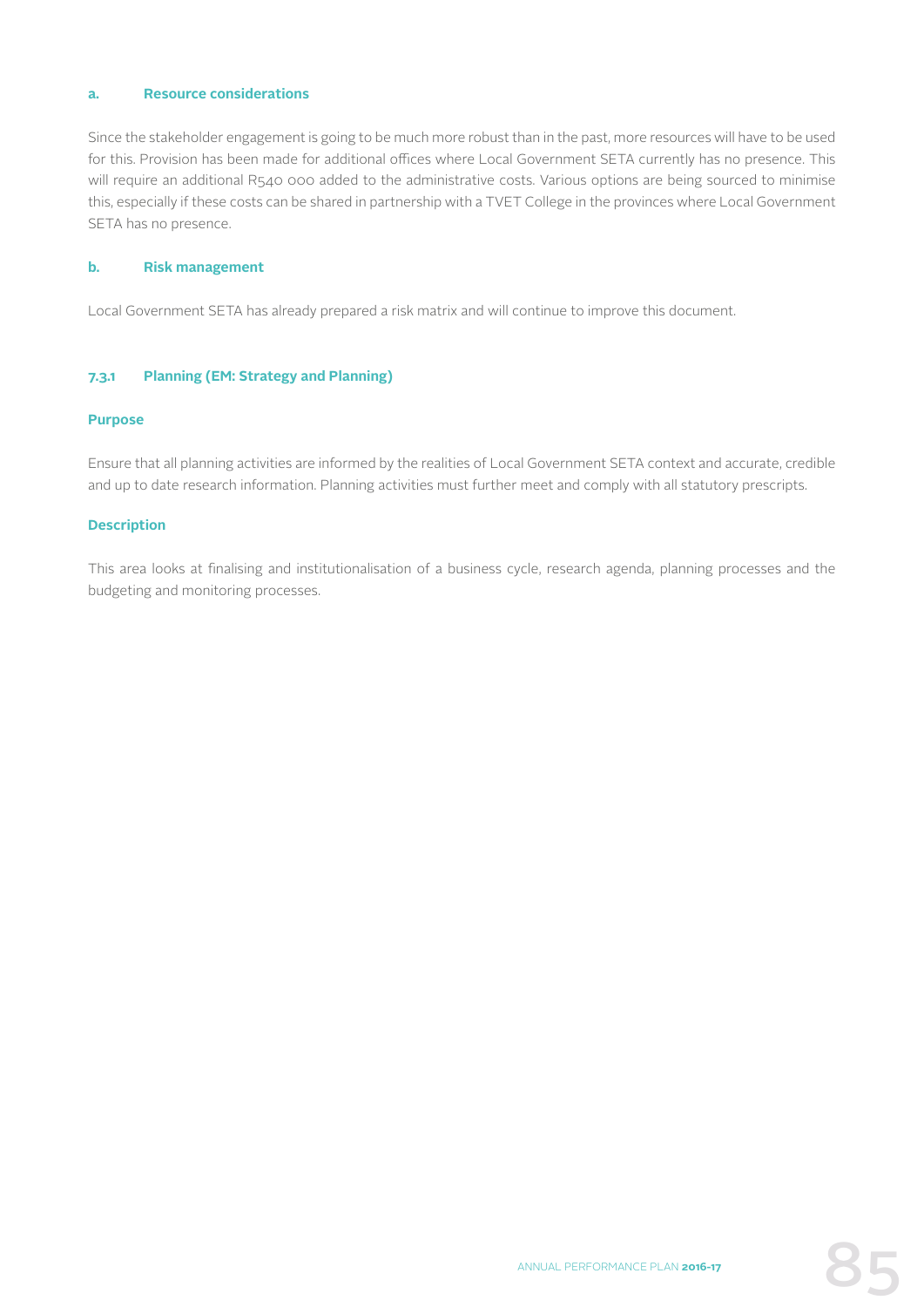#### a. Resource considerations

Since the stakeholder engagement is going to be much more robust than in the past, more resources will have to be used for this. Provision has been made for additional offices where Local Government SETA currently has no presence. This will require an additional R540 000 added to the administrative costs. Various options are being sourced to minimise this, especially if these costs can be shared in partnership with a TVET College in the provinces where Local Government SETA has no presence.

#### b. Risk management

Local Government SETA has already prepared a risk matrix and will continue to improve this document.

### 7.3.1 Planning (EM: Strategy and Planning)

**Purpose**

Ensure that all planning activities are informed by the realities of Local Government SETA context and accurate, credible and up to date research information. Planning activities must further meet and comply with all statutory prescripts.

**Description**

This area looks at finalising and institutionalisation of a business cycle, research agenda, planning processes and the budgeting and monitoring processes.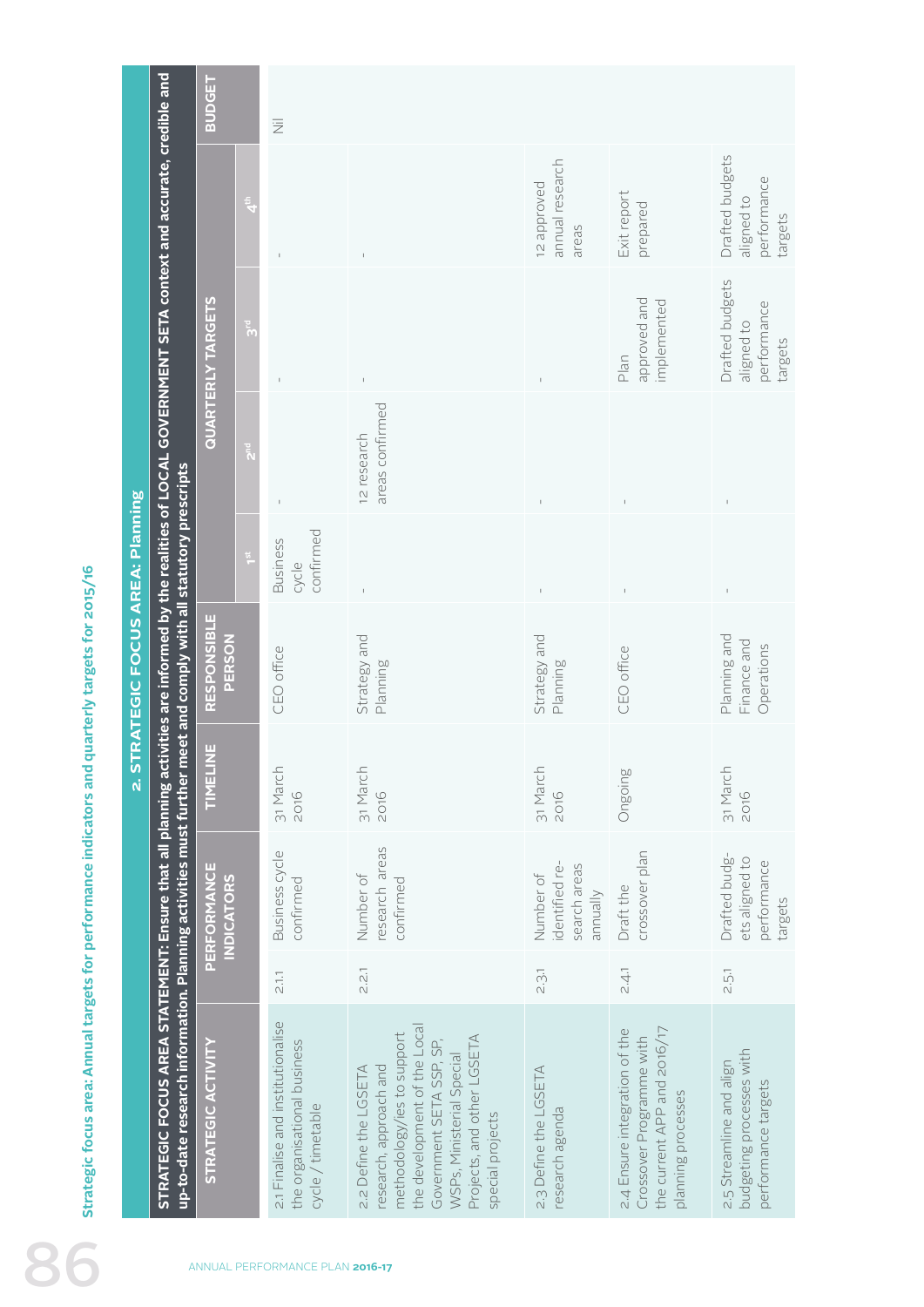## Strategic focus area: Annual targets for performance indicators and quarterly targets for 2015/16

### 2. STRATEGIC FOCUS AREA: Planning

**STRATEGIC FOCUS AREA STATEMENT: Ensure that all planning activities are informed by the realities of LOCAL GOVERNMENT SETA context and accurate, credible and up-to-date research information. Planning activities must further meet and comply with all statutory prescripts**

| STRATEGIC ACTIVITY | PERFORMANCE INDICATORS | | TIMELINE | RESPONSIBLE PERSON | QUARTERLY TARGETS | | | | BUDGET |
|---|---|---|---|---|---|---|---|---|---|
| | | | | | 1st | 2nd | 3rd | 4th | |
| 2.1 Finalise and institutionalise the organisational business cycle / timetable | 2.1.1 | Business cycle confirmed | 31 March 2016 | CEO office | Business cycle confirmed | - | - | - | Nil |
| 2.2 Define the LGSETA research, approach and methodology/ies to support the development of the Local Government SETA SSP, SP, WSPs, Ministerial Special Projects, and other LGSETA special projects | 2.2.1 | Number of research areas confirmed | 31 March 2016 | Strategy and Planning | - | 12 research areas confirmed | - | - | |
| 2.3 Define the LGSETA research agenda | 2.3.1 | Number of identified research areas annually | 31 March 2016 | Strategy and Planning | - | - | - | 12 approved annual research areas | |
| 2.4 Ensure integration of the Crossover Programme with the current APP and 2016/17 planning processes | 2.4.1 | Draft the crossover plan | Ongoing | CEO office | - | - | Plan approved and implemented | Exit report prepared | |
| 2.5 Streamline and align budgeting processes with performance targets | 2.5.1 | Drafted budgets aligned to performance targets | 31 March 2016 | Planning and Finance and Operations | - | - | Drafted budgets aligned to performance targets | Drafted budgets aligned to performance targets | |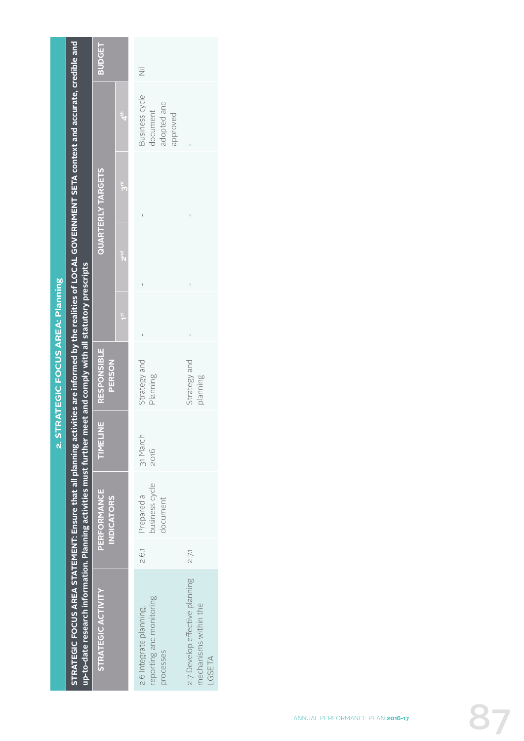## 2. STRATEGIC FOCUS AREA: Planning

**STRATEGIC FOCUS AREA STATEMENT: Ensure that all planning activities are informed by the realities of LOCAL GOVERNMENT SETA context and accurate, credible and up-to-date research information. Planning activities must further meet and comply with all statutory prescripts**

| STRATEGIC ACTIVITY | PERFORMANCE INDICATORS | | TIMELINE | RESPONSIBLE PERSON | QUARTERLY TARGETS | | | | BUDGET |
|---|---|---|---|---|---|---|---|---|---|
| | | | | | 1st | 2nd | 3rd | 4th | |
| 2.6 Integrate planning, reporting and monitoring processes | 2.6.1 | Prepared a business cycle document | 31 March 2016 | Strategy and Planning | - | - | - | Business cycle document adopted and approved | Nil |
| 2.7 Develop effective planning mechanisms within the LGSETA | 2.7.1 | | | Strategy and planning | - | - | - | - | |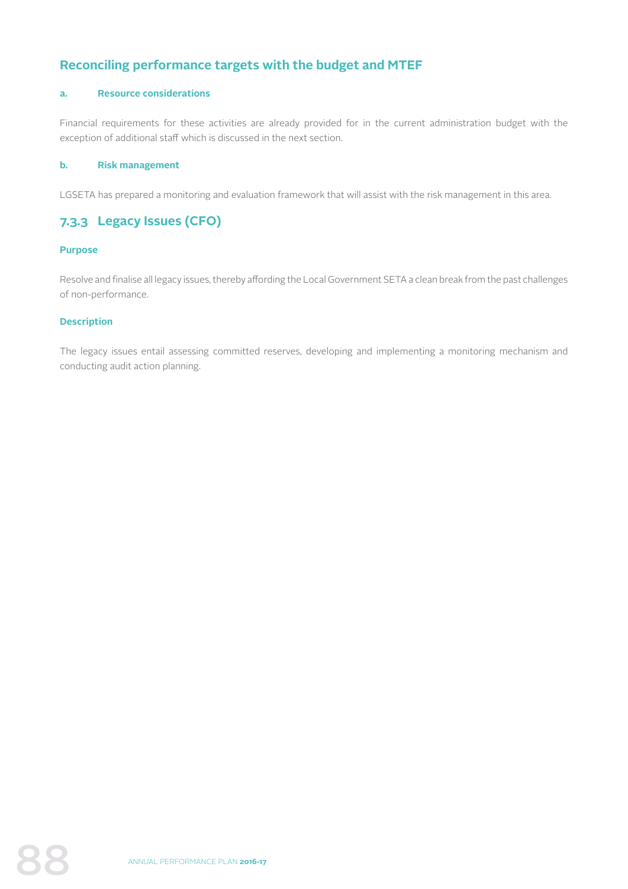## Reconciling performance targets with the budget and MTEF

### a. Resource considerations

Financial requirements for these activities are already provided for in the current administration budget with the exception of additional staff which is discussed in the next section.

### b. Risk management

LGSETA has prepared a monitoring and evaluation framework that will assist with the risk management in this area.

## 7.3.3 Legacy Issues (CFO)

### Purpose

Resolve and finalise all legacy issues, thereby affording the Local Government SETA a clean break from the past challenges of non-performance.

### Description

The legacy issues entail assessing committed reserves, developing and implementing a monitoring mechanism and conducting audit action planning.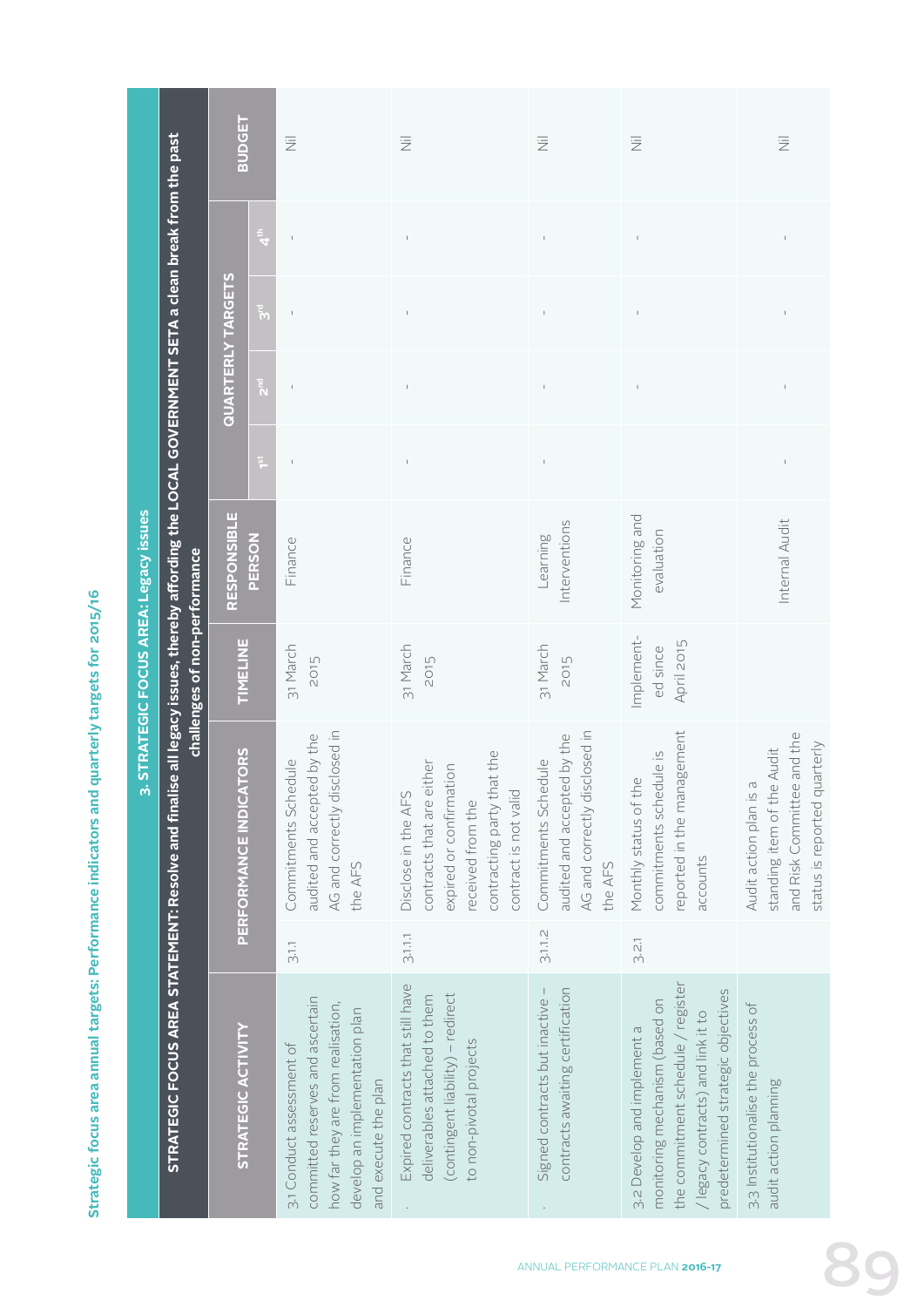## Strategic focus area annual targets: Performance indicators and quarterly targets for 2015/16

| 3. STRATEGIC FOCUS AREA: Legacy issues | | | | | | | | | |
|---|---|---|---|---|---|---|---|---|---|
| STRATEGIC FOCUS AREA STATEMENT: Resolve and finalise all legacy issues, thereby affording the LOCAL GOVERNMENT SETA a clean break from the past challenges of non-performance | | | | | | | | | |
| STRATEGIC ACTIVITY | PERFORMANCE INDICATORS | | TIMELINE | RESPONSIBLE PERSON | QUARTERLY TARGETS | | | | BUDGET |
| | | | | | 1st | 2nd | 3rd | 4th | |
| 3.1 Conduct assessment of committed reserves and ascertain how far they are from realisation, develop an implementation plan and execute the plan | 3.1.1 | Commitments Schedule audited and accepted by the AG and correctly disclosed in the AFS | 31 March 2015 | Finance | - | - | - | - | Nil |
| . Expired contracts that still have deliverables attached to them (contingent liability) – redirect to non-pivotal projects | 3.1.1.1 | Disclose in the AFS contracts that are either expired or confirmation received from the contracting party that the contract is not valid | 31 March 2015 | Finance | - | - | - | - | Nil |
| . Signed contracts but inactive – contracts awaiting certification | 3.1.1.2 | Commitments Schedule audited and accepted by the AG and correctly disclosed in the AFS | 31 March 2015 | Learning Interventions | - | - | - | - | Nil |
| 3.2 Develop and implement a monitoring mechanism (based on the commitment schedule / register / legacy contracts) and link it to predetermined strategic objectives | 3.2.1 | Monthly status of the commitments schedule is reported in the management accounts | Implemented since April 2015 | Monitoring and evaluation | | - | - | - | Nil |
| 3.3 Institutionalise the process of audit action planning | | Audit action plan is a standing item of the Audit and Risk Committee and the status is reported quarterly | | Internal Audit | - | - | - | - | Nil |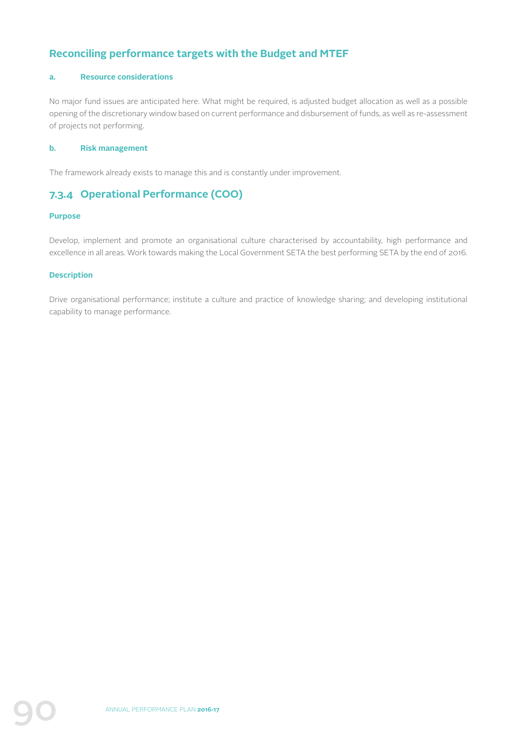## Reconciling performance targets with the Budget and MTEF

#### a. Resource considerations

No major fund issues are anticipated here. What might be required, is adjusted budget allocation as well as a possible opening of the discretionary window based on current performance and disbursement of funds, as well as re-assessment of projects not performing.

#### b. Risk management

The framework already exists to manage this and is constantly under improvement.

## 7.3.4 Operational Performance (COO)

#### Purpose

Develop, implement and promote an organisational culture characterised by accountability, high performance and excellence in all areas. Work towards making the Local Government SETA the best performing SETA by the end of 2016.

#### Description

Drive organisational performance; institute a culture and practice of knowledge sharing; and developing institutional capability to manage performance.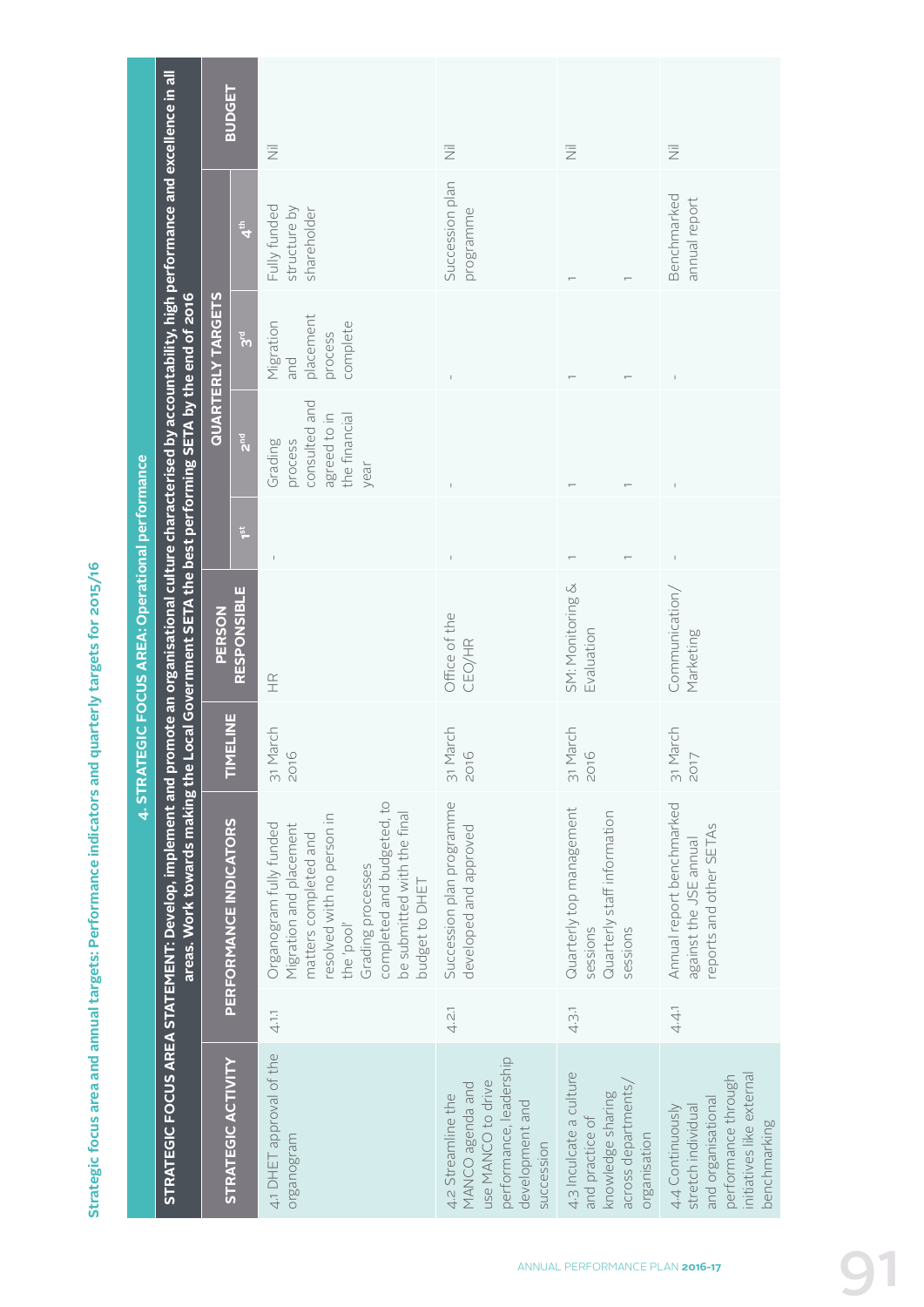## Strategic focus area and annual targets: Performance indicators and quarterly targets for 2015/16

| 4. STRATEGIC FOCUS AREA: Operational performance | | | | | | | | | |
|---|---|---|---|---|---|---|---|---|---|
| **STRATEGIC FOCUS AREA STATEMENT: Develop, implement and promote an organisational culture characterised by accountability, high performance and excellence in all areas. Work towards making the Local Government SETA the best performing SETA by the end of 2016** | | | | | | | | | |
| **STRATEGIC ACTIVITY** | **PERFORMANCE INDICATORS** | | **TIMELINE** | **PERSON RESPONSIBLE** | **QUARTERLY TARGETS** | | | | **BUDGET** |
| | | | | | **1st** | **2nd** | **3rd** | **4th** | |
| 4.1 DHET approval of the organogram | 4.1.1 | Organogram fully funded Migration and placement matters completed and resolved with no person in the 'pool' Grading processes completed and budgeted, to be submitted with the final budget to DHET | 31 March 2016 | HR | - | Grading process consulted and agreed to in the financial year | Migration and placement process complete | Fully funded structure by shareholder | Nil |
| 4.2 Streamline the MANCO agenda and use MANCO to drive performance, leadership development and succession | 4.2.1 | Succession plan programme developed and approved | 31 March 2016 | Office of the CEO/HR | - | - | - | Succession plan programme | Nil |
| 4.3 Inculcate a culture and practice of knowledge sharing across departments/ organisation | 4.3.1 | Quarterly top management sessions<br>Quarterly staff information sessions | 31 March 2016 | SM: Monitoring & Evaluation | 1<br>1 | 1<br>1 | 1<br>1 | 1<br>1 | Nil |
| 4.4 Continuously stretch individual and organisational performance through initiatives like external benchmarking | 4.4.1 | Annual report benchmarked against the JSE annual reports and other SETAs | 31 March 2017 | Communication/ Marketing | - | - | - | Benchmarked annual report | Nil |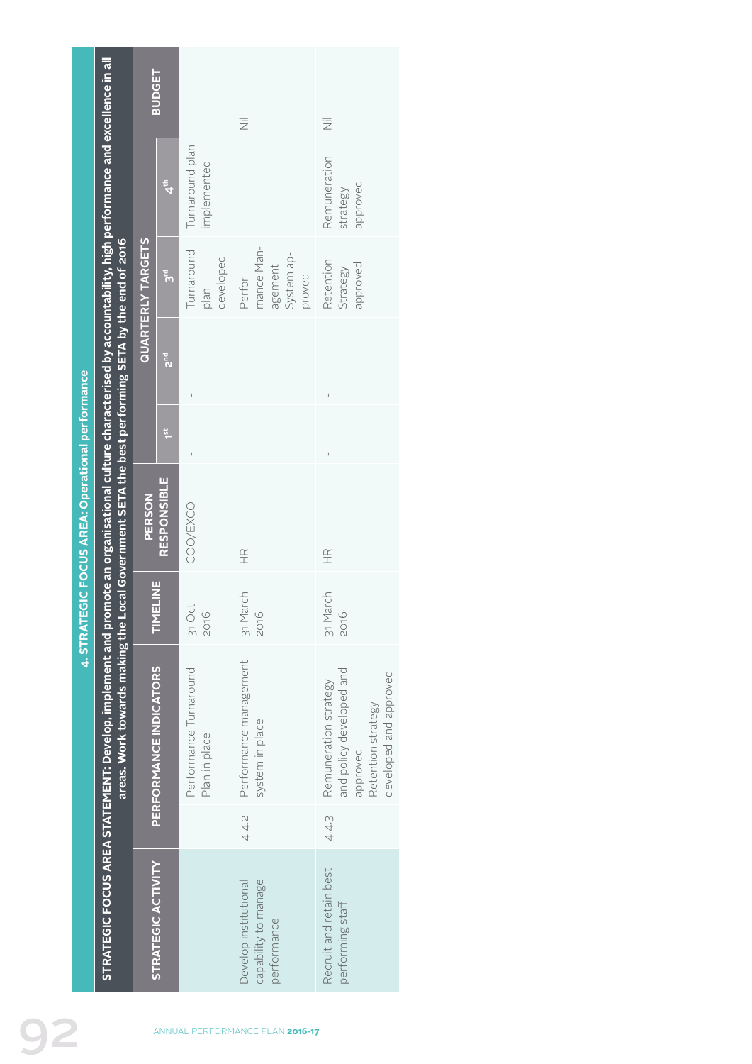## 4. STRATEGIC FOCUS AREA: Operational performance

**STRATEGIC FOCUS AREA STATEMENT: Develop, implement and promote an organisational culture characterised by accountability, high performance and excellence in all areas. Work towards making the Local Government SETA the best performing SETA by the end of 2016**

| STRATEGIC ACTIVITY | | PERFORMANCE INDICATORS | TIMELINE | PERSON RESPONSIBLE | QUARTERLY TARGETS | | | | BUDGET |
|---|---|---|---|---|---|---|---|---|---|
| | | | | | 1st | 2nd | 3rd | 4th | |
| | | Performance Turnaround Plan in place | 31 Oct 2016 | COO/EXCO | - | - | Turnaround plan developed | Turnaround plan implemented | |
| Develop institutional capability to manage performance | 4.4.2 | Performance management system in place | 31 March 2016 | HR | - | - | Performance Management System approved | | Nil |
| Recruit and retain best performing staff | 4.4.3 | Remuneration strategy and policy developed and approved<br>Retention strategy developed and approved | 31 March 2016 | HR | - | - | Retention Strategy approved | Remuneration strategy approved | Nil |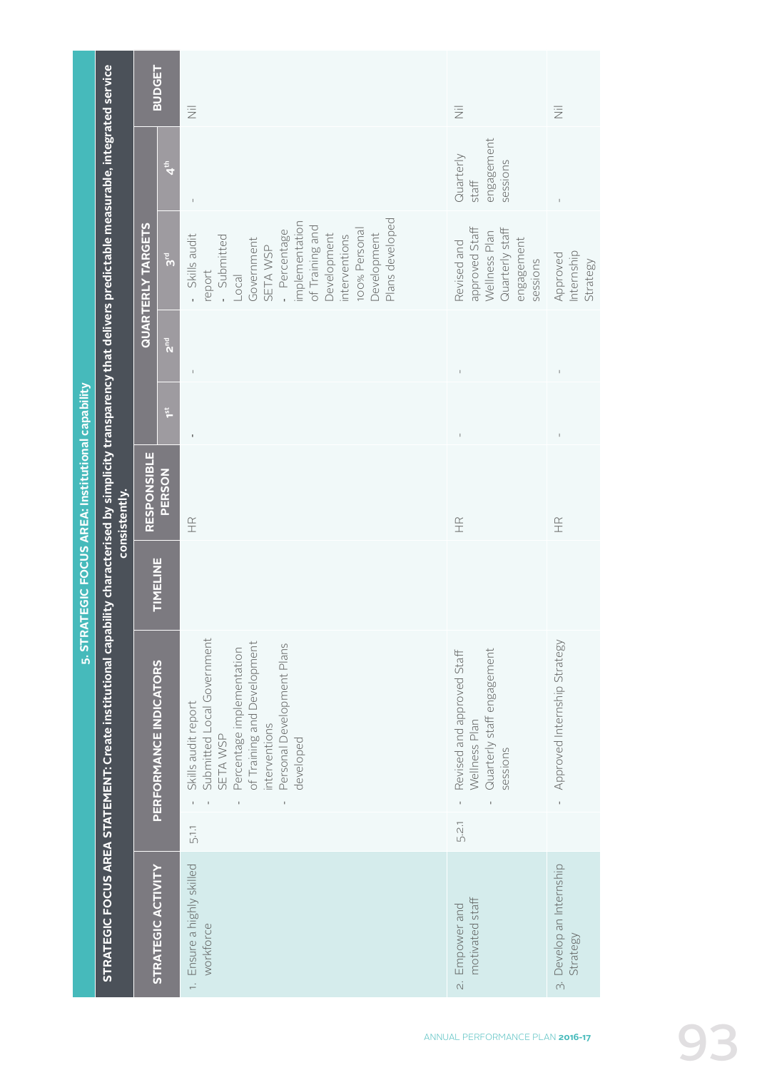## 5. STRATEGIC FOCUS AREA: Institutional capability

**STRATEGIC FOCUS AREA STATEMENT: Create institutional capability characterised by simplicity transparency that delivers predictable measurable, integrated service consistently.**

| STRATEGIC ACTIVITY | | PERFORMANCE INDICATORS | TIMELINE | RESPONSIBLE PERSON | QUARTERLY TARGETS | | | | BUDGET |
|---|---|---|---|---|---|---|---|---|---|
| | | | | | 1st | 2nd | 3rd | 4th | |
| 1. Ensure a highly skilled workforce | 5.1.1 | - Skills audit report<br>- Submitted Local Government SETA WSP<br>- Percentage implementation of Training and Development interventions<br>- Personal Development Plans developed | | HR | - | - | - Skills audit report<br>- Submitted Local Government SETA WSP<br>- Percentage implementation of Training and Development interventions<br>100% Personal Development Plans developed | - | Nil |
| 2. Empower and motivated staff | 5.2.1 | - Revised and approved Staff Wellness Plan<br>- Quarterly staff engagement sessions | | HR | - | - | Revised and approved Staff Wellness Plan Quarterly staff engagement sessions | Quarterly staff engagement sessions | Nil |
| 3. Develop an Internship Strategy | | - Approved Internship Strategy | | HR | - | - | Approved Internship Strategy | - | Nil |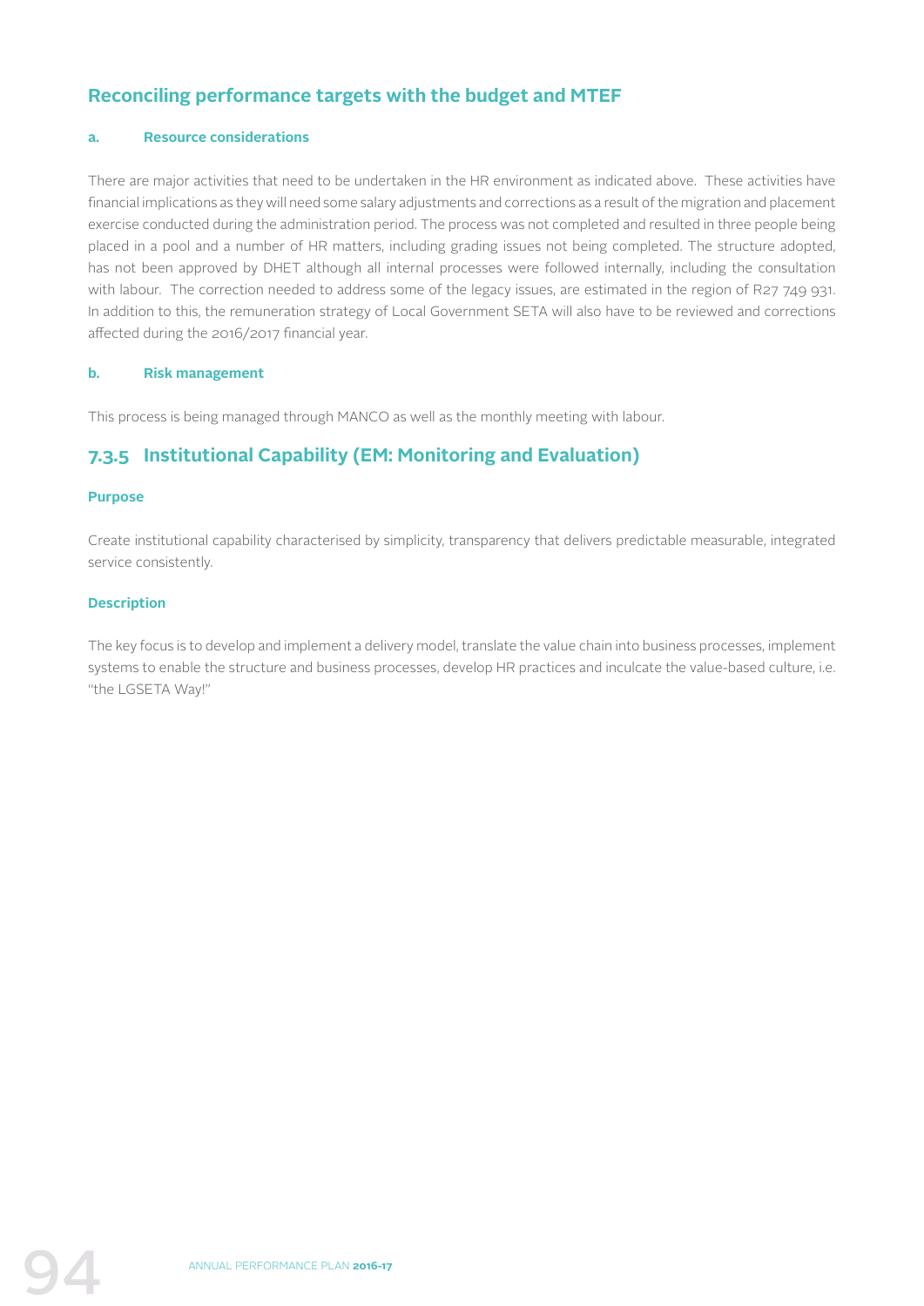## Reconciling performance targets with the budget and MTEF

### a. Resource considerations

There are major activities that need to be undertaken in the HR environment as indicated above. These activities have financial implications as they will need some salary adjustments and corrections as a result of the migration and placement exercise conducted during the administration period. The process was not completed and resulted in three people being placed in a pool and a number of HR matters, including grading issues not being completed. The structure adopted, has not been approved by DHET although all internal processes were followed internally, including the consultation with labour. The correction needed to address some of the legacy issues, are estimated in the region of R27 749 931. In addition to this, the remuneration strategy of Local Government SETA will also have to be reviewed and corrections affected during the 2016/2017 financial year.

### b. Risk management

This process is being managed through MANCO as well as the monthly meeting with labour.

## 7.3.5 Institutional Capability (EM: Monitoring and Evaluation)

### Purpose

Create institutional capability characterised by simplicity, transparency that delivers predictable measurable, integrated service consistently.

### Description

The key focus is to develop and implement a delivery model, translate the value chain into business processes, implement systems to enable the structure and business processes, develop HR practices and inculcate the value-based culture, i.e. "the LGSETA Way!"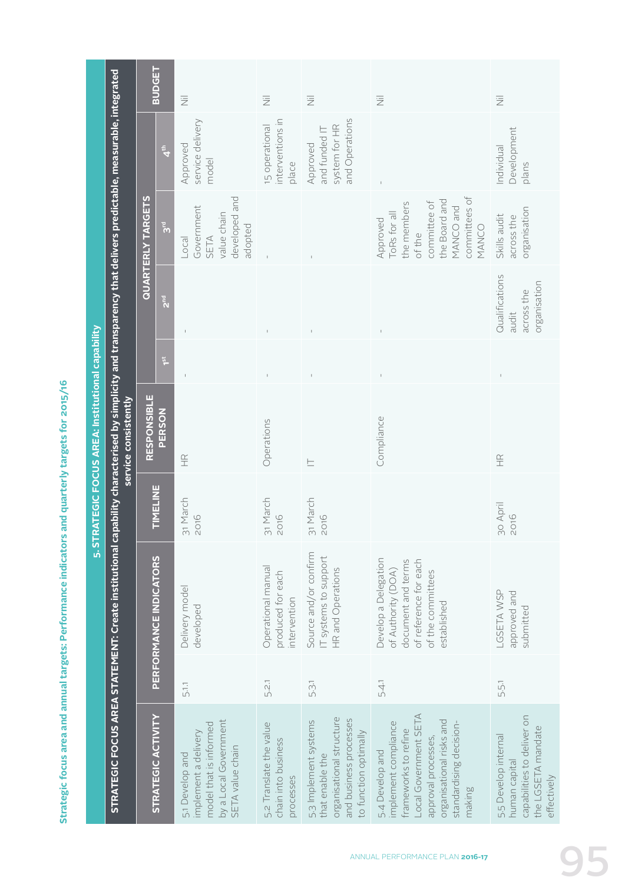## Strategic focus area and annual targets: Performance indicators and quarterly targets for 2015/16

| 5. STRATEGIC FOCUS AREA: Institutional capability | | | | | | | | | |
|---|---|---|---|---|---|---|---|---|---|
| **STRATEGIC FOCUS AREA STATEMENT: Create institutional capability characterised by simplicity and transparency that delivers predictable, measurable, integrated service consistently** | | | | | | | | | |
| **STRATEGIC ACTIVITY** | **PERFORMANCE INDICATORS** | | **TIMELINE** | **RESPONSIBLE PERSON** | **QUARTERLY TARGETS** | | | | **BUDGET** |
| | | | | | **1st** | **2nd** | **3rd** | **4th** | |
| 5.1 Develop and implement a delivery model that is informed by a Local Government SETA value chain | 5.1.1 | Delivery model developed | 31 March 2016 | HR | - | - | Local Government SETA value chain developed and adopted | Approved service delivery model | Nil |
| 5.2 Translate the value chain into business processes | 5.2.1 | Operational manual produced for each intervention | 31 March 2016 | Operations | - | - | - | 15 operational interventions in place | Nil |
| 5.3 Implement systems that enable the organisational structure and business processes to function optimally | 5.3.1 | Source and/or confirm IT systems to support HR and Operations | 31 March 2016 | IT | - | - | - | Approved and funded IT system for HR and Operations | Nil |
| 5.4 Develop and implement compliance frameworks to refine Local Government SETA approval processes, organisational risks and standardising decision-making | 5.4.1 | Develop a Delegation of Authority (DOA) document and terms of reference for each of the committees established | | Compliance | - | - | Approved ToRs for all the members of the committee of the Board and MANCO and committees of MANCO | - | Nil |
| 5.5 Develop internal human capital capabilities to deliver on the LGSETA mandate effectively | 5.5.1 | LGSETA WSP approved and submitted | 30 April 2016 | HR | - | Qualifications audit across the organisation | Skills audit across the organisation | Individual Development plans | Nil |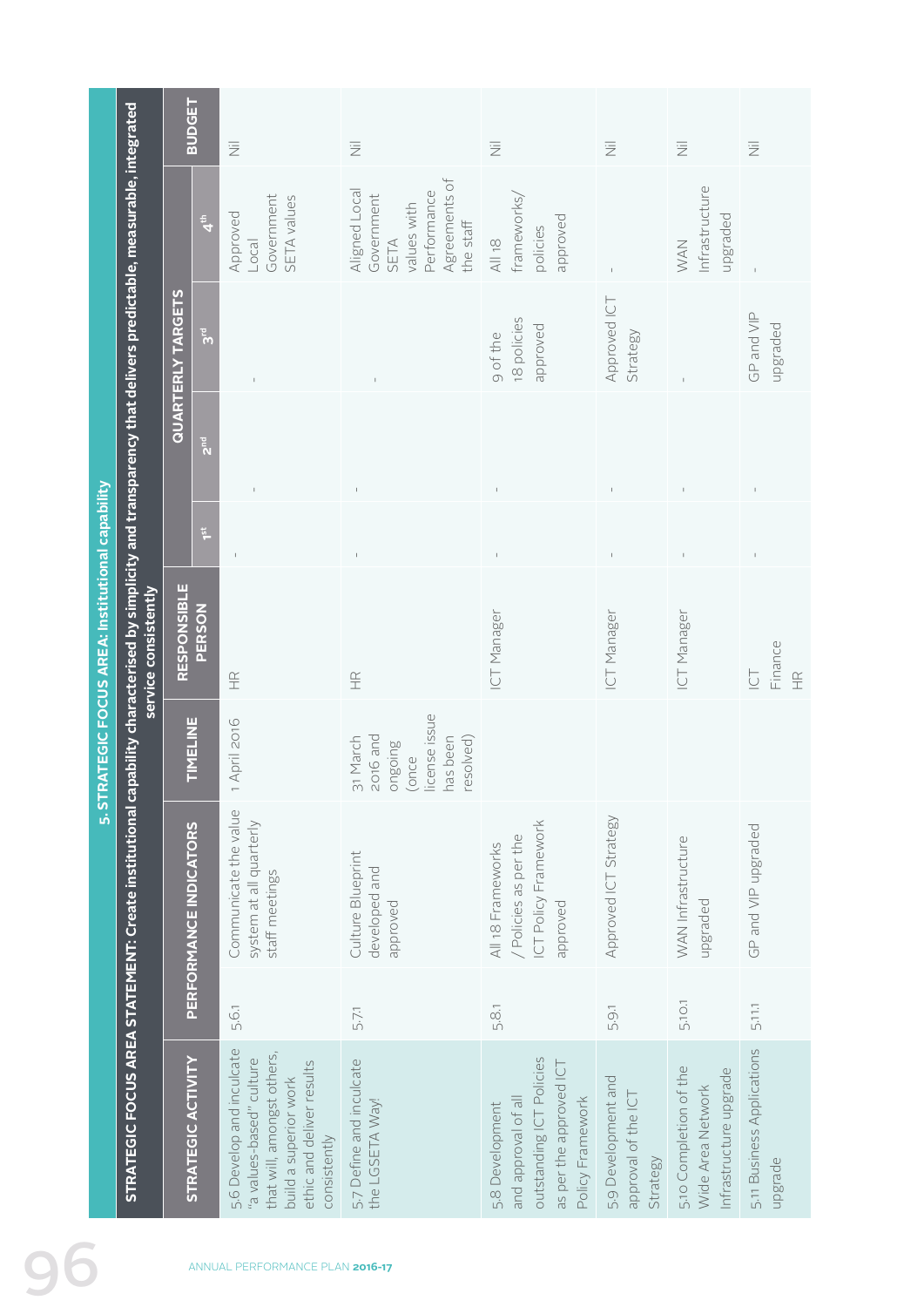## 5. STRATEGIC FOCUS AREA: Institutional capability

**STRATEGIC FOCUS AREA STATEMENT: Create institutional capability characterised by simplicity and transparency that delivers predictable, measurable, integrated service consistently**

| STRATEGIC ACTIVITY | PERFORMANCE INDICATORS | | TIMELINE | RESPONSIBLE PERSON | QUARTERLY TARGETS | | | | BUDGET |
|---|---|---|---|---|---|---|---|---|---|
| | | | | | 1st | 2nd | 3rd | 4th | |
| 5.6 Develop and inculcate "a values-based" culture that will, amongst others, build a superior work ethic and deliver results consistently | 5.6.1 | Communicate the value system at all quarterly staff meetings | 1 April 2016 | HR | - | - | - | Approved Local Government SETA values | Nil |
| 5.7 Define and inculcate the LGSETA Way! | 5.7.1 | Culture Blueprint developed and approved | 31 March 2016 and ongoing (once license issue has been resolved) | HR | - | - | - | Aligned Local Government SETA values with Performance Agreements of the staff | Nil |
| 5.8 Development and approval of all outstanding ICT Policies as per the approved ICT Policy Framework | 5.8.1 | All 18 Frameworks / Policies as per the ICT Policy Framework approved | | ICT Manager | - | - | 9 of the 18 policies approved | All 18 frameworks/ policies approved | Nil |
| 5.9 Development and approval of the ICT Strategy | 5.9.1 | Approved ICT Strategy | | ICT Manager | - | - | Approved ICT Strategy | - | Nil |
| 5.10 Completion of the Wide Area Network Infrastructure upgrade | 5.10.1 | WAN Infrastructure upgraded | | ICT Manager | - | - | - | WAN Infrastructure upgraded | Nil |
| 5.11 Business Applications upgrade | 5.11.1 | GP and VIP upgraded | | ICT<br>Finance<br>HR | - | - | GP and VIP upgraded | - | Nil |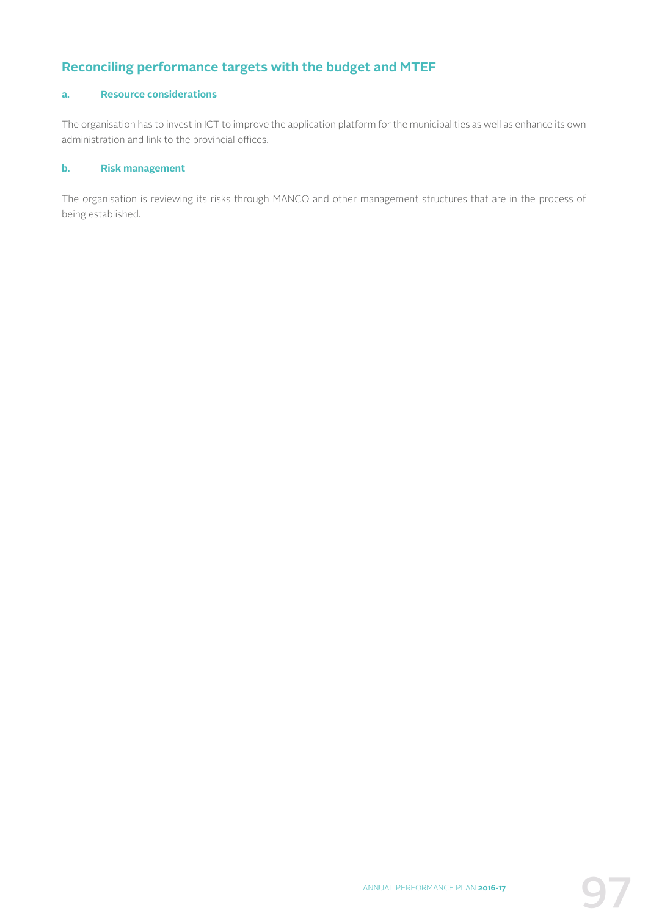## Reconciling performance targets with the budget and MTEF

### a. Resource considerations

The organisation has to invest in ICT to improve the application platform for the municipalities as well as enhance its own administration and link to the provincial offices.

### b. Risk management

The organisation is reviewing its risks through MANCO and other management structures that are in the process of being established.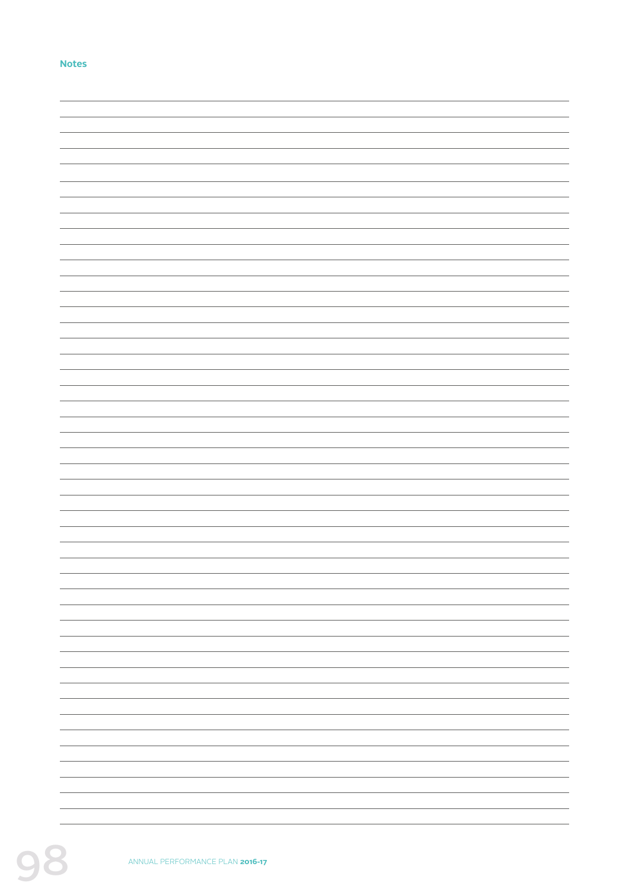## Notes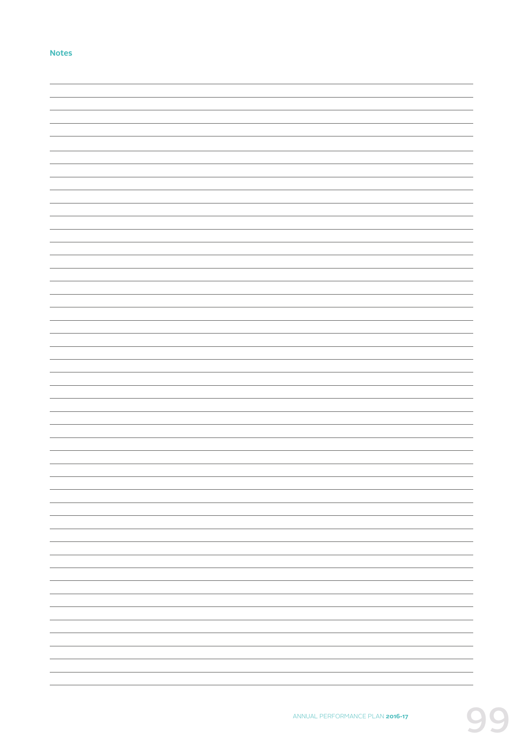**Notes**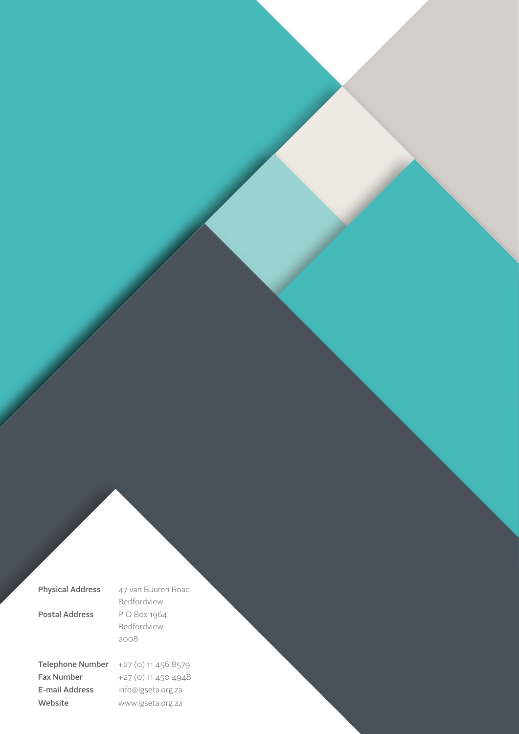| | |
|---|---|
| **Physical Address** | 47 van Buuren Road<br>Bedfordview |
| **Postal Address** | P O Box 1964<br>Bedfordview<br>2008 |
| **Telephone Number** | +27 (0) 11 456 8579 |
| **Fax Number** | +27 (0) 11 450 4948 |
| **E-mail Address** | info@lgseta.org.za |
| **Website** | www.lgseta.org.za |